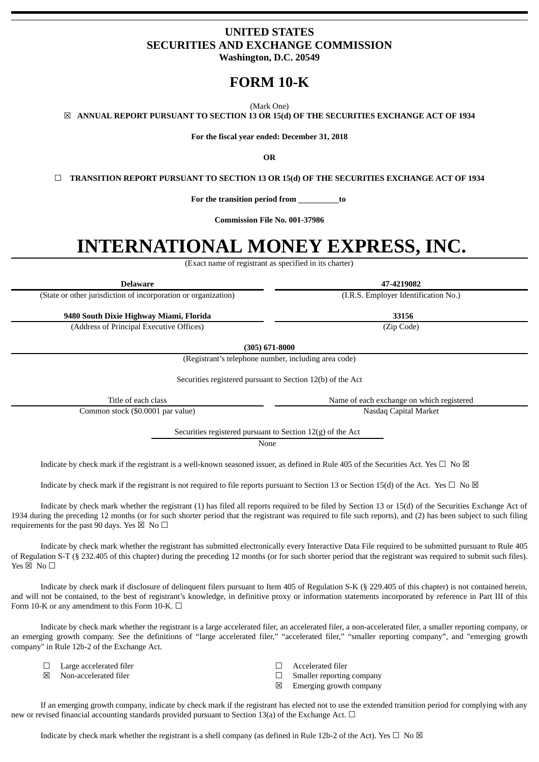# UNITED STATES
# SECURITIES AND EXCHANGE COMMISSION
**Washington, D.C. 20549**

# FORM 10-K

(Mark One)

☒ **ANNUAL REPORT PURSUANT TO SECTION 13 OR 15(d) OF THE SECURITIES EXCHANGE ACT OF 1934**

**For the fiscal year ended: December 31, 2018**

**OR**

☐ **TRANSITION REPORT PURSUANT TO SECTION 13 OR 15(d) OF THE SECURITIES EXCHANGE ACT OF 1934**

**For the transition period from \_\_\_\_\_\_\_\_\_\_to**

**Commission File No. 001-37986**

# INTERNATIONAL MONEY EXPRESS, INC.

(Exact name of registrant as specified in its charter)

| **Delaware** | **47-4219082** |
|---|---|
| (State or other jurisdiction of incorporation or organization) | (I.R.S. Employer Identification No.) |
| **9480 South Dixie Highway Miami, Florida** | **33156** |
| (Address of Principal Executive Offices) | (Zip Code) |

**(305) 671-8000**

(Registrant's telephone number, including area code)

Securities registered pursuant to Section 12(b) of the Act

| Title of each class | Name of each exchange on which registered |
|---|---|
| Common stock ($0.0001 par value) | Nasdaq Capital Market |

Securities registered pursuant to Section 12(g) of the Act

None

Indicate by check mark if the registrant is a well-known seasoned issuer, as defined in Rule 405 of the Securities Act. Yes ☐ No ☒

Indicate by check mark if the registrant is not required to file reports pursuant to Section 13 or Section 15(d) of the Act. Yes ☐ No ☒

Indicate by check mark whether the registrant (1) has filed all reports required to be filed by Section 13 or 15(d) of the Securities Exchange Act of 1934 during the preceding 12 months (or for such shorter period that the registrant was required to file such reports), and (2) has been subject to such filing requirements for the past 90 days. Yes ☒ No ☐

Indicate by check mark whether the registrant has submitted electronically every Interactive Data File required to be submitted pursuant to Rule 405 of Regulation S-T (§ 232.405 of this chapter) during the preceding 12 months (or for such shorter period that the registrant was required to submit such files). Yes ☒ No ☐

Indicate by check mark if disclosure of delinquent filers pursuant to Item 405 of Regulation S-K (§ 229.405 of this chapter) is not contained herein, and will not be contained, to the best of registrant's knowledge, in definitive proxy or information statements incorporated by reference in Part III of this Form 10-K or any amendment to this Form 10-K. ☐

Indicate by check mark whether the registrant is a large accelerated filer, an accelerated filer, a non-accelerated filer, a smaller reporting company, or an emerging growth company. See the definitions of "large accelerated filer," "accelerated filer," "smaller reporting company", and "emerging growth company" in Rule 12b-2 of the Exchange Act.

| | |
|---|---|
| ☐ Large accelerated filer | ☐ Accelerated filer |
| ☒ Non-accelerated filer | ☐ Smaller reporting company |
| | ☒ Emerging growth company |

If an emerging growth company, indicate by check mark if the registrant has elected not to use the extended transition period for complying with any new or revised financial accounting standards provided pursuant to Section 13(a) of the Exchange Act. ☐

Indicate by check mark whether the registrant is a shell company (as defined in Rule 12b-2 of the Act). Yes ☐ No ☒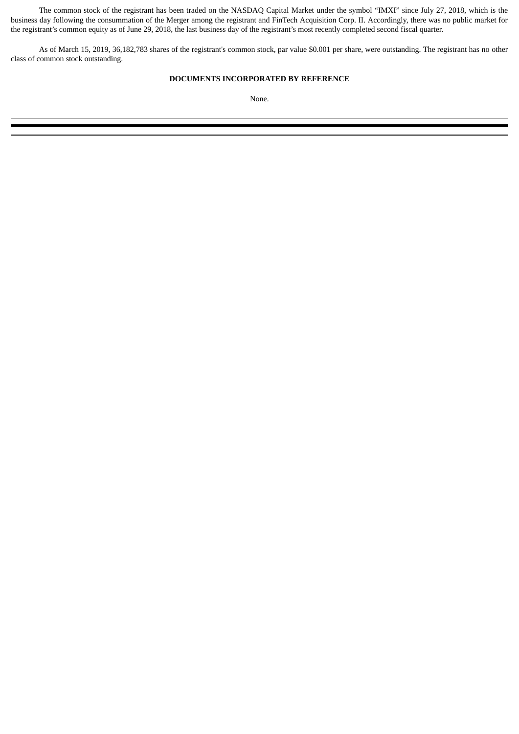The common stock of the registrant has been traded on the NASDAQ Capital Market under the symbol “IMXI” since July 27, 2018, which is the business day following the consummation of the Merger among the registrant and FinTech Acquisition Corp. II. Accordingly, there was no public market for the registrant’s common equity as of June 29, 2018, the last business day of the registrant’s most recently completed second fiscal quarter.

As of March 15, 2019, 36,182,783 shares of the registrant's common stock, par value $0.001 per share, were outstanding. The registrant has no other class of common stock outstanding.

**DOCUMENTS INCORPORATED BY REFERENCE**

None.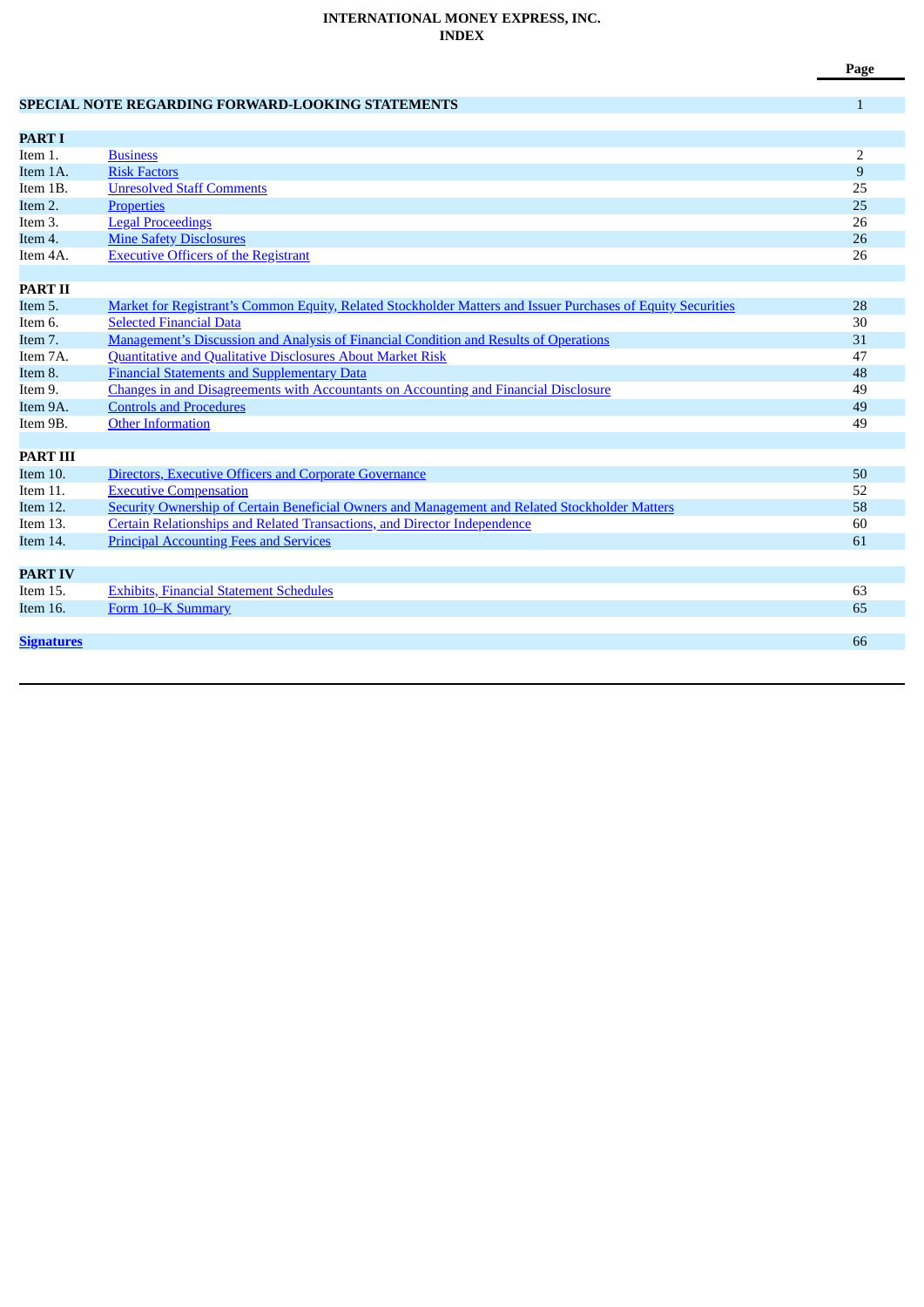**INTERNATIONAL MONEY EXPRESS, INC.**
**INDEX**

| | | Page |
|---|---|---|
| **SPECIAL NOTE REGARDING FORWARD-LOOKING STATEMENTS** | | 1 |
| **PART I** | | |
| Item 1. | Business | 2 |
| Item 1A. | Risk Factors | 9 |
| Item 1B. | Unresolved Staff Comments | 25 |
| Item 2. | Properties | 25 |
| Item 3. | Legal Proceedings | 26 |
| Item 4. | Mine Safety Disclosures | 26 |
| Item 4A. | Executive Officers of the Registrant | 26 |
| **PART II** | | |
| Item 5. | Market for Registrant's Common Equity, Related Stockholder Matters and Issuer Purchases of Equity Securities | 28 |
| Item 6. | Selected Financial Data | 30 |
| Item 7. | Management's Discussion and Analysis of Financial Condition and Results of Operations | 31 |
| Item 7A. | Quantitative and Qualitative Disclosures About Market Risk | 47 |
| Item 8. | Financial Statements and Supplementary Data | 48 |
| Item 9. | Changes in and Disagreements with Accountants on Accounting and Financial Disclosure | 49 |
| Item 9A. | Controls and Procedures | 49 |
| Item 9B. | Other Information | 49 |
| **PART III** | | |
| Item 10. | Directors, Executive Officers and Corporate Governance | 50 |
| Item 11. | Executive Compensation | 52 |
| Item 12. | Security Ownership of Certain Beneficial Owners and Management and Related Stockholder Matters | 58 |
| Item 13. | Certain Relationships and Related Transactions, and Director Independence | 60 |
| Item 14. | Principal Accounting Fees and Services | 61 |
| **PART IV** | | |
| Item 15. | Exhibits, Financial Statement Schedules | 63 |
| Item 16. | Form 10–K Summary | 65 |
| **Signatures** | | 66 |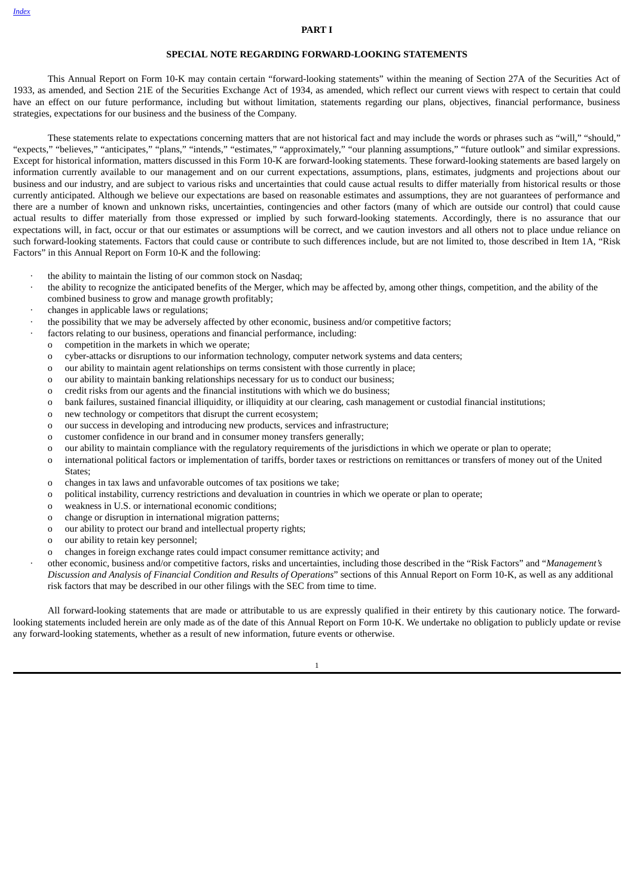# PART I

## SPECIAL NOTE REGARDING FORWARD-LOOKING STATEMENTS

This Annual Report on Form 10-K may contain certain "forward-looking statements" within the meaning of Section 27A of the Securities Act of 1933, as amended, and Section 21E of the Securities Exchange Act of 1934, as amended, which reflect our current views with respect to certain that could have an effect on our future performance, including but without limitation, statements regarding our plans, objectives, financial performance, business strategies, expectations for our business and the business of the Company.

These statements relate to expectations concerning matters that are not historical fact and may include the words or phrases such as "will," "should," "expects," "believes," "anticipates," "plans," "intends," "estimates," "approximately," "our planning assumptions," "future outlook" and similar expressions. Except for historical information, matters discussed in this Form 10-K are forward-looking statements. These forward-looking statements are based largely on information currently available to our management and on our current expectations, assumptions, plans, estimates, judgments and projections about our business and our industry, and are subject to various risks and uncertainties that could cause actual results to differ materially from historical results or those currently anticipated. Although we believe our expectations are based on reasonable estimates and assumptions, they are not guarantees of performance and there are a number of known and unknown risks, uncertainties, contingencies and other factors (many of which are outside our control) that could cause actual results to differ materially from those expressed or implied by such forward-looking statements. Accordingly, there is no assurance that our expectations will, in fact, occur or that our estimates or assumptions will be correct, and we caution investors and all others not to place undue reliance on such forward-looking statements. Factors that could cause or contribute to such differences include, but are not limited to, those described in Item 1A, "Risk Factors" in this Annual Report on Form 10-K and the following:

- the ability to maintain the listing of our common stock on Nasdaq;
- the ability to recognize the anticipated benefits of the Merger, which may be affected by, among other things, competition, and the ability of the combined business to grow and manage growth profitably;
- changes in applicable laws or regulations;
- the possibility that we may be adversely affected by other economic, business and/or competitive factors;
- factors relating to our business, operations and financial performance, including:
  - competition in the markets in which we operate;
  - cyber-attacks or disruptions to our information technology, computer network systems and data centers;
  - our ability to maintain agent relationships on terms consistent with those currently in place;
  - our ability to maintain banking relationships necessary for us to conduct our business;
  - credit risks from our agents and the financial institutions with which we do business;
  - bank failures, sustained financial illiquidity, or illiquidity at our clearing, cash management or custodial financial institutions;
  - new technology or competitors that disrupt the current ecosystem;
  - our success in developing and introducing new products, services and infrastructure;
  - customer confidence in our brand and in consumer money transfers generally;
  - our ability to maintain compliance with the regulatory requirements of the jurisdictions in which we operate or plan to operate;
  - international political factors or implementation of tariffs, border taxes or restrictions on remittances or transfers of money out of the United States;
  - changes in tax laws and unfavorable outcomes of tax positions we take;
  - political instability, currency restrictions and devaluation in countries in which we operate or plan to operate;
  - weakness in U.S. or international economic conditions;
  - change or disruption in international migration patterns;
  - our ability to protect our brand and intellectual property rights;
  - our ability to retain key personnel;
  - changes in foreign exchange rates could impact consumer remittance activity; and
- other economic, business and/or competitive factors, risks and uncertainties, including those described in the "Risk Factors" and "*Management's Discussion and Analysis of Financial Condition and Results of Operations*" sections of this Annual Report on Form 10-K, as well as any additional risk factors that may be described in our other filings with the SEC from time to time.

All forward-looking statements that are made or attributable to us are expressly qualified in their entirety by this cautionary notice. The forward-looking statements included herein are only made as of the date of this Annual Report on Form 10-K. We undertake no obligation to publicly update or revise any forward-looking statements, whether as a result of new information, future events or otherwise.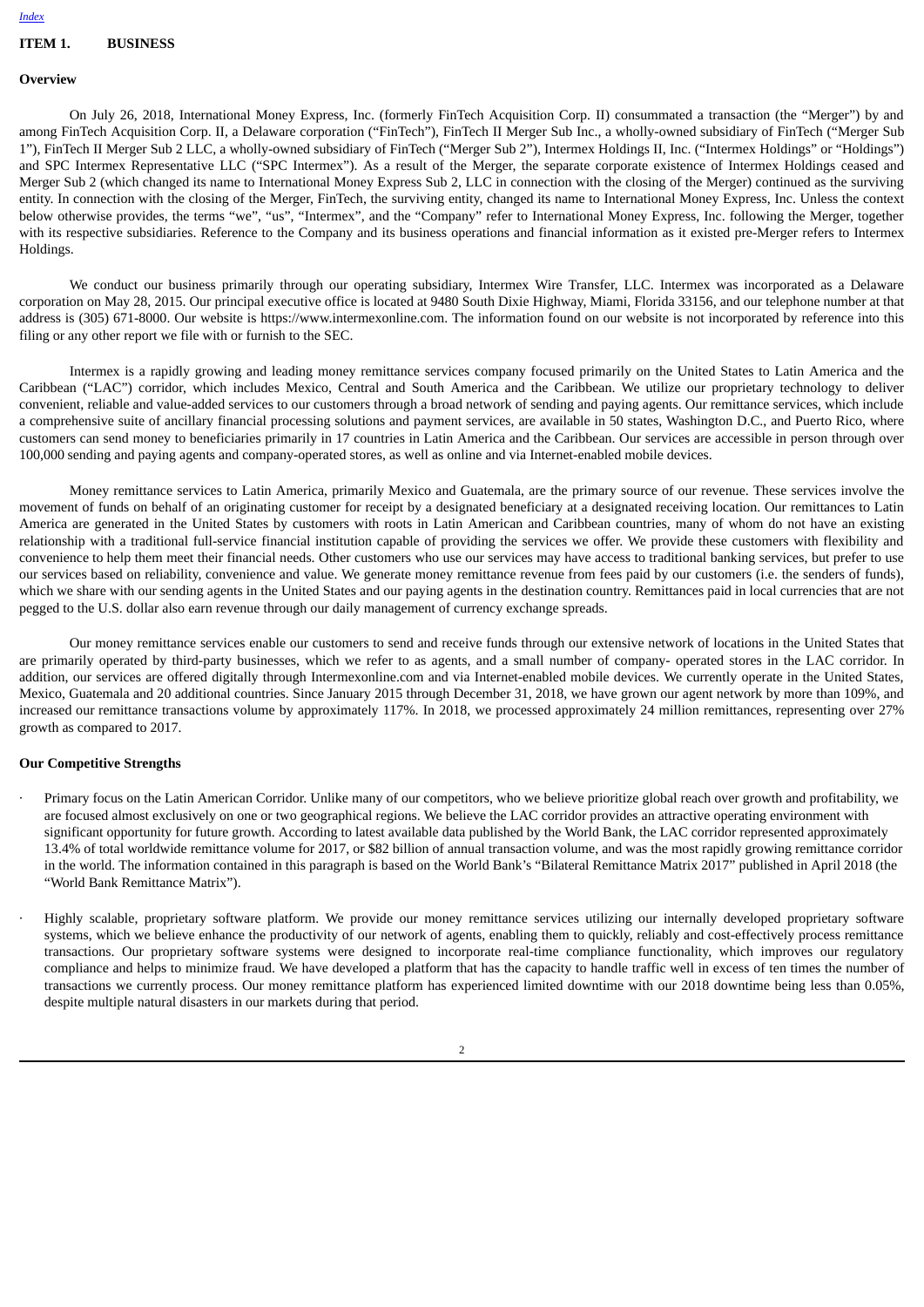# ITEM 1. BUSINESS

## Overview

On July 26, 2018, International Money Express, Inc. (formerly FinTech Acquisition Corp. II) consummated a transaction (the "Merger") by and among FinTech Acquisition Corp. II, a Delaware corporation ("FinTech"), FinTech II Merger Sub Inc., a wholly-owned subsidiary of FinTech ("Merger Sub 1"), FinTech II Merger Sub 2 LLC, a wholly-owned subsidiary of FinTech ("Merger Sub 2"), Intermex Holdings II, Inc. ("Intermex Holdings" or "Holdings") and SPC Intermex Representative LLC ("SPC Intermex"). As a result of the Merger, the separate corporate existence of Intermex Holdings ceased and Merger Sub 2 (which changed its name to International Money Express Sub 2, LLC in connection with the closing of the Merger) continued as the surviving entity. In connection with the closing of the Merger, FinTech, the surviving entity, changed its name to International Money Express, Inc. Unless the context below otherwise provides, the terms "we", "us", "Intermex", and the "Company" refer to International Money Express, Inc. following the Merger, together with its respective subsidiaries. Reference to the Company and its business operations and financial information as it existed pre-Merger refers to Intermex Holdings.

We conduct our business primarily through our operating subsidiary, Intermex Wire Transfer, LLC. Intermex was incorporated as a Delaware corporation on May 28, 2015. Our principal executive office is located at 9480 South Dixie Highway, Miami, Florida 33156, and our telephone number at that address is (305) 671-8000. Our website is https://www.intermexonline.com. The information found on our website is not incorporated by reference into this filing or any other report we file with or furnish to the SEC.

Intermex is a rapidly growing and leading money remittance services company focused primarily on the United States to Latin America and the Caribbean ("LAC") corridor, which includes Mexico, Central and South America and the Caribbean. We utilize our proprietary technology to deliver convenient, reliable and value-added services to our customers through a broad network of sending and paying agents. Our remittance services, which include a comprehensive suite of ancillary financial processing solutions and payment services, are available in 50 states, Washington D.C., and Puerto Rico, where customers can send money to beneficiaries primarily in 17 countries in Latin America and the Caribbean. Our services are accessible in person through over 100,000 sending and paying agents and company-operated stores, as well as online and via Internet-enabled mobile devices.

Money remittance services to Latin America, primarily Mexico and Guatemala, are the primary source of our revenue. These services involve the movement of funds on behalf of an originating customer for receipt by a designated beneficiary at a designated receiving location. Our remittances to Latin America are generated in the United States by customers with roots in Latin American and Caribbean countries, many of whom do not have an existing relationship with a traditional full-service financial institution capable of providing the services we offer. We provide these customers with flexibility and convenience to help them meet their financial needs. Other customers who use our services may have access to traditional banking services, but prefer to use our services based on reliability, convenience and value. We generate money remittance revenue from fees paid by our customers (i.e. the senders of funds), which we share with our sending agents in the United States and our paying agents in the destination country. Remittances paid in local currencies that are not pegged to the U.S. dollar also earn revenue through our daily management of currency exchange spreads.

Our money remittance services enable our customers to send and receive funds through our extensive network of locations in the United States that are primarily operated by third-party businesses, which we refer to as agents, and a small number of company- operated stores in the LAC corridor. In addition, our services are offered digitally through Intermexonline.com and via Internet-enabled mobile devices. We currently operate in the United States, Mexico, Guatemala and 20 additional countries. Since January 2015 through December 31, 2018, we have grown our agent network by more than 109%, and increased our remittance transactions volume by approximately 117%. In 2018, we processed approximately 24 million remittances, representing over 27% growth as compared to 2017.

## Our Competitive Strengths

- Primary focus on the Latin American Corridor. Unlike many of our competitors, who we believe prioritize global reach over growth and profitability, we are focused almost exclusively on one or two geographical regions. We believe the LAC corridor provides an attractive operating environment with significant opportunity for future growth. According to latest available data published by the World Bank, the LAC corridor represented approximately 13.4% of total worldwide remittance volume for 2017, or $82 billion of annual transaction volume, and was the most rapidly growing remittance corridor in the world. The information contained in this paragraph is based on the World Bank's "Bilateral Remittance Matrix 2017" published in April 2018 (the "World Bank Remittance Matrix").

- Highly scalable, proprietary software platform. We provide our money remittance services utilizing our internally developed proprietary software systems, which we believe enhance the productivity of our network of agents, enabling them to quickly, reliably and cost-effectively process remittance transactions. Our proprietary software systems were designed to incorporate real-time compliance functionality, which improves our regulatory compliance and helps to minimize fraud. We have developed a platform that has the capacity to handle traffic well in excess of ten times the number of transactions we currently process. Our money remittance platform has experienced limited downtime with our 2018 downtime being less than 0.05%, despite multiple natural disasters in our markets during that period.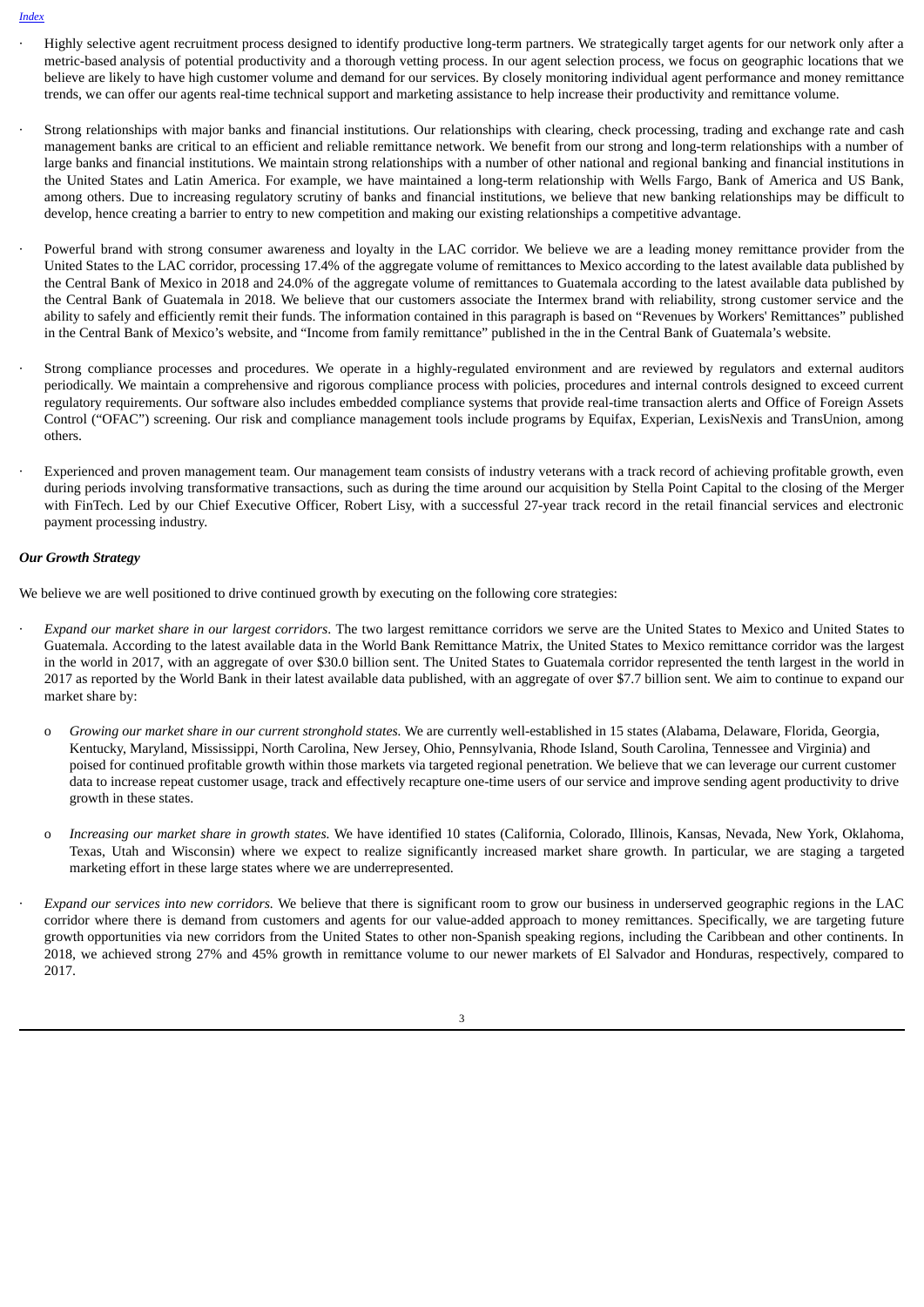- Highly selective agent recruitment process designed to identify productive long-term partners. We strategically target agents for our network only after a metric-based analysis of potential productivity and a thorough vetting process. In our agent selection process, we focus on geographic locations that we believe are likely to have high customer volume and demand for our services. By closely monitoring individual agent performance and money remittance trends, we can offer our agents real-time technical support and marketing assistance to help increase their productivity and remittance volume.

- Strong relationships with major banks and financial institutions. Our relationships with clearing, check processing, trading and exchange rate and cash management banks are critical to an efficient and reliable remittance network. We benefit from our strong and long-term relationships with a number of large banks and financial institutions. We maintain strong relationships with a number of other national and regional banking and financial institutions in the United States and Latin America. For example, we have maintained a long-term relationship with Wells Fargo, Bank of America and US Bank, among others. Due to increasing regulatory scrutiny of banks and financial institutions, we believe that new banking relationships may be difficult to develop, hence creating a barrier to entry to new competition and making our existing relationships a competitive advantage.

- Powerful brand with strong consumer awareness and loyalty in the LAC corridor. We believe we are a leading money remittance provider from the United States to the LAC corridor, processing 17.4% of the aggregate volume of remittances to Mexico according to the latest available data published by the Central Bank of Mexico in 2018 and 24.0% of the aggregate volume of remittances to Guatemala according to the latest available data published by the Central Bank of Guatemala in 2018. We believe that our customers associate the Intermex brand with reliability, strong customer service and the ability to safely and efficiently remit their funds. The information contained in this paragraph is based on "Revenues by Workers' Remittances" published in the Central Bank of Mexico's website, and "Income from family remittance" published in the in the Central Bank of Guatemala's website.

- Strong compliance processes and procedures. We operate in a highly-regulated environment and are reviewed by regulators and external auditors periodically. We maintain a comprehensive and rigorous compliance process with policies, procedures and internal controls designed to exceed current regulatory requirements. Our software also includes embedded compliance systems that provide real-time transaction alerts and Office of Foreign Assets Control ("OFAC") screening. Our risk and compliance management tools include programs by Equifax, Experian, LexisNexis and TransUnion, among others.

- Experienced and proven management team. Our management team consists of industry veterans with a track record of achieving profitable growth, even during periods involving transformative transactions, such as during the time around our acquisition by Stella Point Capital to the closing of the Merger with FinTech. Led by our Chief Executive Officer, Robert Lisy, with a successful 27-year track record in the retail financial services and electronic payment processing industry.

***Our Growth Strategy***

We believe we are well positioned to drive continued growth by executing on the following core strategies:

- *Expand our market share in our largest corridors*. The two largest remittance corridors we serve are the United States to Mexico and United States to Guatemala. According to the latest available data in the World Bank Remittance Matrix, the United States to Mexico remittance corridor was the largest in the world in 2017, with an aggregate of over $30.0 billion sent. The United States to Guatemala corridor represented the tenth largest in the world in 2017 as reported by the World Bank in their latest available data published, with an aggregate of over $7.7 billion sent. We aim to continue to expand our market share by:

  - *Growing our market share in our current stronghold states.* We are currently well-established in 15 states (Alabama, Delaware, Florida, Georgia, Kentucky, Maryland, Mississippi, North Carolina, New Jersey, Ohio, Pennsylvania, Rhode Island, South Carolina, Tennessee and Virginia) and poised for continued profitable growth within those markets via targeted regional penetration. We believe that we can leverage our current customer data to increase repeat customer usage, track and effectively recapture one-time users of our service and improve sending agent productivity to drive growth in these states.

  - *Increasing our market share in growth states.* We have identified 10 states (California, Colorado, Illinois, Kansas, Nevada, New York, Oklahoma, Texas, Utah and Wisconsin) where we expect to realize significantly increased market share growth. In particular, we are staging a targeted marketing effort in these large states where we are underrepresented.

- *Expand our services into new corridors.* We believe that there is significant room to grow our business in underserved geographic regions in the LAC corridor where there is demand from customers and agents for our value-added approach to money remittances. Specifically, we are targeting future growth opportunities via new corridors from the United States to other non-Spanish speaking regions, including the Caribbean and other continents. In 2018, we achieved strong 27% and 45% growth in remittance volume to our newer markets of El Salvador and Honduras, respectively, compared to 2017.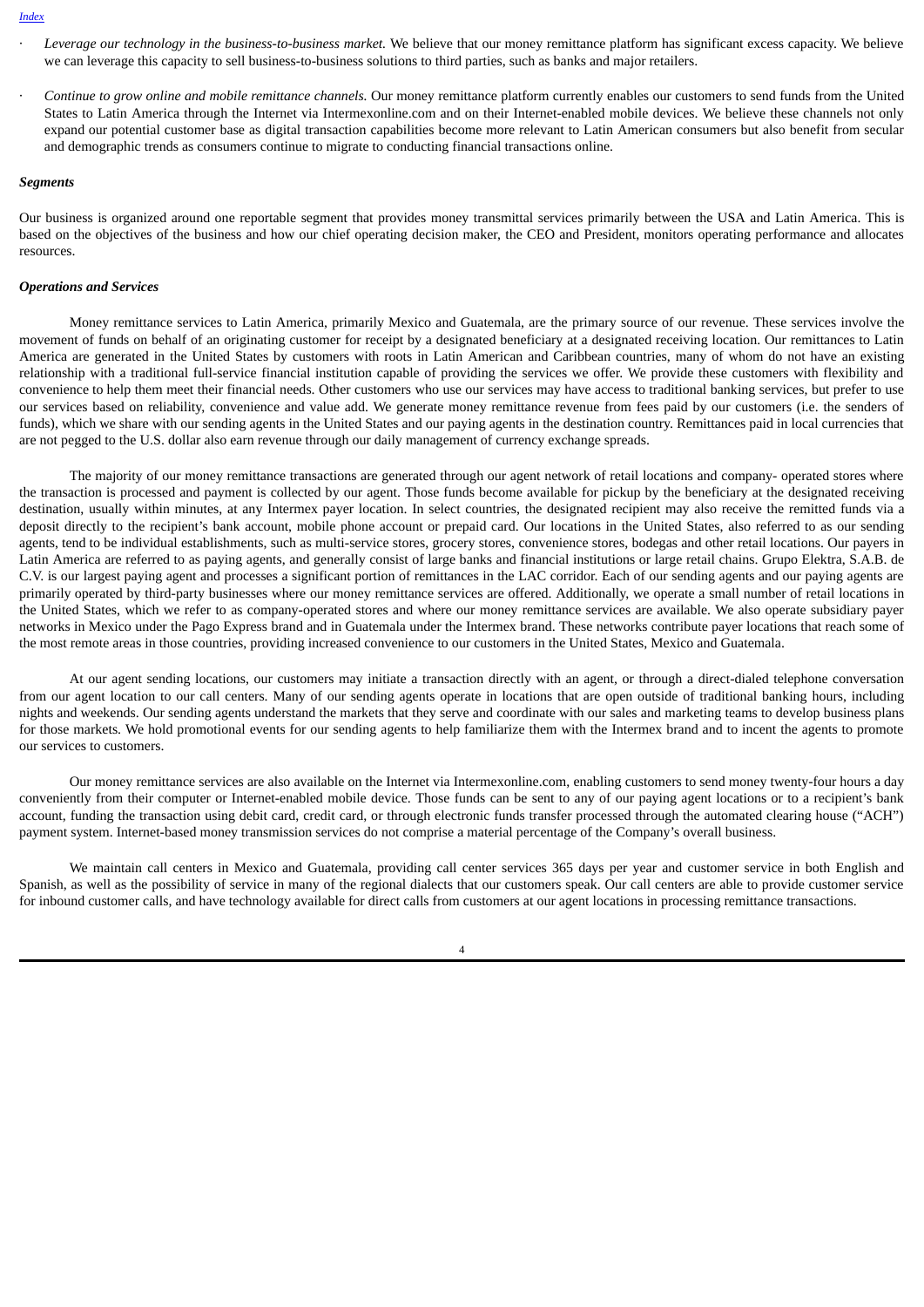- *Leverage our technology in the business-to-business market.* We believe that our money remittance platform has significant excess capacity. We believe we can leverage this capacity to sell business-to-business solutions to third parties, such as banks and major retailers.

- *Continue to grow online and mobile remittance channels.* Our money remittance platform currently enables our customers to send funds from the United States to Latin America through the Internet via Intermexonline.com and on their Internet-enabled mobile devices. We believe these channels not only expand our potential customer base as digital transaction capabilities become more relevant to Latin American consumers but also benefit from secular and demographic trends as consumers continue to migrate to conducting financial transactions online.

***Segments***

Our business is organized around one reportable segment that provides money transmittal services primarily between the USA and Latin America. This is based on the objectives of the business and how our chief operating decision maker, the CEO and President, monitors operating performance and allocates resources.

***Operations and Services***

Money remittance services to Latin America, primarily Mexico and Guatemala, are the primary source of our revenue. These services involve the movement of funds on behalf of an originating customer for receipt by a designated beneficiary at a designated receiving location. Our remittances to Latin America are generated in the United States by customers with roots in Latin American and Caribbean countries, many of whom do not have an existing relationship with a traditional full-service financial institution capable of providing the services we offer. We provide these customers with flexibility and convenience to help them meet their financial needs. Other customers who use our services may have access to traditional banking services, but prefer to use our services based on reliability, convenience and value add. We generate money remittance revenue from fees paid by our customers (i.e. the senders of funds), which we share with our sending agents in the United States and our paying agents in the destination country. Remittances paid in local currencies that are not pegged to the U.S. dollar also earn revenue through our daily management of currency exchange spreads.

The majority of our money remittance transactions are generated through our agent network of retail locations and company- operated stores where the transaction is processed and payment is collected by our agent. Those funds become available for pickup by the beneficiary at the designated receiving destination, usually within minutes, at any Intermex payer location. In select countries, the designated recipient may also receive the remitted funds via a deposit directly to the recipient's bank account, mobile phone account or prepaid card. Our locations in the United States, also referred to as our sending agents, tend to be individual establishments, such as multi-service stores, grocery stores, convenience stores, bodegas and other retail locations. Our payers in Latin America are referred to as paying agents, and generally consist of large banks and financial institutions or large retail chains. Grupo Elektra, S.A.B. de C.V. is our largest paying agent and processes a significant portion of remittances in the LAC corridor. Each of our sending agents and our paying agents are primarily operated by third-party businesses where our money remittance services are offered. Additionally, we operate a small number of retail locations in the United States, which we refer to as company-operated stores and where our money remittance services are available. We also operate subsidiary payer networks in Mexico under the Pago Express brand and in Guatemala under the Intermex brand. These networks contribute payer locations that reach some of the most remote areas in those countries, providing increased convenience to our customers in the United States, Mexico and Guatemala.

At our agent sending locations, our customers may initiate a transaction directly with an agent, or through a direct-dialed telephone conversation from our agent location to our call centers. Many of our sending agents operate in locations that are open outside of traditional banking hours, including nights and weekends. Our sending agents understand the markets that they serve and coordinate with our sales and marketing teams to develop business plans for those markets. We hold promotional events for our sending agents to help familiarize them with the Intermex brand and to incent the agents to promote our services to customers.

Our money remittance services are also available on the Internet via Intermexonline.com, enabling customers to send money twenty-four hours a day conveniently from their computer or Internet-enabled mobile device. Those funds can be sent to any of our paying agent locations or to a recipient's bank account, funding the transaction using debit card, credit card, or through electronic funds transfer processed through the automated clearing house ("ACH") payment system. Internet-based money transmission services do not comprise a material percentage of the Company's overall business.

We maintain call centers in Mexico and Guatemala, providing call center services 365 days per year and customer service in both English and Spanish, as well as the possibility of service in many of the regional dialects that our customers speak. Our call centers are able to provide customer service for inbound customer calls, and have technology available for direct calls from customers at our agent locations in processing remittance transactions.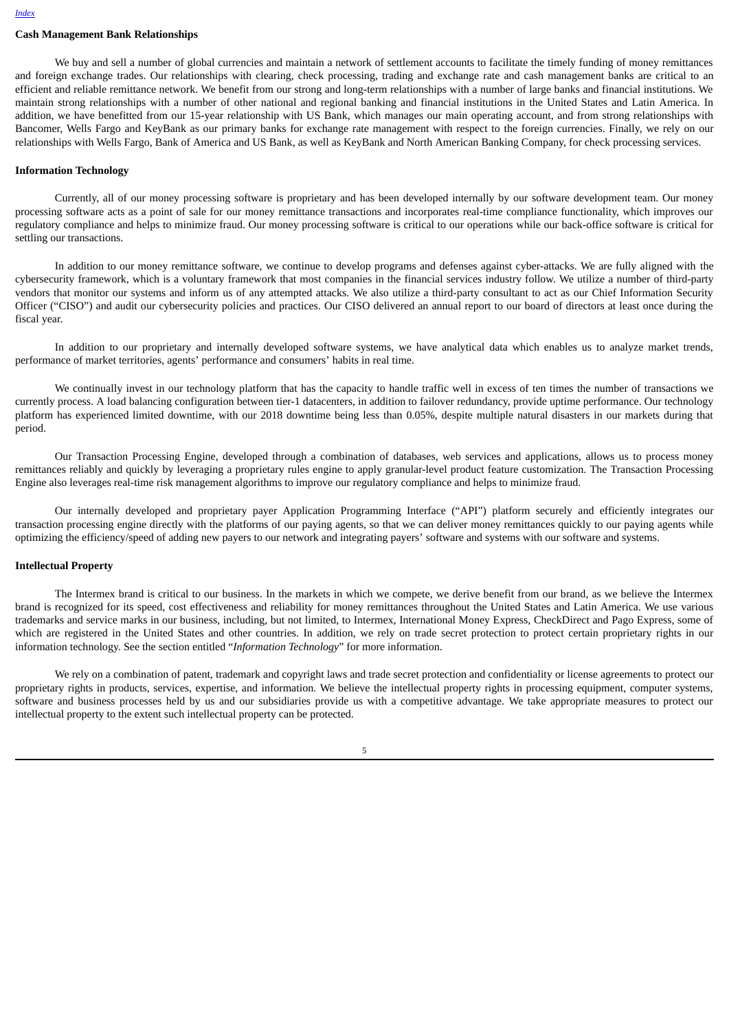**Cash Management Bank Relationships**

We buy and sell a number of global currencies and maintain a network of settlement accounts to facilitate the timely funding of money remittances and foreign exchange trades. Our relationships with clearing, check processing, trading and exchange rate and cash management banks are critical to an efficient and reliable remittance network. We benefit from our strong and long-term relationships with a number of large banks and financial institutions. We maintain strong relationships with a number of other national and regional banking and financial institutions in the United States and Latin America. In addition, we have benefitted from our 15-year relationship with US Bank, which manages our main operating account, and from strong relationships with Bancomer, Wells Fargo and KeyBank as our primary banks for exchange rate management with respect to the foreign currencies. Finally, we rely on our relationships with Wells Fargo, Bank of America and US Bank, as well as KeyBank and North American Banking Company, for check processing services.

**Information Technology**

Currently, all of our money processing software is proprietary and has been developed internally by our software development team. Our money processing software acts as a point of sale for our money remittance transactions and incorporates real-time compliance functionality, which improves our regulatory compliance and helps to minimize fraud. Our money processing software is critical to our operations while our back-office software is critical for settling our transactions.

In addition to our money remittance software, we continue to develop programs and defenses against cyber-attacks. We are fully aligned with the cybersecurity framework, which is a voluntary framework that most companies in the financial services industry follow. We utilize a number of third-party vendors that monitor our systems and inform us of any attempted attacks. We also utilize a third-party consultant to act as our Chief Information Security Officer ("CISO") and audit our cybersecurity policies and practices. Our CISO delivered an annual report to our board of directors at least once during the fiscal year.

In addition to our proprietary and internally developed software systems, we have analytical data which enables us to analyze market trends, performance of market territories, agents' performance and consumers' habits in real time.

We continually invest in our technology platform that has the capacity to handle traffic well in excess of ten times the number of transactions we currently process. A load balancing configuration between tier-1 datacenters, in addition to failover redundancy, provide uptime performance. Our technology platform has experienced limited downtime, with our 2018 downtime being less than 0.05%, despite multiple natural disasters in our markets during that period.

Our Transaction Processing Engine, developed through a combination of databases, web services and applications, allows us to process money remittances reliably and quickly by leveraging a proprietary rules engine to apply granular-level product feature customization. The Transaction Processing Engine also leverages real-time risk management algorithms to improve our regulatory compliance and helps to minimize fraud.

Our internally developed and proprietary payer Application Programming Interface ("API") platform securely and efficiently integrates our transaction processing engine directly with the platforms of our paying agents, so that we can deliver money remittances quickly to our paying agents while optimizing the efficiency/speed of adding new payers to our network and integrating payers' software and systems with our software and systems.

**Intellectual Property**

The Intermex brand is critical to our business. In the markets in which we compete, we derive benefit from our brand, as we believe the Intermex brand is recognized for its speed, cost effectiveness and reliability for money remittances throughout the United States and Latin America. We use various trademarks and service marks in our business, including, but not limited, to Intermex, International Money Express, CheckDirect and Pago Express, some of which are registered in the United States and other countries. In addition, we rely on trade secret protection to protect certain proprietary rights in our information technology. See the section entitled "*Information Technology*" for more information.

We rely on a combination of patent, trademark and copyright laws and trade secret protection and confidentiality or license agreements to protect our proprietary rights in products, services, expertise, and information. We believe the intellectual property rights in processing equipment, computer systems, software and business processes held by us and our subsidiaries provide us with a competitive advantage. We take appropriate measures to protect our intellectual property to the extent such intellectual property can be protected.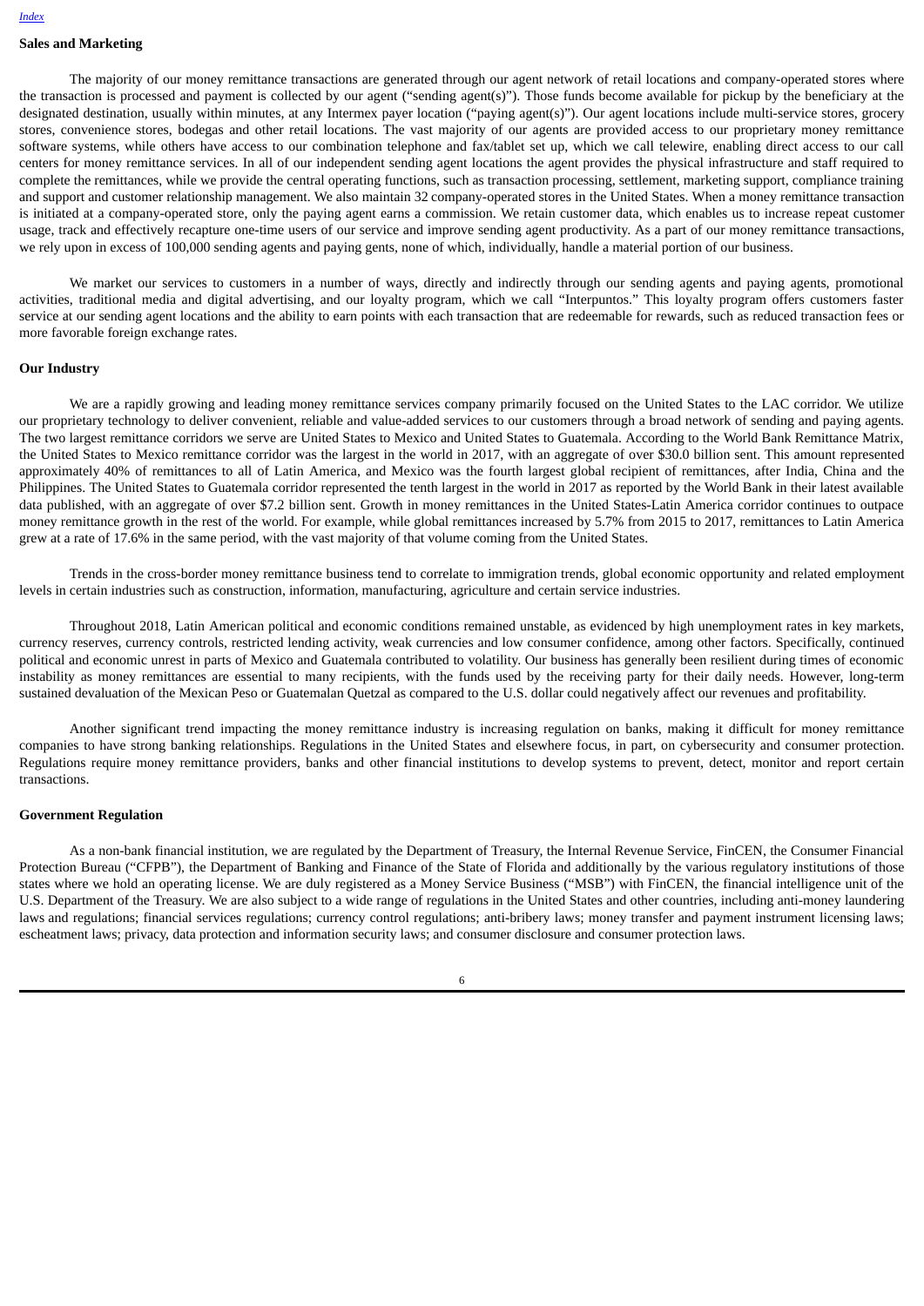## Sales and Marketing

The majority of our money remittance transactions are generated through our agent network of retail locations and company-operated stores where the transaction is processed and payment is collected by our agent ("sending agent(s)"). Those funds become available for pickup by the beneficiary at the designated destination, usually within minutes, at any Intermex payer location ("paying agent(s)"). Our agent locations include multi-service stores, grocery stores, convenience stores, bodegas and other retail locations. The vast majority of our agents are provided access to our proprietary money remittance software systems, while others have access to our combination telephone and fax/tablet set up, which we call telewire, enabling direct access to our call centers for money remittance services. In all of our independent sending agent locations the agent provides the physical infrastructure and staff required to complete the remittances, while we provide the central operating functions, such as transaction processing, settlement, marketing support, compliance training and support and customer relationship management. We also maintain 32 company-operated stores in the United States. When a money remittance transaction is initiated at a company-operated store, only the paying agent earns a commission. We retain customer data, which enables us to increase repeat customer usage, track and effectively recapture one-time users of our service and improve sending agent productivity. As a part of our money remittance transactions, we rely upon in excess of 100,000 sending agents and paying gents, none of which, individually, handle a material portion of our business.

We market our services to customers in a number of ways, directly and indirectly through our sending agents and paying agents, promotional activities, traditional media and digital advertising, and our loyalty program, which we call "Interpuntos." This loyalty program offers customers faster service at our sending agent locations and the ability to earn points with each transaction that are redeemable for rewards, such as reduced transaction fees or more favorable foreign exchange rates.

## Our Industry

We are a rapidly growing and leading money remittance services company primarily focused on the United States to the LAC corridor. We utilize our proprietary technology to deliver convenient, reliable and value-added services to our customers through a broad network of sending and paying agents. The two largest remittance corridors we serve are United States to Mexico and United States to Guatemala. According to the World Bank Remittance Matrix, the United States to Mexico remittance corridor was the largest in the world in 2017, with an aggregate of over $30.0 billion sent. This amount represented approximately 40% of remittances to all of Latin America, and Mexico was the fourth largest global recipient of remittances, after India, China and the Philippines. The United States to Guatemala corridor represented the tenth largest in the world in 2017 as reported by the World Bank in their latest available data published, with an aggregate of over $7.2 billion sent. Growth in money remittances in the United States-Latin America corridor continues to outpace money remittance growth in the rest of the world. For example, while global remittances increased by 5.7% from 2015 to 2017, remittances to Latin America grew at a rate of 17.6% in the same period, with the vast majority of that volume coming from the United States.

Trends in the cross-border money remittance business tend to correlate to immigration trends, global economic opportunity and related employment levels in certain industries such as construction, information, manufacturing, agriculture and certain service industries.

Throughout 2018, Latin American political and economic conditions remained unstable, as evidenced by high unemployment rates in key markets, currency reserves, currency controls, restricted lending activity, weak currencies and low consumer confidence, among other factors. Specifically, continued political and economic unrest in parts of Mexico and Guatemala contributed to volatility. Our business has generally been resilient during times of economic instability as money remittances are essential to many recipients, with the funds used by the receiving party for their daily needs. However, long-term sustained devaluation of the Mexican Peso or Guatemalan Quetzal as compared to the U.S. dollar could negatively affect our revenues and profitability.

Another significant trend impacting the money remittance industry is increasing regulation on banks, making it difficult for money remittance companies to have strong banking relationships. Regulations in the United States and elsewhere focus, in part, on cybersecurity and consumer protection. Regulations require money remittance providers, banks and other financial institutions to develop systems to prevent, detect, monitor and report certain transactions.

## Government Regulation

As a non-bank financial institution, we are regulated by the Department of Treasury, the Internal Revenue Service, FinCEN, the Consumer Financial Protection Bureau ("CFPB"), the Department of Banking and Finance of the State of Florida and additionally by the various regulatory institutions of those states where we hold an operating license. We are duly registered as a Money Service Business ("MSB") with FinCEN, the financial intelligence unit of the U.S. Department of the Treasury. We are also subject to a wide range of regulations in the United States and other countries, including anti-money laundering laws and regulations; financial services regulations; currency control regulations; anti-bribery laws; money transfer and payment instrument licensing laws; escheatment laws; privacy, data protection and information security laws; and consumer disclosure and consumer protection laws.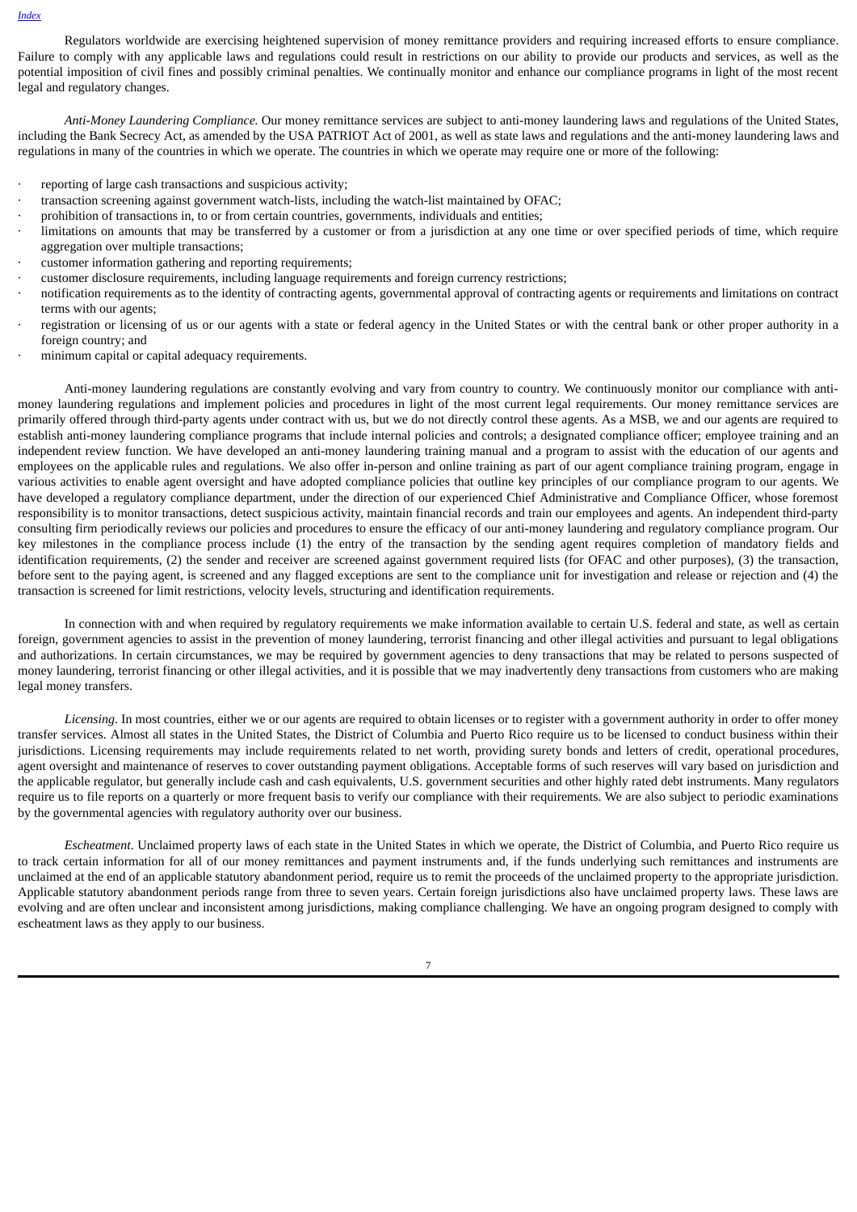Regulators worldwide are exercising heightened supervision of money remittance providers and requiring increased efforts to ensure compliance. Failure to comply with any applicable laws and regulations could result in restrictions on our ability to provide our products and services, as well as the potential imposition of civil fines and possibly criminal penalties. We continually monitor and enhance our compliance programs in light of the most recent legal and regulatory changes.

*Anti-Money Laundering Compliance.* Our money remittance services are subject to anti-money laundering laws and regulations of the United States, including the Bank Secrecy Act, as amended by the USA PATRIOT Act of 2001, as well as state laws and regulations and the anti-money laundering laws and regulations in many of the countries in which we operate. The countries in which we operate may require one or more of the following:

- reporting of large cash transactions and suspicious activity;
- transaction screening against government watch-lists, including the watch-list maintained by OFAC;
- prohibition of transactions in, to or from certain countries, governments, individuals and entities;
- limitations on amounts that may be transferred by a customer or from a jurisdiction at any one time or over specified periods of time, which require aggregation over multiple transactions;
- customer information gathering and reporting requirements;
- customer disclosure requirements, including language requirements and foreign currency restrictions;
- notification requirements as to the identity of contracting agents, governmental approval of contracting agents or requirements and limitations on contract terms with our agents;
- registration or licensing of us or our agents with a state or federal agency in the United States or with the central bank or other proper authority in a foreign country; and
- minimum capital or capital adequacy requirements.

Anti-money laundering regulations are constantly evolving and vary from country to country. We continuously monitor our compliance with anti-money laundering regulations and implement policies and procedures in light of the most current legal requirements. Our money remittance services are primarily offered through third-party agents under contract with us, but we do not directly control these agents. As a MSB, we and our agents are required to establish anti-money laundering compliance programs that include internal policies and controls; a designated compliance officer; employee training and an independent review function. We have developed an anti-money laundering training manual and a program to assist with the education of our agents and employees on the applicable rules and regulations. We also offer in-person and online training as part of our agent compliance training program, engage in various activities to enable agent oversight and have adopted compliance policies that outline key principles of our compliance program to our agents. We have developed a regulatory compliance department, under the direction of our experienced Chief Administrative and Compliance Officer, whose foremost responsibility is to monitor transactions, detect suspicious activity, maintain financial records and train our employees and agents. An independent third-party consulting firm periodically reviews our policies and procedures to ensure the efficacy of our anti-money laundering and regulatory compliance program. Our key milestones in the compliance process include (1) the entry of the transaction by the sending agent requires completion of mandatory fields and identification requirements, (2) the sender and receiver are screened against government required lists (for OFAC and other purposes), (3) the transaction, before sent to the paying agent, is screened and any flagged exceptions are sent to the compliance unit for investigation and release or rejection and (4) the transaction is screened for limit restrictions, velocity levels, structuring and identification requirements.

In connection with and when required by regulatory requirements we make information available to certain U.S. federal and state, as well as certain foreign, government agencies to assist in the prevention of money laundering, terrorist financing and other illegal activities and pursuant to legal obligations and authorizations. In certain circumstances, we may be required by government agencies to deny transactions that may be related to persons suspected of money laundering, terrorist financing or other illegal activities, and it is possible that we may inadvertently deny transactions from customers who are making legal money transfers.

*Licensing*. In most countries, either we or our agents are required to obtain licenses or to register with a government authority in order to offer money transfer services. Almost all states in the United States, the District of Columbia and Puerto Rico require us to be licensed to conduct business within their jurisdictions. Licensing requirements may include requirements related to net worth, providing surety bonds and letters of credit, operational procedures, agent oversight and maintenance of reserves to cover outstanding payment obligations. Acceptable forms of such reserves will vary based on jurisdiction and the applicable regulator, but generally include cash and cash equivalents, U.S. government securities and other highly rated debt instruments. Many regulators require us to file reports on a quarterly or more frequent basis to verify our compliance with their requirements. We are also subject to periodic examinations by the governmental agencies with regulatory authority over our business.

*Escheatment*. Unclaimed property laws of each state in the United States in which we operate, the District of Columbia, and Puerto Rico require us to track certain information for all of our money remittances and payment instruments and, if the funds underlying such remittances and instruments are unclaimed at the end of an applicable statutory abandonment period, require us to remit the proceeds of the unclaimed property to the appropriate jurisdiction. Applicable statutory abandonment periods range from three to seven years. Certain foreign jurisdictions also have unclaimed property laws. These laws are evolving and are often unclear and inconsistent among jurisdictions, making compliance challenging. We have an ongoing program designed to comply with escheatment laws as they apply to our business.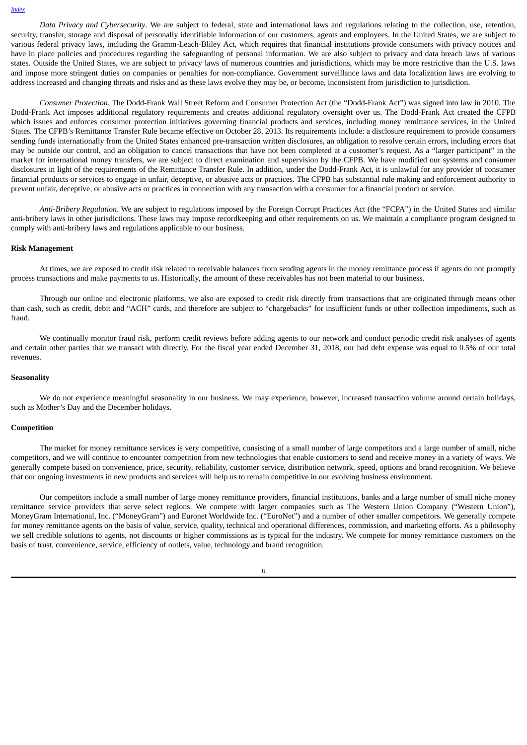*Data Privacy and Cybersecurity*. We are subject to federal, state and international laws and regulations relating to the collection, use, retention, security, transfer, storage and disposal of personally identifiable information of our customers, agents and employees. In the United States, we are subject to various federal privacy laws, including the Gramm-Leach-Bliley Act, which requires that financial institutions provide consumers with privacy notices and have in place policies and procedures regarding the safeguarding of personal information. We are also subject to privacy and data breach laws of various states. Outside the United States, we are subject to privacy laws of numerous countries and jurisdictions, which may be more restrictive than the U.S. laws and impose more stringent duties on companies or penalties for non-compliance. Government surveillance laws and data localization laws are evolving to address increased and changing threats and risks and as these laws evolve they may be, or become, inconsistent from jurisdiction to jurisdiction.

*Consumer Protection*. The Dodd-Frank Wall Street Reform and Consumer Protection Act (the "Dodd-Frank Act") was signed into law in 2010. The Dodd-Frank Act imposes additional regulatory requirements and creates additional regulatory oversight over us. The Dodd-Frank Act created the CFPB which issues and enforces consumer protection initiatives governing financial products and services, including money remittance services, in the United States. The CFPB's Remittance Transfer Rule became effective on October 28, 2013. Its requirements include: a disclosure requirement to provide consumers sending funds internationally from the United States enhanced pre-transaction written disclosures, an obligation to resolve certain errors, including errors that may be outside our control, and an obligation to cancel transactions that have not been completed at a customer's request. As a "larger participant" in the market for international money transfers, we are subject to direct examination and supervision by the CFPB. We have modified our systems and consumer disclosures in light of the requirements of the Remittance Transfer Rule. In addition, under the Dodd-Frank Act, it is unlawful for any provider of consumer financial products or services to engage in unfair, deceptive, or abusive acts or practices. The CFPB has substantial rule making and enforcement authority to prevent unfair, deceptive, or abusive acts or practices in connection with any transaction with a consumer for a financial product or service.

*Anti-Bribery Regulation*. We are subject to regulations imposed by the Foreign Corrupt Practices Act (the "FCPA") in the United States and similar anti-bribery laws in other jurisdictions. These laws may impose recordkeeping and other requirements on us. We maintain a compliance program designed to comply with anti-bribery laws and regulations applicable to our business.

**Risk Management**

At times, we are exposed to credit risk related to receivable balances from sending agents in the money remittance process if agents do not promptly process transactions and make payments to us. Historically, the amount of these receivables has not been material to our business.

Through our online and electronic platforms, we also are exposed to credit risk directly from transactions that are originated through means other than cash, such as credit, debit and "ACH" cards, and therefore are subject to "chargebacks" for insufficient funds or other collection impediments, such as fraud.

We continually monitor fraud risk, perform credit reviews before adding agents to our network and conduct periodic credit risk analyses of agents and certain other parties that we transact with directly. For the fiscal year ended December 31, 2018, our bad debt expense was equal to 0.5% of our total revenues.

**Seasonality**

We do not experience meaningful seasonality in our business. We may experience, however, increased transaction volume around certain holidays, such as Mother's Day and the December holidays.

**Competition**

The market for money remittance services is very competitive, consisting of a small number of large competitors and a large number of small, niche competitors, and we will continue to encounter competition from new technologies that enable customers to send and receive money in a variety of ways. We generally compete based on convenience, price, security, reliability, customer service, distribution network, speed, options and brand recognition. We believe that our ongoing investments in new products and services will help us to remain competitive in our evolving business environment.

Our competitors include a small number of large money remittance providers, financial institutions, banks and a large number of small niche money remittance service providers that serve select regions. We compete with larger companies such as The Western Union Company ("Western Union"), MoneyGram International, Inc. ("MoneyGram") and Euronet Worldwide Inc. ("EuroNet") and a number of other smaller competitors. We generally compete for money remittance agents on the basis of value, service, quality, technical and operational differences, commission, and marketing efforts. As a philosophy we sell credible solutions to agents, not discounts or higher commissions as is typical for the industry. We compete for money remittance customers on the basis of trust, convenience, service, efficiency of outlets, value, technology and brand recognition.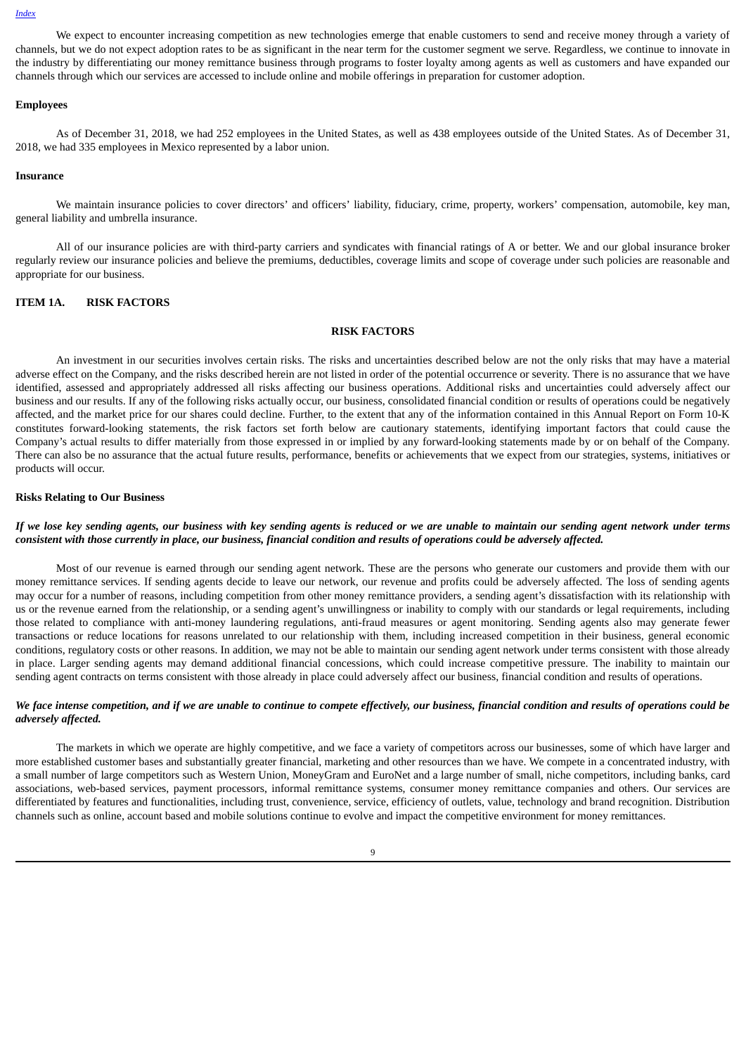We expect to encounter increasing competition as new technologies emerge that enable customers to send and receive money through a variety of channels, but we do not expect adoption rates to be as significant in the near term for the customer segment we serve. Regardless, we continue to innovate in the industry by differentiating our money remittance business through programs to foster loyalty among agents as well as customers and have expanded our channels through which our services are accessed to include online and mobile offerings in preparation for customer adoption.

**Employees**

As of December 31, 2018, we had 252 employees in the United States, as well as 438 employees outside of the United States. As of December 31, 2018, we had 335 employees in Mexico represented by a labor union.

**Insurance**

We maintain insurance policies to cover directors' and officers' liability, fiduciary, crime, property, workers' compensation, automobile, key man, general liability and umbrella insurance.

All of our insurance policies are with third-party carriers and syndicates with financial ratings of A or better. We and our global insurance broker regularly review our insurance policies and believe the premiums, deductibles, coverage limits and scope of coverage under such policies are reasonable and appropriate for our business.

## ITEM 1A. RISK FACTORS

## RISK FACTORS

An investment in our securities involves certain risks. The risks and uncertainties described below are not the only risks that may have a material adverse effect on the Company, and the risks described herein are not listed in order of the potential occurrence or severity. There is no assurance that we have identified, assessed and appropriately addressed all risks affecting our business operations. Additional risks and uncertainties could adversely affect our business and our results. If any of the following risks actually occur, our business, consolidated financial condition or results of operations could be negatively affected, and the market price for our shares could decline. Further, to the extent that any of the information contained in this Annual Report on Form 10-K constitutes forward-looking statements, the risk factors set forth below are cautionary statements, identifying important factors that could cause the Company's actual results to differ materially from those expressed in or implied by any forward-looking statements made by or on behalf of the Company. There can also be no assurance that the actual future results, performance, benefits or achievements that we expect from our strategies, systems, initiatives or products will occur.

**Risks Relating to Our Business**

***If we lose key sending agents, our business with key sending agents is reduced or we are unable to maintain our sending agent network under terms consistent with those currently in place, our business, financial condition and results of operations could be adversely affected.***

Most of our revenue is earned through our sending agent network. These are the persons who generate our customers and provide them with our money remittance services. If sending agents decide to leave our network, our revenue and profits could be adversely affected. The loss of sending agents may occur for a number of reasons, including competition from other money remittance providers, a sending agent's dissatisfaction with its relationship with us or the revenue earned from the relationship, or a sending agent's unwillingness or inability to comply with our standards or legal requirements, including those related to compliance with anti-money laundering regulations, anti-fraud measures or agent monitoring. Sending agents also may generate fewer transactions or reduce locations for reasons unrelated to our relationship with them, including increased competition in their business, general economic conditions, regulatory costs or other reasons. In addition, we may not be able to maintain our sending agent network under terms consistent with those already in place. Larger sending agents may demand additional financial concessions, which could increase competitive pressure. The inability to maintain our sending agent contracts on terms consistent with those already in place could adversely affect our business, financial condition and results of operations.

***We face intense competition, and if we are unable to continue to compete effectively, our business, financial condition and results of operations could be adversely affected.***

The markets in which we operate are highly competitive, and we face a variety of competitors across our businesses, some of which have larger and more established customer bases and substantially greater financial, marketing and other resources than we have. We compete in a concentrated industry, with a small number of large competitors such as Western Union, MoneyGram and EuroNet and a large number of small, niche competitors, including banks, card associations, web-based services, payment processors, informal remittance systems, consumer money remittance companies and others. Our services are differentiated by features and functionalities, including trust, convenience, service, efficiency of outlets, value, technology and brand recognition. Distribution channels such as online, account based and mobile solutions continue to evolve and impact the competitive environment for money remittances.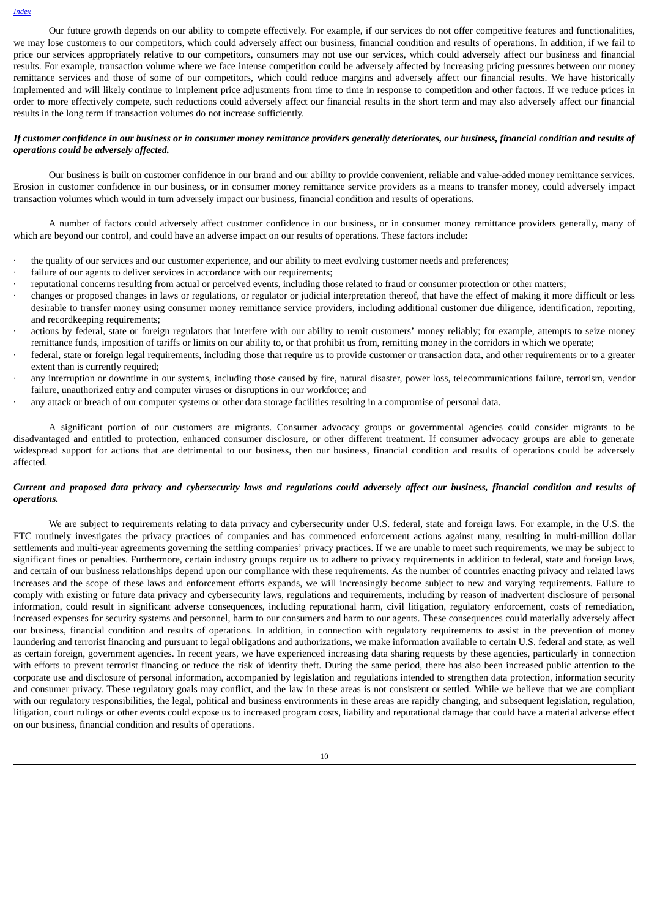Our future growth depends on our ability to compete effectively. For example, if our services do not offer competitive features and functionalities, we may lose customers to our competitors, which could adversely affect our business, financial condition and results of operations. In addition, if we fail to price our services appropriately relative to our competitors, consumers may not use our services, which could adversely affect our business and financial results. For example, transaction volume where we face intense competition could be adversely affected by increasing pricing pressures between our money remittance services and those of some of our competitors, which could reduce margins and adversely affect our financial results. We have historically implemented and will likely continue to implement price adjustments from time to time in response to competition and other factors. If we reduce prices in order to more effectively compete, such reductions could adversely affect our financial results in the short term and may also adversely affect our financial results in the long term if transaction volumes do not increase sufficiently.

***If customer confidence in our business or in consumer money remittance providers generally deteriorates, our business, financial condition and results of operations could be adversely affected.***

Our business is built on customer confidence in our brand and our ability to provide convenient, reliable and value-added money remittance services. Erosion in customer confidence in our business, or in consumer money remittance service providers as a means to transfer money, could adversely impact transaction volumes which would in turn adversely impact our business, financial condition and results of operations.

A number of factors could adversely affect customer confidence in our business, or in consumer money remittance providers generally, many of which are beyond our control, and could have an adverse impact on our results of operations. These factors include:

- the quality of our services and our customer experience, and our ability to meet evolving customer needs and preferences;
- failure of our agents to deliver services in accordance with our requirements;
- reputational concerns resulting from actual or perceived events, including those related to fraud or consumer protection or other matters;
- changes or proposed changes in laws or regulations, or regulator or judicial interpretation thereof, that have the effect of making it more difficult or less desirable to transfer money using consumer money remittance service providers, including additional customer due diligence, identification, reporting, and recordkeeping requirements;
- actions by federal, state or foreign regulators that interfere with our ability to remit customers' money reliably; for example, attempts to seize money remittance funds, imposition of tariffs or limits on our ability to, or that prohibit us from, remitting money in the corridors in which we operate;
- federal, state or foreign legal requirements, including those that require us to provide customer or transaction data, and other requirements or to a greater extent than is currently required;
- any interruption or downtime in our systems, including those caused by fire, natural disaster, power loss, telecommunications failure, terrorism, vendor failure, unauthorized entry and computer viruses or disruptions in our workforce; and
- any attack or breach of our computer systems or other data storage facilities resulting in a compromise of personal data.

A significant portion of our customers are migrants. Consumer advocacy groups or governmental agencies could consider migrants to be disadvantaged and entitled to protection, enhanced consumer disclosure, or other different treatment. If consumer advocacy groups are able to generate widespread support for actions that are detrimental to our business, then our business, financial condition and results of operations could be adversely affected.

***Current and proposed data privacy and cybersecurity laws and regulations could adversely affect our business, financial condition and results of operations.***

We are subject to requirements relating to data privacy and cybersecurity under U.S. federal, state and foreign laws. For example, in the U.S. the FTC routinely investigates the privacy practices of companies and has commenced enforcement actions against many, resulting in multi-million dollar settlements and multi-year agreements governing the settling companies' privacy practices. If we are unable to meet such requirements, we may be subject to significant fines or penalties. Furthermore, certain industry groups require us to adhere to privacy requirements in addition to federal, state and foreign laws, and certain of our business relationships depend upon our compliance with these requirements. As the number of countries enacting privacy and related laws increases and the scope of these laws and enforcement efforts expands, we will increasingly become subject to new and varying requirements. Failure to comply with existing or future data privacy and cybersecurity laws, regulations and requirements, including by reason of inadvertent disclosure of personal information, could result in significant adverse consequences, including reputational harm, civil litigation, regulatory enforcement, costs of remediation, increased expenses for security systems and personnel, harm to our consumers and harm to our agents. These consequences could materially adversely affect our business, financial condition and results of operations. In addition, in connection with regulatory requirements to assist in the prevention of money laundering and terrorist financing and pursuant to legal obligations and authorizations, we make information available to certain U.S. federal and state, as well as certain foreign, government agencies. In recent years, we have experienced increasing data sharing requests by these agencies, particularly in connection with efforts to prevent terrorist financing or reduce the risk of identity theft. During the same period, there has also been increased public attention to the corporate use and disclosure of personal information, accompanied by legislation and regulations intended to strengthen data protection, information security and consumer privacy. These regulatory goals may conflict, and the law in these areas is not consistent or settled. While we believe that we are compliant with our regulatory responsibilities, the legal, political and business environments in these areas are rapidly changing, and subsequent legislation, regulation, litigation, court rulings or other events could expose us to increased program costs, liability and reputational damage that could have a material adverse effect on our business, financial condition and results of operations.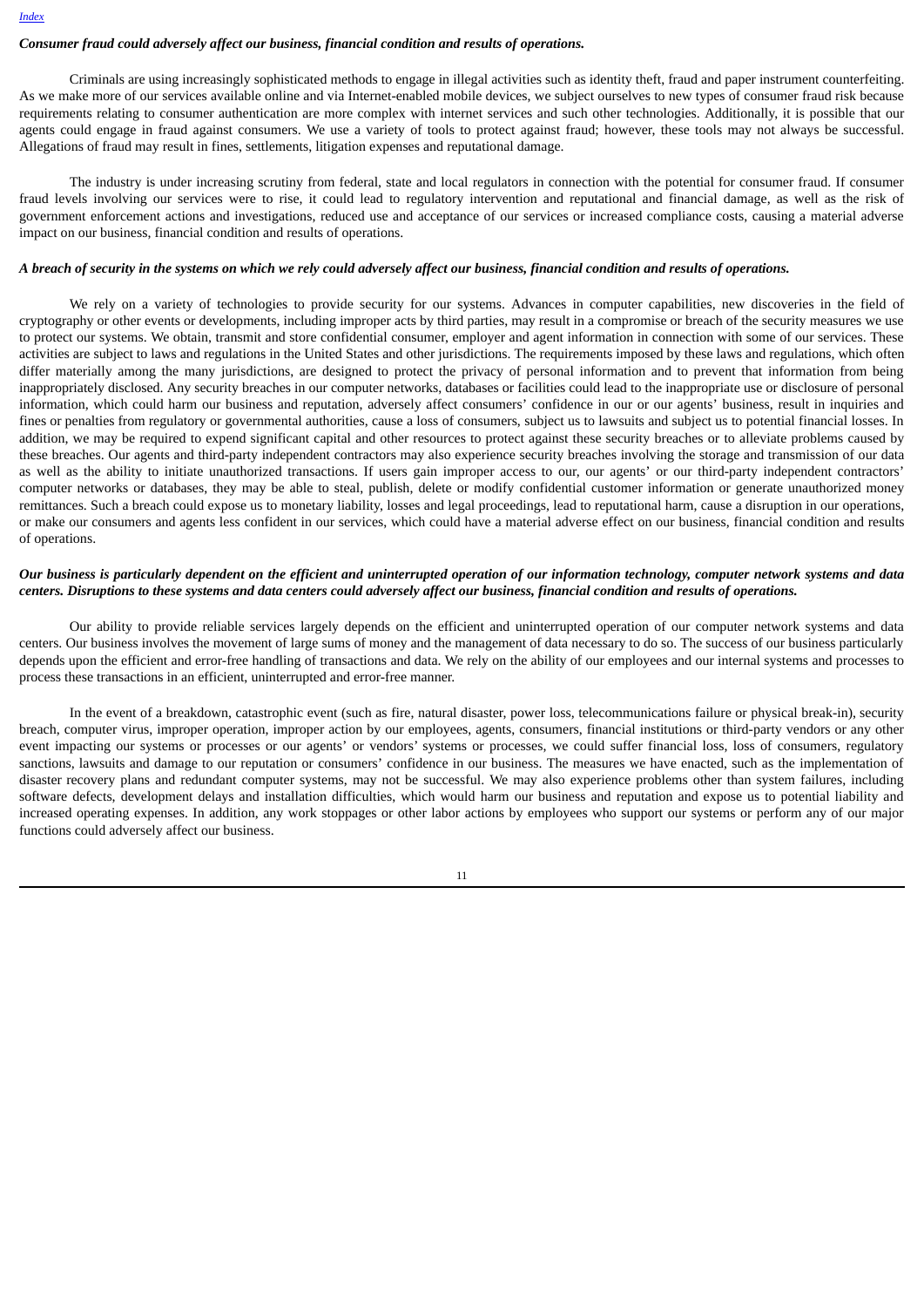*Consumer fraud could adversely affect our business, financial condition and results of operations.*

Criminals are using increasingly sophisticated methods to engage in illegal activities such as identity theft, fraud and paper instrument counterfeiting. As we make more of our services available online and via Internet-enabled mobile devices, we subject ourselves to new types of consumer fraud risk because requirements relating to consumer authentication are more complex with internet services and such other technologies. Additionally, it is possible that our agents could engage in fraud against consumers. We use a variety of tools to protect against fraud; however, these tools may not always be successful. Allegations of fraud may result in fines, settlements, litigation expenses and reputational damage.

The industry is under increasing scrutiny from federal, state and local regulators in connection with the potential for consumer fraud. If consumer fraud levels involving our services were to rise, it could lead to regulatory intervention and reputational and financial damage, as well as the risk of government enforcement actions and investigations, reduced use and acceptance of our services or increased compliance costs, causing a material adverse impact on our business, financial condition and results of operations.

*A breach of security in the systems on which we rely could adversely affect our business, financial condition and results of operations.*

We rely on a variety of technologies to provide security for our systems. Advances in computer capabilities, new discoveries in the field of cryptography or other events or developments, including improper acts by third parties, may result in a compromise or breach of the security measures we use to protect our systems. We obtain, transmit and store confidential consumer, employer and agent information in connection with some of our services. These activities are subject to laws and regulations in the United States and other jurisdictions. The requirements imposed by these laws and regulations, which often differ materially among the many jurisdictions, are designed to protect the privacy of personal information and to prevent that information from being inappropriately disclosed. Any security breaches in our computer networks, databases or facilities could lead to the inappropriate use or disclosure of personal information, which could harm our business and reputation, adversely affect consumers' confidence in our or our agents' business, result in inquiries and fines or penalties from regulatory or governmental authorities, cause a loss of consumers, subject us to lawsuits and subject us to potential financial losses. In addition, we may be required to expend significant capital and other resources to protect against these security breaches or to alleviate problems caused by these breaches. Our agents and third-party independent contractors may also experience security breaches involving the storage and transmission of our data as well as the ability to initiate unauthorized transactions. If users gain improper access to our, our agents' or our third-party independent contractors' computer networks or databases, they may be able to steal, publish, delete or modify confidential customer information or generate unauthorized money remittances. Such a breach could expose us to monetary liability, losses and legal proceedings, lead to reputational harm, cause a disruption in our operations, or make our consumers and agents less confident in our services, which could have a material adverse effect on our business, financial condition and results of operations.

*Our business is particularly dependent on the efficient and uninterrupted operation of our information technology, computer network systems and data centers. Disruptions to these systems and data centers could adversely affect our business, financial condition and results of operations.*

Our ability to provide reliable services largely depends on the efficient and uninterrupted operation of our computer network systems and data centers. Our business involves the movement of large sums of money and the management of data necessary to do so. The success of our business particularly depends upon the efficient and error-free handling of transactions and data. We rely on the ability of our employees and our internal systems and processes to process these transactions in an efficient, uninterrupted and error-free manner.

In the event of a breakdown, catastrophic event (such as fire, natural disaster, power loss, telecommunications failure or physical break-in), security breach, computer virus, improper operation, improper action by our employees, agents, consumers, financial institutions or third-party vendors or any other event impacting our systems or processes or our agents' or vendors' systems or processes, we could suffer financial loss, loss of consumers, regulatory sanctions, lawsuits and damage to our reputation or consumers' confidence in our business. The measures we have enacted, such as the implementation of disaster recovery plans and redundant computer systems, may not be successful. We may also experience problems other than system failures, including software defects, development delays and installation difficulties, which would harm our business and reputation and expose us to potential liability and increased operating expenses. In addition, any work stoppages or other labor actions by employees who support our systems or perform any of our major functions could adversely affect our business.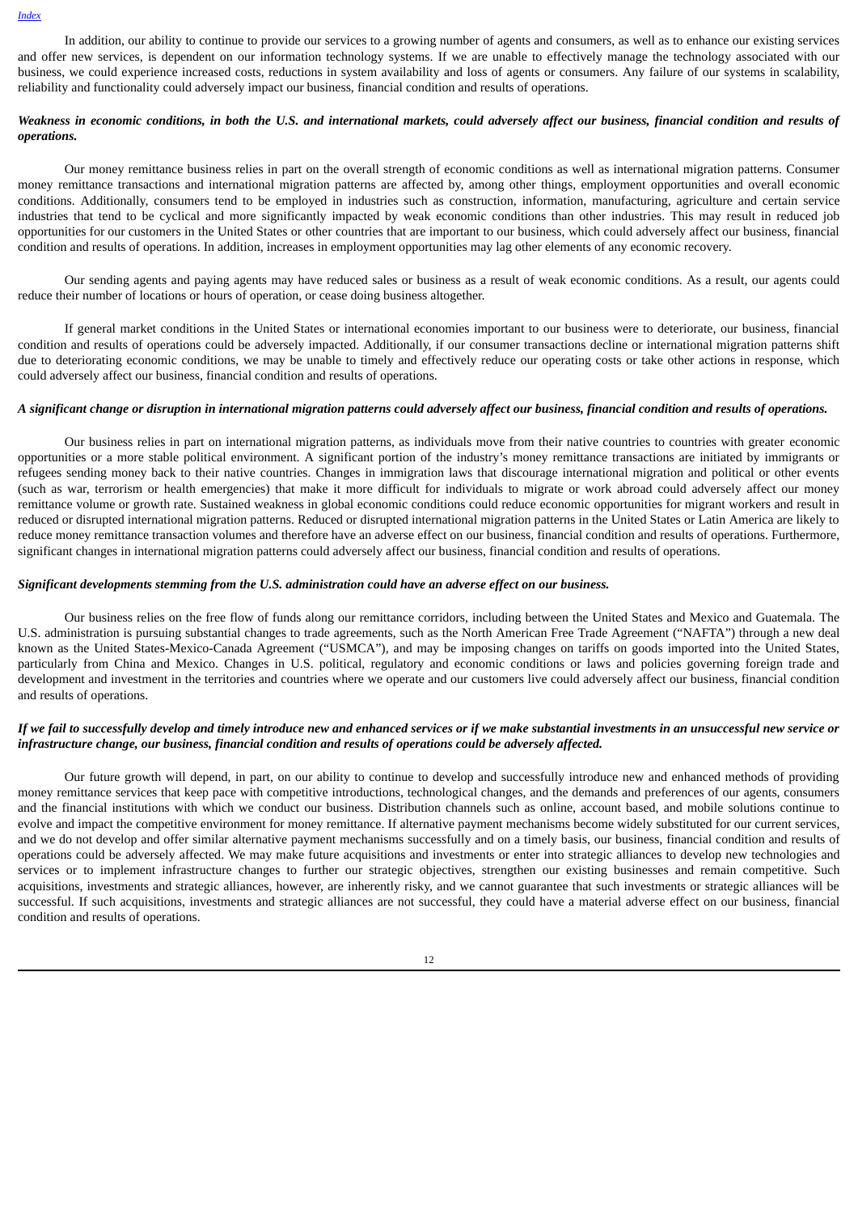In addition, our ability to continue to provide our services to a growing number of agents and consumers, as well as to enhance our existing services and offer new services, is dependent on our information technology systems. If we are unable to effectively manage the technology associated with our business, we could experience increased costs, reductions in system availability and loss of agents or consumers. Any failure of our systems in scalability, reliability and functionality could adversely impact our business, financial condition and results of operations.

***Weakness in economic conditions, in both the U.S. and international markets, could adversely affect our business, financial condition and results of operations.***

Our money remittance business relies in part on the overall strength of economic conditions as well as international migration patterns. Consumer money remittance transactions and international migration patterns are affected by, among other things, employment opportunities and overall economic conditions. Additionally, consumers tend to be employed in industries such as construction, information, manufacturing, agriculture and certain service industries that tend to be cyclical and more significantly impacted by weak economic conditions than other industries. This may result in reduced job opportunities for our customers in the United States or other countries that are important to our business, which could adversely affect our business, financial condition and results of operations. In addition, increases in employment opportunities may lag other elements of any economic recovery.

Our sending agents and paying agents may have reduced sales or business as a result of weak economic conditions. As a result, our agents could reduce their number of locations or hours of operation, or cease doing business altogether.

If general market conditions in the United States or international economies important to our business were to deteriorate, our business, financial condition and results of operations could be adversely impacted. Additionally, if our consumer transactions decline or international migration patterns shift due to deteriorating economic conditions, we may be unable to timely and effectively reduce our operating costs or take other actions in response, which could adversely affect our business, financial condition and results of operations.

***A significant change or disruption in international migration patterns could adversely affect our business, financial condition and results of operations.***

Our business relies in part on international migration patterns, as individuals move from their native countries to countries with greater economic opportunities or a more stable political environment. A significant portion of the industry's money remittance transactions are initiated by immigrants or refugees sending money back to their native countries. Changes in immigration laws that discourage international migration and political or other events (such as war, terrorism or health emergencies) that make it more difficult for individuals to migrate or work abroad could adversely affect our money remittance volume or growth rate. Sustained weakness in global economic conditions could reduce economic opportunities for migrant workers and result in reduced or disrupted international migration patterns. Reduced or disrupted international migration patterns in the United States or Latin America are likely to reduce money remittance transaction volumes and therefore have an adverse effect on our business, financial condition and results of operations. Furthermore, significant changes in international migration patterns could adversely affect our business, financial condition and results of operations.

***Significant developments stemming from the U.S. administration could have an adverse effect on our business.***

Our business relies on the free flow of funds along our remittance corridors, including between the United States and Mexico and Guatemala. The U.S. administration is pursuing substantial changes to trade agreements, such as the North American Free Trade Agreement ("NAFTA") through a new deal known as the United States-Mexico-Canada Agreement ("USMCA"), and may be imposing changes on tariffs on goods imported into the United States, particularly from China and Mexico. Changes in U.S. political, regulatory and economic conditions or laws and policies governing foreign trade and development and investment in the territories and countries where we operate and our customers live could adversely affect our business, financial condition and results of operations.

***If we fail to successfully develop and timely introduce new and enhanced services or if we make substantial investments in an unsuccessful new service or infrastructure change, our business, financial condition and results of operations could be adversely affected.***

Our future growth will depend, in part, on our ability to continue to develop and successfully introduce new and enhanced methods of providing money remittance services that keep pace with competitive introductions, technological changes, and the demands and preferences of our agents, consumers and the financial institutions with which we conduct our business. Distribution channels such as online, account based, and mobile solutions continue to evolve and impact the competitive environment for money remittance. If alternative payment mechanisms become widely substituted for our current services, and we do not develop and offer similar alternative payment mechanisms successfully and on a timely basis, our business, financial condition and results of operations could be adversely affected. We may make future acquisitions and investments or enter into strategic alliances to develop new technologies and services or to implement infrastructure changes to further our strategic objectives, strengthen our existing businesses and remain competitive. Such acquisitions, investments and strategic alliances, however, are inherently risky, and we cannot guarantee that such investments or strategic alliances will be successful. If such acquisitions, investments and strategic alliances are not successful, they could have a material adverse effect on our business, financial condition and results of operations.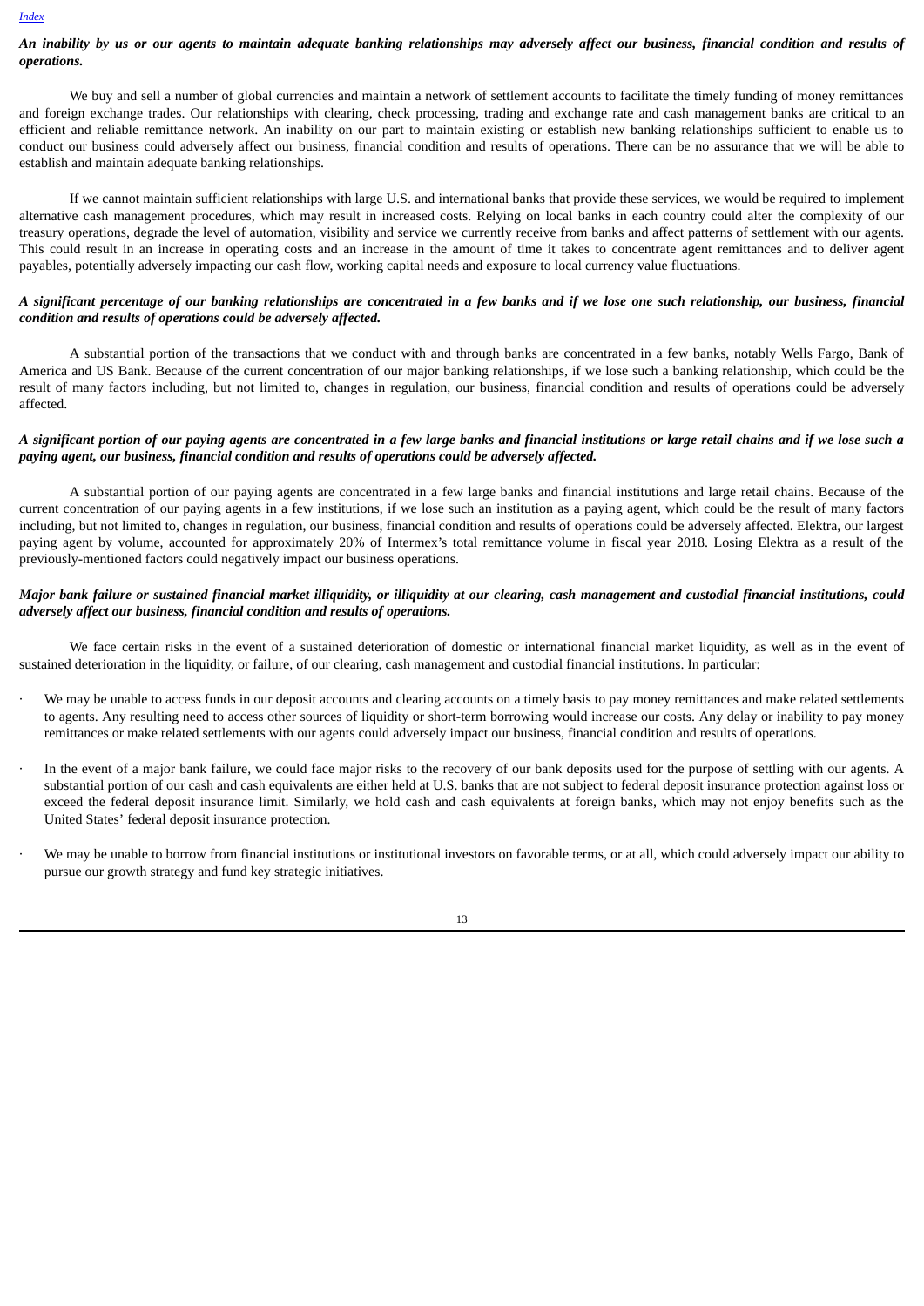***An inability by us or our agents to maintain adequate banking relationships may adversely affect our business, financial condition and results of operations.***

We buy and sell a number of global currencies and maintain a network of settlement accounts to facilitate the timely funding of money remittances and foreign exchange trades. Our relationships with clearing, check processing, trading and exchange rate and cash management banks are critical to an efficient and reliable remittance network. An inability on our part to maintain existing or establish new banking relationships sufficient to enable us to conduct our business could adversely affect our business, financial condition and results of operations. There can be no assurance that we will be able to establish and maintain adequate banking relationships.

If we cannot maintain sufficient relationships with large U.S. and international banks that provide these services, we would be required to implement alternative cash management procedures, which may result in increased costs. Relying on local banks in each country could alter the complexity of our treasury operations, degrade the level of automation, visibility and service we currently receive from banks and affect patterns of settlement with our agents. This could result in an increase in operating costs and an increase in the amount of time it takes to concentrate agent remittances and to deliver agent payables, potentially adversely impacting our cash flow, working capital needs and exposure to local currency value fluctuations.

***A significant percentage of our banking relationships are concentrated in a few banks and if we lose one such relationship, our business, financial condition and results of operations could be adversely affected.***

A substantial portion of the transactions that we conduct with and through banks are concentrated in a few banks, notably Wells Fargo, Bank of America and US Bank. Because of the current concentration of our major banking relationships, if we lose such a banking relationship, which could be the result of many factors including, but not limited to, changes in regulation, our business, financial condition and results of operations could be adversely affected.

***A significant portion of our paying agents are concentrated in a few large banks and financial institutions or large retail chains and if we lose such a paying agent, our business, financial condition and results of operations could be adversely affected.***

A substantial portion of our paying agents are concentrated in a few large banks and financial institutions and large retail chains. Because of the current concentration of our paying agents in a few institutions, if we lose such an institution as a paying agent, which could be the result of many factors including, but not limited to, changes in regulation, our business, financial condition and results of operations could be adversely affected. Elektra, our largest paying agent by volume, accounted for approximately 20% of Intermex's total remittance volume in fiscal year 2018. Losing Elektra as a result of the previously-mentioned factors could negatively impact our business operations.

***Major bank failure or sustained financial market illiquidity, or illiquidity at our clearing, cash management and custodial financial institutions, could adversely affect our business, financial condition and results of operations.***

We face certain risks in the event of a sustained deterioration of domestic or international financial market liquidity, as well as in the event of sustained deterioration in the liquidity, or failure, of our clearing, cash management and custodial financial institutions. In particular:

- We may be unable to access funds in our deposit accounts and clearing accounts on a timely basis to pay money remittances and make related settlements to agents. Any resulting need to access other sources of liquidity or short-term borrowing would increase our costs. Any delay or inability to pay money remittances or make related settlements with our agents could adversely impact our business, financial condition and results of operations.
- In the event of a major bank failure, we could face major risks to the recovery of our bank deposits used for the purpose of settling with our agents. A substantial portion of our cash and cash equivalents are either held at U.S. banks that are not subject to federal deposit insurance protection against loss or exceed the federal deposit insurance limit. Similarly, we hold cash and cash equivalents at foreign banks, which may not enjoy benefits such as the United States' federal deposit insurance protection.
- We may be unable to borrow from financial institutions or institutional investors on favorable terms, or at all, which could adversely impact our ability to pursue our growth strategy and fund key strategic initiatives.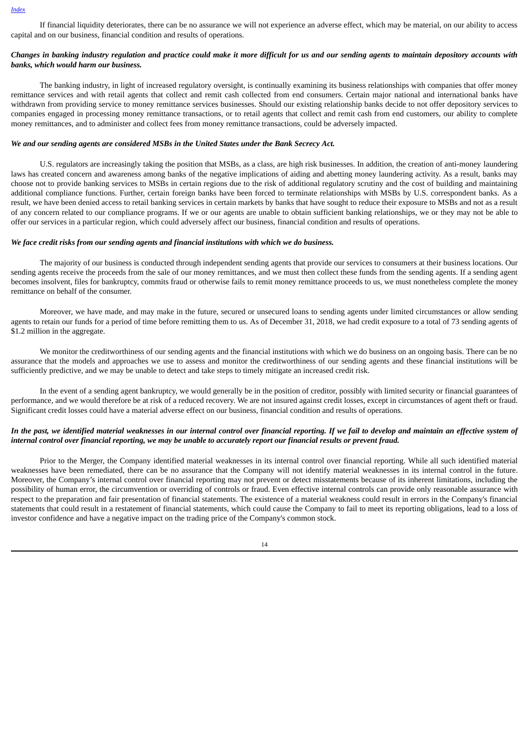If financial liquidity deteriorates, there can be no assurance we will not experience an adverse effect, which may be material, on our ability to access capital and on our business, financial condition and results of operations.

***Changes in banking industry regulation and practice could make it more difficult for us and our sending agents to maintain depository accounts with banks, which would harm our business.***

The banking industry, in light of increased regulatory oversight, is continually examining its business relationships with companies that offer money remittance services and with retail agents that collect and remit cash collected from end consumers. Certain major national and international banks have withdrawn from providing service to money remittance services businesses. Should our existing relationship banks decide to not offer depository services to companies engaged in processing money remittance transactions, or to retail agents that collect and remit cash from end customers, our ability to complete money remittances, and to administer and collect fees from money remittance transactions, could be adversely impacted.

***We and our sending agents are considered MSBs in the United States under the Bank Secrecy Act.***

U.S. regulators are increasingly taking the position that MSBs, as a class, are high risk businesses. In addition, the creation of anti-money laundering laws has created concern and awareness among banks of the negative implications of aiding and abetting money laundering activity. As a result, banks may choose not to provide banking services to MSBs in certain regions due to the risk of additional regulatory scrutiny and the cost of building and maintaining additional compliance functions. Further, certain foreign banks have been forced to terminate relationships with MSBs by U.S. correspondent banks. As a result, we have been denied access to retail banking services in certain markets by banks that have sought to reduce their exposure to MSBs and not as a result of any concern related to our compliance programs. If we or our agents are unable to obtain sufficient banking relationships, we or they may not be able to offer our services in a particular region, which could adversely affect our business, financial condition and results of operations.

***We face credit risks from our sending agents and financial institutions with which we do business.***

The majority of our business is conducted through independent sending agents that provide our services to consumers at their business locations. Our sending agents receive the proceeds from the sale of our money remittances, and we must then collect these funds from the sending agents. If a sending agent becomes insolvent, files for bankruptcy, commits fraud or otherwise fails to remit money remittance proceeds to us, we must nonetheless complete the money remittance on behalf of the consumer.

Moreover, we have made, and may make in the future, secured or unsecured loans to sending agents under limited circumstances or allow sending agents to retain our funds for a period of time before remitting them to us. As of December 31, 2018, we had credit exposure to a total of 73 sending agents of $1.2 million in the aggregate.

We monitor the creditworthiness of our sending agents and the financial institutions with which we do business on an ongoing basis. There can be no assurance that the models and approaches we use to assess and monitor the creditworthiness of our sending agents and these financial institutions will be sufficiently predictive, and we may be unable to detect and take steps to timely mitigate an increased credit risk.

In the event of a sending agent bankruptcy, we would generally be in the position of creditor, possibly with limited security or financial guarantees of performance, and we would therefore be at risk of a reduced recovery. We are not insured against credit losses, except in circumstances of agent theft or fraud. Significant credit losses could have a material adverse effect on our business, financial condition and results of operations.

***In the past, we identified material weaknesses in our internal control over financial reporting. If we fail to develop and maintain an effective system of internal control over financial reporting, we may be unable to accurately report our financial results or prevent fraud.***

Prior to the Merger, the Company identified material weaknesses in its internal control over financial reporting. While all such identified material weaknesses have been remediated, there can be no assurance that the Company will not identify material weaknesses in its internal control in the future. Moreover, the Company's internal control over financial reporting may not prevent or detect misstatements because of its inherent limitations, including the possibility of human error, the circumvention or overriding of controls or fraud. Even effective internal controls can provide only reasonable assurance with respect to the preparation and fair presentation of financial statements. The existence of a material weakness could result in errors in the Company's financial statements that could result in a restatement of financial statements, which could cause the Company to fail to meet its reporting obligations, lead to a loss of investor confidence and have a negative impact on the trading price of the Company's common stock.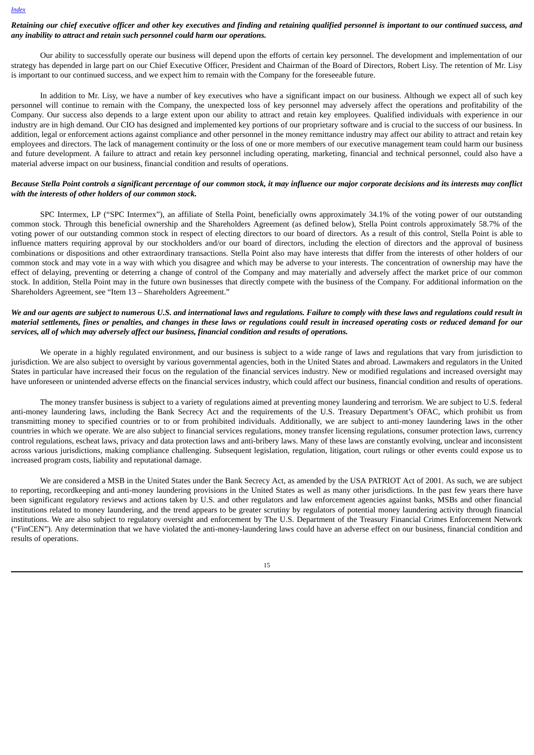***Retaining our chief executive officer and other key executives and finding and retaining qualified personnel is important to our continued success, and any inability to attract and retain such personnel could harm our operations.***

Our ability to successfully operate our business will depend upon the efforts of certain key personnel. The development and implementation of our strategy has depended in large part on our Chief Executive Officer, President and Chairman of the Board of Directors, Robert Lisy. The retention of Mr. Lisy is important to our continued success, and we expect him to remain with the Company for the foreseeable future.

In addition to Mr. Lisy, we have a number of key executives who have a significant impact on our business. Although we expect all of such key personnel will continue to remain with the Company, the unexpected loss of key personnel may adversely affect the operations and profitability of the Company. Our success also depends to a large extent upon our ability to attract and retain key employees. Qualified individuals with experience in our industry are in high demand. Our CIO has designed and implemented key portions of our proprietary software and is crucial to the success of our business. In addition, legal or enforcement actions against compliance and other personnel in the money remittance industry may affect our ability to attract and retain key employees and directors. The lack of management continuity or the loss of one or more members of our executive management team could harm our business and future development. A failure to attract and retain key personnel including operating, marketing, financial and technical personnel, could also have a material adverse impact on our business, financial condition and results of operations.

***Because Stella Point controls a significant percentage of our common stock, it may influence our major corporate decisions and its interests may conflict with the interests of other holders of our common stock.***

SPC Intermex, LP ("SPC Intermex"), an affiliate of Stella Point, beneficially owns approximately 34.1% of the voting power of our outstanding common stock. Through this beneficial ownership and the Shareholders Agreement (as defined below), Stella Point controls approximately 58.7% of the voting power of our outstanding common stock in respect of electing directors to our board of directors. As a result of this control, Stella Point is able to influence matters requiring approval by our stockholders and/or our board of directors, including the election of directors and the approval of business combinations or dispositions and other extraordinary transactions. Stella Point also may have interests that differ from the interests of other holders of our common stock and may vote in a way with which you disagree and which may be adverse to your interests. The concentration of ownership may have the effect of delaying, preventing or deterring a change of control of the Company and may materially and adversely affect the market price of our common stock. In addition, Stella Point may in the future own businesses that directly compete with the business of the Company. For additional information on the Shareholders Agreement, see "Item 13 – Shareholders Agreement."

***We and our agents are subject to numerous U.S. and international laws and regulations. Failure to comply with these laws and regulations could result in material settlements, fines or penalties, and changes in these laws or regulations could result in increased operating costs or reduced demand for our services, all of which may adversely affect our business, financial condition and results of operations.***

We operate in a highly regulated environment, and our business is subject to a wide range of laws and regulations that vary from jurisdiction to jurisdiction. We are also subject to oversight by various governmental agencies, both in the United States and abroad. Lawmakers and regulators in the United States in particular have increased their focus on the regulation of the financial services industry. New or modified regulations and increased oversight may have unforeseen or unintended adverse effects on the financial services industry, which could affect our business, financial condition and results of operations.

The money transfer business is subject to a variety of regulations aimed at preventing money laundering and terrorism. We are subject to U.S. federal anti-money laundering laws, including the Bank Secrecy Act and the requirements of the U.S. Treasury Department's OFAC, which prohibit us from transmitting money to specified countries or to or from prohibited individuals. Additionally, we are subject to anti-money laundering laws in the other countries in which we operate. We are also subject to financial services regulations, money transfer licensing regulations, consumer protection laws, currency control regulations, escheat laws, privacy and data protection laws and anti-bribery laws. Many of these laws are constantly evolving, unclear and inconsistent across various jurisdictions, making compliance challenging. Subsequent legislation, regulation, litigation, court rulings or other events could expose us to increased program costs, liability and reputational damage.

We are considered a MSB in the United States under the Bank Secrecy Act, as amended by the USA PATRIOT Act of 2001. As such, we are subject to reporting, recordkeeping and anti-money laundering provisions in the United States as well as many other jurisdictions. In the past few years there have been significant regulatory reviews and actions taken by U.S. and other regulators and law enforcement agencies against banks, MSBs and other financial institutions related to money laundering, and the trend appears to be greater scrutiny by regulators of potential money laundering activity through financial institutions. We are also subject to regulatory oversight and enforcement by The U.S. Department of the Treasury Financial Crimes Enforcement Network ("FinCEN"). Any determination that we have violated the anti-money-laundering laws could have an adverse effect on our business, financial condition and results of operations.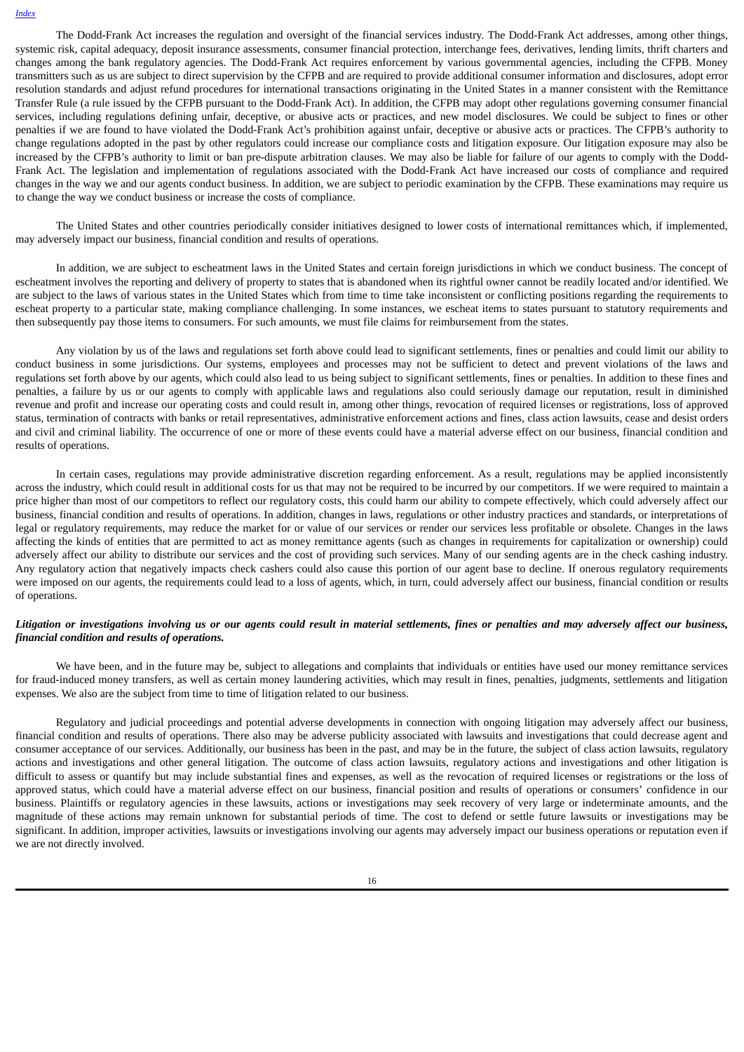The Dodd-Frank Act increases the regulation and oversight of the financial services industry. The Dodd-Frank Act addresses, among other things, systemic risk, capital adequacy, deposit insurance assessments, consumer financial protection, interchange fees, derivatives, lending limits, thrift charters and changes among the bank regulatory agencies. The Dodd-Frank Act requires enforcement by various governmental agencies, including the CFPB. Money transmitters such as us are subject to direct supervision by the CFPB and are required to provide additional consumer information and disclosures, adopt error resolution standards and adjust refund procedures for international transactions originating in the United States in a manner consistent with the Remittance Transfer Rule (a rule issued by the CFPB pursuant to the Dodd-Frank Act). In addition, the CFPB may adopt other regulations governing consumer financial services, including regulations defining unfair, deceptive, or abusive acts or practices, and new model disclosures. We could be subject to fines or other penalties if we are found to have violated the Dodd-Frank Act's prohibition against unfair, deceptive or abusive acts or practices. The CFPB's authority to change regulations adopted in the past by other regulators could increase our compliance costs and litigation exposure. Our litigation exposure may also be increased by the CFPB's authority to limit or ban pre-dispute arbitration clauses. We may also be liable for failure of our agents to comply with the Dodd-Frank Act. The legislation and implementation of regulations associated with the Dodd-Frank Act have increased our costs of compliance and required changes in the way we and our agents conduct business. In addition, we are subject to periodic examination by the CFPB. These examinations may require us to change the way we conduct business or increase the costs of compliance.

The United States and other countries periodically consider initiatives designed to lower costs of international remittances which, if implemented, may adversely impact our business, financial condition and results of operations.

In addition, we are subject to escheatment laws in the United States and certain foreign jurisdictions in which we conduct business. The concept of escheatment involves the reporting and delivery of property to states that is abandoned when its rightful owner cannot be readily located and/or identified. We are subject to the laws of various states in the United States which from time to time take inconsistent or conflicting positions regarding the requirements to escheat property to a particular state, making compliance challenging. In some instances, we escheat items to states pursuant to statutory requirements and then subsequently pay those items to consumers. For such amounts, we must file claims for reimbursement from the states.

Any violation by us of the laws and regulations set forth above could lead to significant settlements, fines or penalties and could limit our ability to conduct business in some jurisdictions. Our systems, employees and processes may not be sufficient to detect and prevent violations of the laws and regulations set forth above by our agents, which could also lead to us being subject to significant settlements, fines or penalties. In addition to these fines and penalties, a failure by us or our agents to comply with applicable laws and regulations also could seriously damage our reputation, result in diminished revenue and profit and increase our operating costs and could result in, among other things, revocation of required licenses or registrations, loss of approved status, termination of contracts with banks or retail representatives, administrative enforcement actions and fines, class action lawsuits, cease and desist orders and civil and criminal liability. The occurrence of one or more of these events could have a material adverse effect on our business, financial condition and results of operations.

In certain cases, regulations may provide administrative discretion regarding enforcement. As a result, regulations may be applied inconsistently across the industry, which could result in additional costs for us that may not be required to be incurred by our competitors. If we were required to maintain a price higher than most of our competitors to reflect our regulatory costs, this could harm our ability to compete effectively, which could adversely affect our business, financial condition and results of operations. In addition, changes in laws, regulations or other industry practices and standards, or interpretations of legal or regulatory requirements, may reduce the market for or value of our services or render our services less profitable or obsolete. Changes in the laws affecting the kinds of entities that are permitted to act as money remittance agents (such as changes in requirements for capitalization or ownership) could adversely affect our ability to distribute our services and the cost of providing such services. Many of our sending agents are in the check cashing industry. Any regulatory action that negatively impacts check cashers could also cause this portion of our agent base to decline. If onerous regulatory requirements were imposed on our agents, the requirements could lead to a loss of agents, which, in turn, could adversely affect our business, financial condition or results of operations.

***Litigation or investigations involving us or our agents could result in material settlements, fines or penalties and may adversely affect our business, financial condition and results of operations.***

We have been, and in the future may be, subject to allegations and complaints that individuals or entities have used our money remittance services for fraud-induced money transfers, as well as certain money laundering activities, which may result in fines, penalties, judgments, settlements and litigation expenses. We also are the subject from time to time of litigation related to our business.

Regulatory and judicial proceedings and potential adverse developments in connection with ongoing litigation may adversely affect our business, financial condition and results of operations. There also may be adverse publicity associated with lawsuits and investigations that could decrease agent and consumer acceptance of our services. Additionally, our business has been in the past, and may be in the future, the subject of class action lawsuits, regulatory actions and investigations and other general litigation. The outcome of class action lawsuits, regulatory actions and investigations and other litigation is difficult to assess or quantify but may include substantial fines and expenses, as well as the revocation of required licenses or registrations or the loss of approved status, which could have a material adverse effect on our business, financial position and results of operations or consumers' confidence in our business. Plaintiffs or regulatory agencies in these lawsuits, actions or investigations may seek recovery of very large or indeterminate amounts, and the magnitude of these actions may remain unknown for substantial periods of time. The cost to defend or settle future lawsuits or investigations may be significant. In addition, improper activities, lawsuits or investigations involving our agents may adversely impact our business operations or reputation even if we are not directly involved.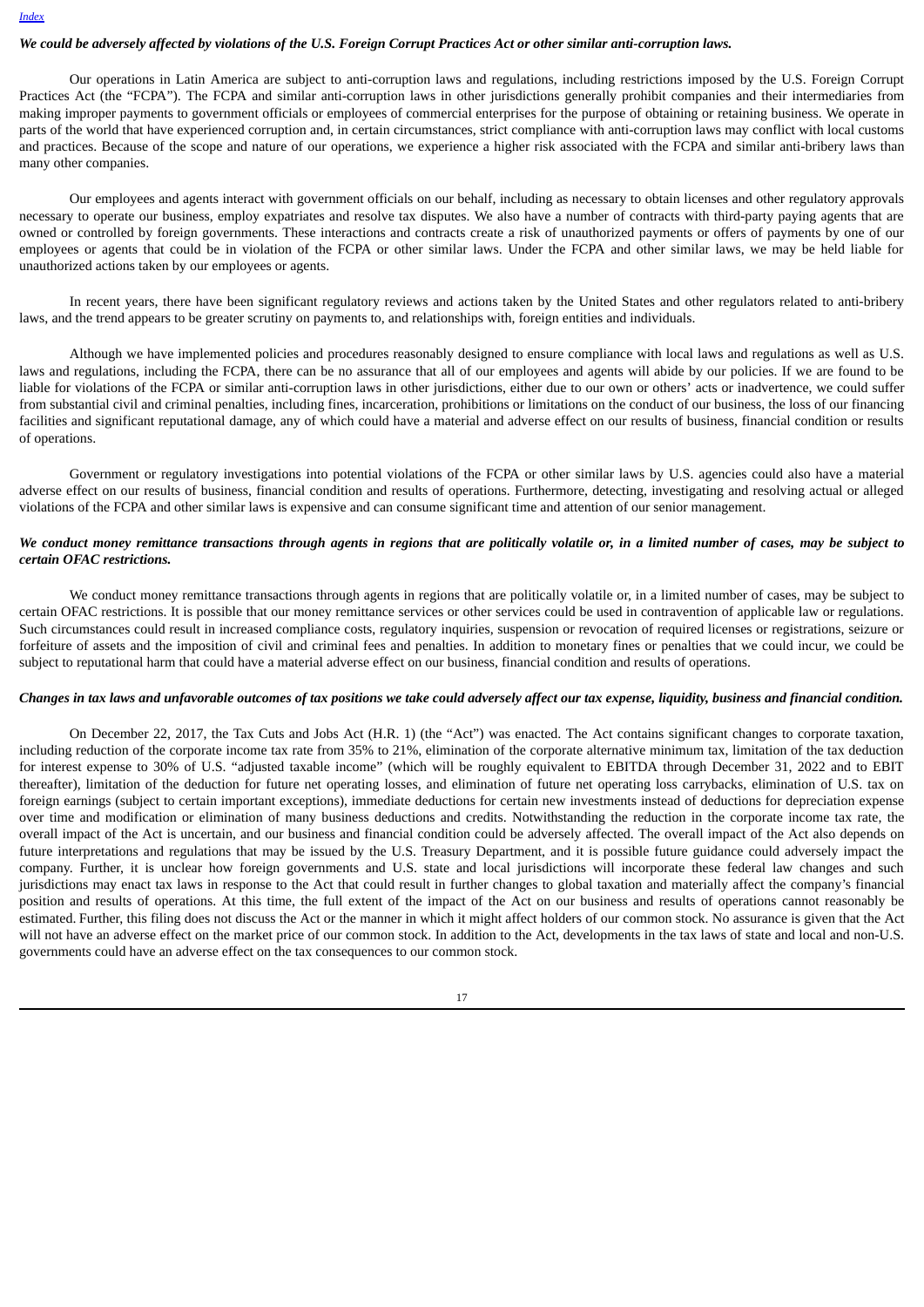***We could be adversely affected by violations of the U.S. Foreign Corrupt Practices Act or other similar anti-corruption laws.***

Our operations in Latin America are subject to anti-corruption laws and regulations, including restrictions imposed by the U.S. Foreign Corrupt Practices Act (the "FCPA"). The FCPA and similar anti-corruption laws in other jurisdictions generally prohibit companies and their intermediaries from making improper payments to government officials or employees of commercial enterprises for the purpose of obtaining or retaining business. We operate in parts of the world that have experienced corruption and, in certain circumstances, strict compliance with anti-corruption laws may conflict with local customs and practices. Because of the scope and nature of our operations, we experience a higher risk associated with the FCPA and similar anti-bribery laws than many other companies.

Our employees and agents interact with government officials on our behalf, including as necessary to obtain licenses and other regulatory approvals necessary to operate our business, employ expatriates and resolve tax disputes. We also have a number of contracts with third-party paying agents that are owned or controlled by foreign governments. These interactions and contracts create a risk of unauthorized payments or offers of payments by one of our employees or agents that could be in violation of the FCPA or other similar laws. Under the FCPA and other similar laws, we may be held liable for unauthorized actions taken by our employees or agents.

In recent years, there have been significant regulatory reviews and actions taken by the United States and other regulators related to anti-bribery laws, and the trend appears to be greater scrutiny on payments to, and relationships with, foreign entities and individuals.

Although we have implemented policies and procedures reasonably designed to ensure compliance with local laws and regulations as well as U.S. laws and regulations, including the FCPA, there can be no assurance that all of our employees and agents will abide by our policies. If we are found to be liable for violations of the FCPA or similar anti-corruption laws in other jurisdictions, either due to our own or others' acts or inadvertence, we could suffer from substantial civil and criminal penalties, including fines, incarceration, prohibitions or limitations on the conduct of our business, the loss of our financing facilities and significant reputational damage, any of which could have a material and adverse effect on our results of business, financial condition or results of operations.

Government or regulatory investigations into potential violations of the FCPA or other similar laws by U.S. agencies could also have a material adverse effect on our results of business, financial condition and results of operations. Furthermore, detecting, investigating and resolving actual or alleged violations of the FCPA and other similar laws is expensive and can consume significant time and attention of our senior management.

***We conduct money remittance transactions through agents in regions that are politically volatile or, in a limited number of cases, may be subject to certain OFAC restrictions.***

We conduct money remittance transactions through agents in regions that are politically volatile or, in a limited number of cases, may be subject to certain OFAC restrictions. It is possible that our money remittance services or other services could be used in contravention of applicable law or regulations. Such circumstances could result in increased compliance costs, regulatory inquiries, suspension or revocation of required licenses or registrations, seizure or forfeiture of assets and the imposition of civil and criminal fees and penalties. In addition to monetary fines or penalties that we could incur, we could be subject to reputational harm that could have a material adverse effect on our business, financial condition and results of operations.

***Changes in tax laws and unfavorable outcomes of tax positions we take could adversely affect our tax expense, liquidity, business and financial condition.***

On December 22, 2017, the Tax Cuts and Jobs Act (H.R. 1) (the "Act") was enacted. The Act contains significant changes to corporate taxation, including reduction of the corporate income tax rate from 35% to 21%, elimination of the corporate alternative minimum tax, limitation of the tax deduction for interest expense to 30% of U.S. "adjusted taxable income" (which will be roughly equivalent to EBITDA through December 31, 2022 and to EBIT thereafter), limitation of the deduction for future net operating losses, and elimination of future net operating loss carrybacks, elimination of U.S. tax on foreign earnings (subject to certain important exceptions), immediate deductions for certain new investments instead of deductions for depreciation expense over time and modification or elimination of many business deductions and credits. Notwithstanding the reduction in the corporate income tax rate, the overall impact of the Act is uncertain, and our business and financial condition could be adversely affected. The overall impact of the Act also depends on future interpretations and regulations that may be issued by the U.S. Treasury Department, and it is possible future guidance could adversely impact the company. Further, it is unclear how foreign governments and U.S. state and local jurisdictions will incorporate these federal law changes and such jurisdictions may enact tax laws in response to the Act that could result in further changes to global taxation and materially affect the company's financial position and results of operations. At this time, the full extent of the impact of the Act on our business and results of operations cannot reasonably be estimated. Further, this filing does not discuss the Act or the manner in which it might affect holders of our common stock. No assurance is given that the Act will not have an adverse effect on the market price of our common stock. In addition to the Act, developments in the tax laws of state and local and non-U.S. governments could have an adverse effect on the tax consequences to our common stock.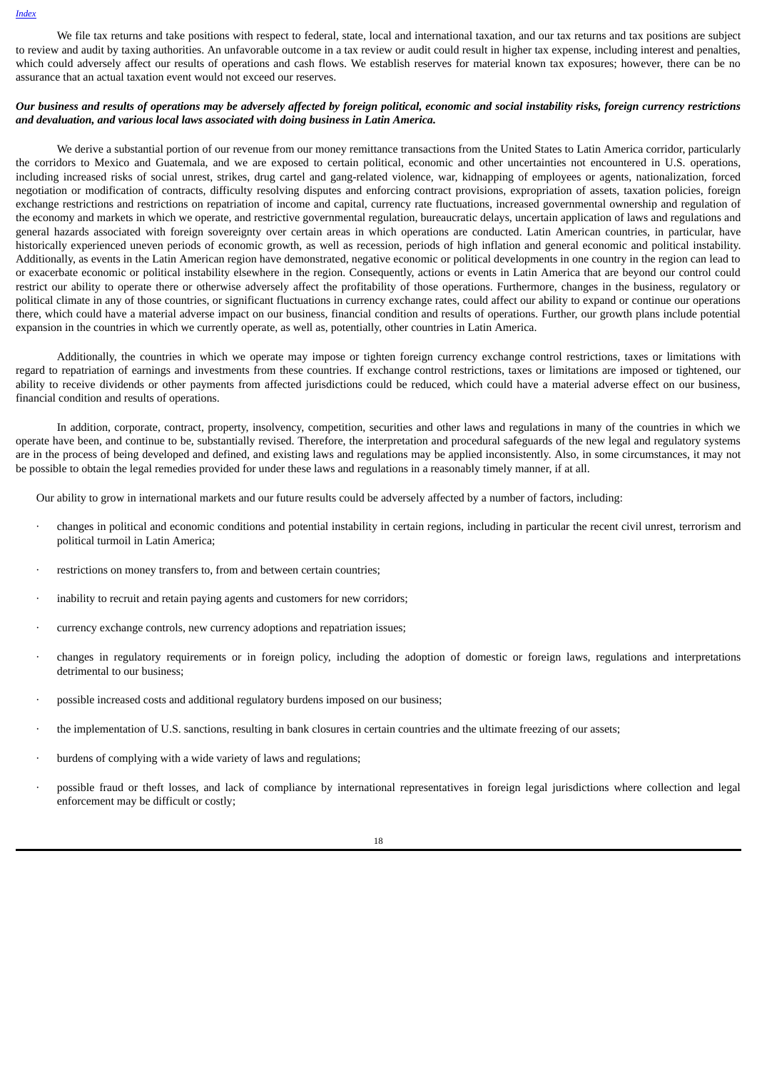We file tax returns and take positions with respect to federal, state, local and international taxation, and our tax returns and tax positions are subject to review and audit by taxing authorities. An unfavorable outcome in a tax review or audit could result in higher tax expense, including interest and penalties, which could adversely affect our results of operations and cash flows. We establish reserves for material known tax exposures; however, there can be no assurance that an actual taxation event would not exceed our reserves.

***Our business and results of operations may be adversely affected by foreign political, economic and social instability risks, foreign currency restrictions and devaluation, and various local laws associated with doing business in Latin America.***

We derive a substantial portion of our revenue from our money remittance transactions from the United States to Latin America corridor, particularly the corridors to Mexico and Guatemala, and we are exposed to certain political, economic and other uncertainties not encountered in U.S. operations, including increased risks of social unrest, strikes, drug cartel and gang-related violence, war, kidnapping of employees or agents, nationalization, forced negotiation or modification of contracts, difficulty resolving disputes and enforcing contract provisions, expropriation of assets, taxation policies, foreign exchange restrictions and restrictions on repatriation of income and capital, currency rate fluctuations, increased governmental ownership and regulation of the economy and markets in which we operate, and restrictive governmental regulation, bureaucratic delays, uncertain application of laws and regulations and general hazards associated with foreign sovereignty over certain areas in which operations are conducted. Latin American countries, in particular, have historically experienced uneven periods of economic growth, as well as recession, periods of high inflation and general economic and political instability. Additionally, as events in the Latin American region have demonstrated, negative economic or political developments in one country in the region can lead to or exacerbate economic or political instability elsewhere in the region. Consequently, actions or events in Latin America that are beyond our control could restrict our ability to operate there or otherwise adversely affect the profitability of those operations. Furthermore, changes in the business, regulatory or political climate in any of those countries, or significant fluctuations in currency exchange rates, could affect our ability to expand or continue our operations there, which could have a material adverse impact on our business, financial condition and results of operations. Further, our growth plans include potential expansion in the countries in which we currently operate, as well as, potentially, other countries in Latin America.

Additionally, the countries in which we operate may impose or tighten foreign currency exchange control restrictions, taxes or limitations with regard to repatriation of earnings and investments from these countries. If exchange control restrictions, taxes or limitations are imposed or tightened, our ability to receive dividends or other payments from affected jurisdictions could be reduced, which could have a material adverse effect on our business, financial condition and results of operations.

In addition, corporate, contract, property, insolvency, competition, securities and other laws and regulations in many of the countries in which we operate have been, and continue to be, substantially revised. Therefore, the interpretation and procedural safeguards of the new legal and regulatory systems are in the process of being developed and defined, and existing laws and regulations may be applied inconsistently. Also, in some circumstances, it may not be possible to obtain the legal remedies provided for under these laws and regulations in a reasonably timely manner, if at all.

Our ability to grow in international markets and our future results could be adversely affected by a number of factors, including:

- changes in political and economic conditions and potential instability in certain regions, including in particular the recent civil unrest, terrorism and political turmoil in Latin America;
- restrictions on money transfers to, from and between certain countries;
- inability to recruit and retain paying agents and customers for new corridors;
- currency exchange controls, new currency adoptions and repatriation issues;
- changes in regulatory requirements or in foreign policy, including the adoption of domestic or foreign laws, regulations and interpretations detrimental to our business;
- possible increased costs and additional regulatory burdens imposed on our business;
- the implementation of U.S. sanctions, resulting in bank closures in certain countries and the ultimate freezing of our assets;
- burdens of complying with a wide variety of laws and regulations;
- possible fraud or theft losses, and lack of compliance by international representatives in foreign legal jurisdictions where collection and legal enforcement may be difficult or costly;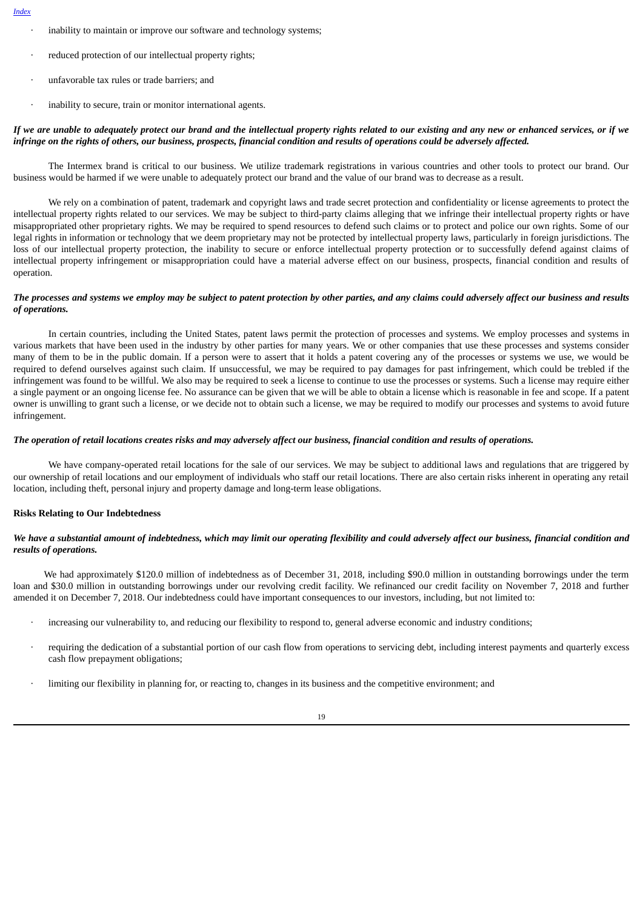- inability to maintain or improve our software and technology systems;
- reduced protection of our intellectual property rights;
- unfavorable tax rules or trade barriers; and
- inability to secure, train or monitor international agents.

***If we are unable to adequately protect our brand and the intellectual property rights related to our existing and any new or enhanced services, or if we infringe on the rights of others, our business, prospects, financial condition and results of operations could be adversely affected.***

The Intermex brand is critical to our business. We utilize trademark registrations in various countries and other tools to protect our brand. Our business would be harmed if we were unable to adequately protect our brand and the value of our brand was to decrease as a result.

We rely on a combination of patent, trademark and copyright laws and trade secret protection and confidentiality or license agreements to protect the intellectual property rights related to our services. We may be subject to third-party claims alleging that we infringe their intellectual property rights or have misappropriated other proprietary rights. We may be required to spend resources to defend such claims or to protect and police our own rights. Some of our legal rights in information or technology that we deem proprietary may not be protected by intellectual property laws, particularly in foreign jurisdictions. The loss of our intellectual property protection, the inability to secure or enforce intellectual property protection or to successfully defend against claims of intellectual property infringement or misappropriation could have a material adverse effect on our business, prospects, financial condition and results of operation.

***The processes and systems we employ may be subject to patent protection by other parties, and any claims could adversely affect our business and results of operations.***

In certain countries, including the United States, patent laws permit the protection of processes and systems. We employ processes and systems in various markets that have been used in the industry by other parties for many years. We or other companies that use these processes and systems consider many of them to be in the public domain. If a person were to assert that it holds a patent covering any of the processes or systems we use, we would be required to defend ourselves against such claim. If unsuccessful, we may be required to pay damages for past infringement, which could be trebled if the infringement was found to be willful. We also may be required to seek a license to continue to use the processes or systems. Such a license may require either a single payment or an ongoing license fee. No assurance can be given that we will be able to obtain a license which is reasonable in fee and scope. If a patent owner is unwilling to grant such a license, or we decide not to obtain such a license, we may be required to modify our processes and systems to avoid future infringement.

***The operation of retail locations creates risks and may adversely affect our business, financial condition and results of operations.***

We have company-operated retail locations for the sale of our services. We may be subject to additional laws and regulations that are triggered by our ownership of retail locations and our employment of individuals who staff our retail locations. There are also certain risks inherent in operating any retail location, including theft, personal injury and property damage and long-term lease obligations.

**Risks Relating to Our Indebtedness**

***We have a substantial amount of indebtedness, which may limit our operating flexibility and could adversely affect our business, financial condition and results of operations.***

We had approximately $120.0 million of indebtedness as of December 31, 2018, including $90.0 million in outstanding borrowings under the term loan and $30.0 million in outstanding borrowings under our revolving credit facility. We refinanced our credit facility on November 7, 2018 and further amended it on December 7, 2018. Our indebtedness could have important consequences to our investors, including, but not limited to:

- increasing our vulnerability to, and reducing our flexibility to respond to, general adverse economic and industry conditions;
- requiring the dedication of a substantial portion of our cash flow from operations to servicing debt, including interest payments and quarterly excess cash flow prepayment obligations;
- limiting our flexibility in planning for, or reacting to, changes in its business and the competitive environment; and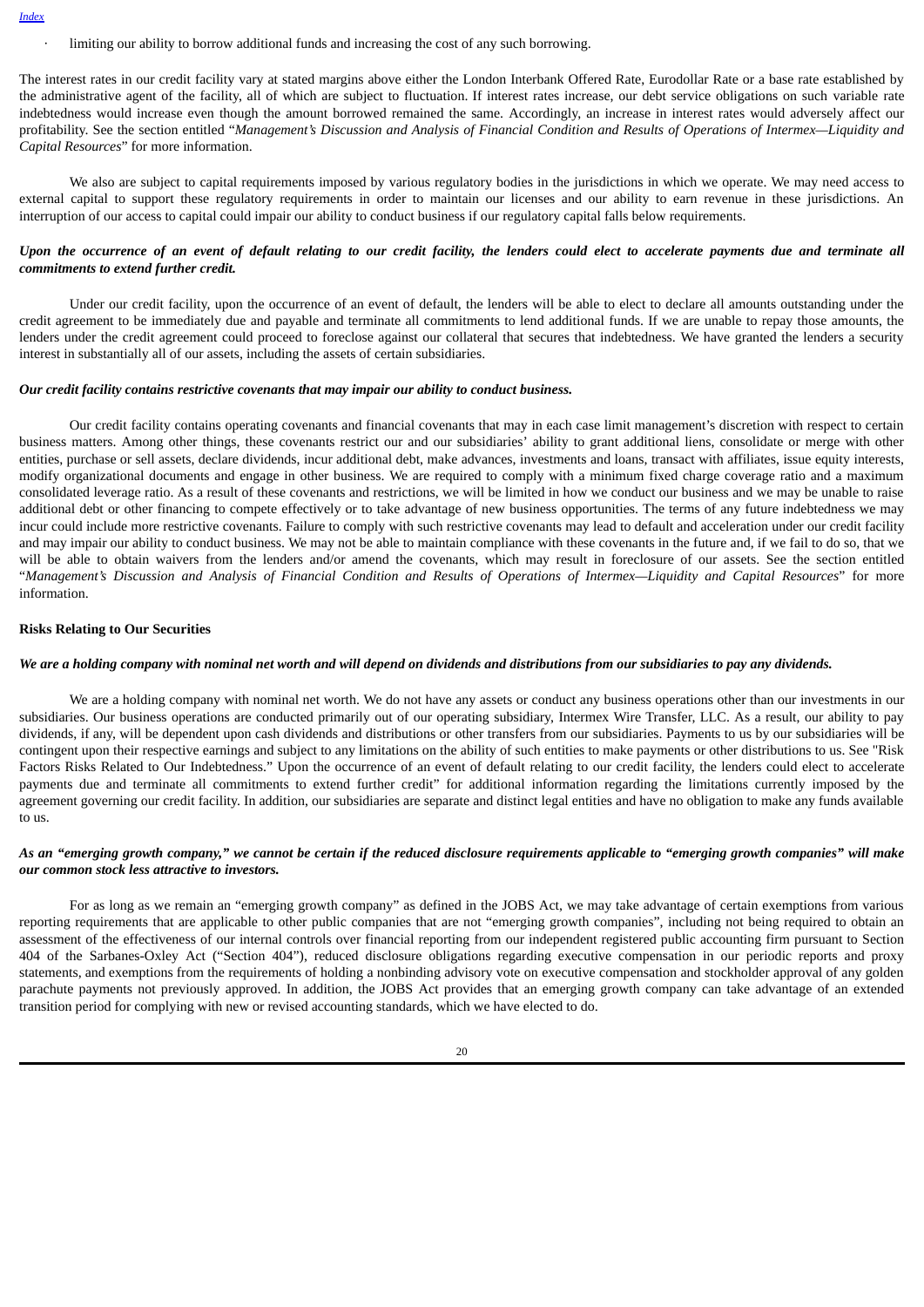- limiting our ability to borrow additional funds and increasing the cost of any such borrowing.

The interest rates in our credit facility vary at stated margins above either the London Interbank Offered Rate, Eurodollar Rate or a base rate established by the administrative agent of the facility, all of which are subject to fluctuation. If interest rates increase, our debt service obligations on such variable rate indebtedness would increase even though the amount borrowed remained the same. Accordingly, an increase in interest rates would adversely affect our profitability. See the section entitled "*Management's Discussion and Analysis of Financial Condition and Results of Operations of Intermex—Liquidity and Capital Resources*" for more information.

We also are subject to capital requirements imposed by various regulatory bodies in the jurisdictions in which we operate. We may need access to external capital to support these regulatory requirements in order to maintain our licenses and our ability to earn revenue in these jurisdictions. An interruption of our access to capital could impair our ability to conduct business if our regulatory capital falls below requirements.

***Upon the occurrence of an event of default relating to our credit facility, the lenders could elect to accelerate payments due and terminate all commitments to extend further credit.***

Under our credit facility, upon the occurrence of an event of default, the lenders will be able to elect to declare all amounts outstanding under the credit agreement to be immediately due and payable and terminate all commitments to lend additional funds. If we are unable to repay those amounts, the lenders under the credit agreement could proceed to foreclose against our collateral that secures that indebtedness. We have granted the lenders a security interest in substantially all of our assets, including the assets of certain subsidiaries.

***Our credit facility contains restrictive covenants that may impair our ability to conduct business.***

Our credit facility contains operating covenants and financial covenants that may in each case limit management's discretion with respect to certain business matters. Among other things, these covenants restrict our and our subsidiaries' ability to grant additional liens, consolidate or merge with other entities, purchase or sell assets, declare dividends, incur additional debt, make advances, investments and loans, transact with affiliates, issue equity interests, modify organizational documents and engage in other business. We are required to comply with a minimum fixed charge coverage ratio and a maximum consolidated leverage ratio. As a result of these covenants and restrictions, we will be limited in how we conduct our business and we may be unable to raise additional debt or other financing to compete effectively or to take advantage of new business opportunities. The terms of any future indebtedness we may incur could include more restrictive covenants. Failure to comply with such restrictive covenants may lead to default and acceleration under our credit facility and may impair our ability to conduct business. We may not be able to maintain compliance with these covenants in the future and, if we fail to do so, that we will be able to obtain waivers from the lenders and/or amend the covenants, which may result in foreclosure of our assets. See the section entitled "*Management's Discussion and Analysis of Financial Condition and Results of Operations of Intermex—Liquidity and Capital Resources*" for more information.

**Risks Relating to Our Securities**

***We are a holding company with nominal net worth and will depend on dividends and distributions from our subsidiaries to pay any dividends.***

We are a holding company with nominal net worth. We do not have any assets or conduct any business operations other than our investments in our subsidiaries. Our business operations are conducted primarily out of our operating subsidiary, Intermex Wire Transfer, LLC. As a result, our ability to pay dividends, if any, will be dependent upon cash dividends and distributions or other transfers from our subsidiaries. Payments to us by our subsidiaries will be contingent upon their respective earnings and subject to any limitations on the ability of such entities to make payments or other distributions to us. See "Risk Factors Risks Related to Our Indebtedness." Upon the occurrence of an event of default relating to our credit facility, the lenders could elect to accelerate payments due and terminate all commitments to extend further credit" for additional information regarding the limitations currently imposed by the agreement governing our credit facility. In addition, our subsidiaries are separate and distinct legal entities and have no obligation to make any funds available to us.

***As an "emerging growth company," we cannot be certain if the reduced disclosure requirements applicable to "emerging growth companies" will make our common stock less attractive to investors.***

For as long as we remain an "emerging growth company" as defined in the JOBS Act, we may take advantage of certain exemptions from various reporting requirements that are applicable to other public companies that are not "emerging growth companies", including not being required to obtain an assessment of the effectiveness of our internal controls over financial reporting from our independent registered public accounting firm pursuant to Section 404 of the Sarbanes-Oxley Act ("Section 404"), reduced disclosure obligations regarding executive compensation in our periodic reports and proxy statements, and exemptions from the requirements of holding a nonbinding advisory vote on executive compensation and stockholder approval of any golden parachute payments not previously approved. In addition, the JOBS Act provides that an emerging growth company can take advantage of an extended transition period for complying with new or revised accounting standards, which we have elected to do.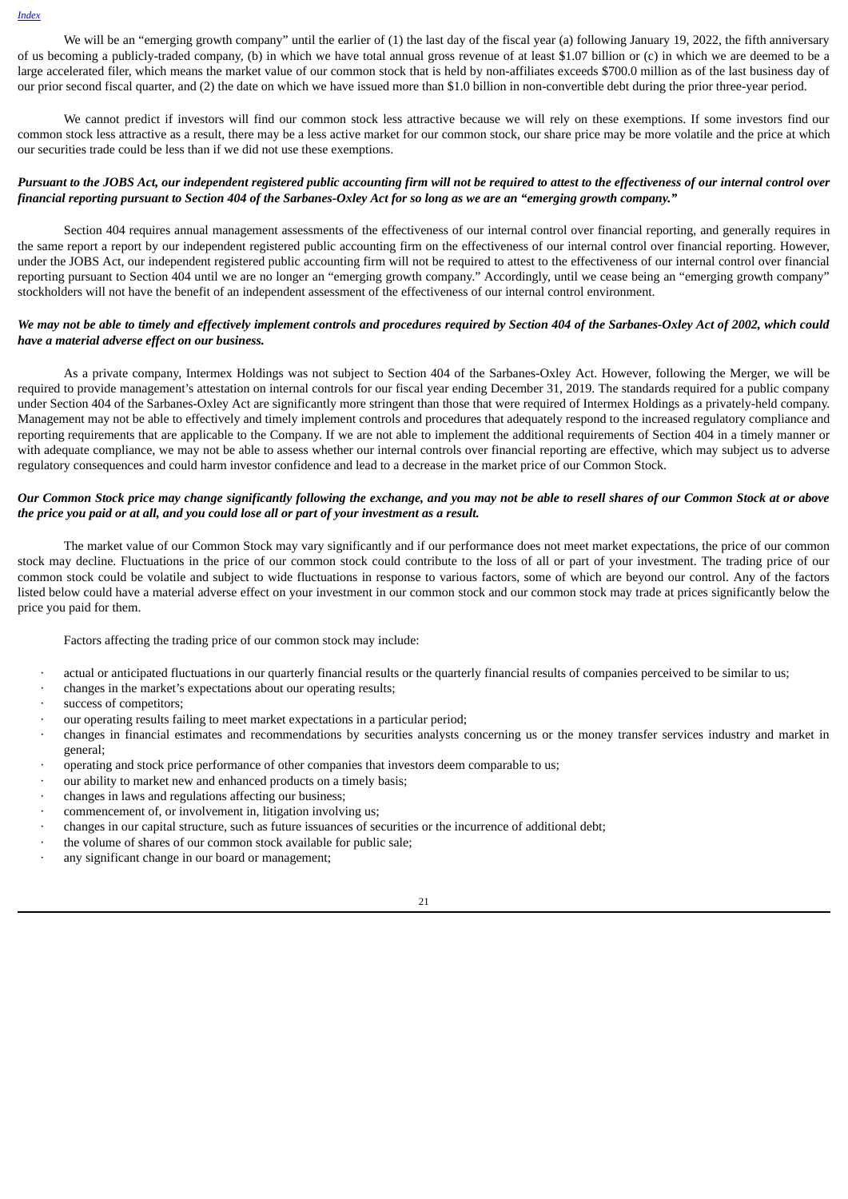We will be an "emerging growth company" until the earlier of (1) the last day of the fiscal year (a) following January 19, 2022, the fifth anniversary of us becoming a publicly-traded company, (b) in which we have total annual gross revenue of at least $1.07 billion or (c) in which we are deemed to be a large accelerated filer, which means the market value of our common stock that is held by non-affiliates exceeds $700.0 million as of the last business day of our prior second fiscal quarter, and (2) the date on which we have issued more than $1.0 billion in non-convertible debt during the prior three-year period.

We cannot predict if investors will find our common stock less attractive because we will rely on these exemptions. If some investors find our common stock less attractive as a result, there may be a less active market for our common stock, our share price may be more volatile and the price at which our securities trade could be less than if we did not use these exemptions.

***Pursuant to the JOBS Act, our independent registered public accounting firm will not be required to attest to the effectiveness of our internal control over financial reporting pursuant to Section 404 of the Sarbanes-Oxley Act for so long as we are an "emerging growth company."***

Section 404 requires annual management assessments of the effectiveness of our internal control over financial reporting, and generally requires in the same report a report by our independent registered public accounting firm on the effectiveness of our internal control over financial reporting. However, under the JOBS Act, our independent registered public accounting firm will not be required to attest to the effectiveness of our internal control over financial reporting pursuant to Section 404 until we are no longer an "emerging growth company." Accordingly, until we cease being an "emerging growth company" stockholders will not have the benefit of an independent assessment of the effectiveness of our internal control environment.

***We may not be able to timely and effectively implement controls and procedures required by Section 404 of the Sarbanes-Oxley Act of 2002, which could have a material adverse effect on our business.***

As a private company, Intermex Holdings was not subject to Section 404 of the Sarbanes-Oxley Act. However, following the Merger, we will be required to provide management's attestation on internal controls for our fiscal year ending December 31, 2019. The standards required for a public company under Section 404 of the Sarbanes-Oxley Act are significantly more stringent than those that were required of Intermex Holdings as a privately-held company. Management may not be able to effectively and timely implement controls and procedures that adequately respond to the increased regulatory compliance and reporting requirements that are applicable to the Company. If we are not able to implement the additional requirements of Section 404 in a timely manner or with adequate compliance, we may not be able to assess whether our internal controls over financial reporting are effective, which may subject us to adverse regulatory consequences and could harm investor confidence and lead to a decrease in the market price of our Common Stock.

***Our Common Stock price may change significantly following the exchange, and you may not be able to resell shares of our Common Stock at or above the price you paid or at all, and you could lose all or part of your investment as a result.***

The market value of our Common Stock may vary significantly and if our performance does not meet market expectations, the price of our common stock may decline. Fluctuations in the price of our common stock could contribute to the loss of all or part of your investment. The trading price of our common stock could be volatile and subject to wide fluctuations in response to various factors, some of which are beyond our control. Any of the factors listed below could have a material adverse effect on your investment in our common stock and our common stock may trade at prices significantly below the price you paid for them.

Factors affecting the trading price of our common stock may include:

- actual or anticipated fluctuations in our quarterly financial results or the quarterly financial results of companies perceived to be similar to us;
- changes in the market's expectations about our operating results;
- success of competitors;
- our operating results failing to meet market expectations in a particular period;
- changes in financial estimates and recommendations by securities analysts concerning us or the money transfer services industry and market in general;
- operating and stock price performance of other companies that investors deem comparable to us;
- our ability to market new and enhanced products on a timely basis;
- changes in laws and regulations affecting our business;
- commencement of, or involvement in, litigation involving us;
- changes in our capital structure, such as future issuances of securities or the incurrence of additional debt;
- the volume of shares of our common stock available for public sale;
- any significant change in our board or management;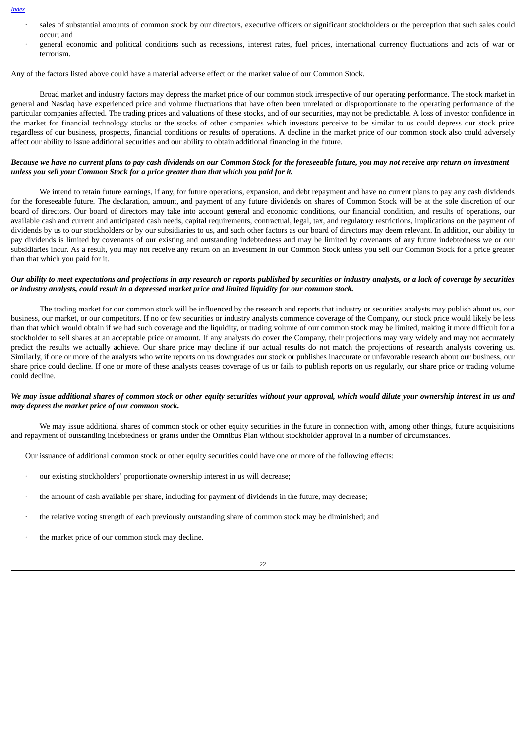- sales of substantial amounts of common stock by our directors, executive officers or significant stockholders or the perception that such sales could occur; and
- general economic and political conditions such as recessions, interest rates, fuel prices, international currency fluctuations and acts of war or terrorism.

Any of the factors listed above could have a material adverse effect on the market value of our Common Stock.

Broad market and industry factors may depress the market price of our common stock irrespective of our operating performance. The stock market in general and Nasdaq have experienced price and volume fluctuations that have often been unrelated or disproportionate to the operating performance of the particular companies affected. The trading prices and valuations of these stocks, and of our securities, may not be predictable. A loss of investor confidence in the market for financial technology stocks or the stocks of other companies which investors perceive to be similar to us could depress our stock price regardless of our business, prospects, financial conditions or results of operations. A decline in the market price of our common stock also could adversely affect our ability to issue additional securities and our ability to obtain additional financing in the future.

***Because we have no current plans to pay cash dividends on our Common Stock for the foreseeable future, you may not receive any return on investment unless you sell your Common Stock for a price greater than that which you paid for it.***

We intend to retain future earnings, if any, for future operations, expansion, and debt repayment and have no current plans to pay any cash dividends for the foreseeable future. The declaration, amount, and payment of any future dividends on shares of Common Stock will be at the sole discretion of our board of directors. Our board of directors may take into account general and economic conditions, our financial condition, and results of operations, our available cash and current and anticipated cash needs, capital requirements, contractual, legal, tax, and regulatory restrictions, implications on the payment of dividends by us to our stockholders or by our subsidiaries to us, and such other factors as our board of directors may deem relevant. In addition, our ability to pay dividends is limited by covenants of our existing and outstanding indebtedness and may be limited by covenants of any future indebtedness we or our subsidiaries incur. As a result, you may not receive any return on an investment in our Common Stock unless you sell our Common Stock for a price greater than that which you paid for it.

***Our ability to meet expectations and projections in any research or reports published by securities or industry analysts, or a lack of coverage by securities or industry analysts, could result in a depressed market price and limited liquidity for our common stock.***

The trading market for our common stock will be influenced by the research and reports that industry or securities analysts may publish about us, our business, our market, or our competitors. If no or few securities or industry analysts commence coverage of the Company, our stock price would likely be less than that which would obtain if we had such coverage and the liquidity, or trading volume of our common stock may be limited, making it more difficult for a stockholder to sell shares at an acceptable price or amount. If any analysts do cover the Company, their projections may vary widely and may not accurately predict the results we actually achieve. Our share price may decline if our actual results do not match the projections of research analysts covering us. Similarly, if one or more of the analysts who write reports on us downgrades our stock or publishes inaccurate or unfavorable research about our business, our share price could decline. If one or more of these analysts ceases coverage of us or fails to publish reports on us regularly, our share price or trading volume could decline.

***We may issue additional shares of common stock or other equity securities without your approval, which would dilute your ownership interest in us and may depress the market price of our common stock.***

We may issue additional shares of common stock or other equity securities in the future in connection with, among other things, future acquisitions and repayment of outstanding indebtedness or grants under the Omnibus Plan without stockholder approval in a number of circumstances.

Our issuance of additional common stock or other equity securities could have one or more of the following effects:

- our existing stockholders' proportionate ownership interest in us will decrease;
- the amount of cash available per share, including for payment of dividends in the future, may decrease;
- the relative voting strength of each previously outstanding share of common stock may be diminished; and
- the market price of our common stock may decline.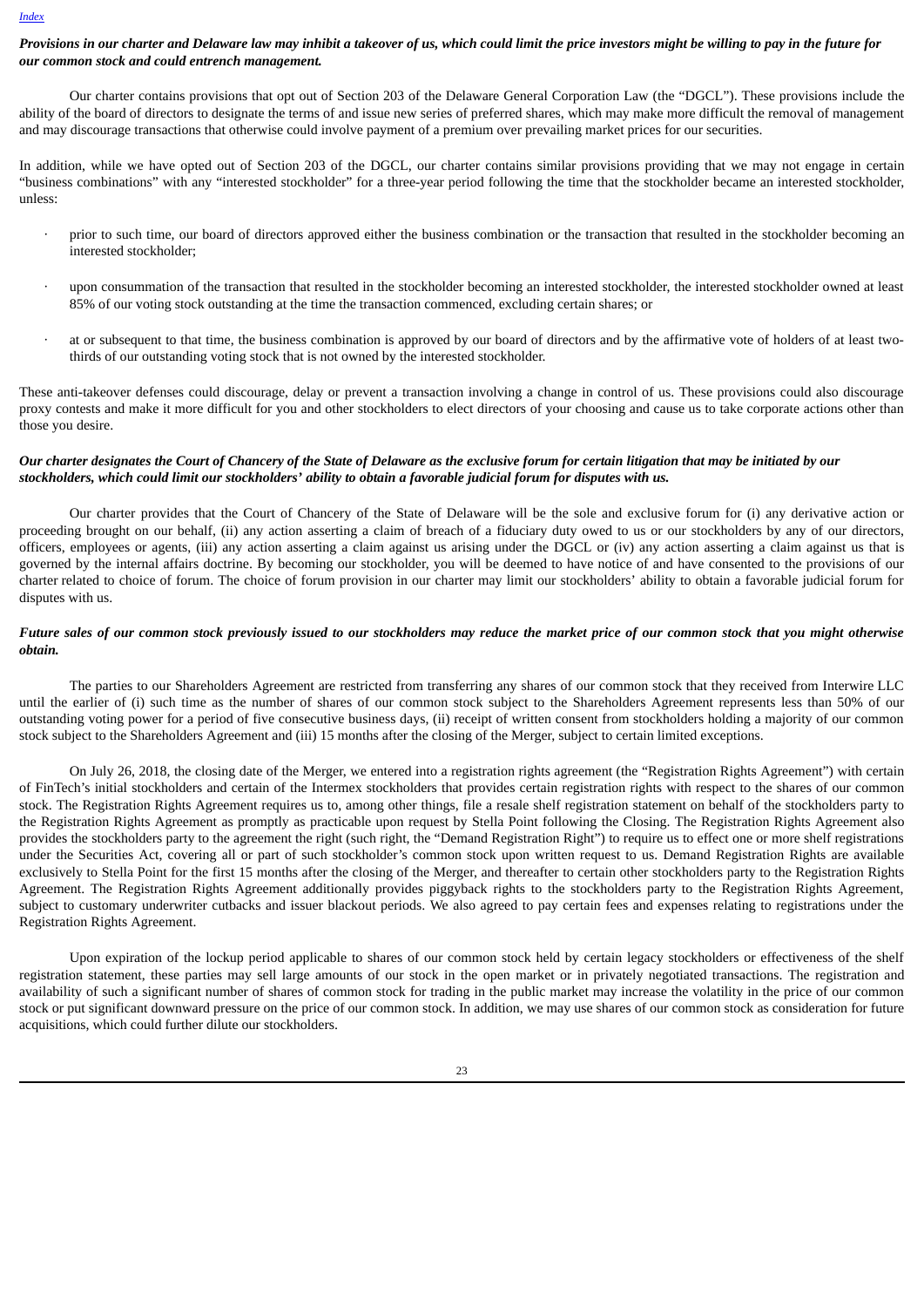***Provisions in our charter and Delaware law may inhibit a takeover of us, which could limit the price investors might be willing to pay in the future for our common stock and could entrench management.***

Our charter contains provisions that opt out of Section 203 of the Delaware General Corporation Law (the "DGCL"). These provisions include the ability of the board of directors to designate the terms of and issue new series of preferred shares, which may make more difficult the removal of management and may discourage transactions that otherwise could involve payment of a premium over prevailing market prices for our securities.

In addition, while we have opted out of Section 203 of the DGCL, our charter contains similar provisions providing that we may not engage in certain "business combinations" with any "interested stockholder" for a three-year period following the time that the stockholder became an interested stockholder, unless:

- prior to such time, our board of directors approved either the business combination or the transaction that resulted in the stockholder becoming an interested stockholder;
- upon consummation of the transaction that resulted in the stockholder becoming an interested stockholder, the interested stockholder owned at least 85% of our voting stock outstanding at the time the transaction commenced, excluding certain shares; or
- at or subsequent to that time, the business combination is approved by our board of directors and by the affirmative vote of holders of at least two-thirds of our outstanding voting stock that is not owned by the interested stockholder.

These anti-takeover defenses could discourage, delay or prevent a transaction involving a change in control of us. These provisions could also discourage proxy contests and make it more difficult for you and other stockholders to elect directors of your choosing and cause us to take corporate actions other than those you desire.

***Our charter designates the Court of Chancery of the State of Delaware as the exclusive forum for certain litigation that may be initiated by our stockholders, which could limit our stockholders' ability to obtain a favorable judicial forum for disputes with us.***

Our charter provides that the Court of Chancery of the State of Delaware will be the sole and exclusive forum for (i) any derivative action or proceeding brought on our behalf, (ii) any action asserting a claim of breach of a fiduciary duty owed to us or our stockholders by any of our directors, officers, employees or agents, (iii) any action asserting a claim against us arising under the DGCL or (iv) any action asserting a claim against us that is governed by the internal affairs doctrine. By becoming our stockholder, you will be deemed to have notice of and have consented to the provisions of our charter related to choice of forum. The choice of forum provision in our charter may limit our stockholders' ability to obtain a favorable judicial forum for disputes with us.

***Future sales of our common stock previously issued to our stockholders may reduce the market price of our common stock that you might otherwise obtain.***

The parties to our Shareholders Agreement are restricted from transferring any shares of our common stock that they received from Interwire LLC until the earlier of (i) such time as the number of shares of our common stock subject to the Shareholders Agreement represents less than 50% of our outstanding voting power for a period of five consecutive business days, (ii) receipt of written consent from stockholders holding a majority of our common stock subject to the Shareholders Agreement and (iii) 15 months after the closing of the Merger, subject to certain limited exceptions.

On July 26, 2018, the closing date of the Merger, we entered into a registration rights agreement (the "Registration Rights Agreement") with certain of FinTech's initial stockholders and certain of the Intermex stockholders that provides certain registration rights with respect to the shares of our common stock. The Registration Rights Agreement requires us to, among other things, file a resale shelf registration statement on behalf of the stockholders party to the Registration Rights Agreement as promptly as practicable upon request by Stella Point following the Closing. The Registration Rights Agreement also provides the stockholders party to the agreement the right (such right, the "Demand Registration Right") to require us to effect one or more shelf registrations under the Securities Act, covering all or part of such stockholder's common stock upon written request to us. Demand Registration Rights are available exclusively to Stella Point for the first 15 months after the closing of the Merger, and thereafter to certain other stockholders party to the Registration Rights Agreement. The Registration Rights Agreement additionally provides piggyback rights to the stockholders party to the Registration Rights Agreement, subject to customary underwriter cutbacks and issuer blackout periods. We also agreed to pay certain fees and expenses relating to registrations under the Registration Rights Agreement.

Upon expiration of the lockup period applicable to shares of our common stock held by certain legacy stockholders or effectiveness of the shelf registration statement, these parties may sell large amounts of our stock in the open market or in privately negotiated transactions. The registration and availability of such a significant number of shares of common stock for trading in the public market may increase the volatility in the price of our common stock or put significant downward pressure on the price of our common stock. In addition, we may use shares of our common stock as consideration for future acquisitions, which could further dilute our stockholders.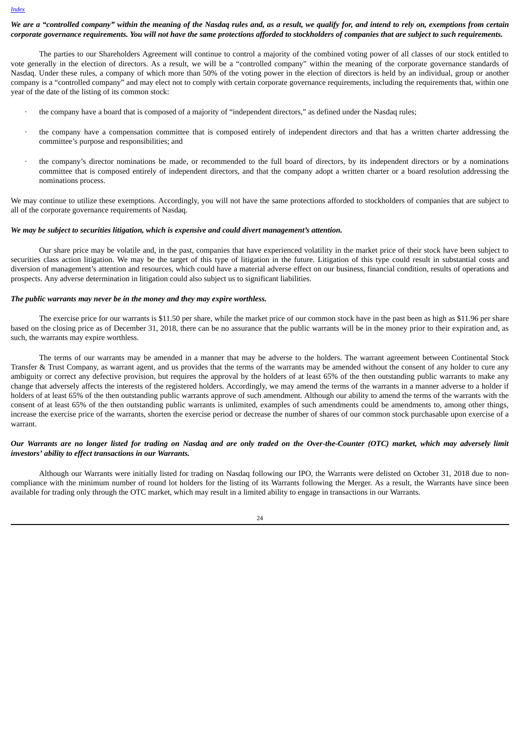***We are a "controlled company" within the meaning of the Nasdaq rules and, as a result, we qualify for, and intend to rely on, exemptions from certain corporate governance requirements. You will not have the same protections afforded to stockholders of companies that are subject to such requirements.***

The parties to our Shareholders Agreement will continue to control a majority of the combined voting power of all classes of our stock entitled to vote generally in the election of directors. As a result, we will be a "controlled company" within the meaning of the corporate governance standards of Nasdaq. Under these rules, a company of which more than 50% of the voting power in the election of directors is held by an individual, group or another company is a "controlled company" and may elect not to comply with certain corporate governance requirements, including the requirements that, within one year of the date of the listing of its common stock:

- the company have a board that is composed of a majority of "independent directors," as defined under the Nasdaq rules;
- the company have a compensation committee that is composed entirely of independent directors and that has a written charter addressing the committee's purpose and responsibilities; and
- the company's director nominations be made, or recommended to the full board of directors, by its independent directors or by a nominations committee that is composed entirely of independent directors, and that the company adopt a written charter or a board resolution addressing the nominations process.

We may continue to utilize these exemptions. Accordingly, you will not have the same protections afforded to stockholders of companies that are subject to all of the corporate governance requirements of Nasdaq.

***We may be subject to securities litigation, which is expensive and could divert management's attention.***

Our share price may be volatile and, in the past, companies that have experienced volatility in the market price of their stock have been subject to securities class action litigation. We may be the target of this type of litigation in the future. Litigation of this type could result in substantial costs and diversion of management's attention and resources, which could have a material adverse effect on our business, financial condition, results of operations and prospects. Any adverse determination in litigation could also subject us to significant liabilities.

***The public warrants may never be in the money and they may expire worthless.***

The exercise price for our warrants is $11.50 per share, while the market price of our common stock have in the past been as high as $11.96 per share based on the closing price as of December 31, 2018, there can be no assurance that the public warrants will be in the money prior to their expiration and, as such, the warrants may expire worthless.

The terms of our warrants may be amended in a manner that may be adverse to the holders. The warrant agreement between Continental Stock Transfer & Trust Company, as warrant agent, and us provides that the terms of the warrants may be amended without the consent of any holder to cure any ambiguity or correct any defective provision, but requires the approval by the holders of at least 65% of the then outstanding public warrants to make any change that adversely affects the interests of the registered holders. Accordingly, we may amend the terms of the warrants in a manner adverse to a holder if holders of at least 65% of the then outstanding public warrants approve of such amendment. Although our ability to amend the terms of the warrants with the consent of at least 65% of the then outstanding public warrants is unlimited, examples of such amendments could be amendments to, among other things, increase the exercise price of the warrants, shorten the exercise period or decrease the number of shares of our common stock purchasable upon exercise of a warrant.

***Our Warrants are no longer listed for trading on Nasdaq and are only traded on the Over-the-Counter (OTC) market, which may adversely limit investors' ability to effect transactions in our Warrants.***

Although our Warrants were initially listed for trading on Nasdaq following our IPO, the Warrants were delisted on October 31, 2018 due to non-compliance with the minimum number of round lot holders for the listing of its Warrants following the Merger. As a result, the Warrants have since been available for trading only through the OTC market, which may result in a limited ability to engage in transactions in our Warrants.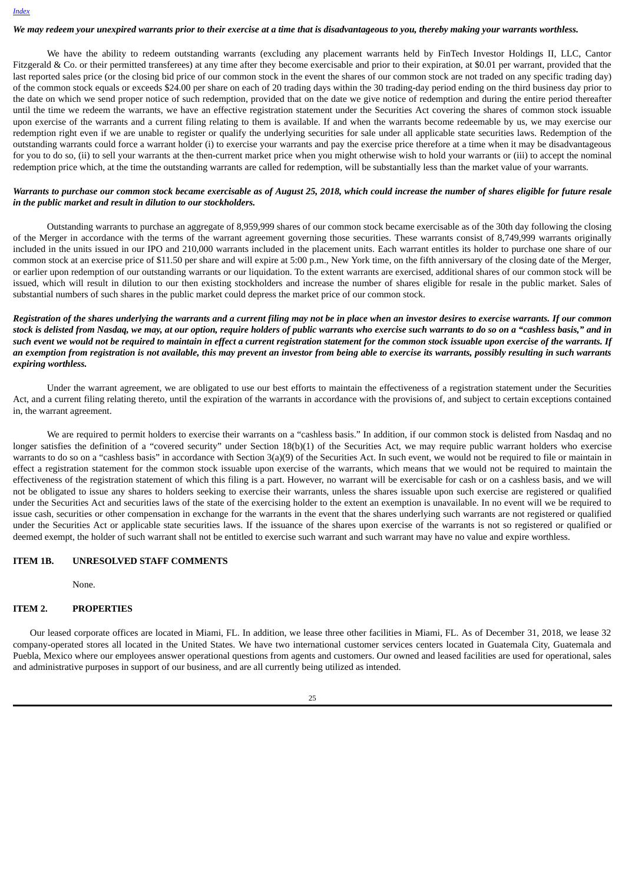*We may redeem your unexpired warrants prior to their exercise at a time that is disadvantageous to you, thereby making your warrants worthless.*

We have the ability to redeem outstanding warrants (excluding any placement warrants held by FinTech Investor Holdings II, LLC, Cantor Fitzgerald & Co. or their permitted transferees) at any time after they become exercisable and prior to their expiration, at $0.01 per warrant, provided that the last reported sales price (or the closing bid price of our common stock in the event the shares of our common stock are not traded on any specific trading day) of the common stock equals or exceeds $24.00 per share on each of 20 trading days within the 30 trading-day period ending on the third business day prior to the date on which we send proper notice of such redemption, provided that on the date we give notice of redemption and during the entire period thereafter until the time we redeem the warrants, we have an effective registration statement under the Securities Act covering the shares of common stock issuable upon exercise of the warrants and a current filing relating to them is available. If and when the warrants become redeemable by us, we may exercise our redemption right even if we are unable to register or qualify the underlying securities for sale under all applicable state securities laws. Redemption of the outstanding warrants could force a warrant holder (i) to exercise your warrants and pay the exercise price therefore at a time when it may be disadvantageous for you to do so, (ii) to sell your warrants at the then-current market price when you might otherwise wish to hold your warrants or (iii) to accept the nominal redemption price which, at the time the outstanding warrants are called for redemption, will be substantially less than the market value of your warrants.

*Warrants to purchase our common stock became exercisable as of August 25, 2018, which could increase the number of shares eligible for future resale in the public market and result in dilution to our stockholders.*

Outstanding warrants to purchase an aggregate of 8,959,999 shares of our common stock became exercisable as of the 30th day following the closing of the Merger in accordance with the terms of the warrant agreement governing those securities. These warrants consist of 8,749,999 warrants originally included in the units issued in our IPO and 210,000 warrants included in the placement units. Each warrant entitles its holder to purchase one share of our common stock at an exercise price of $11.50 per share and will expire at 5:00 p.m., New York time, on the fifth anniversary of the closing date of the Merger, or earlier upon redemption of our outstanding warrants or our liquidation. To the extent warrants are exercised, additional shares of our common stock will be issued, which will result in dilution to our then existing stockholders and increase the number of shares eligible for resale in the public market. Sales of substantial numbers of such shares in the public market could depress the market price of our common stock.

*Registration of the shares underlying the warrants and a current filing may not be in place when an investor desires to exercise warrants. If our common stock is delisted from Nasdaq, we may, at our option, require holders of public warrants who exercise such warrants to do so on a "cashless basis," and in such event we would not be required to maintain in effect a current registration statement for the common stock issuable upon exercise of the warrants. If an exemption from registration is not available, this may prevent an investor from being able to exercise its warrants, possibly resulting in such warrants expiring worthless.*

Under the warrant agreement, we are obligated to use our best efforts to maintain the effectiveness of a registration statement under the Securities Act, and a current filing relating thereto, until the expiration of the warrants in accordance with the provisions of, and subject to certain exceptions contained in, the warrant agreement.

We are required to permit holders to exercise their warrants on a "cashless basis." In addition, if our common stock is delisted from Nasdaq and no longer satisfies the definition of a "covered security" under Section 18(b)(1) of the Securities Act, we may require public warrant holders who exercise warrants to do so on a "cashless basis" in accordance with Section 3(a)(9) of the Securities Act. In such event, we would not be required to file or maintain in effect a registration statement for the common stock issuable upon exercise of the warrants, which means that we would not be required to maintain the effectiveness of the registration statement of which this filing is a part. However, no warrant will be exercisable for cash or on a cashless basis, and we will not be obligated to issue any shares to holders seeking to exercise their warrants, unless the shares issuable upon such exercise are registered or qualified under the Securities Act and securities laws of the state of the exercising holder to the extent an exemption is unavailable. In no event will we be required to issue cash, securities or other compensation in exchange for the warrants in the event that the shares underlying such warrants are not registered or qualified under the Securities Act or applicable state securities laws. If the issuance of the shares upon exercise of the warrants is not so registered or qualified or deemed exempt, the holder of such warrant shall not be entitled to exercise such warrant and such warrant may have no value and expire worthless.

## ITEM 1B. UNRESOLVED STAFF COMMENTS

None.

## ITEM 2. PROPERTIES

Our leased corporate offices are located in Miami, FL. In addition, we lease three other facilities in Miami, FL. As of December 31, 2018, we lease 32 company-operated stores all located in the United States. We have two international customer services centers located in Guatemala City, Guatemala and Puebla, Mexico where our employees answer operational questions from agents and customers. Our owned and leased facilities are used for operational, sales and administrative purposes in support of our business, and are all currently being utilized as intended.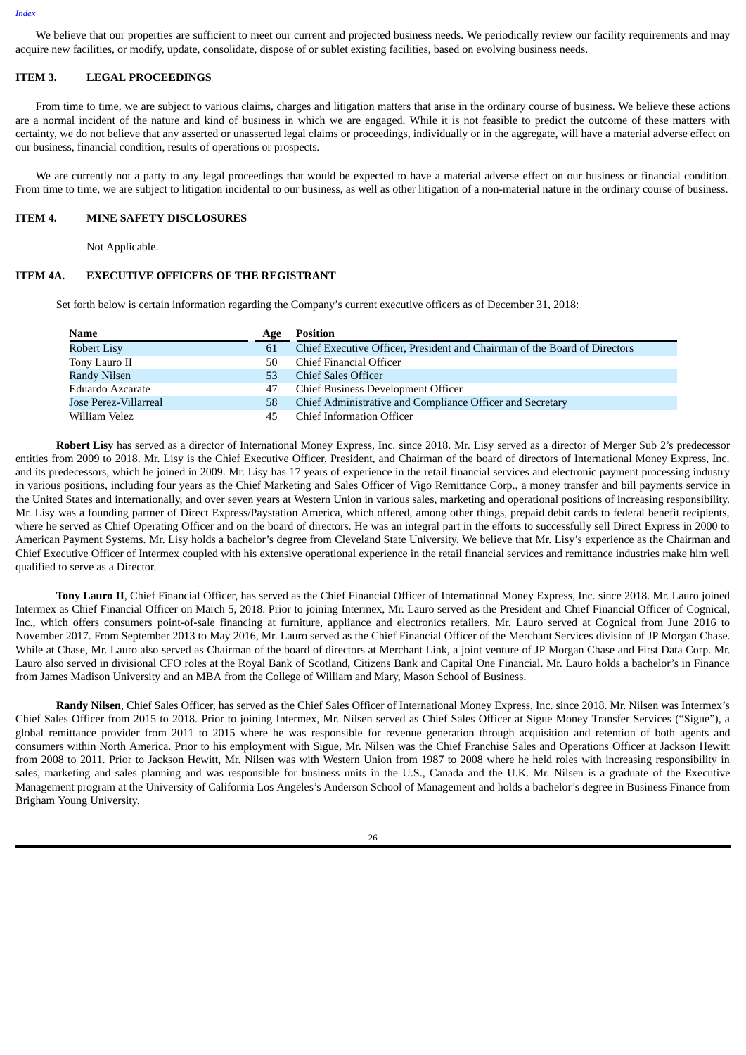We believe that our properties are sufficient to meet our current and projected business needs. We periodically review our facility requirements and may acquire new facilities, or modify, update, consolidate, dispose of or sublet existing facilities, based on evolving business needs.

## ITEM 3. LEGAL PROCEEDINGS

From time to time, we are subject to various claims, charges and litigation matters that arise in the ordinary course of business. We believe these actions are a normal incident of the nature and kind of business in which we are engaged. While it is not feasible to predict the outcome of these matters with certainty, we do not believe that any asserted or unasserted legal claims or proceedings, individually or in the aggregate, will have a material adverse effect on our business, financial condition, results of operations or prospects.

We are currently not a party to any legal proceedings that would be expected to have a material adverse effect on our business or financial condition. From time to time, we are subject to litigation incidental to our business, as well as other litigation of a non-material nature in the ordinary course of business.

## ITEM 4. MINE SAFETY DISCLOSURES

Not Applicable.

## ITEM 4A. EXECUTIVE OFFICERS OF THE REGISTRANT

Set forth below is certain information regarding the Company's current executive officers as of December 31, 2018:

| Name | Age | Position |
|---|---|---|
| Robert Lisy | 61 | Chief Executive Officer, President and Chairman of the Board of Directors |
| Tony Lauro II | 50 | Chief Financial Officer |
| Randy Nilsen | 53 | Chief Sales Officer |
| Eduardo Azcarate | 47 | Chief Business Development Officer |
| Jose Perez-Villarreal | 58 | Chief Administrative and Compliance Officer and Secretary |
| William Velez | 45 | Chief Information Officer |

**Robert Lisy** has served as a director of International Money Express, Inc. since 2018. Mr. Lisy served as a director of Merger Sub 2's predecessor entities from 2009 to 2018. Mr. Lisy is the Chief Executive Officer, President, and Chairman of the board of directors of International Money Express, Inc. and its predecessors, which he joined in 2009. Mr. Lisy has 17 years of experience in the retail financial services and electronic payment processing industry in various positions, including four years as the Chief Marketing and Sales Officer of Vigo Remittance Corp., a money transfer and bill payments service in the United States and internationally, and over seven years at Western Union in various sales, marketing and operational positions of increasing responsibility. Mr. Lisy was a founding partner of Direct Express/Paystation America, which offered, among other things, prepaid debit cards to federal benefit recipients, where he served as Chief Operating Officer and on the board of directors. He was an integral part in the efforts to successfully sell Direct Express in 2000 to American Payment Systems. Mr. Lisy holds a bachelor's degree from Cleveland State University. We believe that Mr. Lisy's experience as the Chairman and Chief Executive Officer of Intermex coupled with his extensive operational experience in the retail financial services and remittance industries make him well qualified to serve as a Director.

**Tony Lauro II**, Chief Financial Officer, has served as the Chief Financial Officer of International Money Express, Inc. since 2018. Mr. Lauro joined Intermex as Chief Financial Officer on March 5, 2018. Prior to joining Intermex, Mr. Lauro served as the President and Chief Financial Officer of Cognical, Inc., which offers consumers point-of-sale financing at furniture, appliance and electronics retailers. Mr. Lauro served at Cognical from June 2016 to November 2017. From September 2013 to May 2016, Mr. Lauro served as the Chief Financial Officer of the Merchant Services division of JP Morgan Chase. While at Chase, Mr. Lauro also served as Chairman of the board of directors at Merchant Link, a joint venture of JP Morgan Chase and First Data Corp. Mr. Lauro also served in divisional CFO roles at the Royal Bank of Scotland, Citizens Bank and Capital One Financial. Mr. Lauro holds a bachelor's in Finance from James Madison University and an MBA from the College of William and Mary, Mason School of Business.

**Randy Nilsen**, Chief Sales Officer, has served as the Chief Sales Officer of International Money Express, Inc. since 2018. Mr. Nilsen was Intermex's Chief Sales Officer from 2015 to 2018. Prior to joining Intermex, Mr. Nilsen served as Chief Sales Officer at Sigue Money Transfer Services ("Sigue"), a global remittance provider from 2011 to 2015 where he was responsible for revenue generation through acquisition and retention of both agents and consumers within North America. Prior to his employment with Sigue, Mr. Nilsen was the Chief Franchise Sales and Operations Officer at Jackson Hewitt from 2008 to 2011. Prior to Jackson Hewitt, Mr. Nilsen was with Western Union from 1987 to 2008 where he held roles with increasing responsibility in sales, marketing and sales planning and was responsible for business units in the U.S., Canada and the U.K. Mr. Nilsen is a graduate of the Executive Management program at the University of California Los Angeles's Anderson School of Management and holds a bachelor's degree in Business Finance from Brigham Young University.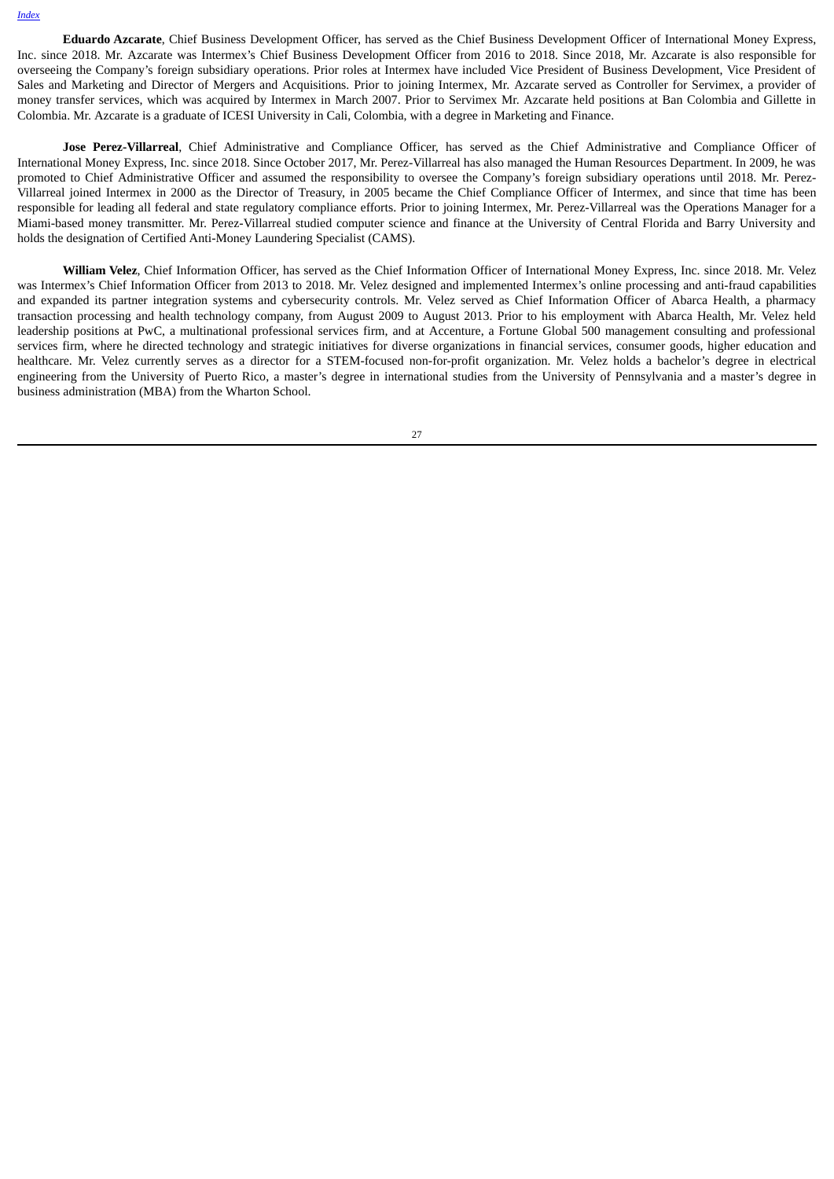**Eduardo Azcarate**, Chief Business Development Officer, has served as the Chief Business Development Officer of International Money Express, Inc. since 2018. Mr. Azcarate was Intermex's Chief Business Development Officer from 2016 to 2018. Since 2018, Mr. Azcarate is also responsible for overseeing the Company's foreign subsidiary operations. Prior roles at Intermex have included Vice President of Business Development, Vice President of Sales and Marketing and Director of Mergers and Acquisitions. Prior to joining Intermex, Mr. Azcarate served as Controller for Servimex, a provider of money transfer services, which was acquired by Intermex in March 2007. Prior to Servimex Mr. Azcarate held positions at Ban Colombia and Gillette in Colombia. Mr. Azcarate is a graduate of ICESI University in Cali, Colombia, with a degree in Marketing and Finance.

**Jose Perez-Villarreal**, Chief Administrative and Compliance Officer, has served as the Chief Administrative and Compliance Officer of International Money Express, Inc. since 2018. Since October 2017, Mr. Perez-Villarreal has also managed the Human Resources Department. In 2009, he was promoted to Chief Administrative Officer and assumed the responsibility to oversee the Company's foreign subsidiary operations until 2018. Mr. Perez-Villarreal joined Intermex in 2000 as the Director of Treasury, in 2005 became the Chief Compliance Officer of Intermex, and since that time has been responsible for leading all federal and state regulatory compliance efforts. Prior to joining Intermex, Mr. Perez-Villarreal was the Operations Manager for a Miami-based money transmitter. Mr. Perez-Villarreal studied computer science and finance at the University of Central Florida and Barry University and holds the designation of Certified Anti-Money Laundering Specialist (CAMS).

**William Velez**, Chief Information Officer, has served as the Chief Information Officer of International Money Express, Inc. since 2018. Mr. Velez was Intermex's Chief Information Officer from 2013 to 2018. Mr. Velez designed and implemented Intermex's online processing and anti-fraud capabilities and expanded its partner integration systems and cybersecurity controls. Mr. Velez served as Chief Information Officer of Abarca Health, a pharmacy transaction processing and health technology company, from August 2009 to August 2013. Prior to his employment with Abarca Health, Mr. Velez held leadership positions at PwC, a multinational professional services firm, and at Accenture, a Fortune Global 500 management consulting and professional services firm, where he directed technology and strategic initiatives for diverse organizations in financial services, consumer goods, higher education and healthcare. Mr. Velez currently serves as a director for a STEM-focused non-for-profit organization. Mr. Velez holds a bachelor's degree in electrical engineering from the University of Puerto Rico, a master's degree in international studies from the University of Pennsylvania and a master's degree in business administration (MBA) from the Wharton School.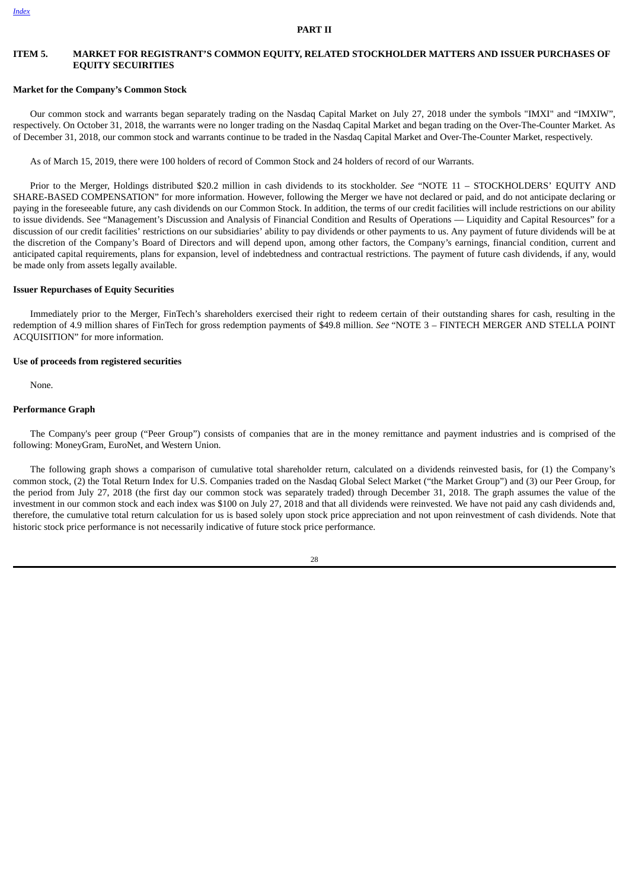## PART II

## ITEM 5. MARKET FOR REGISTRANT'S COMMON EQUITY, RELATED STOCKHOLDER MATTERS AND ISSUER PURCHASES OF EQUITY SECURITIES

**Market for the Company's Common Stock**

Our common stock and warrants began separately trading on the Nasdaq Capital Market on July 27, 2018 under the symbols "IMXI" and "IMXIW", respectively. On October 31, 2018, the warrants were no longer trading on the Nasdaq Capital Market and began trading on the Over-The-Counter Market. As of December 31, 2018, our common stock and warrants continue to be traded in the Nasdaq Capital Market and Over-The-Counter Market, respectively.

As of March 15, 2019, there were 100 holders of record of Common Stock and 24 holders of record of our Warrants.

Prior to the Merger, Holdings distributed $20.2 million in cash dividends to its stockholder. *See* "NOTE 11 – STOCKHOLDERS' EQUITY AND SHARE-BASED COMPENSATION" for more information. However, following the Merger we have not declared or paid, and do not anticipate declaring or paying in the foreseeable future, any cash dividends on our Common Stock. In addition, the terms of our credit facilities will include restrictions on our ability to issue dividends. See "Management's Discussion and Analysis of Financial Condition and Results of Operations — Liquidity and Capital Resources" for a discussion of our credit facilities' restrictions on our subsidiaries' ability to pay dividends or other payments to us. Any payment of future dividends will be at the discretion of the Company's Board of Directors and will depend upon, among other factors, the Company's earnings, financial condition, current and anticipated capital requirements, plans for expansion, level of indebtedness and contractual restrictions. The payment of future cash dividends, if any, would be made only from assets legally available.

**Issuer Repurchases of Equity Securities**

Immediately prior to the Merger, FinTech's shareholders exercised their right to redeem certain of their outstanding shares for cash, resulting in the redemption of 4.9 million shares of FinTech for gross redemption payments of $49.8 million. *See* "NOTE 3 – FINTECH MERGER AND STELLA POINT ACQUISITION" for more information.

**Use of proceeds from registered securities**

None.

**Performance Graph**

The Company's peer group ("Peer Group") consists of companies that are in the money remittance and payment industries and is comprised of the following: MoneyGram, EuroNet, and Western Union.

The following graph shows a comparison of cumulative total shareholder return, calculated on a dividends reinvested basis, for (1) the Company's common stock, (2) the Total Return Index for U.S. Companies traded on the Nasdaq Global Select Market ("the Market Group") and (3) our Peer Group, for the period from July 27, 2018 (the first day our common stock was separately traded) through December 31, 2018. The graph assumes the value of the investment in our common stock and each index was $100 on July 27, 2018 and that all dividends were reinvested. We have not paid any cash dividends and, therefore, the cumulative total return calculation for us is based solely upon stock price appreciation and not upon reinvestment of cash dividends. Note that historic stock price performance is not necessarily indicative of future stock price performance.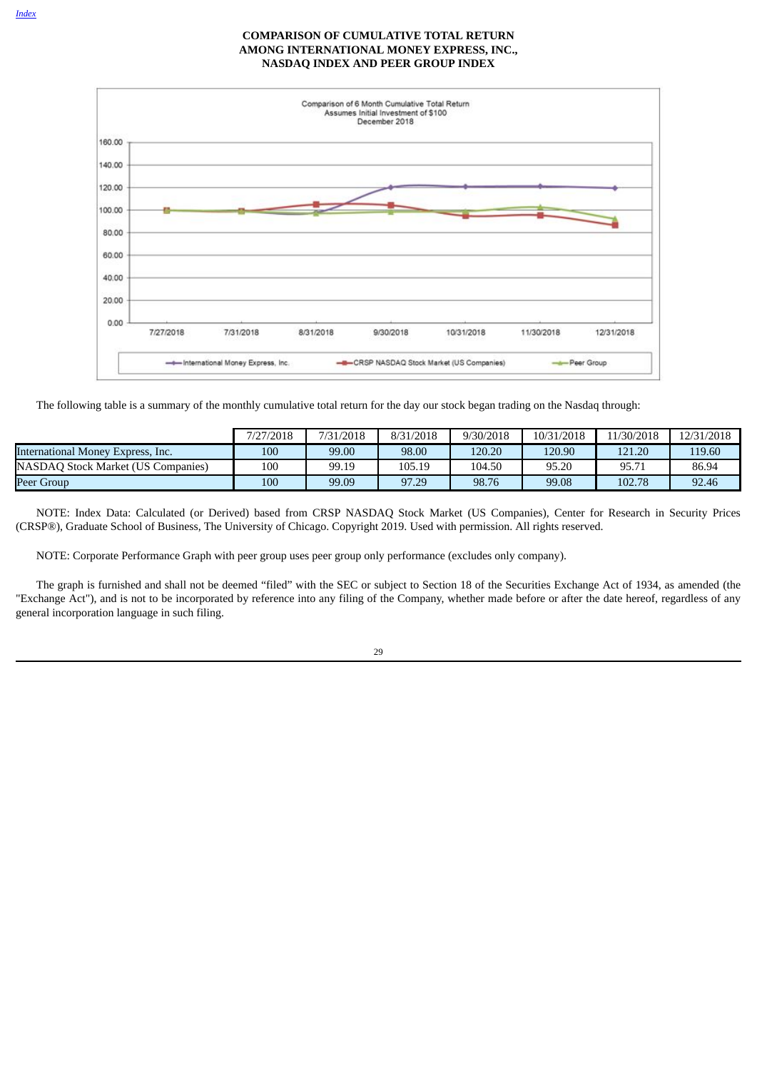## COMPARISON OF CUMULATIVE TOTAL RETURN AMONG INTERNATIONAL MONEY EXPRESS, INC., NASDAQ INDEX AND PEER GROUP INDEX

The following table is a summary of the monthly cumulative total return for the day our stock began trading on the Nasdaq through:

| | 7/27/2018 | 7/31/2018 | 8/31/2018 | 9/30/2018 | 10/31/2018 | 11/30/2018 | 12/31/2018 |
|---|---|---|---|---|---|---|---|
| International Money Express, Inc. | 100 | 99.00 | 98.00 | 120.20 | 120.90 | 121.20 | 119.60 |
| NASDAQ Stock Market (US Companies) | 100 | 99.19 | 105.19 | 104.50 | 95.20 | 95.71 | 86.94 |
| Peer Group | 100 | 99.09 | 97.29 | 98.76 | 99.08 | 102.78 | 92.46 |

NOTE: Index Data: Calculated (or Derived) based from CRSP NASDAQ Stock Market (US Companies), Center for Research in Security Prices (CRSP®), Graduate School of Business, The University of Chicago. Copyright 2019. Used with permission. All rights reserved.

NOTE: Corporate Performance Graph with peer group uses peer group only performance (excludes only company).

The graph is furnished and shall not be deemed "filed" with the SEC or subject to Section 18 of the Securities Exchange Act of 1934, as amended (the "Exchange Act"), and is not to be incorporated by reference into any filing of the Company, whether made before or after the date hereof, regardless of any general incorporation language in such filing.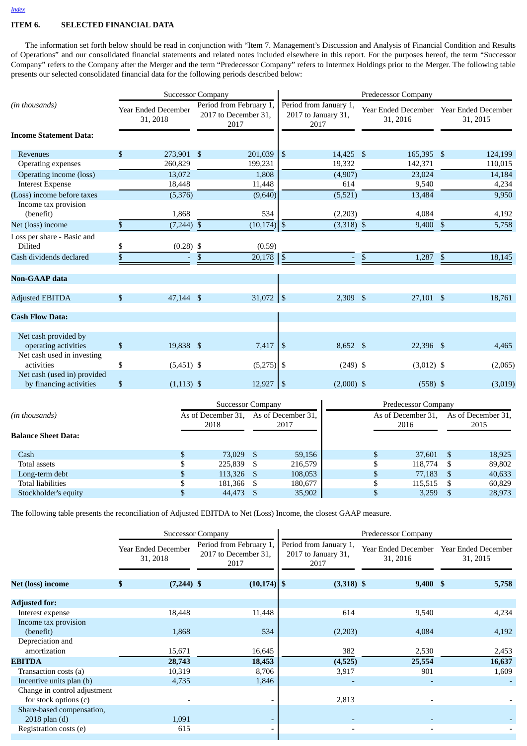## ITEM 6. SELECTED FINANCIAL DATA

The information set forth below should be read in conjunction with "Item 7. Management's Discussion and Analysis of Financial Condition and Results of Operations" and our consolidated financial statements and related notes included elsewhere in this report. For the purposes hereof, the term "Successor Company" refers to the Company after the Merger and the term "Predecessor Company" refers to Intermex Holdings prior to the Merger. The following table presents our selected consolidated financial data for the following periods described below:

| *(in thousands)* | Successor Company | | Predecessor Company | | |
|---|---|---|---|---|---|
| | Year Ended December 31, 2018 | Period from February 1, 2017 to December 31, 2017 | Period from January 1, 2017 to January 31, 2017 | Year Ended December 31, 2016 | Year Ended December 31, 2015 |
| **Income Statement Data:** | | | | | |
| Revenues | $ 273,901 | $ 201,039 | $ 14,425 | $ 165,395 | $ 124,199 |
| Operating expenses | 260,829 | 199,231 | 19,332 | 142,371 | 110,015 |
| Operating income (loss) | 13,072 | 1,808 | (4,907) | 23,024 | 14,184 |
| Interest Expense | 18,448 | 11,448 | 614 | 9,540 | 4,234 |
| (Loss) income before taxes | (5,376) | (9,640) | (5,521) | 13,484 | 9,950 |
| Income tax provision (benefit) | 1,868 | 534 | (2,203) | 4,084 | 4,192 |
| Net (loss) income | $ (7,244) | $ (10,174) | $ (3,318) | $ 9,400 | $ 5,758 |
| Loss per share - Basic and Dilited | $ (0.28) | $ (0.59) | | | |
| Cash dividends declared | $ - | $ 20,178 | $ - | $ 1,287 | $ 18,145 |
| **Non-GAAP data** | | | | | |
| Adjusted EBITDA | $ 47,144 | $ 31,072 | $ 2,309 | $ 27,101 | $ 18,761 |
| **Cash Flow Data:** | | | | | |
| Net cash provided by operating activities | $ 19,838 | $ 7,417 | $ 8,652 | $ 22,396 | $ 4,465 |
| Net cash used in investing activities | $ (5,451) | $ (5,275) | $ (249) | $ (3,012) | $ (2,065) |
| Net cash (used in) provided by financing activities | $ (1,113) | $ 12,927 | $ (2,000) | $ (558) | $ (3,019) |

| *(in thousands)* | Successor Company | | Predecessor Company | |
|---|---|---|---|---|
| | As of December 31, 2018 | As of December 31, 2017 | As of December 31, 2016 | As of December 31, 2015 |
| **Balance Sheet Data:** | | | | |
| Cash | $ 73,029 | $ 59,156 | $ 37,601 | $ 18,925 |
| Total assets | $ 225,839 | $ 216,579 | $ 118,774 | $ 89,802 |
| Long-term debt | $ 113,326 | $ 108,053 | $ 77,183 | $ 40,633 |
| Total liabilities | $ 181,366 | $ 180,677 | $ 115,515 | $ 60,829 |
| Stockholder's equity | $ 44,473 | $ 35,902 | $ 3,259 | $ 28,973 |

The following table presents the reconciliation of Adjusted EBITDA to Net (Loss) Income, the closest GAAP measure.

| | Successor Company | | Predecessor Company | | |
|---|---|---|---|---|---|
| | Year Ended December 31, 2018 | Period from February 1, 2017 to December 31, 2017 | Period from January 1, 2017 to January 31, 2017 | Year Ended December 31, 2016 | Year Ended December 31, 2015 |
| **Net (loss) income** | **$ (7,244)** | **$ (10,174)** | **$ (3,318)** | **$ 9,400** | **$ 5,758** |
| **Adjusted for:** | | | | | |
| Interest expense | 18,448 | 11,448 | 614 | 9,540 | 4,234 |
| Income tax provision (benefit) | 1,868 | 534 | (2,203) | 4,084 | 4,192 |
| Depreciation and amortization | 15,671 | 16,645 | 382 | 2,530 | 2,453 |
| **EBITDA** | **28,743** | **18,453** | **(4,525)** | **25,554** | **16,637** |
| Transaction costs (a) | 10,319 | 8,706 | 3,917 | 901 | 1,609 |
| Incentive units plan (b) | 4,735 | 1,846 | - | - | - |
| Change in control adjustment for stock options (c) | - | - | 2,813 | - | - |
| Share-based compensation, 2018 plan (d) | 1,091 | - | - | - | - |
| Registration costs (e) | 615 | - | - | - | - |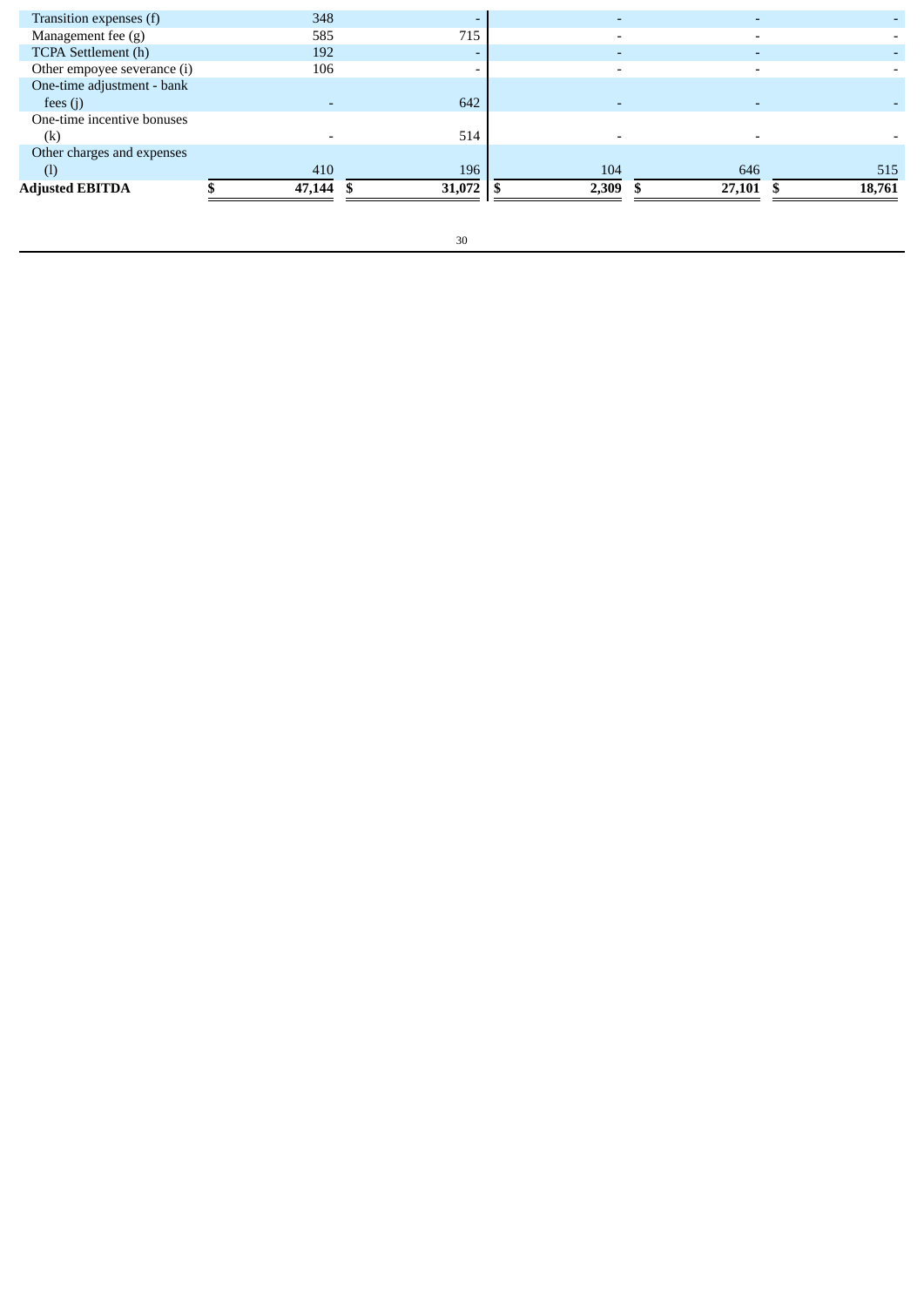| | | | | | |
|---|---|---|---|---|---|
| Transition expenses (f) | 348 | - | - | - | - |
| Management fee (g) | 585 | 715 | - | - | - |
| TCPA Settlement (h) | 192 | - | - | - | - |
| Other empoyee severance (i) | 106 | - | - | - | - |
| One-time adjustment - bank fees (j) | - | 642 | - | - | - |
| One-time incentive bonuses (k) | - | 514 | - | - | - |
| Other charges and expenses (l) | 410 | 196 | 104 | 646 | 515 |
| **Adjusted EBITDA** | **$ 47,144** | **$ 31,072** | **$ 2,309** | **$ 27,101** | **$ 18,761** |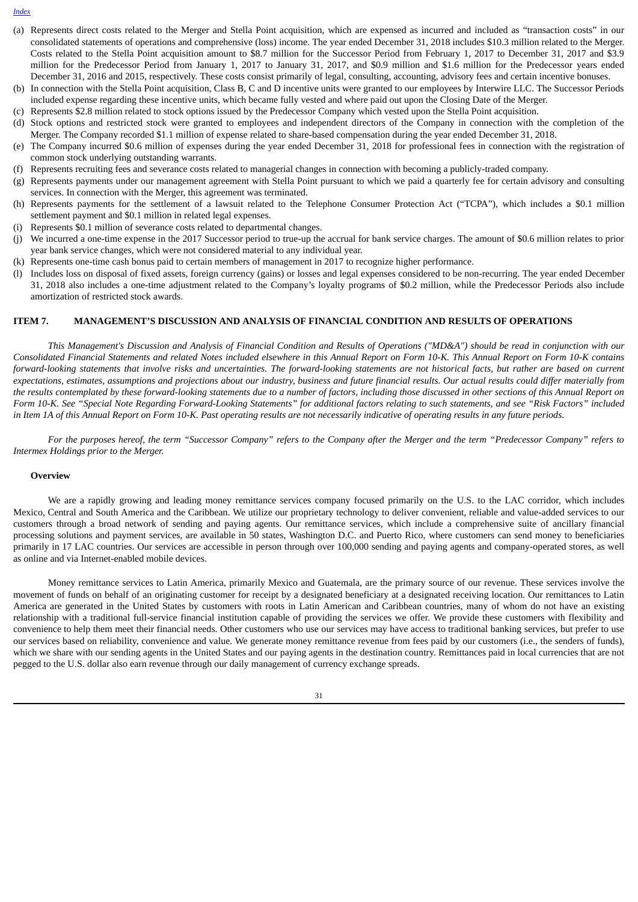(a) Represents direct costs related to the Merger and Stella Point acquisition, which are expensed as incurred and included as "transaction costs" in our consolidated statements of operations and comprehensive (loss) income. The year ended December 31, 2018 includes $10.3 million related to the Merger. Costs related to the Stella Point acquisition amount to $8.7 million for the Successor Period from February 1, 2017 to December 31, 2017 and $3.9 million for the Predecessor Period from January 1, 2017 to January 31, 2017, and $0.9 million and $1.6 million for the Predecessor years ended December 31, 2016 and 2015, respectively. These costs consist primarily of legal, consulting, accounting, advisory fees and certain incentive bonuses.

(b) In connection with the Stella Point acquisition, Class B, C and D incentive units were granted to our employees by Interwire LLC. The Successor Periods included expense regarding these incentive units, which became fully vested and where paid out upon the Closing Date of the Merger.

(c) Represents $2.8 million related to stock options issued by the Predecessor Company which vested upon the Stella Point acquisition.

(d) Stock options and restricted stock were granted to employees and independent directors of the Company in connection with the completion of the Merger. The Company recorded $1.1 million of expense related to share-based compensation during the year ended December 31, 2018.

(e) The Company incurred $0.6 million of expenses during the year ended December 31, 2018 for professional fees in connection with the registration of common stock underlying outstanding warrants.

(f) Represents recruiting fees and severance costs related to managerial changes in connection with becoming a publicly-traded company.

(g) Represents payments under our management agreement with Stella Point pursuant to which we paid a quarterly fee for certain advisory and consulting services. In connection with the Merger, this agreement was terminated.

(h) Represents payments for the settlement of a lawsuit related to the Telephone Consumer Protection Act ("TCPA"), which includes a $0.1 million settlement payment and $0.1 million in related legal expenses.

(i) Represents $0.1 million of severance costs related to departmental changes.

(j) We incurred a one-time expense in the 2017 Successor period to true-up the accrual for bank service charges. The amount of $0.6 million relates to prior year bank service changes, which were not considered material to any individual year.

(k) Represents one-time cash bonus paid to certain members of management in 2017 to recognize higher performance.

(l) Includes loss on disposal of fixed assets, foreign currency (gains) or losses and legal expenses considered to be non-recurring. The year ended December 31, 2018 also includes a one-time adjustment related to the Company's loyalty programs of $0.2 million, while the Predecessor Periods also include amortization of restricted stock awards.

## ITEM 7. MANAGEMENT'S DISCUSSION AND ANALYSIS OF FINANCIAL CONDITION AND RESULTS OF OPERATIONS

*This Management's Discussion and Analysis of Financial Condition and Results of Operations ("MD&A") should be read in conjunction with our Consolidated Financial Statements and related Notes included elsewhere in this Annual Report on Form 10-K. This Annual Report on Form 10-K contains forward-looking statements that involve risks and uncertainties. The forward-looking statements are not historical facts, but rather are based on current expectations, estimates, assumptions and projections about our industry, business and future financial results. Our actual results could differ materially from the results contemplated by these forward-looking statements due to a number of factors, including those discussed in other sections of this Annual Report on Form 10-K. See "Special Note Regarding Forward-Looking Statements" for additional factors relating to such statements, and see "Risk Factors" included in Item 1A of this Annual Report on Form 10-K. Past operating results are not necessarily indicative of operating results in any future periods.*

*For the purposes hereof, the term "Successor Company" refers to the Company after the Merger and the term "Predecessor Company" refers to Intermex Holdings prior to the Merger.*

### Overview

We are a rapidly growing and leading money remittance services company focused primarily on the U.S. to the LAC corridor, which includes Mexico, Central and South America and the Caribbean. We utilize our proprietary technology to deliver convenient, reliable and value-added services to our customers through a broad network of sending and paying agents. Our remittance services, which include a comprehensive suite of ancillary financial processing solutions and payment services, are available in 50 states, Washington D.C. and Puerto Rico, where customers can send money to beneficiaries primarily in 17 LAC countries. Our services are accessible in person through over 100,000 sending and paying agents and company-operated stores, as well as online and via Internet-enabled mobile devices.

Money remittance services to Latin America, primarily Mexico and Guatemala, are the primary source of our revenue. These services involve the movement of funds on behalf of an originating customer for receipt by a designated beneficiary at a designated receiving location. Our remittances to Latin America are generated in the United States by customers with roots in Latin American and Caribbean countries, many of whom do not have an existing relationship with a traditional full-service financial institution capable of providing the services we offer. We provide these customers with flexibility and convenience to help them meet their financial needs. Other customers who use our services may have access to traditional banking services, but prefer to use our services based on reliability, convenience and value. We generate money remittance revenue from fees paid by our customers (i.e., the senders of funds), which we share with our sending agents in the United States and our paying agents in the destination country. Remittances paid in local currencies that are not pegged to the U.S. dollar also earn revenue through our daily management of currency exchange spreads.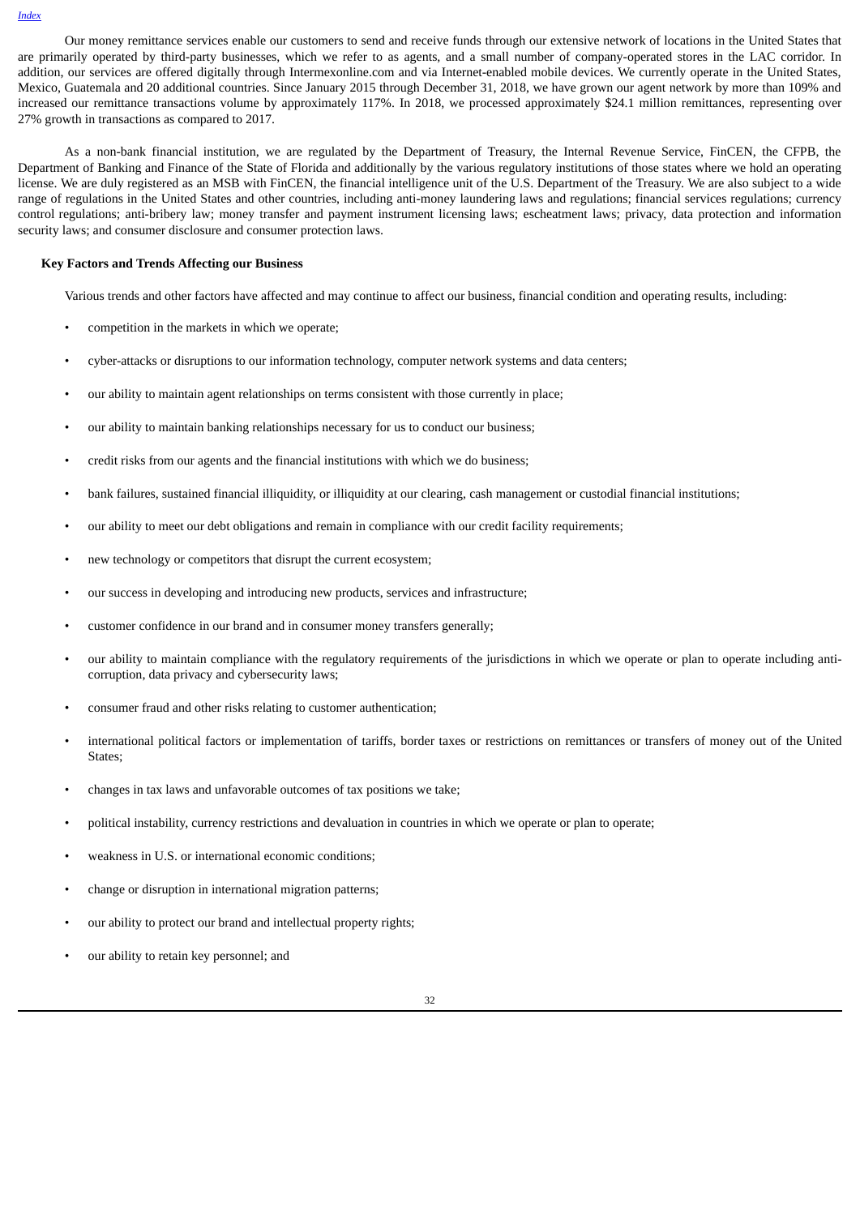Our money remittance services enable our customers to send and receive funds through our extensive network of locations in the United States that are primarily operated by third-party businesses, which we refer to as agents, and a small number of company-operated stores in the LAC corridor. In addition, our services are offered digitally through Intermexonline.com and via Internet-enabled mobile devices. We currently operate in the United States, Mexico, Guatemala and 20 additional countries. Since January 2015 through December 31, 2018, we have grown our agent network by more than 109% and increased our remittance transactions volume by approximately 117%. In 2018, we processed approximately $24.1 million remittances, representing over 27% growth in transactions as compared to 2017.

As a non-bank financial institution, we are regulated by the Department of Treasury, the Internal Revenue Service, FinCEN, the CFPB, the Department of Banking and Finance of the State of Florida and additionally by the various regulatory institutions of those states where we hold an operating license. We are duly registered as an MSB with FinCEN, the financial intelligence unit of the U.S. Department of the Treasury. We are also subject to a wide range of regulations in the United States and other countries, including anti-money laundering laws and regulations; financial services regulations; currency control regulations; anti-bribery law; money transfer and payment instrument licensing laws; escheatment laws; privacy, data protection and information security laws; and consumer disclosure and consumer protection laws.

**Key Factors and Trends Affecting our Business**

Various trends and other factors have affected and may continue to affect our business, financial condition and operating results, including:

- competition in the markets in which we operate;
- cyber-attacks or disruptions to our information technology, computer network systems and data centers;
- our ability to maintain agent relationships on terms consistent with those currently in place;
- our ability to maintain banking relationships necessary for us to conduct our business;
- credit risks from our agents and the financial institutions with which we do business;
- bank failures, sustained financial illiquidity, or illiquidity at our clearing, cash management or custodial financial institutions;
- our ability to meet our debt obligations and remain in compliance with our credit facility requirements;
- new technology or competitors that disrupt the current ecosystem;
- our success in developing and introducing new products, services and infrastructure;
- customer confidence in our brand and in consumer money transfers generally;
- our ability to maintain compliance with the regulatory requirements of the jurisdictions in which we operate or plan to operate including anti-corruption, data privacy and cybersecurity laws;
- consumer fraud and other risks relating to customer authentication;
- international political factors or implementation of tariffs, border taxes or restrictions on remittances or transfers of money out of the United States;
- changes in tax laws and unfavorable outcomes of tax positions we take;
- political instability, currency restrictions and devaluation in countries in which we operate or plan to operate;
- weakness in U.S. or international economic conditions;
- change or disruption in international migration patterns;
- our ability to protect our brand and intellectual property rights;
- our ability to retain key personnel; and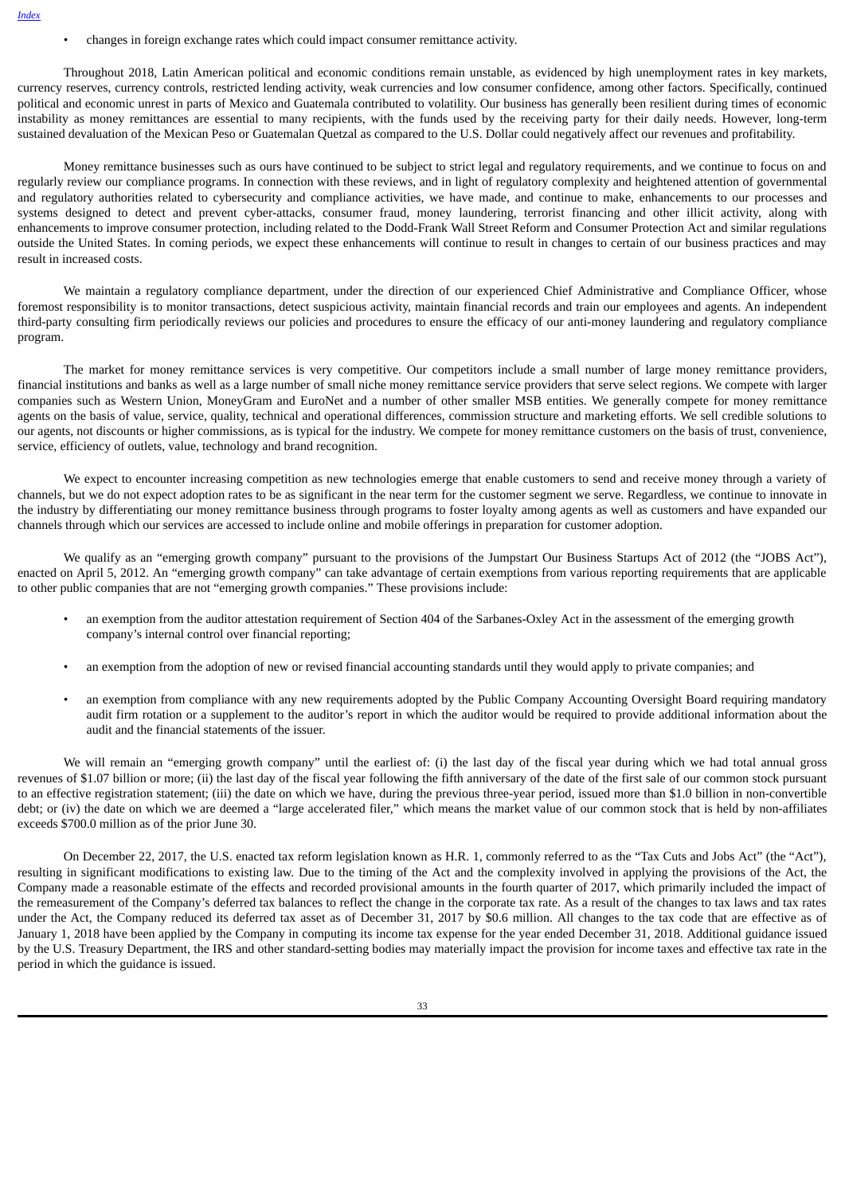- changes in foreign exchange rates which could impact consumer remittance activity.

Throughout 2018, Latin American political and economic conditions remain unstable, as evidenced by high unemployment rates in key markets, currency reserves, currency controls, restricted lending activity, weak currencies and low consumer confidence, among other factors. Specifically, continued political and economic unrest in parts of Mexico and Guatemala contributed to volatility. Our business has generally been resilient during times of economic instability as money remittances are essential to many recipients, with the funds used by the receiving party for their daily needs. However, long-term sustained devaluation of the Mexican Peso or Guatemalan Quetzal as compared to the U.S. Dollar could negatively affect our revenues and profitability.

Money remittance businesses such as ours have continued to be subject to strict legal and regulatory requirements, and we continue to focus on and regularly review our compliance programs. In connection with these reviews, and in light of regulatory complexity and heightened attention of governmental and regulatory authorities related to cybersecurity and compliance activities, we have made, and continue to make, enhancements to our processes and systems designed to detect and prevent cyber-attacks, consumer fraud, money laundering, terrorist financing and other illicit activity, along with enhancements to improve consumer protection, including related to the Dodd-Frank Wall Street Reform and Consumer Protection Act and similar regulations outside the United States. In coming periods, we expect these enhancements will continue to result in changes to certain of our business practices and may result in increased costs.

We maintain a regulatory compliance department, under the direction of our experienced Chief Administrative and Compliance Officer, whose foremost responsibility is to monitor transactions, detect suspicious activity, maintain financial records and train our employees and agents. An independent third-party consulting firm periodically reviews our policies and procedures to ensure the efficacy of our anti-money laundering and regulatory compliance program.

The market for money remittance services is very competitive. Our competitors include a small number of large money remittance providers, financial institutions and banks as well as a large number of small niche money remittance service providers that serve select regions. We compete with larger companies such as Western Union, MoneyGram and EuroNet and a number of other smaller MSB entities. We generally compete for money remittance agents on the basis of value, service, quality, technical and operational differences, commission structure and marketing efforts. We sell credible solutions to our agents, not discounts or higher commissions, as is typical for the industry. We compete for money remittance customers on the basis of trust, convenience, service, efficiency of outlets, value, technology and brand recognition.

We expect to encounter increasing competition as new technologies emerge that enable customers to send and receive money through a variety of channels, but we do not expect adoption rates to be as significant in the near term for the customer segment we serve. Regardless, we continue to innovate in the industry by differentiating our money remittance business through programs to foster loyalty among agents as well as customers and have expanded our channels through which our services are accessed to include online and mobile offerings in preparation for customer adoption.

We qualify as an "emerging growth company" pursuant to the provisions of the Jumpstart Our Business Startups Act of 2012 (the "JOBS Act"), enacted on April 5, 2012. An "emerging growth company" can take advantage of certain exemptions from various reporting requirements that are applicable to other public companies that are not "emerging growth companies." These provisions include:

- an exemption from the auditor attestation requirement of Section 404 of the Sarbanes-Oxley Act in the assessment of the emerging growth company's internal control over financial reporting;
- an exemption from the adoption of new or revised financial accounting standards until they would apply to private companies; and
- an exemption from compliance with any new requirements adopted by the Public Company Accounting Oversight Board requiring mandatory audit firm rotation or a supplement to the auditor's report in which the auditor would be required to provide additional information about the audit and the financial statements of the issuer.

We will remain an "emerging growth company" until the earliest of: (i) the last day of the fiscal year during which we had total annual gross revenues of $1.07 billion or more; (ii) the last day of the fiscal year following the fifth anniversary of the date of the first sale of our common stock pursuant to an effective registration statement; (iii) the date on which we have, during the previous three-year period, issued more than $1.0 billion in non-convertible debt; or (iv) the date on which we are deemed a "large accelerated filer," which means the market value of our common stock that is held by non-affiliates exceeds $700.0 million as of the prior June 30.

On December 22, 2017, the U.S. enacted tax reform legislation known as H.R. 1, commonly referred to as the "Tax Cuts and Jobs Act" (the "Act"), resulting in significant modifications to existing law. Due to the timing of the Act and the complexity involved in applying the provisions of the Act, the Company made a reasonable estimate of the effects and recorded provisional amounts in the fourth quarter of 2017, which primarily included the impact of the remeasurement of the Company's deferred tax balances to reflect the change in the corporate tax rate. As a result of the changes to tax laws and tax rates under the Act, the Company reduced its deferred tax asset as of December 31, 2017 by $0.6 million. All changes to the tax code that are effective as of January 1, 2018 have been applied by the Company in computing its income tax expense for the year ended December 31, 2018. Additional guidance issued by the U.S. Treasury Department, the IRS and other standard-setting bodies may materially impact the provision for income taxes and effective tax rate in the period in which the guidance is issued.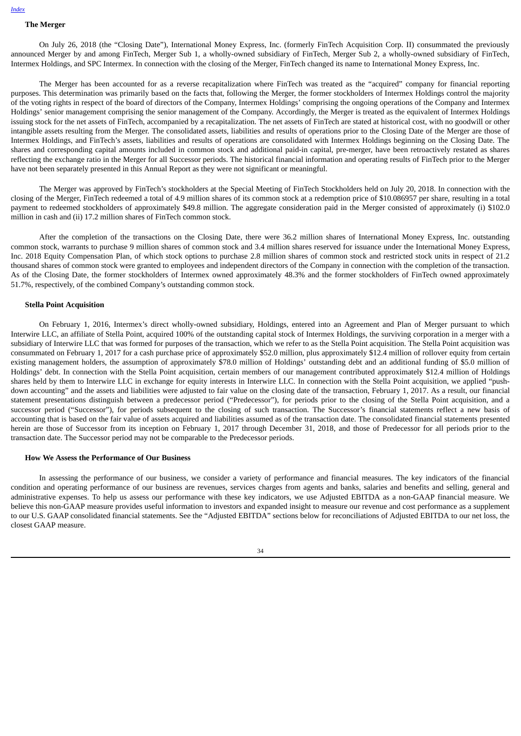### The Merger

On July 26, 2018 (the "Closing Date"), International Money Express, Inc. (formerly FinTech Acquisition Corp. II) consummated the previously announced Merger by and among FinTech, Merger Sub 1, a wholly-owned subsidiary of FinTech, Merger Sub 2, a wholly-owned subsidiary of FinTech, Intermex Holdings, and SPC Intermex. In connection with the closing of the Merger, FinTech changed its name to International Money Express, Inc.

The Merger has been accounted for as a reverse recapitalization where FinTech was treated as the "acquired" company for financial reporting purposes. This determination was primarily based on the facts that, following the Merger, the former stockholders of Intermex Holdings control the majority of the voting rights in respect of the board of directors of the Company, Intermex Holdings' comprising the ongoing operations of the Company and Intermex Holdings' senior management comprising the senior management of the Company. Accordingly, the Merger is treated as the equivalent of Intermex Holdings issuing stock for the net assets of FinTech, accompanied by a recapitalization. The net assets of FinTech are stated at historical cost, with no goodwill or other intangible assets resulting from the Merger. The consolidated assets, liabilities and results of operations prior to the Closing Date of the Merger are those of Intermex Holdings, and FinTech's assets, liabilities and results of operations are consolidated with Intermex Holdings beginning on the Closing Date. The shares and corresponding capital amounts included in common stock and additional paid-in capital, pre-merger, have been retroactively restated as shares reflecting the exchange ratio in the Merger for all Successor periods. The historical financial information and operating results of FinTech prior to the Merger have not been separately presented in this Annual Report as they were not significant or meaningful.

The Merger was approved by FinTech's stockholders at the Special Meeting of FinTech Stockholders held on July 20, 2018. In connection with the closing of the Merger, FinTech redeemed a total of 4.9 million shares of its common stock at a redemption price of $10.086957 per share, resulting in a total payment to redeemed stockholders of approximately $49.8 million. The aggregate consideration paid in the Merger consisted of approximately (i) $102.0 million in cash and (ii) 17.2 million shares of FinTech common stock.

After the completion of the transactions on the Closing Date, there were 36.2 million shares of International Money Express, Inc. outstanding common stock, warrants to purchase 9 million shares of common stock and 3.4 million shares reserved for issuance under the International Money Express, Inc. 2018 Equity Compensation Plan, of which stock options to purchase 2.8 million shares of common stock and restricted stock units in respect of 21.2 thousand shares of common stock were granted to employees and independent directors of the Company in connection with the completion of the transaction. As of the Closing Date, the former stockholders of Intermex owned approximately 48.3% and the former stockholders of FinTech owned approximately 51.7%, respectively, of the combined Company's outstanding common stock.

### Stella Point Acquisition

On February 1, 2016, Intermex's direct wholly-owned subsidiary, Holdings, entered into an Agreement and Plan of Merger pursuant to which Interwire LLC, an affiliate of Stella Point, acquired 100% of the outstanding capital stock of Intermex Holdings, the surviving corporation in a merger with a subsidiary of Interwire LLC that was formed for purposes of the transaction, which we refer to as the Stella Point acquisition. The Stella Point acquisition was consummated on February 1, 2017 for a cash purchase price of approximately $52.0 million, plus approximately $12.4 million of rollover equity from certain existing management holders, the assumption of approximately $78.0 million of Holdings' outstanding debt and an additional funding of $5.0 million of Holdings' debt. In connection with the Stella Point acquisition, certain members of our management contributed approximately $12.4 million of Holdings shares held by them to Interwire LLC in exchange for equity interests in Interwire LLC. In connection with the Stella Point acquisition, we applied "push-down accounting" and the assets and liabilities were adjusted to fair value on the closing date of the transaction, February 1, 2017. As a result, our financial statement presentations distinguish between a predecessor period ("Predecessor"), for periods prior to the closing of the Stella Point acquisition, and a successor period ("Successor"), for periods subsequent to the closing of such transaction. The Successor's financial statements reflect a new basis of accounting that is based on the fair value of assets acquired and liabilities assumed as of the transaction date. The consolidated financial statements presented herein are those of Successor from its inception on February 1, 2017 through December 31, 2018, and those of Predecessor for all periods prior to the transaction date. The Successor period may not be comparable to the Predecessor periods.

### How We Assess the Performance of Our Business

In assessing the performance of our business, we consider a variety of performance and financial measures. The key indicators of the financial condition and operating performance of our business are revenues, services charges from agents and banks, salaries and benefits and selling, general and administrative expenses. To help us assess our performance with these key indicators, we use Adjusted EBITDA as a non-GAAP financial measure. We believe this non-GAAP measure provides useful information to investors and expanded insight to measure our revenue and cost performance as a supplement to our U.S. GAAP consolidated financial statements. See the "Adjusted EBITDA" sections below for reconciliations of Adjusted EBITDA to our net loss, the closest GAAP measure.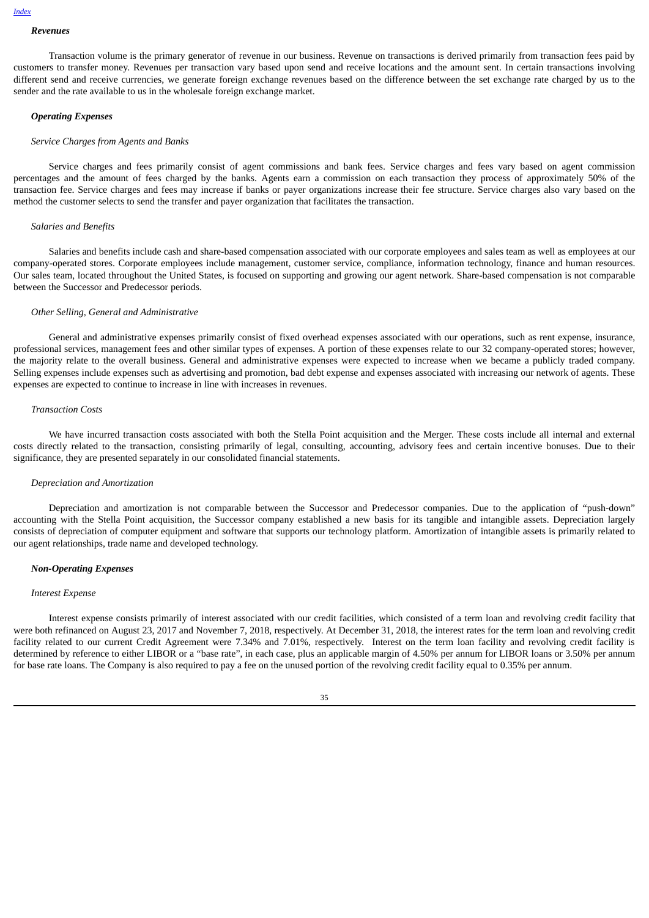### *Revenues*

Transaction volume is the primary generator of revenue in our business. Revenue on transactions is derived primarily from transaction fees paid by customers to transfer money. Revenues per transaction vary based upon send and receive locations and the amount sent. In certain transactions involving different send and receive currencies, we generate foreign exchange revenues based on the difference between the set exchange rate charged by us to the sender and the rate available to us in the wholesale foreign exchange market.

### *Operating Expenses*

*Service Charges from Agents and Banks*

Service charges and fees primarily consist of agent commissions and bank fees. Service charges and fees vary based on agent commission percentages and the amount of fees charged by the banks. Agents earn a commission on each transaction they process of approximately 50% of the transaction fee. Service charges and fees may increase if banks or payer organizations increase their fee structure. Service charges also vary based on the method the customer selects to send the transfer and payer organization that facilitates the transaction.

*Salaries and Benefits*

Salaries and benefits include cash and share-based compensation associated with our corporate employees and sales team as well as employees at our company-operated stores. Corporate employees include management, customer service, compliance, information technology, finance and human resources. Our sales team, located throughout the United States, is focused on supporting and growing our agent network. Share-based compensation is not comparable between the Successor and Predecessor periods.

*Other Selling, General and Administrative*

General and administrative expenses primarily consist of fixed overhead expenses associated with our operations, such as rent expense, insurance, professional services, management fees and other similar types of expenses. A portion of these expenses relate to our 32 company-operated stores; however, the majority relate to the overall business. General and administrative expenses were expected to increase when we became a publicly traded company. Selling expenses include expenses such as advertising and promotion, bad debt expense and expenses associated with increasing our network of agents. These expenses are expected to continue to increase in line with increases in revenues.

*Transaction Costs*

We have incurred transaction costs associated with both the Stella Point acquisition and the Merger. These costs include all internal and external costs directly related to the transaction, consisting primarily of legal, consulting, accounting, advisory fees and certain incentive bonuses. Due to their significance, they are presented separately in our consolidated financial statements.

*Depreciation and Amortization*

Depreciation and amortization is not comparable between the Successor and Predecessor companies. Due to the application of "push-down" accounting with the Stella Point acquisition, the Successor company established a new basis for its tangible and intangible assets. Depreciation largely consists of depreciation of computer equipment and software that supports our technology platform. Amortization of intangible assets is primarily related to our agent relationships, trade name and developed technology.

### *Non-Operating Expenses*

*Interest Expense*

Interest expense consists primarily of interest associated with our credit facilities, which consisted of a term loan and revolving credit facility that were both refinanced on August 23, 2017 and November 7, 2018, respectively. At December 31, 2018, the interest rates for the term loan and revolving credit facility related to our current Credit Agreement were 7.34% and 7.01%, respectively. Interest on the term loan facility and revolving credit facility is determined by reference to either LIBOR or a "base rate", in each case, plus an applicable margin of 4.50% per annum for LIBOR loans or 3.50% per annum for base rate loans. The Company is also required to pay a fee on the unused portion of the revolving credit facility equal to 0.35% per annum.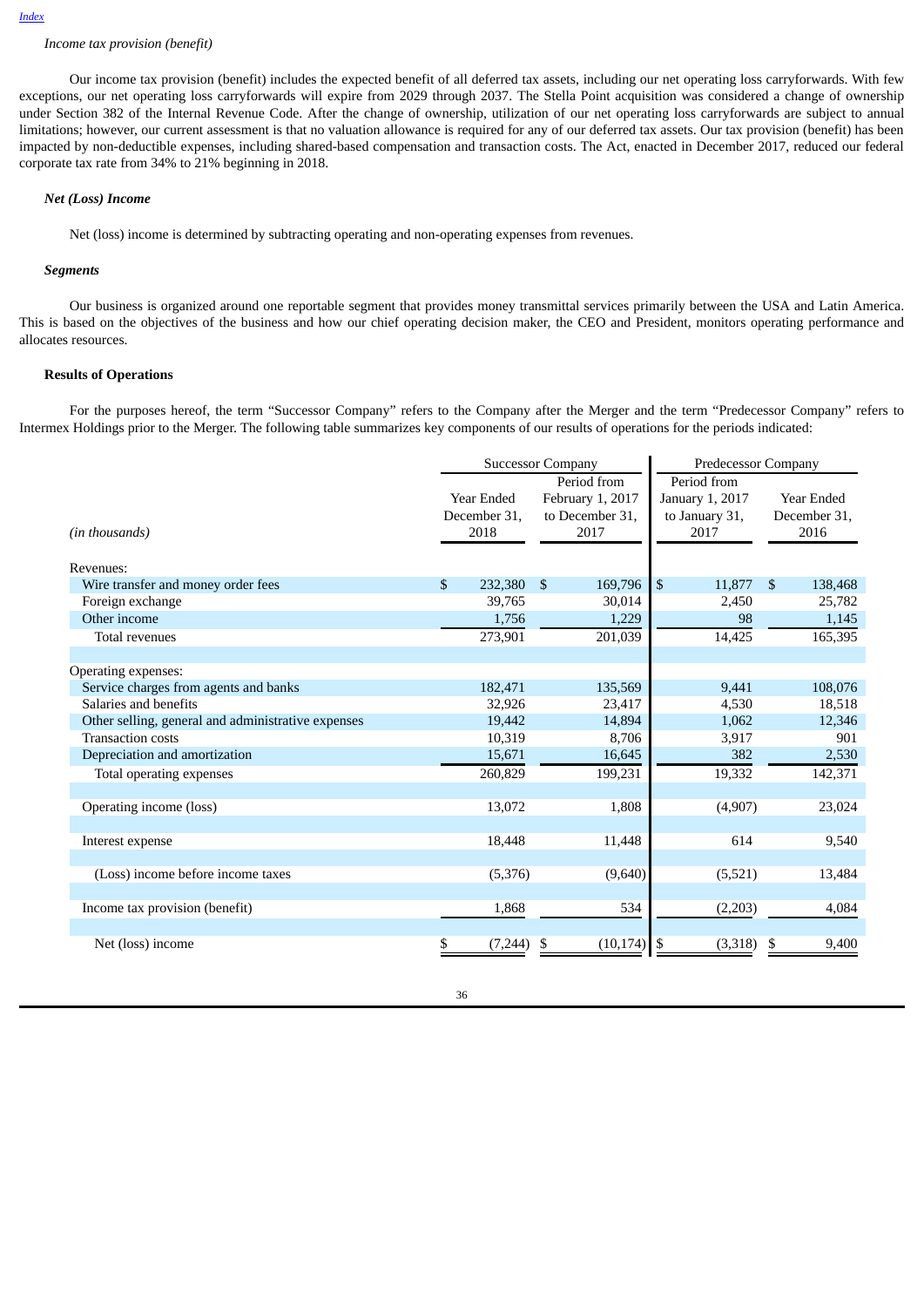*Income tax provision (benefit)*

Our income tax provision (benefit) includes the expected benefit of all deferred tax assets, including our net operating loss carryforwards. With few exceptions, our net operating loss carryforwards will expire from 2029 through 2037. The Stella Point acquisition was considered a change of ownership under Section 382 of the Internal Revenue Code. After the change of ownership, utilization of our net operating loss carryforwards are subject to annual limitations; however, our current assessment is that no valuation allowance is required for any of our deferred tax assets. Our tax provision (benefit) has been impacted by non-deductible expenses, including shared-based compensation and transaction costs. The Act, enacted in December 2017, reduced our federal corporate tax rate from 34% to 21% beginning in 2018.

***Net (Loss) Income***

Net (loss) income is determined by subtracting operating and non-operating expenses from revenues.

***Segments***

Our business is organized around one reportable segment that provides money transmittal services primarily between the USA and Latin America. This is based on the objectives of the business and how our chief operating decision maker, the CEO and President, monitors operating performance and allocates resources.

**Results of Operations**

For the purposes hereof, the term "Successor Company" refers to the Company after the Merger and the term "Predecessor Company" refers to Intermex Holdings prior to the Merger. The following table summarizes key components of our results of operations for the periods indicated:

| | Successor Company | | Predecessor Company | |
|---|---|---|---|---|
| *(in thousands)* | Year Ended December 31, 2018 | Period from February 1, 2017 to December 31, 2017 | Period from January 1, 2017 to January 31, 2017 | Year Ended December 31, 2016 |
| Revenues: | | | | |
| Wire transfer and money order fees | $ 232,380 | $ 169,796 | $ 11,877 | $ 138,468 |
| Foreign exchange | 39,765 | 30,014 | 2,450 | 25,782 |
| Other income | 1,756 | 1,229 | 98 | 1,145 |
| Total revenues | 273,901 | 201,039 | 14,425 | 165,395 |
| Operating expenses: | | | | |
| Service charges from agents and banks | 182,471 | 135,569 | 9,441 | 108,076 |
| Salaries and benefits | 32,926 | 23,417 | 4,530 | 18,518 |
| Other selling, general and administrative expenses | 19,442 | 14,894 | 1,062 | 12,346 |
| Transaction costs | 10,319 | 8,706 | 3,917 | 901 |
| Depreciation and amortization | 15,671 | 16,645 | 382 | 2,530 |
| Total operating expenses | 260,829 | 199,231 | 19,332 | 142,371 |
| Operating income (loss) | 13,072 | 1,808 | (4,907) | 23,024 |
| Interest expense | 18,448 | 11,448 | 614 | 9,540 |
| (Loss) income before income taxes | (5,376) | (9,640) | (5,521) | 13,484 |
| Income tax provision (benefit) | 1,868 | 534 | (2,203) | 4,084 |
| Net (loss) income | $ (7,244) | $ (10,174) | $ (3,318) | $ 9,400 |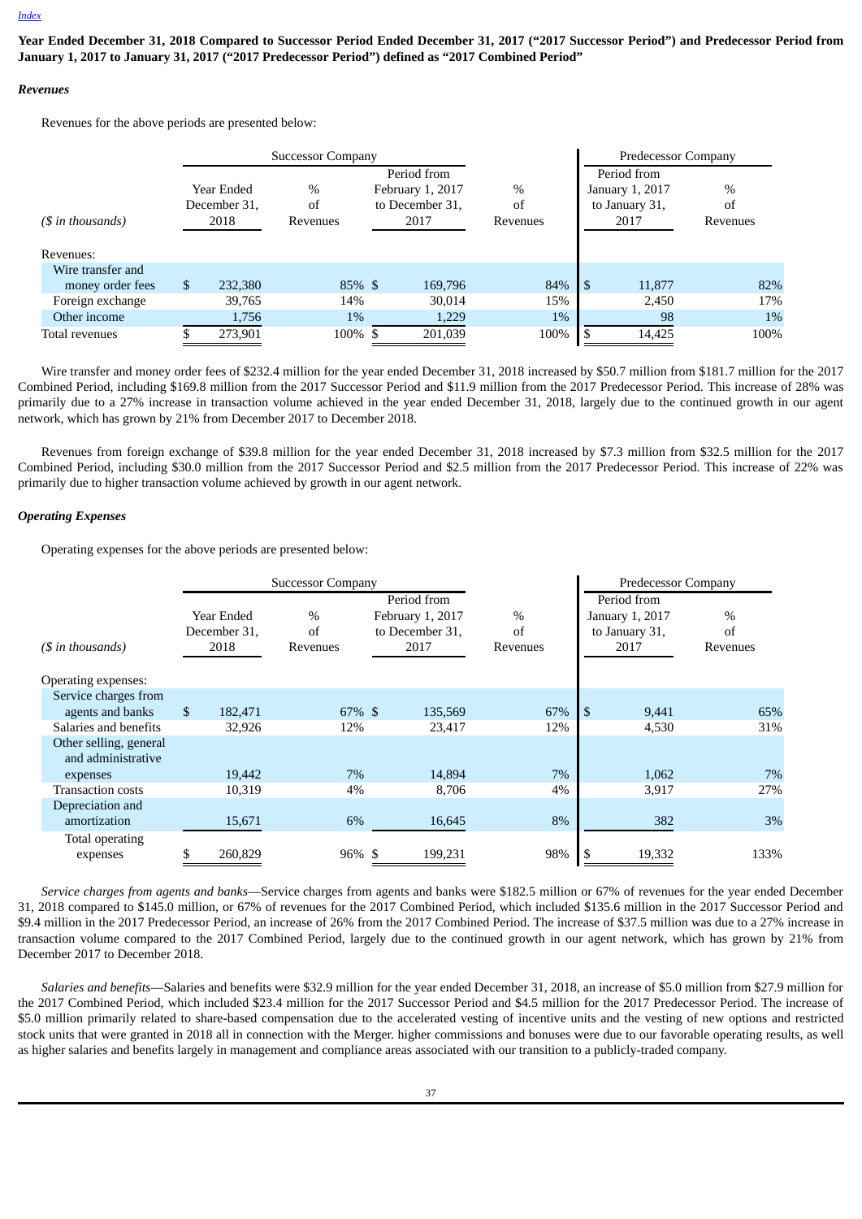[Index](#)

**Year Ended December 31, 2018 Compared to Successor Period Ended December 31, 2017 ("2017 Successor Period") and Predecessor Period from January 1, 2017 to January 31, 2017 ("2017 Predecessor Period") defined as "2017 Combined Period"**

***Revenues***

Revenues for the above periods are presented below:

| | Successor Company | | | | Predecessor Company | |
|---|---|---|---|---|---|---|
| *($ in thousands)* | Year Ended December 31, 2018 | % of Revenues | Period from February 1, 2017 to December 31, 2017 | % of Revenues | Period from January 1, 2017 to January 31, 2017 | % of Revenues |
| Revenues: | | | | | | |
| Wire transfer and money order fees | $ 232,380 | 85% | $ 169,796 | 84% | $ 11,877 | 82% |
| Foreign exchange | 39,765 | 14% | 30,014 | 15% | 2,450 | 17% |
| Other income | 1,756 | 1% | 1,229 | 1% | 98 | 1% |
| Total revenues | $ 273,901 | 100% | $ 201,039 | 100% | $ 14,425 | 100% |

Wire transfer and money order fees of $232.4 million for the year ended December 31, 2018 increased by $50.7 million from $181.7 million for the 2017 Combined Period, including $169.8 million from the 2017 Successor Period and $11.9 million from the 2017 Predecessor Period. This increase of 28% was primarily due to a 27% increase in transaction volume achieved in the year ended December 31, 2018, largely due to the continued growth in our agent network, which has grown by 21% from December 2017 to December 2018.

Revenues from foreign exchange of $39.8 million for the year ended December 31, 2018 increased by $7.3 million from $32.5 million for the 2017 Combined Period, including $30.0 million from the 2017 Successor Period and $2.5 million from the 2017 Predecessor Period. This increase of 22% was primarily due to higher transaction volume achieved by growth in our agent network.

***Operating Expenses***

Operating expenses for the above periods are presented below:

| | Successor Company | | | | Predecessor Company | |
|---|---|---|---|---|---|---|
| *($ in thousands)* | Year Ended December 31, 2018 | % of Revenues | Period from February 1, 2017 to December 31, 2017 | % of Revenues | Period from January 1, 2017 to January 31, 2017 | % of Revenues |
| Operating expenses: | | | | | | |
| Service charges from agents and banks | $ 182,471 | 67% | $ 135,569 | 67% | $ 9,441 | 65% |
| Salaries and benefits | 32,926 | 12% | 23,417 | 12% | 4,530 | 31% |
| Other selling, general and administrative expenses | 19,442 | 7% | 14,894 | 7% | 1,062 | 7% |
| Transaction costs | 10,319 | 4% | 8,706 | 4% | 3,917 | 27% |
| Depreciation and amortization | 15,671 | 6% | 16,645 | 8% | 382 | 3% |
| Total operating expenses | $ 260,829 | 96% | $ 199,231 | 98% | $ 19,332 | 133% |

*Service charges from agents and banks*—Service charges from agents and banks were $182.5 million or 67% of revenues for the year ended December 31, 2018 compared to $145.0 million, or 67% of revenues for the 2017 Combined Period, which included $135.6 million in the 2017 Successor Period and $9.4 million in the 2017 Predecessor Period, an increase of 26% from the 2017 Combined Period. The increase of $37.5 million was due to a 27% increase in transaction volume compared to the 2017 Combined Period, largely due to the continued growth in our agent network, which has grown by 21% from December 2017 to December 2018.

*Salaries and benefits*—Salaries and benefits were $32.9 million for the year ended December 31, 2018, an increase of $5.0 million from $27.9 million for the 2017 Combined Period, which included $23.4 million for the 2017 Successor Period and $4.5 million for the 2017 Predecessor Period. The increase of $5.0 million primarily related to share-based compensation due to the accelerated vesting of incentive units and the vesting of new options and restricted stock units that were granted in 2018 all in connection with the Merger. higher commissions and bonuses were due to our favorable operating results, as well as higher salaries and benefits largely in management and compliance areas associated with our transition to a publicly-traded company.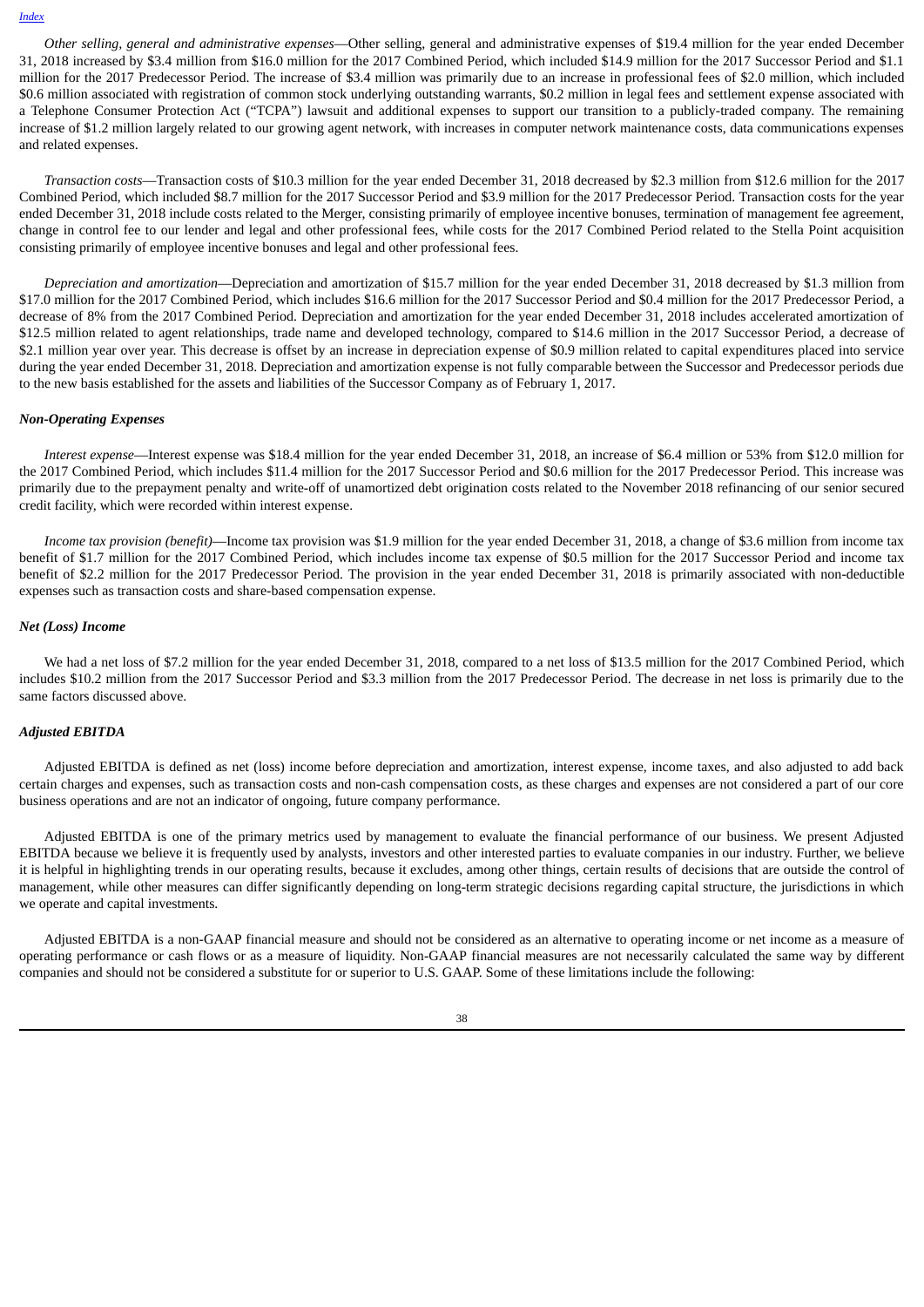*Other selling, general and administrative expenses*—Other selling, general and administrative expenses of $19.4 million for the year ended December 31, 2018 increased by $3.4 million from $16.0 million for the 2017 Combined Period, which included $14.9 million for the 2017 Successor Period and $1.1 million for the 2017 Predecessor Period. The increase of $3.4 million was primarily due to an increase in professional fees of $2.0 million, which included $0.6 million associated with registration of common stock underlying outstanding warrants, $0.2 million in legal fees and settlement expense associated with a Telephone Consumer Protection Act ("TCPA") lawsuit and additional expenses to support our transition to a publicly-traded company. The remaining increase of $1.2 million largely related to our growing agent network, with increases in computer network maintenance costs, data communications expenses and related expenses.

*Transaction costs*—Transaction costs of $10.3 million for the year ended December 31, 2018 decreased by $2.3 million from $12.6 million for the 2017 Combined Period, which included $8.7 million for the 2017 Successor Period and $3.9 million for the 2017 Predecessor Period. Transaction costs for the year ended December 31, 2018 include costs related to the Merger, consisting primarily of employee incentive bonuses, termination of management fee agreement, change in control fee to our lender and legal and other professional fees, while costs for the 2017 Combined Period related to the Stella Point acquisition consisting primarily of employee incentive bonuses and legal and other professional fees.

*Depreciation and amortization*—Depreciation and amortization of $15.7 million for the year ended December 31, 2018 decreased by $1.3 million from $17.0 million for the 2017 Combined Period, which includes $16.6 million for the 2017 Successor Period and $0.4 million for the 2017 Predecessor Period, a decrease of 8% from the 2017 Combined Period. Depreciation and amortization for the year ended December 31, 2018 includes accelerated amortization of $12.5 million related to agent relationships, trade name and developed technology, compared to $14.6 million in the 2017 Successor Period, a decrease of $2.1 million year over year. This decrease is offset by an increase in depreciation expense of $0.9 million related to capital expenditures placed into service during the year ended December 31, 2018. Depreciation and amortization expense is not fully comparable between the Successor and Predecessor periods due to the new basis established for the assets and liabilities of the Successor Company as of February 1, 2017.

***Non-Operating Expenses***

*Interest expense*—Interest expense was $18.4 million for the year ended December 31, 2018, an increase of $6.4 million or 53% from $12.0 million for the 2017 Combined Period, which includes $11.4 million for the 2017 Successor Period and $0.6 million for the 2017 Predecessor Period. This increase was primarily due to the prepayment penalty and write-off of unamortized debt origination costs related to the November 2018 refinancing of our senior secured credit facility, which were recorded within interest expense.

*Income tax provision (benefit)*—Income tax provision was $1.9 million for the year ended December 31, 2018, a change of $3.6 million from income tax benefit of $1.7 million for the 2017 Combined Period, which includes income tax expense of $0.5 million for the 2017 Successor Period and income tax benefit of $2.2 million for the 2017 Predecessor Period. The provision in the year ended December 31, 2018 is primarily associated with non-deductible expenses such as transaction costs and share-based compensation expense.

***Net (Loss) Income***

We had a net loss of $7.2 million for the year ended December 31, 2018, compared to a net loss of $13.5 million for the 2017 Combined Period, which includes $10.2 million from the 2017 Successor Period and $3.3 million from the 2017 Predecessor Period. The decrease in net loss is primarily due to the same factors discussed above.

***Adjusted EBITDA***

Adjusted EBITDA is defined as net (loss) income before depreciation and amortization, interest expense, income taxes, and also adjusted to add back certain charges and expenses, such as transaction costs and non-cash compensation costs, as these charges and expenses are not considered a part of our core business operations and are not an indicator of ongoing, future company performance.

Adjusted EBITDA is one of the primary metrics used by management to evaluate the financial performance of our business. We present Adjusted EBITDA because we believe it is frequently used by analysts, investors and other interested parties to evaluate companies in our industry. Further, we believe it is helpful in highlighting trends in our operating results, because it excludes, among other things, certain results of decisions that are outside the control of management, while other measures can differ significantly depending on long-term strategic decisions regarding capital structure, the jurisdictions in which we operate and capital investments.

Adjusted EBITDA is a non-GAAP financial measure and should not be considered as an alternative to operating income or net income as a measure of operating performance or cash flows or as a measure of liquidity. Non-GAAP financial measures are not necessarily calculated the same way by different companies and should not be considered a substitute for or superior to U.S. GAAP. Some of these limitations include the following: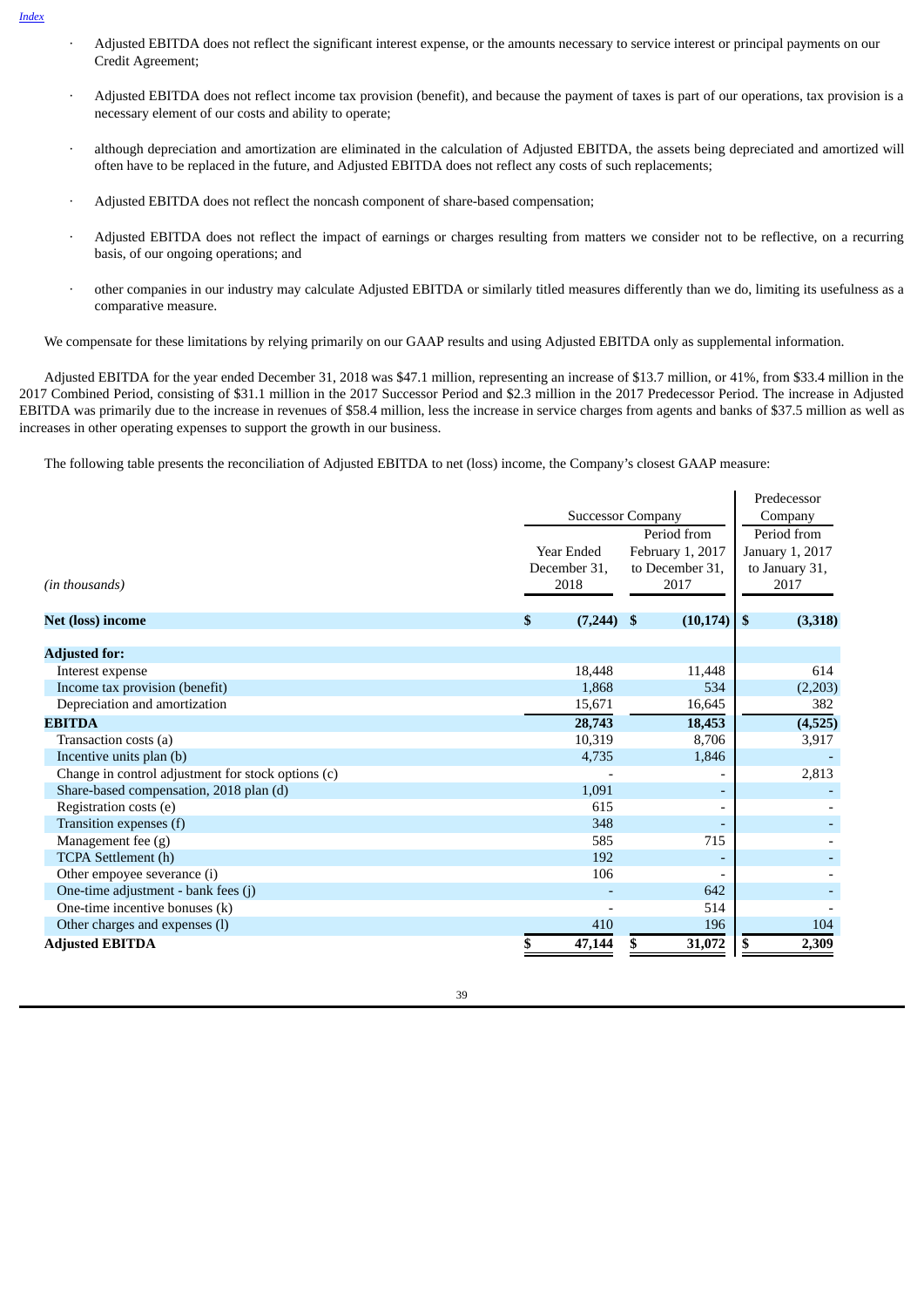- Adjusted EBITDA does not reflect the significant interest expense, or the amounts necessary to service interest or principal payments on our Credit Agreement;

- Adjusted EBITDA does not reflect income tax provision (benefit), and because the payment of taxes is part of our operations, tax provision is a necessary element of our costs and ability to operate;

- although depreciation and amortization are eliminated in the calculation of Adjusted EBITDA, the assets being depreciated and amortized will often have to be replaced in the future, and Adjusted EBITDA does not reflect any costs of such replacements;

- Adjusted EBITDA does not reflect the noncash component of share-based compensation;

- Adjusted EBITDA does not reflect the impact of earnings or charges resulting from matters we consider not to be reflective, on a recurring basis, of our ongoing operations; and

- other companies in our industry may calculate Adjusted EBITDA or similarly titled measures differently than we do, limiting its usefulness as a comparative measure.

We compensate for these limitations by relying primarily on our GAAP results and using Adjusted EBITDA only as supplemental information.

Adjusted EBITDA for the year ended December 31, 2018 was $47.1 million, representing an increase of $13.7 million, or 41%, from $33.4 million in the 2017 Combined Period, consisting of $31.1 million in the 2017 Successor Period and $2.3 million in the 2017 Predecessor Period. The increase in Adjusted EBITDA was primarily due to the increase in revenues of $58.4 million, less the increase in service charges from agents and banks of $37.5 million as well as increases in other operating expenses to support the growth in our business.

The following table presents the reconciliation of Adjusted EBITDA to net (loss) income, the Company's closest GAAP measure:

| | Successor Company | | Predecessor Company |
|---|---|---|---|
| *(in thousands)* | Year Ended December 31, 2018 | Period from February 1, 2017 to December 31, 2017 | Period from January 1, 2017 to January 31, 2017 |
| **Net (loss) income** | **$ (7,244)** | **$ (10,174)** | **$ (3,318)** |
| **Adjusted for:** | | | |
| Interest expense | 18,448 | 11,448 | 614 |
| Income tax provision (benefit) | 1,868 | 534 | (2,203) |
| Depreciation and amortization | 15,671 | 16,645 | 382 |
| **EBITDA** | **28,743** | **18,453** | **(4,525)** |
| Transaction costs (a) | 10,319 | 8,706 | 3,917 |
| Incentive units plan (b) | 4,735 | 1,846 | - |
| Change in control adjustment for stock options (c) | - | - | 2,813 |
| Share-based compensation, 2018 plan (d) | 1,091 | - | - |
| Registration costs (e) | 615 | - | - |
| Transition expenses (f) | 348 | - | - |
| Management fee (g) | 585 | 715 | - |
| TCPA Settlement (h) | 192 | - | - |
| Other empoyee severance (i) | 106 | - | - |
| One-time adjustment - bank fees (j) | - | 642 | - |
| One-time incentive bonuses (k) | - | 514 | - |
| Other charges and expenses (l) | 410 | 196 | 104 |
| **Adjusted EBITDA** | **$ 47,144** | **$ 31,072** | **$ 2,309** |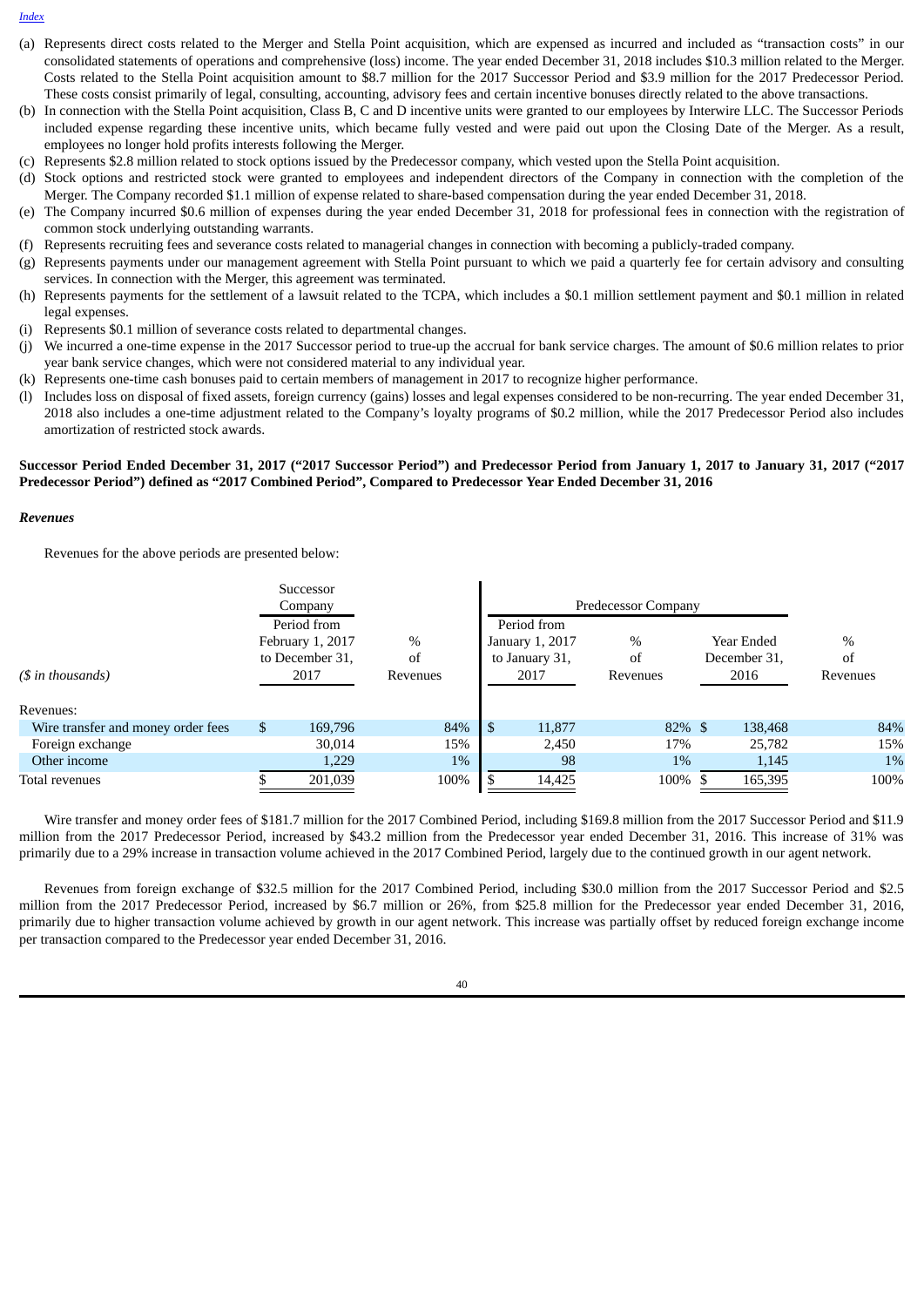(a) Represents direct costs related to the Merger and Stella Point acquisition, which are expensed as incurred and included as "transaction costs" in our consolidated statements of operations and comprehensive (loss) income. The year ended December 31, 2018 includes $10.3 million related to the Merger. Costs related to the Stella Point acquisition amount to $8.7 million for the 2017 Successor Period and $3.9 million for the 2017 Predecessor Period. These costs consist primarily of legal, consulting, accounting, advisory fees and certain incentive bonuses directly related to the above transactions.

(b) In connection with the Stella Point acquisition, Class B, C and D incentive units were granted to our employees by Interwire LLC. The Successor Periods included expense regarding these incentive units, which became fully vested and were paid out upon the Closing Date of the Merger. As a result, employees no longer hold profits interests following the Merger.

(c) Represents $2.8 million related to stock options issued by the Predecessor company, which vested upon the Stella Point acquisition.

(d) Stock options and restricted stock were granted to employees and independent directors of the Company in connection with the completion of the Merger. The Company recorded $1.1 million of expense related to share-based compensation during the year ended December 31, 2018.

(e) The Company incurred $0.6 million of expenses during the year ended December 31, 2018 for professional fees in connection with the registration of common stock underlying outstanding warrants.

(f) Represents recruiting fees and severance costs related to managerial changes in connection with becoming a publicly-traded company.

(g) Represents payments under our management agreement with Stella Point pursuant to which we paid a quarterly fee for certain advisory and consulting services. In connection with the Merger, this agreement was terminated.

(h) Represents payments for the settlement of a lawsuit related to the TCPA, which includes a $0.1 million settlement payment and $0.1 million in related legal expenses.

(i) Represents $0.1 million of severance costs related to departmental changes.

(j) We incurred a one-time expense in the 2017 Successor period to true-up the accrual for bank service charges. The amount of $0.6 million relates to prior year bank service changes, which were not considered material to any individual year.

(k) Represents one-time cash bonuses paid to certain members of management in 2017 to recognize higher performance.

(l) Includes loss on disposal of fixed assets, foreign currency (gains) losses and legal expenses considered to be non-recurring. The year ended December 31, 2018 also includes a one-time adjustment related to the Company's loyalty programs of $0.2 million, while the 2017 Predecessor Period also includes amortization of restricted stock awards.

**Successor Period Ended December 31, 2017 ("2017 Successor Period") and Predecessor Period from January 1, 2017 to January 31, 2017 ("2017 Predecessor Period") defined as "2017 Combined Period", Compared to Predecessor Year Ended December 31, 2016**

***Revenues***

Revenues for the above periods are presented below:

| | Successor Company | | Predecessor Company | | | |
|---|---|---|---|---|---|---|
| *($ in thousands)* | Period from February 1, 2017 to December 31, 2017 | % of Revenues | Period from January 1, 2017 to January 31, 2017 | % of Revenues | Year Ended December 31, 2016 | % of Revenues |
| Revenues: | | | | | | |
| Wire transfer and money order fees | $ 169,796 | 84% | $ 11,877 | 82% | $ 138,468 | 84% |
| Foreign exchange | 30,014 | 15% | 2,450 | 17% | 25,782 | 15% |
| Other income | 1,229 | 1% | 98 | 1% | 1,145 | 1% |
| Total revenues | $ 201,039 | 100% | $ 14,425 | 100% | $ 165,395 | 100% |

Wire transfer and money order fees of $181.7 million for the 2017 Combined Period, including $169.8 million from the 2017 Successor Period and $11.9 million from the 2017 Predecessor Period, increased by $43.2 million from the Predecessor year ended December 31, 2016. This increase of 31% was primarily due to a 29% increase in transaction volume achieved in the 2017 Combined Period, largely due to the continued growth in our agent network.

Revenues from foreign exchange of $32.5 million for the 2017 Combined Period, including $30.0 million from the 2017 Successor Period and $2.5 million from the 2017 Predecessor Period, increased by $6.7 million or 26%, from $25.8 million for the Predecessor year ended December 31, 2016, primarily due to higher transaction volume achieved by growth in our agent network. This increase was partially offset by reduced foreign exchange income per transaction compared to the Predecessor year ended December 31, 2016.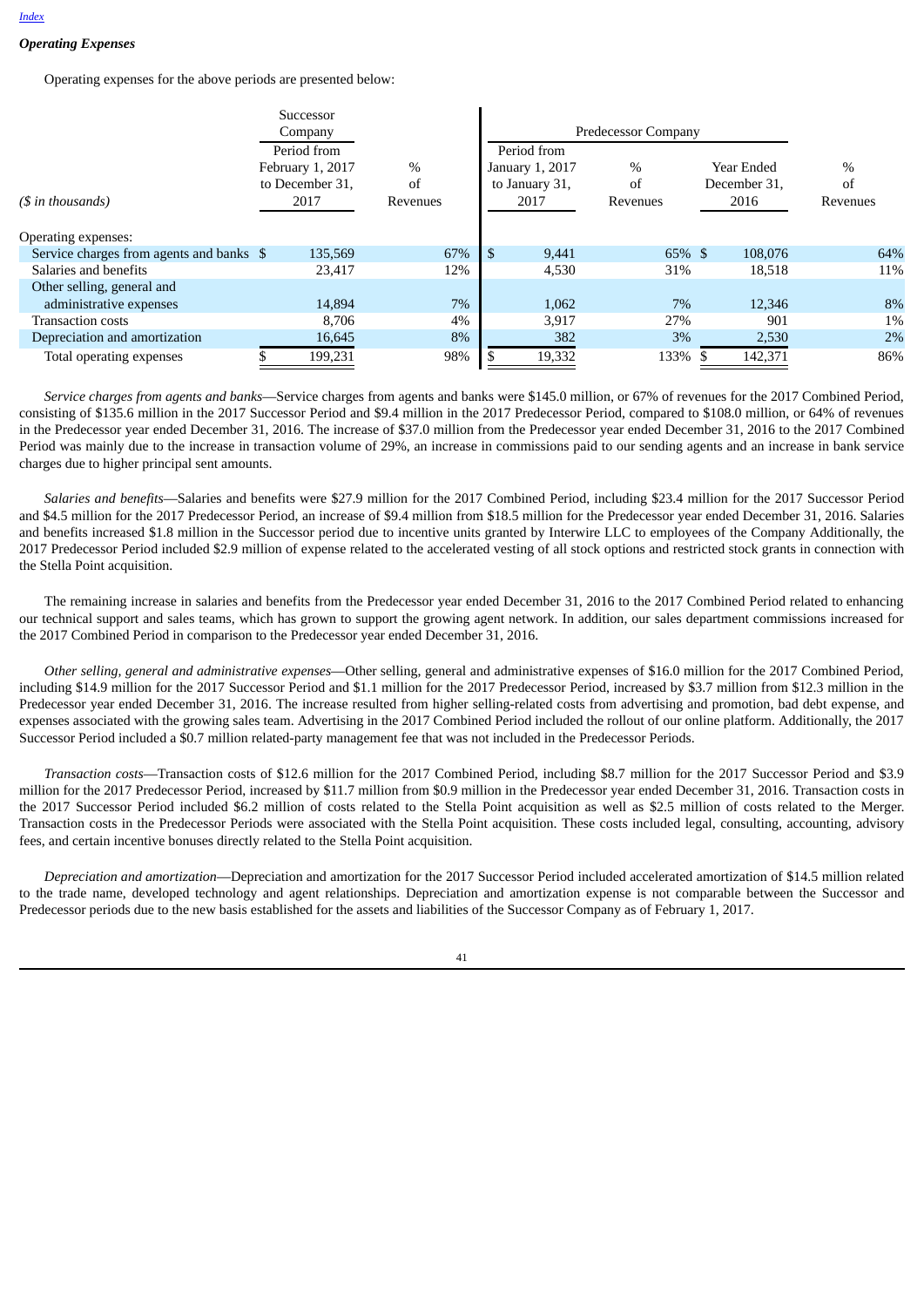### *Operating Expenses*

Operating expenses for the above periods are presented below:

| *($ in thousands)* | Successor Company Period from February 1, 2017 to December 31, 2017 | % of Revenues | Predecessor Company Period from January 1, 2017 to January 31, 2017 | % of Revenues | Predecessor Company Year Ended December 31, 2016 | % of Revenues |
|---|---|---|---|---|---|---|
| Operating expenses: | | | | | | |
| Service charges from agents and banks | $ 135,569 | 67% | $ 9,441 | 65% | $ 108,076 | 64% |
| Salaries and benefits | 23,417 | 12% | 4,530 | 31% | 18,518 | 11% |
| Other selling, general and administrative expenses | 14,894 | 7% | 1,062 | 7% | 12,346 | 8% |
| Transaction costs | 8,706 | 4% | 3,917 | 27% | 901 | 1% |
| Depreciation and amortization | 16,645 | 8% | 382 | 3% | 2,530 | 2% |
| Total operating expenses | $ 199,231 | 98% | $ 19,332 | 133% | $ 142,371 | 86% |

*Service charges from agents and banks*—Service charges from agents and banks were $145.0 million, or 67% of revenues for the 2017 Combined Period, consisting of $135.6 million in the 2017 Successor Period and $9.4 million in the 2017 Predecessor Period, compared to $108.0 million, or 64% of revenues in the Predecessor year ended December 31, 2016. The increase of $37.0 million from the Predecessor year ended December 31, 2016 to the 2017 Combined Period was mainly due to the increase in transaction volume of 29%, an increase in commissions paid to our sending agents and an increase in bank service charges due to higher principal sent amounts.

*Salaries and benefits*—Salaries and benefits were $27.9 million for the 2017 Combined Period, including $23.4 million for the 2017 Successor Period and $4.5 million for the 2017 Predecessor Period, an increase of $9.4 million from $18.5 million for the Predecessor year ended December 31, 2016. Salaries and benefits increased $1.8 million in the Successor period due to incentive units granted by Interwire LLC to employees of the Company Additionally, the 2017 Predecessor Period included $2.9 million of expense related to the accelerated vesting of all stock options and restricted stock grants in connection with the Stella Point acquisition.

The remaining increase in salaries and benefits from the Predecessor year ended December 31, 2016 to the 2017 Combined Period related to enhancing our technical support and sales teams, which has grown to support the growing agent network. In addition, our sales department commissions increased for the 2017 Combined Period in comparison to the Predecessor year ended December 31, 2016.

*Other selling, general and administrative expenses*—Other selling, general and administrative expenses of $16.0 million for the 2017 Combined Period, including $14.9 million for the 2017 Successor Period and $1.1 million for the 2017 Predecessor Period, increased by $3.7 million from $12.3 million in the Predecessor year ended December 31, 2016. The increase resulted from higher selling-related costs from advertising and promotion, bad debt expense, and expenses associated with the growing sales team. Advertising in the 2017 Combined Period included the rollout of our online platform. Additionally, the 2017 Successor Period included a $0.7 million related-party management fee that was not included in the Predecessor Periods.

*Transaction costs*—Transaction costs of $12.6 million for the 2017 Combined Period, including $8.7 million for the 2017 Successor Period and $3.9 million for the 2017 Predecessor Period, increased by $11.7 million from $0.9 million in the Predecessor year ended December 31, 2016. Transaction costs in the 2017 Successor Period included $6.2 million of costs related to the Stella Point acquisition as well as $2.5 million of costs related to the Merger. Transaction costs in the Predecessor Periods were associated with the Stella Point acquisition. These costs included legal, consulting, accounting, advisory fees, and certain incentive bonuses directly related to the Stella Point acquisition.

*Depreciation and amortization*—Depreciation and amortization for the 2017 Successor Period included accelerated amortization of $14.5 million related to the trade name, developed technology and agent relationships. Depreciation and amortization expense is not comparable between the Successor and Predecessor periods due to the new basis established for the assets and liabilities of the Successor Company as of February 1, 2017.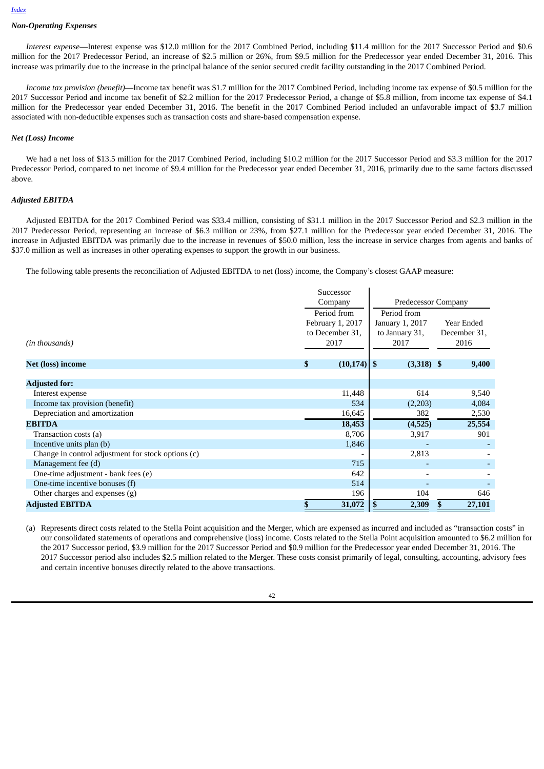*Index*

### *Non-Operating Expenses*

*Interest expense*—Interest expense was $12.0 million for the 2017 Combined Period, including $11.4 million for the 2017 Successor Period and $0.6 million for the 2017 Predecessor Period, an increase of $2.5 million or 26%, from $9.5 million for the Predecessor year ended December 31, 2016. This increase was primarily due to the increase in the principal balance of the senior secured credit facility outstanding in the 2017 Combined Period.

*Income tax provision (benefit)*—Income tax benefit was $1.7 million for the 2017 Combined Period, including income tax expense of $0.5 million for the 2017 Successor Period and income tax benefit of $2.2 million for the 2017 Predecessor Period, a change of $5.8 million, from income tax expense of $4.1 million for the Predecessor year ended December 31, 2016. The benefit in the 2017 Combined Period included an unfavorable impact of $3.7 million associated with non-deductible expenses such as transaction costs and share-based compensation expense.

### *Net (Loss) Income*

We had a net loss of $13.5 million for the 2017 Combined Period, including $10.2 million for the 2017 Successor Period and $3.3 million for the 2017 Predecessor Period, compared to net income of $9.4 million for the Predecessor year ended December 31, 2016, primarily due to the same factors discussed above.

### *Adjusted EBITDA*

Adjusted EBITDA for the 2017 Combined Period was $33.4 million, consisting of $31.1 million in the 2017 Successor Period and $2.3 million in the 2017 Predecessor Period, representing an increase of $6.3 million or 23%, from $27.1 million for the Predecessor year ended December 31, 2016. The increase in Adjusted EBITDA was primarily due to the increase in revenues of $50.0 million, less the increase in service charges from agents and banks of $37.0 million as well as increases in other operating expenses to support the growth in our business.

The following table presents the reconciliation of Adjusted EBITDA to net (loss) income, the Company's closest GAAP measure:

| | Successor Company | Predecessor Company | |
|---|---|---|---|
| *(in thousands)* | Period from February 1, 2017 to December 31, 2017 | Period from January 1, 2017 to January 31, 2017 | Year Ended December 31, 2016 |
| **Net (loss) income** | **$ (10,174)** | **$ (3,318)** | **$ 9,400** |
| **Adjusted for:** | | | |
| Interest expense | 11,448 | 614 | 9,540 |
| Income tax provision (benefit) | 534 | (2,203) | 4,084 |
| Depreciation and amortization | 16,645 | 382 | 2,530 |
| **EBITDA** | **18,453** | **(4,525)** | **25,554** |
| Transaction costs (a) | 8,706 | 3,917 | 901 |
| Incentive units plan (b) | 1,846 | - | - |
| Change in control adjustment for stock options (c) | - | 2,813 | - |
| Management fee (d) | 715 | - | - |
| One-time adjustment - bank fees (e) | 642 | - | - |
| One-time incentive bonuses (f) | 514 | - | - |
| Other charges and expenses (g) | 196 | 104 | 646 |
| **Adjusted EBITDA** | **$ 31,072** | **$ 2,309** | **$ 27,101** |

(a) Represents direct costs related to the Stella Point acquisition and the Merger, which are expensed as incurred and included as "transaction costs" in our consolidated statements of operations and comprehensive (loss) income. Costs related to the Stella Point acquisition amounted to $6.2 million for the 2017 Successor period, $3.9 million for the 2017 Successor Period and $0.9 million for the Predecessor year ended December 31, 2016. The 2017 Successor period also includes $2.5 million related to the Merger. These costs consist primarily of legal, consulting, accounting, advisory fees and certain incentive bonuses directly related to the above transactions.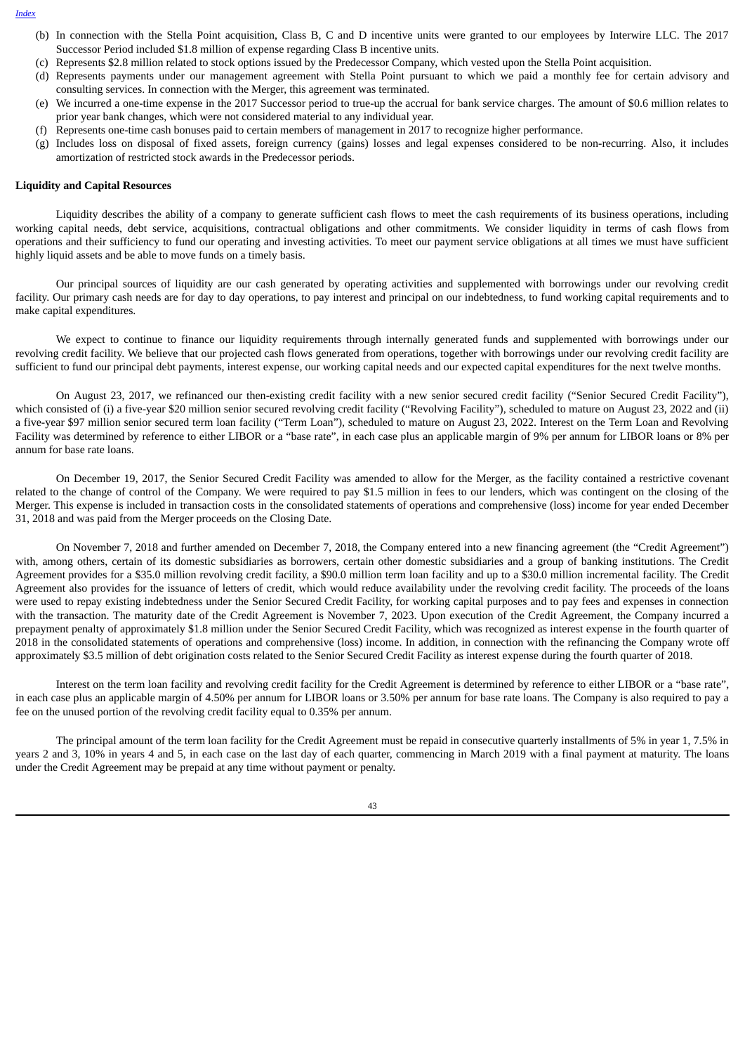(b) In connection with the Stella Point acquisition, Class B, C and D incentive units were granted to our employees by Interwire LLC. The 2017 Successor Period included $1.8 million of expense regarding Class B incentive units.
(c) Represents $2.8 million related to stock options issued by the Predecessor Company, which vested upon the Stella Point acquisition.
(d) Represents payments under our management agreement with Stella Point pursuant to which we paid a monthly fee for certain advisory and consulting services. In connection with the Merger, this agreement was terminated.
(e) We incurred a one-time expense in the 2017 Successor period to true-up the accrual for bank service charges. The amount of $0.6 million relates to prior year bank changes, which were not considered material to any individual year.
(f) Represents one-time cash bonuses paid to certain members of management in 2017 to recognize higher performance.
(g) Includes loss on disposal of fixed assets, foreign currency (gains) losses and legal expenses considered to be non-recurring. Also, it includes amortization of restricted stock awards in the Predecessor periods.

**Liquidity and Capital Resources**

Liquidity describes the ability of a company to generate sufficient cash flows to meet the cash requirements of its business operations, including working capital needs, debt service, acquisitions, contractual obligations and other commitments. We consider liquidity in terms of cash flows from operations and their sufficiency to fund our operating and investing activities. To meet our payment service obligations at all times we must have sufficient highly liquid assets and be able to move funds on a timely basis.

Our principal sources of liquidity are our cash generated by operating activities and supplemented with borrowings under our revolving credit facility. Our primary cash needs are for day to day operations, to pay interest and principal on our indebtedness, to fund working capital requirements and to make capital expenditures.

We expect to continue to finance our liquidity requirements through internally generated funds and supplemented with borrowings under our revolving credit facility. We believe that our projected cash flows generated from operations, together with borrowings under our revolving credit facility are sufficient to fund our principal debt payments, interest expense, our working capital needs and our expected capital expenditures for the next twelve months.

On August 23, 2017, we refinanced our then-existing credit facility with a new senior secured credit facility ("Senior Secured Credit Facility"), which consisted of (i) a five-year $20 million senior secured revolving credit facility ("Revolving Facility"), scheduled to mature on August 23, 2022 and (ii) a five-year $97 million senior secured term loan facility ("Term Loan"), scheduled to mature on August 23, 2022. Interest on the Term Loan and Revolving Facility was determined by reference to either LIBOR or a "base rate", in each case plus an applicable margin of 9% per annum for LIBOR loans or 8% per annum for base rate loans.

On December 19, 2017, the Senior Secured Credit Facility was amended to allow for the Merger, as the facility contained a restrictive covenant related to the change of control of the Company. We were required to pay $1.5 million in fees to our lenders, which was contingent on the closing of the Merger. This expense is included in transaction costs in the consolidated statements of operations and comprehensive (loss) income for year ended December 31, 2018 and was paid from the Merger proceeds on the Closing Date.

On November 7, 2018 and further amended on December 7, 2018, the Company entered into a new financing agreement (the "Credit Agreement") with, among others, certain of its domestic subsidiaries as borrowers, certain other domestic subsidiaries and a group of banking institutions. The Credit Agreement provides for a $35.0 million revolving credit facility, a $90.0 million term loan facility and up to a $30.0 million incremental facility. The Credit Agreement also provides for the issuance of letters of credit, which would reduce availability under the revolving credit facility. The proceeds of the loans were used to repay existing indebtedness under the Senior Secured Credit Facility, for working capital purposes and to pay fees and expenses in connection with the transaction. The maturity date of the Credit Agreement is November 7, 2023. Upon execution of the Credit Agreement, the Company incurred a prepayment penalty of approximately $1.8 million under the Senior Secured Credit Facility, which was recognized as interest expense in the fourth quarter of 2018 in the consolidated statements of operations and comprehensive (loss) income. In addition, in connection with the refinancing the Company wrote off approximately $3.5 million of debt origination costs related to the Senior Secured Credit Facility as interest expense during the fourth quarter of 2018.

Interest on the term loan facility and revolving credit facility for the Credit Agreement is determined by reference to either LIBOR or a "base rate", in each case plus an applicable margin of 4.50% per annum for LIBOR loans or 3.50% per annum for base rate loans. The Company is also required to pay a fee on the unused portion of the revolving credit facility equal to 0.35% per annum.

The principal amount of the term loan facility for the Credit Agreement must be repaid in consecutive quarterly installments of 5% in year 1, 7.5% in years 2 and 3, 10% in years 4 and 5, in each case on the last day of each quarter, commencing in March 2019 with a final payment at maturity. The loans under the Credit Agreement may be prepaid at any time without payment or penalty.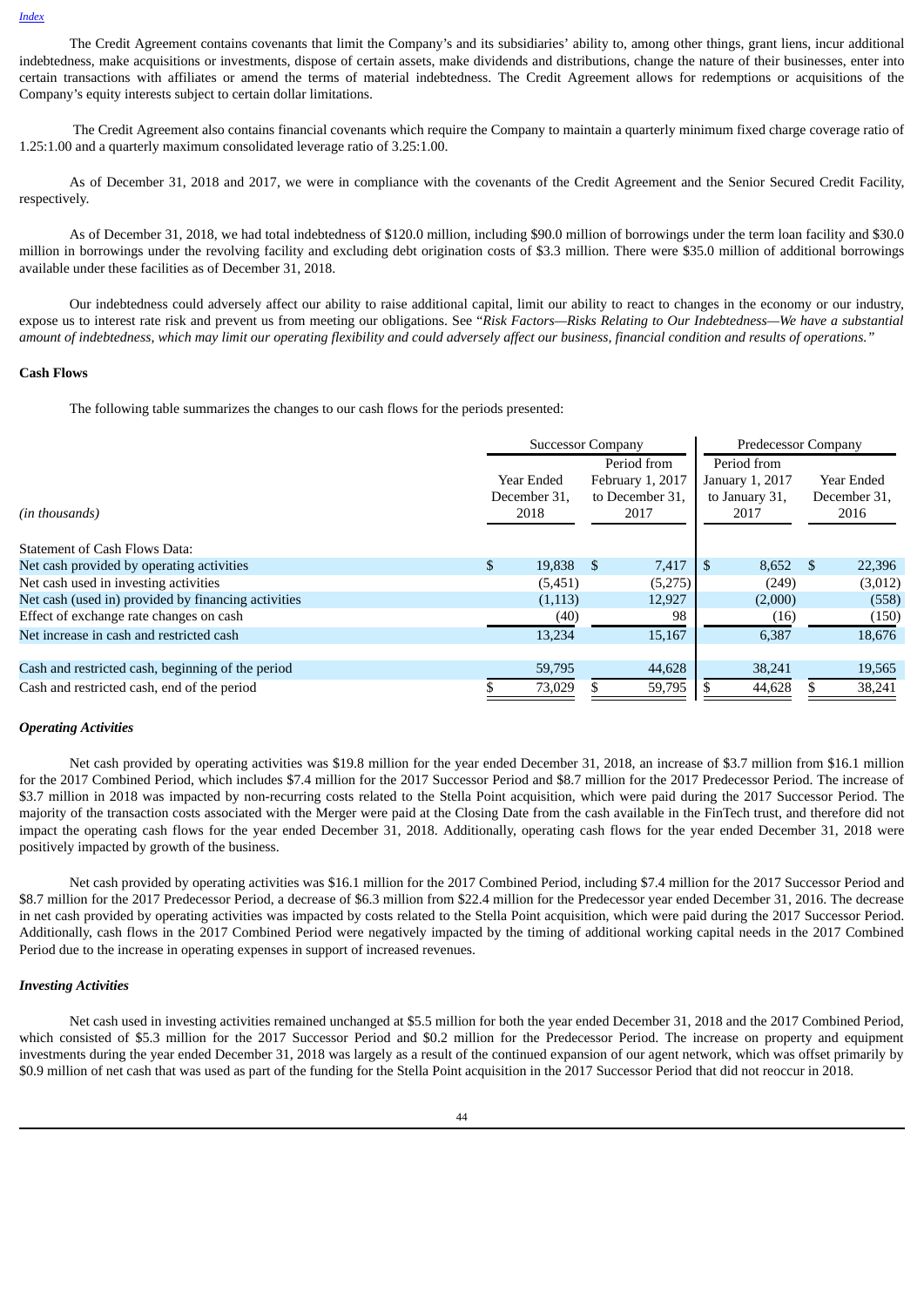The Credit Agreement contains covenants that limit the Company's and its subsidiaries' ability to, among other things, grant liens, incur additional indebtedness, make acquisitions or investments, dispose of certain assets, make dividends and distributions, change the nature of their businesses, enter into certain transactions with affiliates or amend the terms of material indebtedness. The Credit Agreement allows for redemptions or acquisitions of the Company's equity interests subject to certain dollar limitations.

The Credit Agreement also contains financial covenants which require the Company to maintain a quarterly minimum fixed charge coverage ratio of 1.25:1.00 and a quarterly maximum consolidated leverage ratio of 3.25:1.00.

As of December 31, 2018 and 2017, we were in compliance with the covenants of the Credit Agreement and the Senior Secured Credit Facility, respectively.

As of December 31, 2018, we had total indebtedness of $120.0 million, including $90.0 million of borrowings under the term loan facility and $30.0 million in borrowings under the revolving facility and excluding debt origination costs of $3.3 million. There were $35.0 million of additional borrowings available under these facilities as of December 31, 2018.

Our indebtedness could adversely affect our ability to raise additional capital, limit our ability to react to changes in the economy or our industry, expose us to interest rate risk and prevent us from meeting our obligations. See "*Risk Factors—Risks Relating to Our Indebtedness—We have a substantial amount of indebtedness, which may limit our operating flexibility and could adversely affect our business, financial condition and results of operations.*"

**Cash Flows**

The following table summarizes the changes to our cash flows for the periods presented:

| | Successor Company | | Predecessor Company | |
|---|---|---|---|---|
| *(in thousands)* | Year Ended December 31, 2018 | Period from February 1, 2017 to December 31, 2017 | Period from January 1, 2017 to January 31, 2017 | Year Ended December 31, 2016 |
| Statement of Cash Flows Data: | | | | |
| Net cash provided by operating activities | $ 19,838 | $ 7,417 | $ 8,652 | $ 22,396 |
| Net cash used in investing activities | (5,451) | (5,275) | (249) | (3,012) |
| Net cash (used in) provided by financing activities | (1,113) | 12,927 | (2,000) | (558) |
| Effect of exchange rate changes on cash | (40) | 98 | (16) | (150) |
| Net increase in cash and restricted cash | 13,234 | 15,167 | 6,387 | 18,676 |
| Cash and restricted cash, beginning of the period | 59,795 | 44,628 | 38,241 | 19,565 |
| Cash and restricted cash, end of the period | $ 73,029 | $ 59,795 | $ 44,628 | $ 38,241 |

***Operating Activities***

Net cash provided by operating activities was $19.8 million for the year ended December 31, 2018, an increase of $3.7 million from $16.1 million for the 2017 Combined Period, which includes $7.4 million for the 2017 Successor Period and $8.7 million for the 2017 Predecessor Period. The increase of $3.7 million in 2018 was impacted by non-recurring costs related to the Stella Point acquisition, which were paid during the 2017 Successor Period. The majority of the transaction costs associated with the Merger were paid at the Closing Date from the cash available in the FinTech trust, and therefore did not impact the operating cash flows for the year ended December 31, 2018. Additionally, operating cash flows for the year ended December 31, 2018 were positively impacted by growth of the business.

Net cash provided by operating activities was $16.1 million for the 2017 Combined Period, including $7.4 million for the 2017 Successor Period and $8.7 million for the 2017 Predecessor Period, a decrease of $6.3 million from $22.4 million for the Predecessor year ended December 31, 2016. The decrease in net cash provided by operating activities was impacted by costs related to the Stella Point acquisition, which were paid during the 2017 Successor Period. Additionally, cash flows in the 2017 Combined Period were negatively impacted by the timing of additional working capital needs in the 2017 Combined Period due to the increase in operating expenses in support of increased revenues.

***Investing Activities***

Net cash used in investing activities remained unchanged at $5.5 million for both the year ended December 31, 2018 and the 2017 Combined Period, which consisted of $5.3 million for the 2017 Successor Period and $0.2 million for the Predecessor Period. The increase on property and equipment investments during the year ended December 31, 2018 was largely as a result of the continued expansion of our agent network, which was offset primarily by $0.9 million of net cash that was used as part of the funding for the Stella Point acquisition in the 2017 Successor Period that did not reoccur in 2018.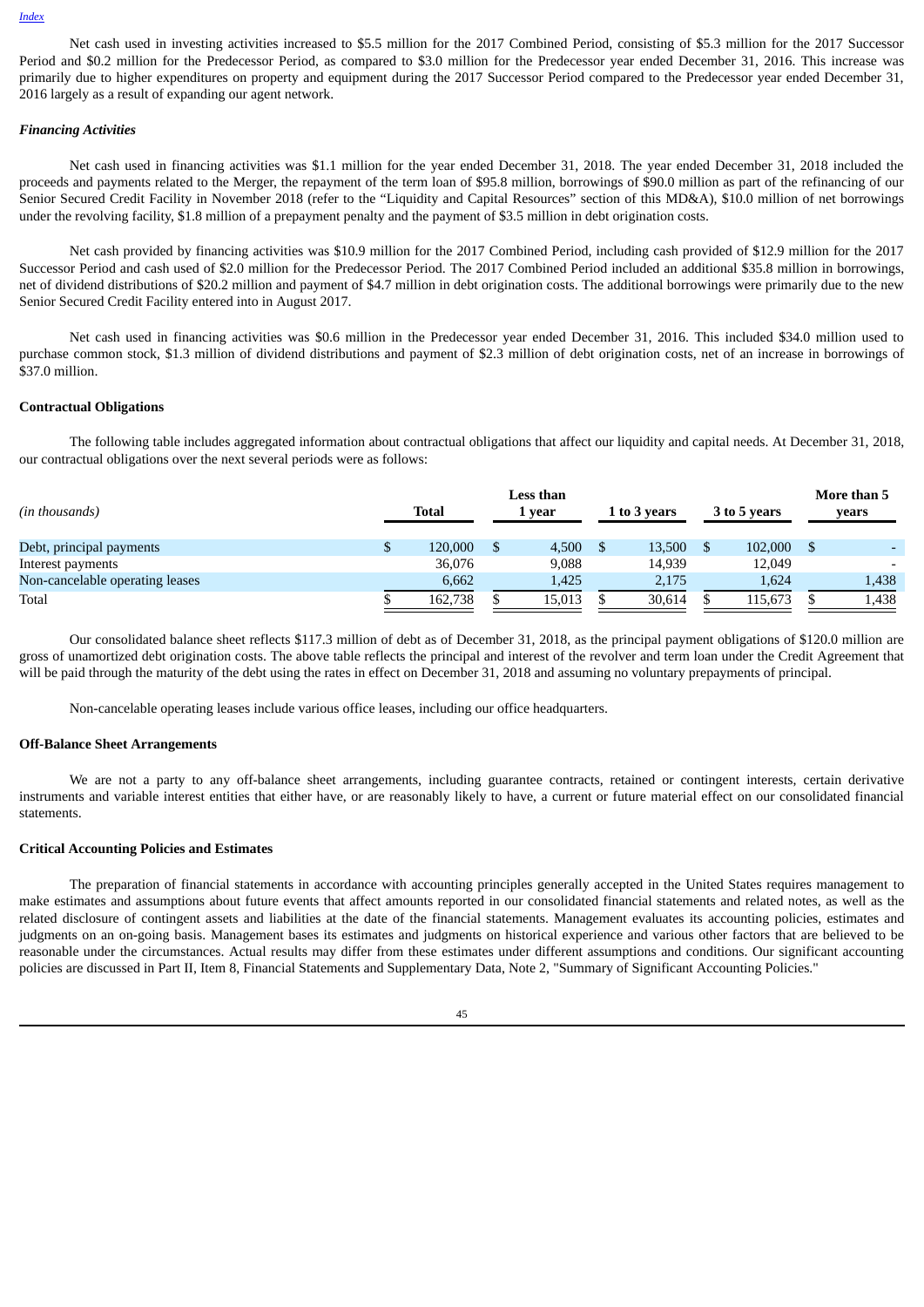Net cash used in investing activities increased to $5.5 million for the 2017 Combined Period, consisting of $5.3 million for the 2017 Successor Period and $0.2 million for the Predecessor Period, as compared to $3.0 million for the Predecessor year ended December 31, 2016. This increase was primarily due to higher expenditures on property and equipment during the 2017 Successor Period compared to the Predecessor year ended December 31, 2016 largely as a result of expanding our agent network.

***Financing Activities***

Net cash used in financing activities was $1.1 million for the year ended December 31, 2018. The year ended December 31, 2018 included the proceeds and payments related to the Merger, the repayment of the term loan of $95.8 million, borrowings of $90.0 million as part of the refinancing of our Senior Secured Credit Facility in November 2018 (refer to the "Liquidity and Capital Resources" section of this MD&A), $10.0 million of net borrowings under the revolving facility, $1.8 million of a prepayment penalty and the payment of $3.5 million in debt origination costs.

Net cash provided by financing activities was $10.9 million for the 2017 Combined Period, including cash provided of $12.9 million for the 2017 Successor Period and cash used of $2.0 million for the Predecessor Period. The 2017 Combined Period included an additional $35.8 million in borrowings, net of dividend distributions of $20.2 million and payment of $4.7 million in debt origination costs. The additional borrowings were primarily due to the new Senior Secured Credit Facility entered into in August 2017.

Net cash used in financing activities was $0.6 million in the Predecessor year ended December 31, 2016. This included $34.0 million used to purchase common stock, $1.3 million of dividend distributions and payment of $2.3 million of debt origination costs, net of an increase in borrowings of $37.0 million.

**Contractual Obligations**

The following table includes aggregated information about contractual obligations that affect our liquidity and capital needs. At December 31, 2018, our contractual obligations over the next several periods were as follows:

| *(in thousands)* | Total | Less than 1 year | 1 to 3 years | 3 to 5 years | More than 5 years |
|---|---|---|---|---|---|
| Debt, principal payments | $ 120,000 | $ 4,500 | $ 13,500 | $ 102,000 | $ - |
| Interest payments | 36,076 | 9,088 | 14,939 | 12,049 | - |
| Non-cancelable operating leases | 6,662 | 1,425 | 2,175 | 1,624 | 1,438 |
| Total | $ 162,738 | $ 15,013 | $ 30,614 | $ 115,673 | $ 1,438 |

Our consolidated balance sheet reflects $117.3 million of debt as of December 31, 2018, as the principal payment obligations of $120.0 million are gross of unamortized debt origination costs. The above table reflects the principal and interest of the revolver and term loan under the Credit Agreement that will be paid through the maturity of the debt using the rates in effect on December 31, 2018 and assuming no voluntary prepayments of principal.

Non-cancelable operating leases include various office leases, including our office headquarters.

**Off-Balance Sheet Arrangements**

We are not a party to any off-balance sheet arrangements, including guarantee contracts, retained or contingent interests, certain derivative instruments and variable interest entities that either have, or are reasonably likely to have, a current or future material effect on our consolidated financial statements.

**Critical Accounting Policies and Estimates**

The preparation of financial statements in accordance with accounting principles generally accepted in the United States requires management to make estimates and assumptions about future events that affect amounts reported in our consolidated financial statements and related notes, as well as the related disclosure of contingent assets and liabilities at the date of the financial statements. Management evaluates its accounting policies, estimates and judgments on an on-going basis. Management bases its estimates and judgments on historical experience and various other factors that are believed to be reasonable under the circumstances. Actual results may differ from these estimates under different assumptions and conditions. Our significant accounting policies are discussed in Part II, Item 8, Financial Statements and Supplementary Data, Note 2, "Summary of Significant Accounting Policies."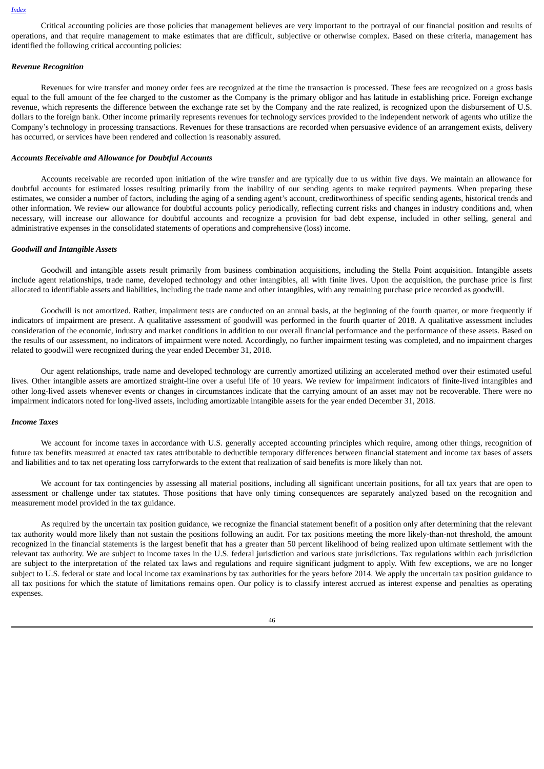Critical accounting policies are those policies that management believes are very important to the portrayal of our financial position and results of operations, and that require management to make estimates that are difficult, subjective or otherwise complex. Based on these criteria, management has identified the following critical accounting policies:

***Revenue Recognition***

Revenues for wire transfer and money order fees are recognized at the time the transaction is processed. These fees are recognized on a gross basis equal to the full amount of the fee charged to the customer as the Company is the primary obligor and has latitude in establishing price. Foreign exchange revenue, which represents the difference between the exchange rate set by the Company and the rate realized, is recognized upon the disbursement of U.S. dollars to the foreign bank. Other income primarily represents revenues for technology services provided to the independent network of agents who utilize the Company's technology in processing transactions. Revenues for these transactions are recorded when persuasive evidence of an arrangement exists, delivery has occurred, or services have been rendered and collection is reasonably assured.

***Accounts Receivable and Allowance for Doubtful Accounts***

Accounts receivable are recorded upon initiation of the wire transfer and are typically due to us within five days. We maintain an allowance for doubtful accounts for estimated losses resulting primarily from the inability of our sending agents to make required payments. When preparing these estimates, we consider a number of factors, including the aging of a sending agent's account, creditworthiness of specific sending agents, historical trends and other information. We review our allowance for doubtful accounts policy periodically, reflecting current risks and changes in industry conditions and, when necessary, will increase our allowance for doubtful accounts and recognize a provision for bad debt expense, included in other selling, general and administrative expenses in the consolidated statements of operations and comprehensive (loss) income.

***Goodwill and Intangible Assets***

Goodwill and intangible assets result primarily from business combination acquisitions, including the Stella Point acquisition. Intangible assets include agent relationships, trade name, developed technology and other intangibles, all with finite lives. Upon the acquisition, the purchase price is first allocated to identifiable assets and liabilities, including the trade name and other intangibles, with any remaining purchase price recorded as goodwill.

Goodwill is not amortized. Rather, impairment tests are conducted on an annual basis, at the beginning of the fourth quarter, or more frequently if indicators of impairment are present. A qualitative assessment of goodwill was performed in the fourth quarter of 2018. A qualitative assessment includes consideration of the economic, industry and market conditions in addition to our overall financial performance and the performance of these assets. Based on the results of our assessment, no indicators of impairment were noted. Accordingly, no further impairment testing was completed, and no impairment charges related to goodwill were recognized during the year ended December 31, 2018.

Our agent relationships, trade name and developed technology are currently amortized utilizing an accelerated method over their estimated useful lives. Other intangible assets are amortized straight-line over a useful life of 10 years. We review for impairment indicators of finite-lived intangibles and other long-lived assets whenever events or changes in circumstances indicate that the carrying amount of an asset may not be recoverable. There were no impairment indicators noted for long-lived assets, including amortizable intangible assets for the year ended December 31, 2018.

***Income Taxes***

We account for income taxes in accordance with U.S. generally accepted accounting principles which require, among other things, recognition of future tax benefits measured at enacted tax rates attributable to deductible temporary differences between financial statement and income tax bases of assets and liabilities and to tax net operating loss carryforwards to the extent that realization of said benefits is more likely than not.

We account for tax contingencies by assessing all material positions, including all significant uncertain positions, for all tax years that are open to assessment or challenge under tax statutes. Those positions that have only timing consequences are separately analyzed based on the recognition and measurement model provided in the tax guidance.

As required by the uncertain tax position guidance, we recognize the financial statement benefit of a position only after determining that the relevant tax authority would more likely than not sustain the positions following an audit. For tax positions meeting the more likely-than-not threshold, the amount recognized in the financial statements is the largest benefit that has a greater than 50 percent likelihood of being realized upon ultimate settlement with the relevant tax authority. We are subject to income taxes in the U.S. federal jurisdiction and various state jurisdictions. Tax regulations within each jurisdiction are subject to the interpretation of the related tax laws and regulations and require significant judgment to apply. With few exceptions, we are no longer subject to U.S. federal or state and local income tax examinations by tax authorities for the years before 2014. We apply the uncertain tax position guidance to all tax positions for which the statute of limitations remains open. Our policy is to classify interest accrued as interest expense and penalties as operating expenses.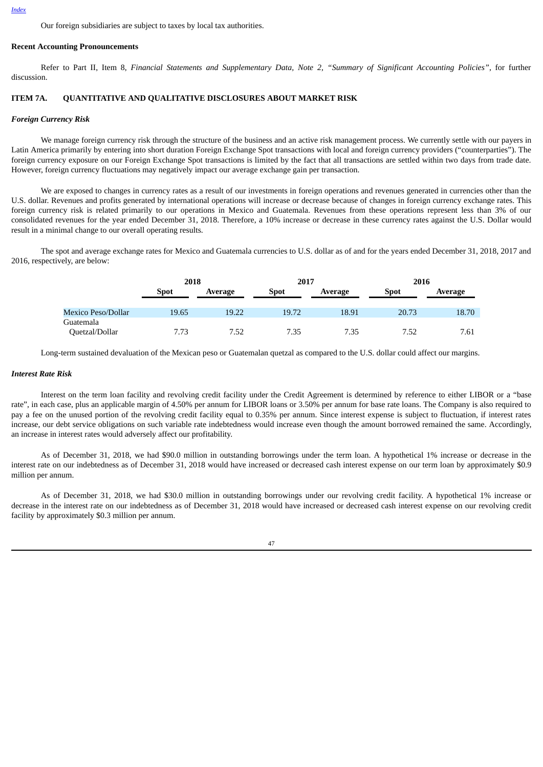Our foreign subsidiaries are subject to taxes by local tax authorities.

**Recent Accounting Pronouncements**

Refer to Part II, Item 8, *Financial Statements and Supplementary Data, Note 2, "Summary of Significant Accounting Policies"*, for further discussion.

## ITEM 7A. QUANTITATIVE AND QUALITATIVE DISCLOSURES ABOUT MARKET RISK

***Foreign Currency Risk***

We manage foreign currency risk through the structure of the business and an active risk management process. We currently settle with our payers in Latin America primarily by entering into short duration Foreign Exchange Spot transactions with local and foreign currency providers ("counterparties"). The foreign currency exposure on our Foreign Exchange Spot transactions is limited by the fact that all transactions are settled within two days from trade date. However, foreign currency fluctuations may negatively impact our average exchange gain per transaction.

We are exposed to changes in currency rates as a result of our investments in foreign operations and revenues generated in currencies other than the U.S. dollar. Revenues and profits generated by international operations will increase or decrease because of changes in foreign currency exchange rates. This foreign currency risk is related primarily to our operations in Mexico and Guatemala. Revenues from these operations represent less than 3% of our consolidated revenues for the year ended December 31, 2018. Therefore, a 10% increase or decrease in these currency rates against the U.S. Dollar would result in a minimal change to our overall operating results.

The spot and average exchange rates for Mexico and Guatemala currencies to U.S. dollar as of and for the years ended December 31, 2018, 2017 and 2016, respectively, are below:

| | 2018 | | 2017 | | 2016 | |
|---|---|---|---|---|---|---|
| | **Spot** | **Average** | **Spot** | **Average** | **Spot** | **Average** |
| Mexico Peso/Dollar | 19.65 | 19.22 | 19.72 | 18.91 | 20.73 | 18.70 |
| Guatemala Quetzal/Dollar | 7.73 | 7.52 | 7.35 | 7.35 | 7.52 | 7.61 |

Long-term sustained devaluation of the Mexican peso or Guatemalan quetzal as compared to the U.S. dollar could affect our margins.

***Interest Rate Risk***

Interest on the term loan facility and revolving credit facility under the Credit Agreement is determined by reference to either LIBOR or a "base rate", in each case, plus an applicable margin of 4.50% per annum for LIBOR loans or 3.50% per annum for base rate loans. The Company is also required to pay a fee on the unused portion of the revolving credit facility equal to 0.35% per annum. Since interest expense is subject to fluctuation, if interest rates increase, our debt service obligations on such variable rate indebtedness would increase even though the amount borrowed remained the same. Accordingly, an increase in interest rates would adversely affect our profitability.

As of December 31, 2018, we had $90.0 million in outstanding borrowings under the term loan. A hypothetical 1% increase or decrease in the interest rate on our indebtedness as of December 31, 2018 would have increased or decreased cash interest expense on our term loan by approximately $0.9 million per annum.

As of December 31, 2018, we had $30.0 million in outstanding borrowings under our revolving credit facility. A hypothetical 1% increase or decrease in the interest rate on our indebtedness as of December 31, 2018 would have increased or decreased cash interest expense on our revolving credit facility by approximately $0.3 million per annum.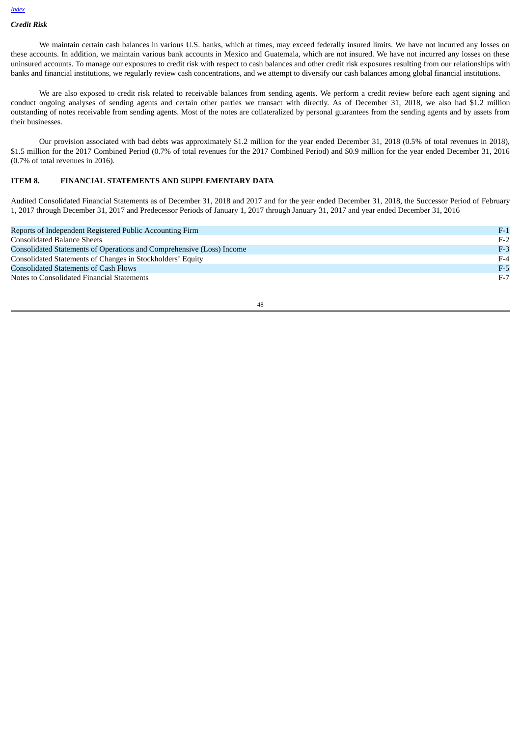### *Credit Risk*

We maintain certain cash balances in various U.S. banks, which at times, may exceed federally insured limits. We have not incurred any losses on these accounts. In addition, we maintain various bank accounts in Mexico and Guatemala, which are not insured. We have not incurred any losses on these uninsured accounts. To manage our exposures to credit risk with respect to cash balances and other credit risk exposures resulting from our relationships with banks and financial institutions, we regularly review cash concentrations, and we attempt to diversify our cash balances among global financial institutions.

We are also exposed to credit risk related to receivable balances from sending agents. We perform a credit review before each agent signing and conduct ongoing analyses of sending agents and certain other parties we transact with directly. As of December 31, 2018, we also had $1.2 million outstanding of notes receivable from sending agents. Most of the notes are collateralized by personal guarantees from the sending agents and by assets from their businesses.

Our provision associated with bad debts was approximately $1.2 million for the year ended December 31, 2018 (0.5% of total revenues in 2018), $1.5 million for the 2017 Combined Period (0.7% of total revenues for the 2017 Combined Period) and $0.9 million for the year ended December 31, 2016 (0.7% of total revenues in 2016).

## ITEM 8. FINANCIAL STATEMENTS AND SUPPLEMENTARY DATA

Audited Consolidated Financial Statements as of December 31, 2018 and 2017 and for the year ended December 31, 2018, the Successor Period of February 1, 2017 through December 31, 2017 and Predecessor Periods of January 1, 2017 through January 31, 2017 and year ended December 31, 2016

| | |
|---|---|
| Reports of Independent Registered Public Accounting Firm | F-1 |
| Consolidated Balance Sheets | F-2 |
| Consolidated Statements of Operations and Comprehensive (Loss) Income | F-3 |
| Consolidated Statements of Changes in Stockholders' Equity | F-4 |
| Consolidated Statements of Cash Flows | F-5 |
| Notes to Consolidated Financial Statements | F-7 |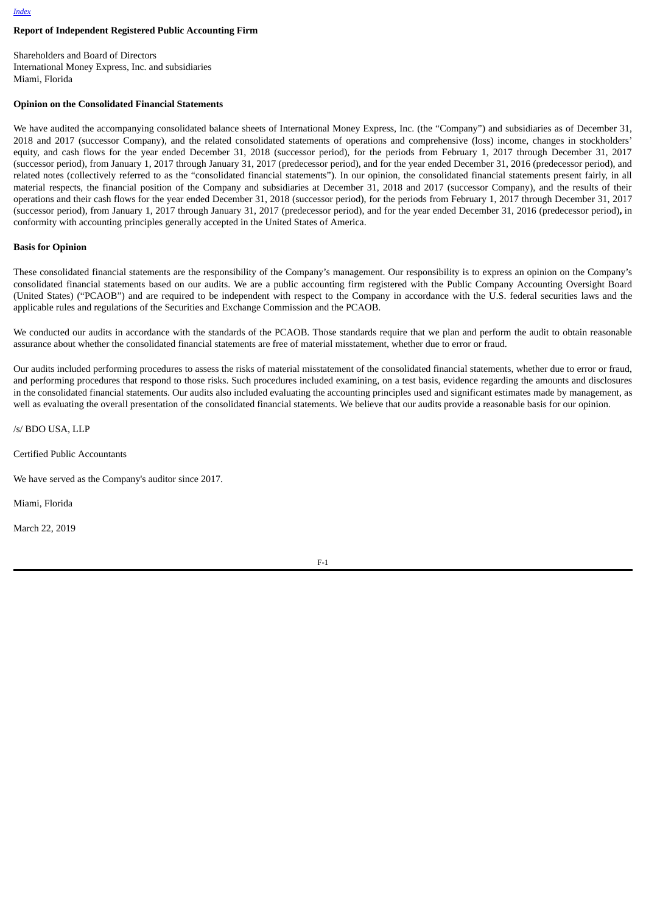[Index](#)

## Report of Independent Registered Public Accounting Firm

Shareholders and Board of Directors
International Money Express, Inc. and subsidiaries
Miami, Florida

### Opinion on the Consolidated Financial Statements

We have audited the accompanying consolidated balance sheets of International Money Express, Inc. (the "Company") and subsidiaries as of December 31, 2018 and 2017 (successor Company), and the related consolidated statements of operations and comprehensive (loss) income, changes in stockholders' equity, and cash flows for the year ended December 31, 2018 (successor period), for the periods from February 1, 2017 through December 31, 2017 (successor period), from January 1, 2017 through January 31, 2017 (predecessor period), and for the year ended December 31, 2016 (predecessor period), and related notes (collectively referred to as the "consolidated financial statements"). In our opinion, the consolidated financial statements present fairly, in all material respects, the financial position of the Company and subsidiaries at December 31, 2018 and 2017 (successor Company), and the results of their operations and their cash flows for the year ended December 31, 2018 (successor period), for the periods from February 1, 2017 through December 31, 2017 (successor period), from January 1, 2017 through January 31, 2017 (predecessor period), and for the year ended December 31, 2016 (predecessor period), in conformity with accounting principles generally accepted in the United States of America.

### Basis for Opinion

These consolidated financial statements are the responsibility of the Company's management. Our responsibility is to express an opinion on the Company's consolidated financial statements based on our audits. We are a public accounting firm registered with the Public Company Accounting Oversight Board (United States) ("PCAOB") and are required to be independent with respect to the Company in accordance with the U.S. federal securities laws and the applicable rules and regulations of the Securities and Exchange Commission and the PCAOB.

We conducted our audits in accordance with the standards of the PCAOB. Those standards require that we plan and perform the audit to obtain reasonable assurance about whether the consolidated financial statements are free of material misstatement, whether due to error or fraud.

Our audits included performing procedures to assess the risks of material misstatement of the consolidated financial statements, whether due to error or fraud, and performing procedures that respond to those risks. Such procedures included examining, on a test basis, evidence regarding the amounts and disclosures in the consolidated financial statements. Our audits also included evaluating the accounting principles used and significant estimates made by management, as well as evaluating the overall presentation of the consolidated financial statements. We believe that our audits provide a reasonable basis for our opinion.

/s/ BDO USA, LLP

Certified Public Accountants

We have served as the Company's auditor since 2017.

Miami, Florida

March 22, 2019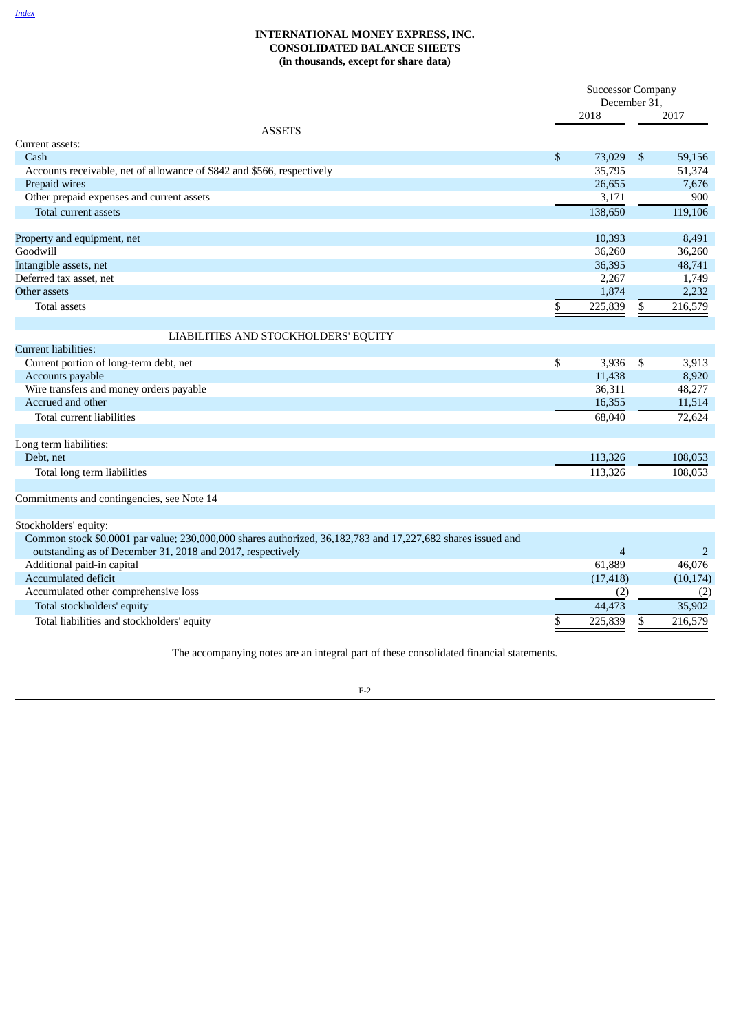[Index](#)

# INTERNATIONAL MONEY EXPRESS, INC.
## CONSOLIDATED BALANCE SHEETS
### (in thousands, except for share data)

| | Successor Company December 31, 2018 | Successor Company December 31, 2017 |
|---|---|---|
| **ASSETS** | | |
| Current assets: | | |
| Cash | $ 73,029 | $ 59,156 |
| Accounts receivable, net of allowance of $842 and $566, respectively | 35,795 | 51,374 |
| Prepaid wires | 26,655 | 7,676 |
| Other prepaid expenses and current assets | 3,171 | 900 |
| Total current assets | 138,650 | 119,106 |
| | | |
| Property and equipment, net | 10,393 | 8,491 |
| Goodwill | 36,260 | 36,260 |
| Intangible assets, net | 36,395 | 48,741 |
| Deferred tax asset, net | 2,267 | 1,749 |
| Other assets | 1,874 | 2,232 |
| Total assets | $ 225,839 | $ 216,579 |
| | | |
| **LIABILITIES AND STOCKHOLDERS' EQUITY** | | |
| Current liabilities: | | |
| Current portion of long-term debt, net | $ 3,936 | $ 3,913 |
| Accounts payable | 11,438 | 8,920 |
| Wire transfers and money orders payable | 36,311 | 48,277 |
| Accrued and other | 16,355 | 11,514 |
| Total current liabilities | 68,040 | 72,624 |
| | | |
| Long term liabilities: | | |
| Debt, net | 113,326 | 108,053 |
| Total long term liabilities | 113,326 | 108,053 |
| | | |
| Commitments and contingencies, see Note 14 | | |
| | | |
| Stockholders' equity: | | |
| Common stock $0.0001 par value; 230,000,000 shares authorized, 36,182,783 and 17,227,682 shares issued and outstanding as of December 31, 2018 and 2017, respectively | 4 | 2 |
| Additional paid-in capital | 61,889 | 46,076 |
| Accumulated deficit | (17,418) | (10,174) |
| Accumulated other comprehensive loss | (2) | (2) |
| Total stockholders' equity | 44,473 | 35,902 |
| Total liabilities and stockholders' equity | $ 225,839 | $ 216,579 |

The accompanying notes are an integral part of these consolidated financial statements.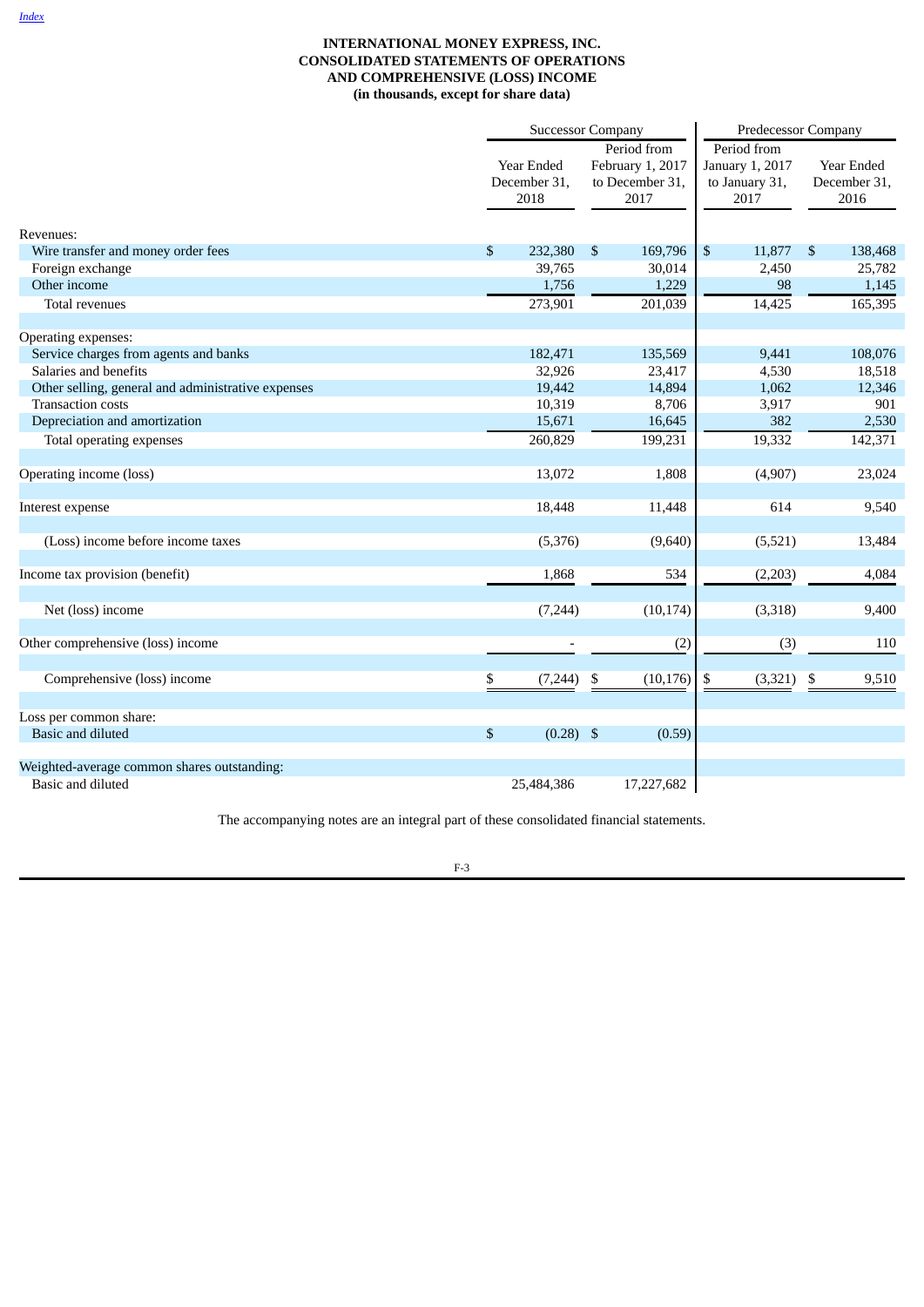**INTERNATIONAL MONEY EXPRESS, INC.**
**CONSOLIDATED STATEMENTS OF OPERATIONS AND COMPREHENSIVE (LOSS) INCOME**
**(in thousands, except for share data)**

| | Successor Company | | Predecessor Company | |
|---|---|---|---|---|
| | Year Ended December 31, 2018 | Period from February 1, 2017 to December 31, 2017 | Period from January 1, 2017 to January 31, 2017 | Year Ended December 31, 2016 |
| Revenues: | | | | |
| Wire transfer and money order fees | $ 232,380 | $ 169,796 | $ 11,877 | $ 138,468 |
| Foreign exchange | 39,765 | 30,014 | 2,450 | 25,782 |
| Other income | 1,756 | 1,229 | 98 | 1,145 |
| Total revenues | 273,901 | 201,039 | 14,425 | 165,395 |
| Operating expenses: | | | | |
| Service charges from agents and banks | 182,471 | 135,569 | 9,441 | 108,076 |
| Salaries and benefits | 32,926 | 23,417 | 4,530 | 18,518 |
| Other selling, general and administrative expenses | 19,442 | 14,894 | 1,062 | 12,346 |
| Transaction costs | 10,319 | 8,706 | 3,917 | 901 |
| Depreciation and amortization | 15,671 | 16,645 | 382 | 2,530 |
| Total operating expenses | 260,829 | 199,231 | 19,332 | 142,371 |
| Operating income (loss) | 13,072 | 1,808 | (4,907) | 23,024 |
| Interest expense | 18,448 | 11,448 | 614 | 9,540 |
| (Loss) income before income taxes | (5,376) | (9,640) | (5,521) | 13,484 |
| Income tax provision (benefit) | 1,868 | 534 | (2,203) | 4,084 |
| Net (loss) income | (7,244) | (10,174) | (3,318) | 9,400 |
| Other comprehensive (loss) income | - | (2) | (3) | 110 |
| Comprehensive (loss) income | $ (7,244) | $ (10,176) | $ (3,321) | $ 9,510 |
| Loss per common share: | | | | |
| Basic and diluted | $ (0.28) | $ (0.59) | | |
| Weighted-average common shares outstanding: | | | | |
| Basic and diluted | 25,484,386 | 17,227,682 | | |

The accompanying notes are an integral part of these consolidated financial statements.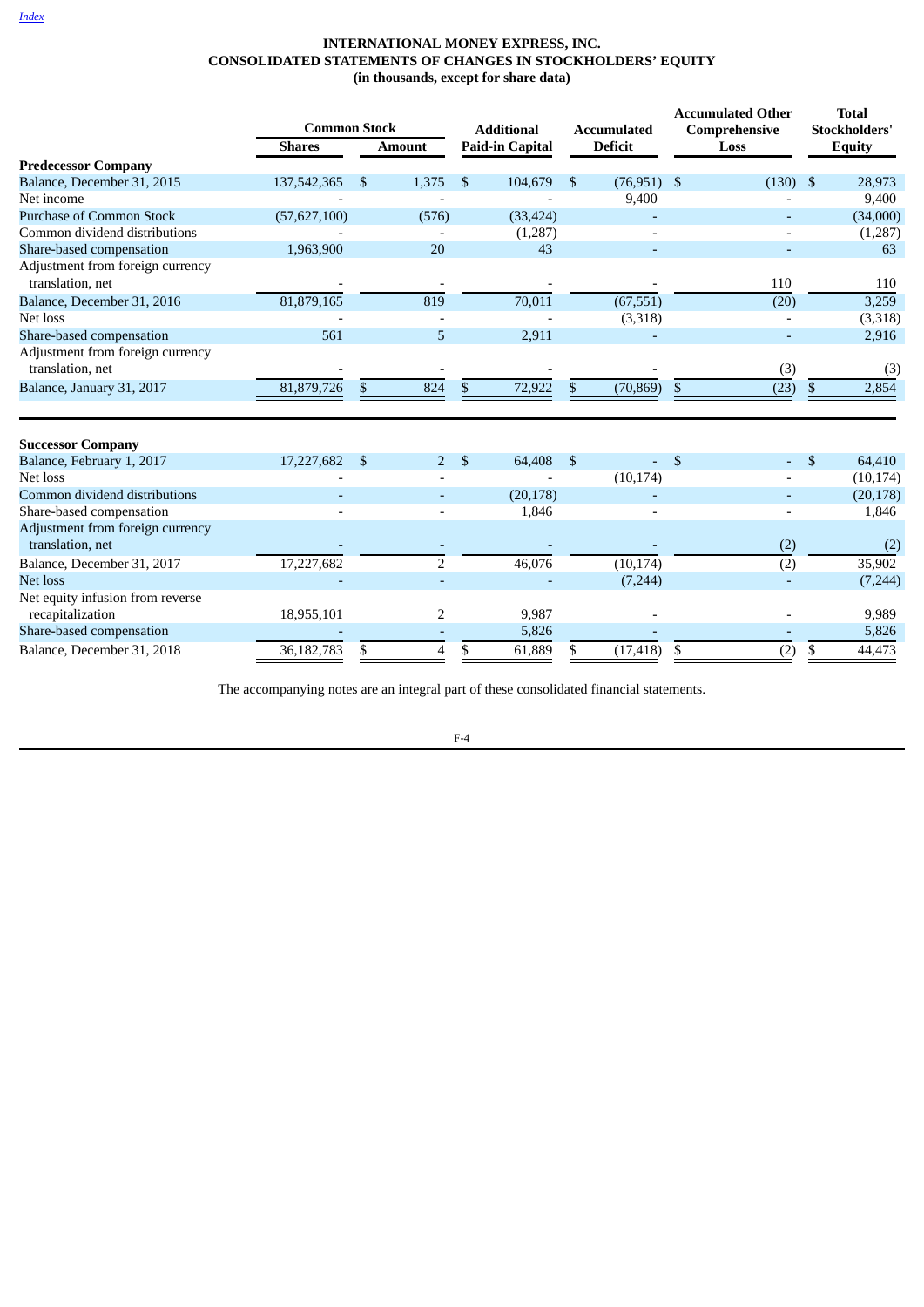[Index](#)

# INTERNATIONAL MONEY EXPRESS, INC.
## CONSOLIDATED STATEMENTS OF CHANGES IN STOCKHOLDERS' EQUITY
### (in thousands, except for share data)

| | Common Stock | | Additional | Accumulated | Accumulated Other Comprehensive | Total Stockholders' |
|---|---|---|---|---|---|---|
| | Shares | Amount | Paid-in Capital | Deficit | Loss | Equity |
| **Predecessor Company** | | | | | | |
| Balance, December 31, 2015 | 137,542,365 | $ 1,375 | $ 104,679 | $ (76,951) | $ (130) | $ 28,973 |
| Net income | - | - | - | 9,400 | - | 9,400 |
| Purchase of Common Stock | (57,627,100) | (576) | (33,424) | - | - | (34,000) |
| Common dividend distributions | - | - | (1,287) | - | - | (1,287) |
| Share-based compensation | 1,963,900 | 20 | 43 | - | - | 63 |
| Adjustment from foreign currency translation, net | - | - | - | - | 110 | 110 |
| Balance, December 31, 2016 | 81,879,165 | 819 | 70,011 | (67,551) | (20) | 3,259 |
| Net loss | - | - | - | (3,318) | - | (3,318) |
| Share-based compensation | 561 | 5 | 2,911 | - | - | 2,916 |
| Adjustment from foreign currency translation, net | - | - | - | - | (3) | (3) |
| Balance, January 31, 2017 | 81,879,726 | $ 824 | $ 72,922 | $ (70,869) | $ (23) | $ 2,854 |
| | | | | | | |
| **Successor Company** | | | | | | |
| Balance, February 1, 2017 | 17,227,682 | $ 2 | $ 64,408 | $ - | $ - | $ 64,410 |
| Net loss | - | - | - | (10,174) | - | (10,174) |
| Common dividend distributions | - | - | (20,178) | - | - | (20,178) |
| Share-based compensation | - | - | 1,846 | - | - | 1,846 |
| Adjustment from foreign currency translation, net | - | - | - | - | (2) | (2) |
| Balance, December 31, 2017 | 17,227,682 | 2 | 46,076 | (10,174) | (2) | 35,902 |
| Net loss | - | - | - | (7,244) | - | (7,244) |
| Net equity infusion from reverse recapitalization | 18,955,101 | 2 | 9,987 | - | - | 9,989 |
| Share-based compensation | - | - | 5,826 | - | - | 5,826 |
| Balance, December 31, 2018 | 36,182,783 | $ 4 | $ 61,889 | $ (17,418) | $ (2) | $ 44,473 |

The accompanying notes are an integral part of these consolidated financial statements.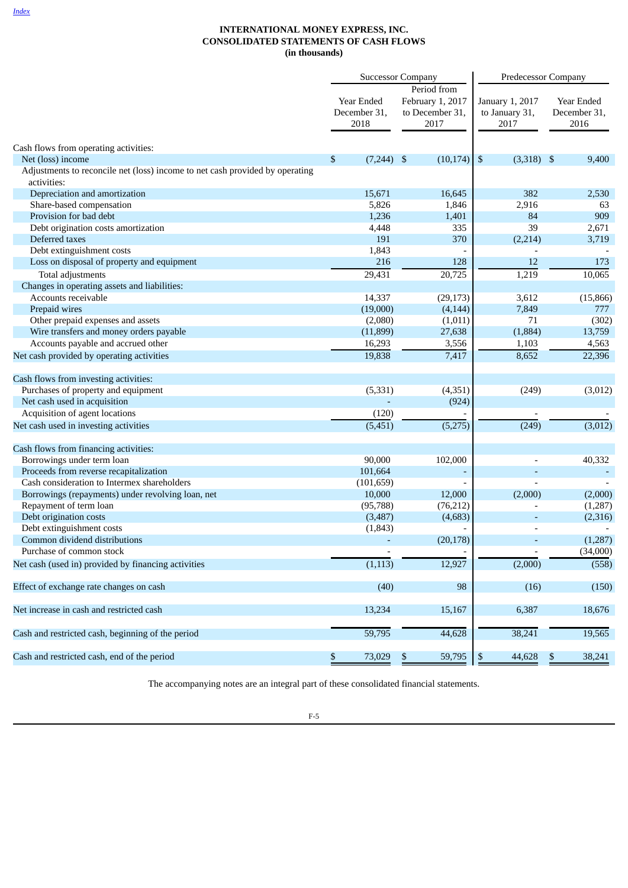*Index*

**INTERNATIONAL MONEY EXPRESS, INC.**
**CONSOLIDATED STATEMENTS OF CASH FLOWS**
**(in thousands)**

| | Successor Company | | Predecessor Company | |
|---|---|---|---|---|
| | Year Ended December 31, 2018 | Period from February 1, 2017 to December 31, 2017 | January 1, 2017 to January 31, 2017 | Year Ended December 31, 2016 |
| Cash flows from operating activities: | | | | |
| Net (loss) income | $ (7,244) | $ (10,174) | $ (3,318) | $ 9,400 |
| Adjustments to reconcile net (loss) income to net cash provided by operating activities: | | | | |
| Depreciation and amortization | 15,671 | 16,645 | 382 | 2,530 |
| Share-based compensation | 5,826 | 1,846 | 2,916 | 63 |
| Provision for bad debt | 1,236 | 1,401 | 84 | 909 |
| Debt origination costs amortization | 4,448 | 335 | 39 | 2,671 |
| Deferred taxes | 191 | 370 | (2,214) | 3,719 |
| Debt extinguishment costs | 1,843 | - | - | - |
| Loss on disposal of property and equipment | 216 | 128 | 12 | 173 |
| Total adjustments | 29,431 | 20,725 | 1,219 | 10,065 |
| Changes in operating assets and liabilities: | | | | |
| Accounts receivable | 14,337 | (29,173) | 3,612 | (15,866) |
| Prepaid wires | (19,000) | (4,144) | 7,849 | 777 |
| Other prepaid expenses and assets | (2,080) | (1,011) | 71 | (302) |
| Wire transfers and money orders payable | (11,899) | 27,638 | (1,884) | 13,759 |
| Accounts payable and accrued other | 16,293 | 3,556 | 1,103 | 4,563 |
| Net cash provided by operating activities | 19,838 | 7,417 | 8,652 | 22,396 |
| | | | | |
| Cash flows from investing activities: | | | | |
| Purchases of property and equipment | (5,331) | (4,351) | (249) | (3,012) |
| Net cash used in acquisition | - | (924) | | |
| Acquisition of agent locations | (120) | - | - | - |
| Net cash used in investing activities | (5,451) | (5,275) | (249) | (3,012) |
| | | | | |
| Cash flows from financing activities: | | | | |
| Borrowings under term loan | 90,000 | 102,000 | - | 40,332 |
| Proceeds from reverse recapitalization | 101,664 | - | - | - |
| Cash consideration to Intermex shareholders | (101,659) | - | - | - |
| Borrowings (repayments) under revolving loan, net | 10,000 | 12,000 | (2,000) | (2,000) |
| Repayment of term loan | (95,788) | (76,212) | - | (1,287) |
| Debt origination costs | (3,487) | (4,683) | - | (2,316) |
| Debt extinguishment costs | (1,843) | - | - | - |
| Common dividend distributions | - | (20,178) | - | (1,287) |
| Purchase of common stock | - | - | - | (34,000) |
| Net cash (used in) provided by financing activities | (1,113) | 12,927 | (2,000) | (558) |
| | | | | |
| Effect of exchange rate changes on cash | (40) | 98 | (16) | (150) |
| | | | | |
| Net increase in cash and restricted cash | 13,234 | 15,167 | 6,387 | 18,676 |
| | | | | |
| Cash and restricted cash, beginning of the period | 59,795 | 44,628 | 38,241 | 19,565 |
| | | | | |
| Cash and restricted cash, end of the period | $ 73,029 | $ 59,795 | $ 44,628 | $ 38,241 |

The accompanying notes are an integral part of these consolidated financial statements.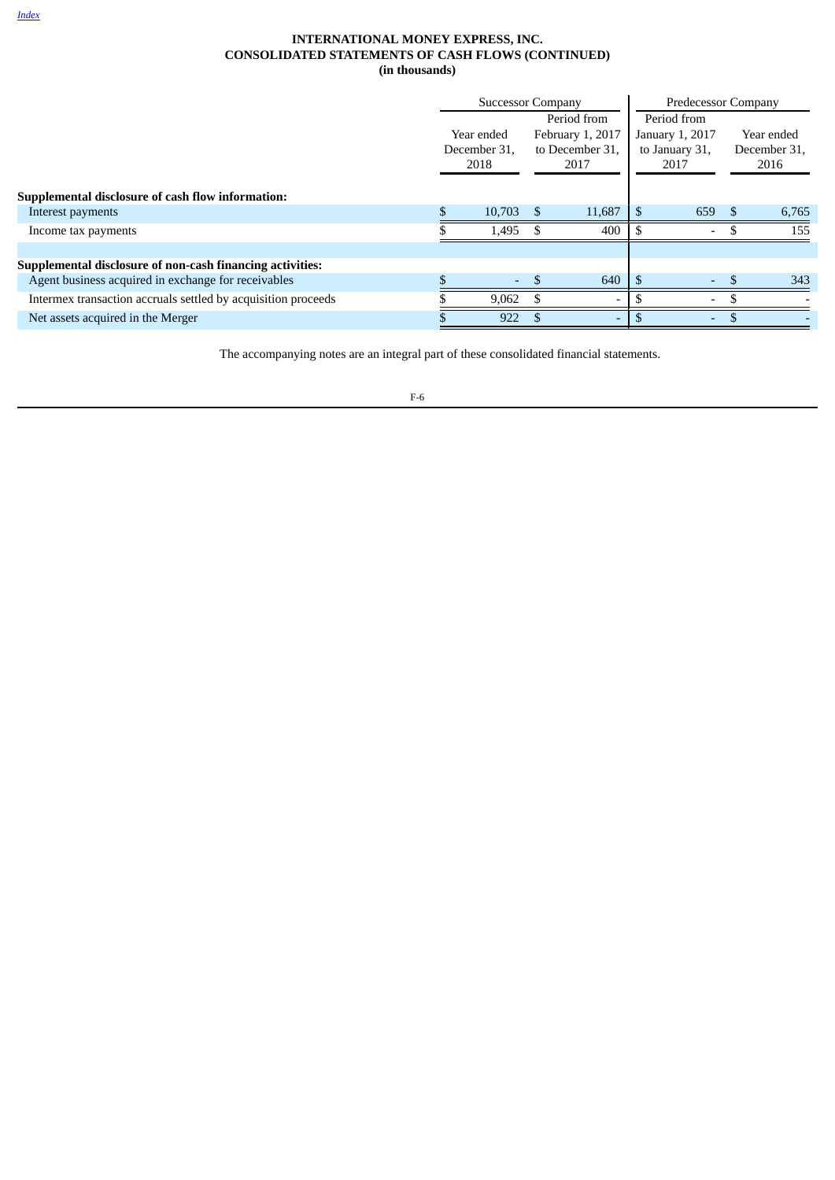**INTERNATIONAL MONEY EXPRESS, INC.**
**CONSOLIDATED STATEMENTS OF CASH FLOWS (CONTINUED)**
**(in thousands)**

| | Successor Company | | Predecessor Company | |
|---|---|---|---|---|
| | Year ended December 31, 2018 | Period from February 1, 2017 to December 31, 2017 | Period from January 1, 2017 to January 31, 2017 | Year ended December 31, 2016 |
| **Supplemental disclosure of cash flow information:** | | | | |
| Interest payments | $ 10,703 | $ 11,687 | $ 659 | $ 6,765 |
| Income tax payments | $ 1,495 | $ 400 | $ - | $ 155 |
| | | | | |
| **Supplemental disclosure of non-cash financing activities:** | | | | |
| Agent business acquired in exchange for receivables | $ - | $ 640 | $ - | $ 343 |
| Intermex transaction accruals settled by acquisition proceeds | $ 9,062 | $ - | $ - | $ - |
| Net assets acquired in the Merger | $ 922 | $ - | $ - | $ - |

The accompanying notes are an integral part of these consolidated financial statements.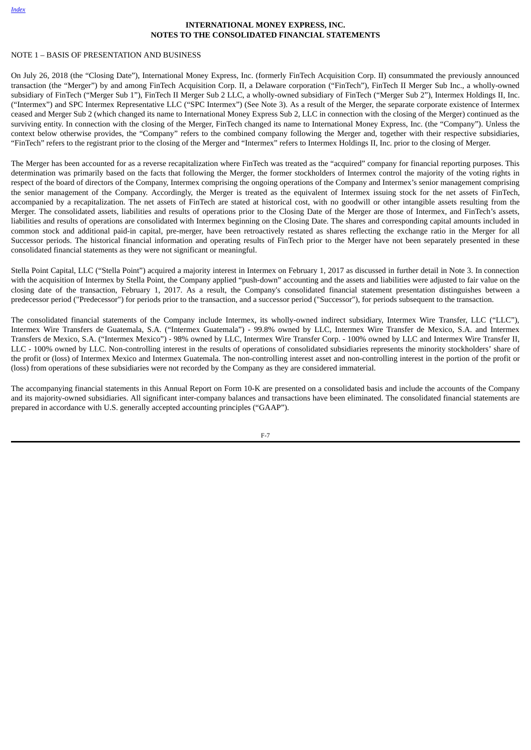# INTERNATIONAL MONEY EXPRESS, INC.
# NOTES TO THE CONSOLIDATED FINANCIAL STATEMENTS

## NOTE 1 – BASIS OF PRESENTATION AND BUSINESS

On July 26, 2018 (the "Closing Date"), International Money Express, Inc. (formerly FinTech Acquisition Corp. II) consummated the previously announced transaction (the "Merger") by and among FinTech Acquisition Corp. II, a Delaware corporation ("FinTech"), FinTech II Merger Sub Inc., a wholly-owned subsidiary of FinTech ("Merger Sub 1"), FinTech II Merger Sub 2 LLC, a wholly-owned subsidiary of FinTech ("Merger Sub 2"), Intermex Holdings II, Inc. ("Intermex") and SPC Intermex Representative LLC ("SPC Intermex") (See Note 3). As a result of the Merger, the separate corporate existence of Intermex ceased and Merger Sub 2 (which changed its name to International Money Express Sub 2, LLC in connection with the closing of the Merger) continued as the surviving entity. In connection with the closing of the Merger, FinTech changed its name to International Money Express, Inc. (the "Company"). Unless the context below otherwise provides, the "Company" refers to the combined company following the Merger and, together with their respective subsidiaries, "FinTech" refers to the registrant prior to the closing of the Merger and "Intermex" refers to Intermex Holdings II, Inc. prior to the closing of Merger.

The Merger has been accounted for as a reverse recapitalization where FinTech was treated as the "acquired" company for financial reporting purposes. This determination was primarily based on the facts that following the Merger, the former stockholders of Intermex control the majority of the voting rights in respect of the board of directors of the Company, Intermex comprising the ongoing operations of the Company and Intermex's senior management comprising the senior management of the Company. Accordingly, the Merger is treated as the equivalent of Intermex issuing stock for the net assets of FinTech, accompanied by a recapitalization. The net assets of FinTech are stated at historical cost, with no goodwill or other intangible assets resulting from the Merger. The consolidated assets, liabilities and results of operations prior to the Closing Date of the Merger are those of Intermex, and FinTech's assets, liabilities and results of operations are consolidated with Intermex beginning on the Closing Date. The shares and corresponding capital amounts included in common stock and additional paid-in capital, pre-merger, have been retroactively restated as shares reflecting the exchange ratio in the Merger for all Successor periods. The historical financial information and operating results of FinTech prior to the Merger have not been separately presented in these consolidated financial statements as they were not significant or meaningful.

Stella Point Capital, LLC ("Stella Point") acquired a majority interest in Intermex on February 1, 2017 as discussed in further detail in Note 3. In connection with the acquisition of Intermex by Stella Point, the Company applied "push-down" accounting and the assets and liabilities were adjusted to fair value on the closing date of the transaction, February 1, 2017. As a result, the Company's consolidated financial statement presentation distinguishes between a predecessor period ("Predecessor") for periods prior to the transaction, and a successor period ("Successor"), for periods subsequent to the transaction.

The consolidated financial statements of the Company include Intermex, its wholly-owned indirect subsidiary, Intermex Wire Transfer, LLC ("LLC"), Intermex Wire Transfers de Guatemala, S.A. ("Intermex Guatemala") - 99.8% owned by LLC, Intermex Wire Transfer de Mexico, S.A. and Intermex Transfers de Mexico, S.A. ("Intermex Mexico") - 98% owned by LLC, Intermex Wire Transfer Corp. - 100% owned by LLC and Intermex Wire Transfer II, LLC - 100% owned by LLC. Non-controlling interest in the results of operations of consolidated subsidiaries represents the minority stockholders' share of the profit or (loss) of Intermex Mexico and Intermex Guatemala. The non-controlling interest asset and non-controlling interest in the portion of the profit or (loss) from operations of these subsidiaries were not recorded by the Company as they are considered immaterial.

The accompanying financial statements in this Annual Report on Form 10-K are presented on a consolidated basis and include the accounts of the Company and its majority-owned subsidiaries. All significant inter-company balances and transactions have been eliminated. The consolidated financial statements are prepared in accordance with U.S. generally accepted accounting principles ("GAAP").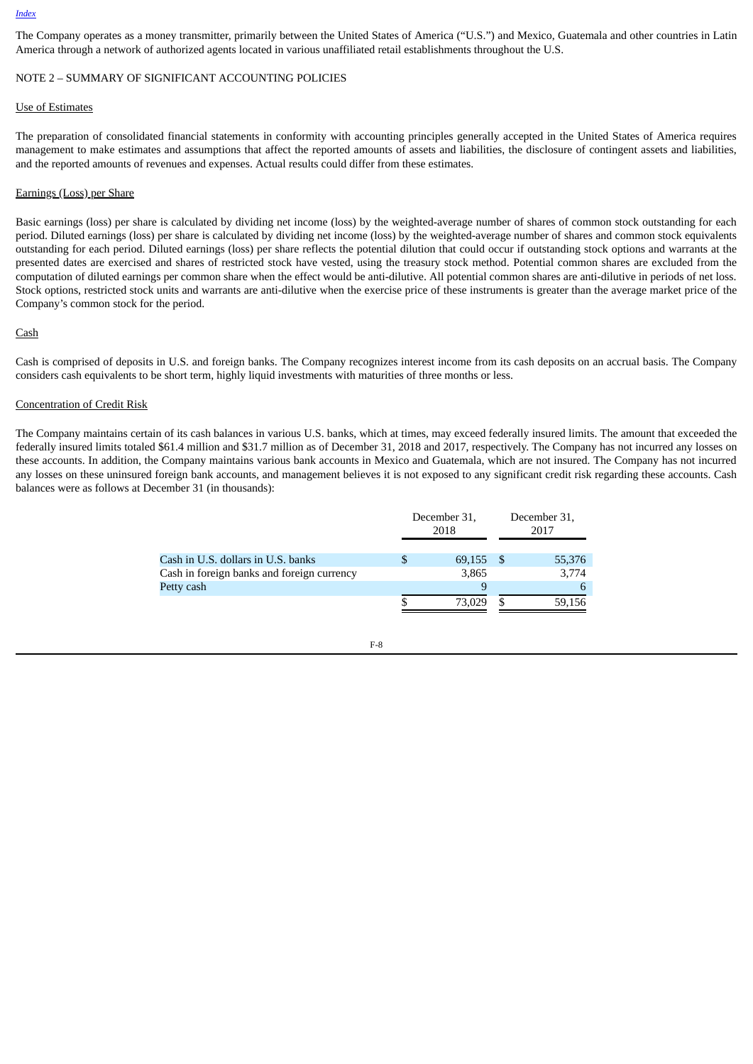The Company operates as a money transmitter, primarily between the United States of America ("U.S.") and Mexico, Guatemala and other countries in Latin America through a network of authorized agents located in various unaffiliated retail establishments throughout the U.S.

NOTE 2 – SUMMARY OF SIGNIFICANT ACCOUNTING POLICIES

Use of Estimates

The preparation of consolidated financial statements in conformity with accounting principles generally accepted in the United States of America requires management to make estimates and assumptions that affect the reported amounts of assets and liabilities, the disclosure of contingent assets and liabilities, and the reported amounts of revenues and expenses. Actual results could differ from these estimates.

Earnings (Loss) per Share

Basic earnings (loss) per share is calculated by dividing net income (loss) by the weighted-average number of shares of common stock outstanding for each period. Diluted earnings (loss) per share is calculated by dividing net income (loss) by the weighted-average number of shares and common stock equivalents outstanding for each period. Diluted earnings (loss) per share reflects the potential dilution that could occur if outstanding stock options and warrants at the presented dates are exercised and shares of restricted stock have vested, using the treasury stock method. Potential common shares are excluded from the computation of diluted earnings per common share when the effect would be anti-dilutive. All potential common shares are anti-dilutive in periods of net loss. Stock options, restricted stock units and warrants are anti-dilutive when the exercise price of these instruments is greater than the average market price of the Company's common stock for the period.

Cash

Cash is comprised of deposits in U.S. and foreign banks. The Company recognizes interest income from its cash deposits on an accrual basis. The Company considers cash equivalents to be short term, highly liquid investments with maturities of three months or less.

Concentration of Credit Risk

The Company maintains certain of its cash balances in various U.S. banks, which at times, may exceed federally insured limits. The amount that exceeded the federally insured limits totaled $61.4 million and $31.7 million as of December 31, 2018 and 2017, respectively. The Company has not incurred any losses on these accounts. In addition, the Company maintains various bank accounts in Mexico and Guatemala, which are not insured. The Company has not incurred any losses on these uninsured foreign bank accounts, and management believes it is not exposed to any significant credit risk regarding these accounts. Cash balances were as follows at December 31 (in thousands):

| | December 31, 2018 | December 31, 2017 |
|---|---|---|
| Cash in U.S. dollars in U.S. banks | $ 69,155 | $ 55,376 |
| Cash in foreign banks and foreign currency | 3,865 | 3,774 |
| Petty cash | 9 | 6 |
| | $ 73,029 | $ 59,156 |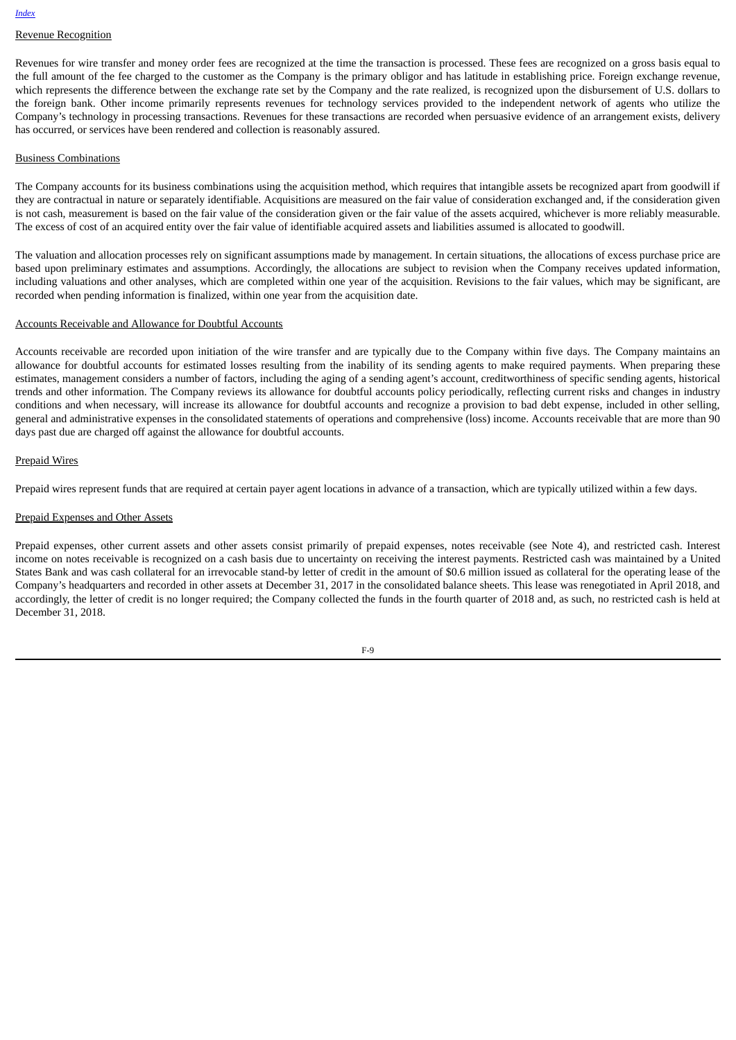Revenue Recognition

Revenues for wire transfer and money order fees are recognized at the time the transaction is processed. These fees are recognized on a gross basis equal to the full amount of the fee charged to the customer as the Company is the primary obligor and has latitude in establishing price. Foreign exchange revenue, which represents the difference between the exchange rate set by the Company and the rate realized, is recognized upon the disbursement of U.S. dollars to the foreign bank. Other income primarily represents revenues for technology services provided to the independent network of agents who utilize the Company's technology in processing transactions. Revenues for these transactions are recorded when persuasive evidence of an arrangement exists, delivery has occurred, or services have been rendered and collection is reasonably assured.

Business Combinations

The Company accounts for its business combinations using the acquisition method, which requires that intangible assets be recognized apart from goodwill if they are contractual in nature or separately identifiable. Acquisitions are measured on the fair value of consideration exchanged and, if the consideration given is not cash, measurement is based on the fair value of the consideration given or the fair value of the assets acquired, whichever is more reliably measurable. The excess of cost of an acquired entity over the fair value of identifiable acquired assets and liabilities assumed is allocated to goodwill.

The valuation and allocation processes rely on significant assumptions made by management. In certain situations, the allocations of excess purchase price are based upon preliminary estimates and assumptions. Accordingly, the allocations are subject to revision when the Company receives updated information, including valuations and other analyses, which are completed within one year of the acquisition. Revisions to the fair values, which may be significant, are recorded when pending information is finalized, within one year from the acquisition date.

Accounts Receivable and Allowance for Doubtful Accounts

Accounts receivable are recorded upon initiation of the wire transfer and are typically due to the Company within five days. The Company maintains an allowance for doubtful accounts for estimated losses resulting from the inability of its sending agents to make required payments. When preparing these estimates, management considers a number of factors, including the aging of a sending agent's account, creditworthiness of specific sending agents, historical trends and other information. The Company reviews its allowance for doubtful accounts policy periodically, reflecting current risks and changes in industry conditions and when necessary, will increase its allowance for doubtful accounts and recognize a provision to bad debt expense, included in other selling, general and administrative expenses in the consolidated statements of operations and comprehensive (loss) income. Accounts receivable that are more than 90 days past due are charged off against the allowance for doubtful accounts.

Prepaid Wires

Prepaid wires represent funds that are required at certain payer agent locations in advance of a transaction, which are typically utilized within a few days.

Prepaid Expenses and Other Assets

Prepaid expenses, other current assets and other assets consist primarily of prepaid expenses, notes receivable (see Note 4), and restricted cash. Interest income on notes receivable is recognized on a cash basis due to uncertainty on receiving the interest payments. Restricted cash was maintained by a United States Bank and was cash collateral for an irrevocable stand-by letter of credit in the amount of $0.6 million issued as collateral for the operating lease of the Company's headquarters and recorded in other assets at December 31, 2017 in the consolidated balance sheets. This lease was renegotiated in April 2018, and accordingly, the letter of credit is no longer required; the Company collected the funds in the fourth quarter of 2018 and, as such, no restricted cash is held at December 31, 2018.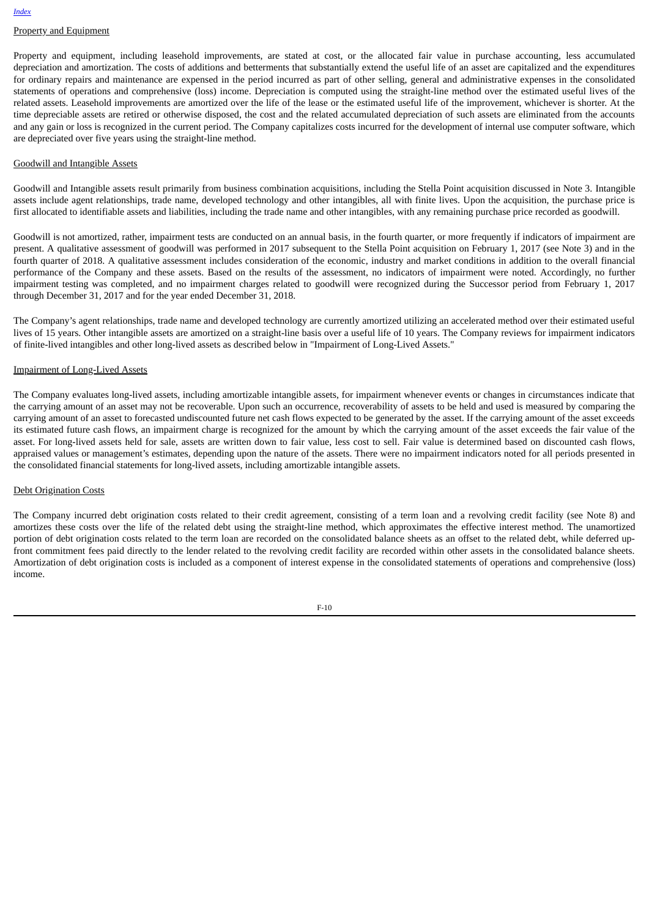Property and Equipment

Property and equipment, including leasehold improvements, are stated at cost, or the allocated fair value in purchase accounting, less accumulated depreciation and amortization. The costs of additions and betterments that substantially extend the useful life of an asset are capitalized and the expenditures for ordinary repairs and maintenance are expensed in the period incurred as part of other selling, general and administrative expenses in the consolidated statements of operations and comprehensive (loss) income. Depreciation is computed using the straight-line method over the estimated useful lives of the related assets. Leasehold improvements are amortized over the life of the lease or the estimated useful life of the improvement, whichever is shorter. At the time depreciable assets are retired or otherwise disposed, the cost and the related accumulated depreciation of such assets are eliminated from the accounts and any gain or loss is recognized in the current period. The Company capitalizes costs incurred for the development of internal use computer software, which are depreciated over five years using the straight-line method.

Goodwill and Intangible Assets

Goodwill and Intangible assets result primarily from business combination acquisitions, including the Stella Point acquisition discussed in Note 3. Intangible assets include agent relationships, trade name, developed technology and other intangibles, all with finite lives. Upon the acquisition, the purchase price is first allocated to identifiable assets and liabilities, including the trade name and other intangibles, with any remaining purchase price recorded as goodwill.

Goodwill is not amortized, rather, impairment tests are conducted on an annual basis, in the fourth quarter, or more frequently if indicators of impairment are present. A qualitative assessment of goodwill was performed in 2017 subsequent to the Stella Point acquisition on February 1, 2017 (see Note 3) and in the fourth quarter of 2018. A qualitative assessment includes consideration of the economic, industry and market conditions in addition to the overall financial performance of the Company and these assets. Based on the results of the assessment, no indicators of impairment were noted. Accordingly, no further impairment testing was completed, and no impairment charges related to goodwill were recognized during the Successor period from February 1, 2017 through December 31, 2017 and for the year ended December 31, 2018.

The Company's agent relationships, trade name and developed technology are currently amortized utilizing an accelerated method over their estimated useful lives of 15 years. Other intangible assets are amortized on a straight-line basis over a useful life of 10 years. The Company reviews for impairment indicators of finite-lived intangibles and other long-lived assets as described below in "Impairment of Long-Lived Assets."

Impairment of Long-Lived Assets

The Company evaluates long-lived assets, including amortizable intangible assets, for impairment whenever events or changes in circumstances indicate that the carrying amount of an asset may not be recoverable. Upon such an occurrence, recoverability of assets to be held and used is measured by comparing the carrying amount of an asset to forecasted undiscounted future net cash flows expected to be generated by the asset. If the carrying amount of the asset exceeds its estimated future cash flows, an impairment charge is recognized for the amount by which the carrying amount of the asset exceeds the fair value of the asset. For long-lived assets held for sale, assets are written down to fair value, less cost to sell. Fair value is determined based on discounted cash flows, appraised values or management's estimates, depending upon the nature of the assets. There were no impairment indicators noted for all periods presented in the consolidated financial statements for long-lived assets, including amortizable intangible assets.

Debt Origination Costs

The Company incurred debt origination costs related to their credit agreement, consisting of a term loan and a revolving credit facility (see Note 8) and amortizes these costs over the life of the related debt using the straight-line method, which approximates the effective interest method. The unamortized portion of debt origination costs related to the term loan are recorded on the consolidated balance sheets as an offset to the related debt, while deferred up-front commitment fees paid directly to the lender related to the revolving credit facility are recorded within other assets in the consolidated balance sheets. Amortization of debt origination costs is included as a component of interest expense in the consolidated statements of operations and comprehensive (loss) income.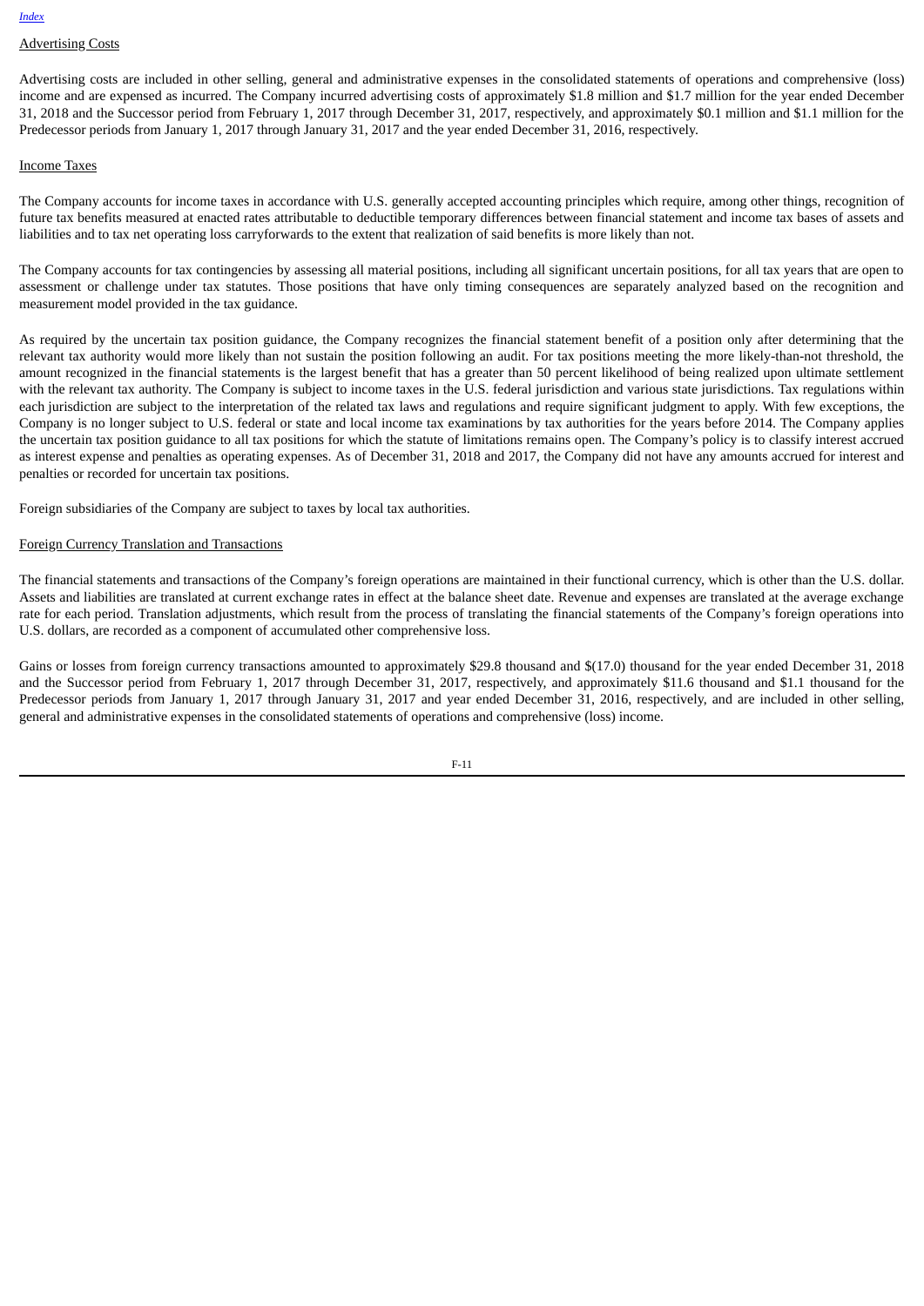Advertising Costs

Advertising costs are included in other selling, general and administrative expenses in the consolidated statements of operations and comprehensive (loss) income and are expensed as incurred. The Company incurred advertising costs of approximately $1.8 million and $1.7 million for the year ended December 31, 2018 and the Successor period from February 1, 2017 through December 31, 2017, respectively, and approximately $0.1 million and $1.1 million for the Predecessor periods from January 1, 2017 through January 31, 2017 and the year ended December 31, 2016, respectively.

Income Taxes

The Company accounts for income taxes in accordance with U.S. generally accepted accounting principles which require, among other things, recognition of future tax benefits measured at enacted rates attributable to deductible temporary differences between financial statement and income tax bases of assets and liabilities and to tax net operating loss carryforwards to the extent that realization of said benefits is more likely than not.

The Company accounts for tax contingencies by assessing all material positions, including all significant uncertain positions, for all tax years that are open to assessment or challenge under tax statutes. Those positions that have only timing consequences are separately analyzed based on the recognition and measurement model provided in the tax guidance.

As required by the uncertain tax position guidance, the Company recognizes the financial statement benefit of a position only after determining that the relevant tax authority would more likely than not sustain the position following an audit. For tax positions meeting the more likely-than-not threshold, the amount recognized in the financial statements is the largest benefit that has a greater than 50 percent likelihood of being realized upon ultimate settlement with the relevant tax authority. The Company is subject to income taxes in the U.S. federal jurisdiction and various state jurisdictions. Tax regulations within each jurisdiction are subject to the interpretation of the related tax laws and regulations and require significant judgment to apply. With few exceptions, the Company is no longer subject to U.S. federal or state and local income tax examinations by tax authorities for the years before 2014. The Company applies the uncertain tax position guidance to all tax positions for which the statute of limitations remains open. The Company's policy is to classify interest accrued as interest expense and penalties as operating expenses. As of December 31, 2018 and 2017, the Company did not have any amounts accrued for interest and penalties or recorded for uncertain tax positions.

Foreign subsidiaries of the Company are subject to taxes by local tax authorities.

Foreign Currency Translation and Transactions

The financial statements and transactions of the Company's foreign operations are maintained in their functional currency, which is other than the U.S. dollar. Assets and liabilities are translated at current exchange rates in effect at the balance sheet date. Revenue and expenses are translated at the average exchange rate for each period. Translation adjustments, which result from the process of translating the financial statements of the Company's foreign operations into U.S. dollars, are recorded as a component of accumulated other comprehensive loss.

Gains or losses from foreign currency transactions amounted to approximately $29.8 thousand and $(17.0) thousand for the year ended December 31, 2018 and the Successor period from February 1, 2017 through December 31, 2017, respectively, and approximately $11.6 thousand and $1.1 thousand for the Predecessor periods from January 1, 2017 through January 31, 2017 and year ended December 31, 2016, respectively, and are included in other selling, general and administrative expenses in the consolidated statements of operations and comprehensive (loss) income.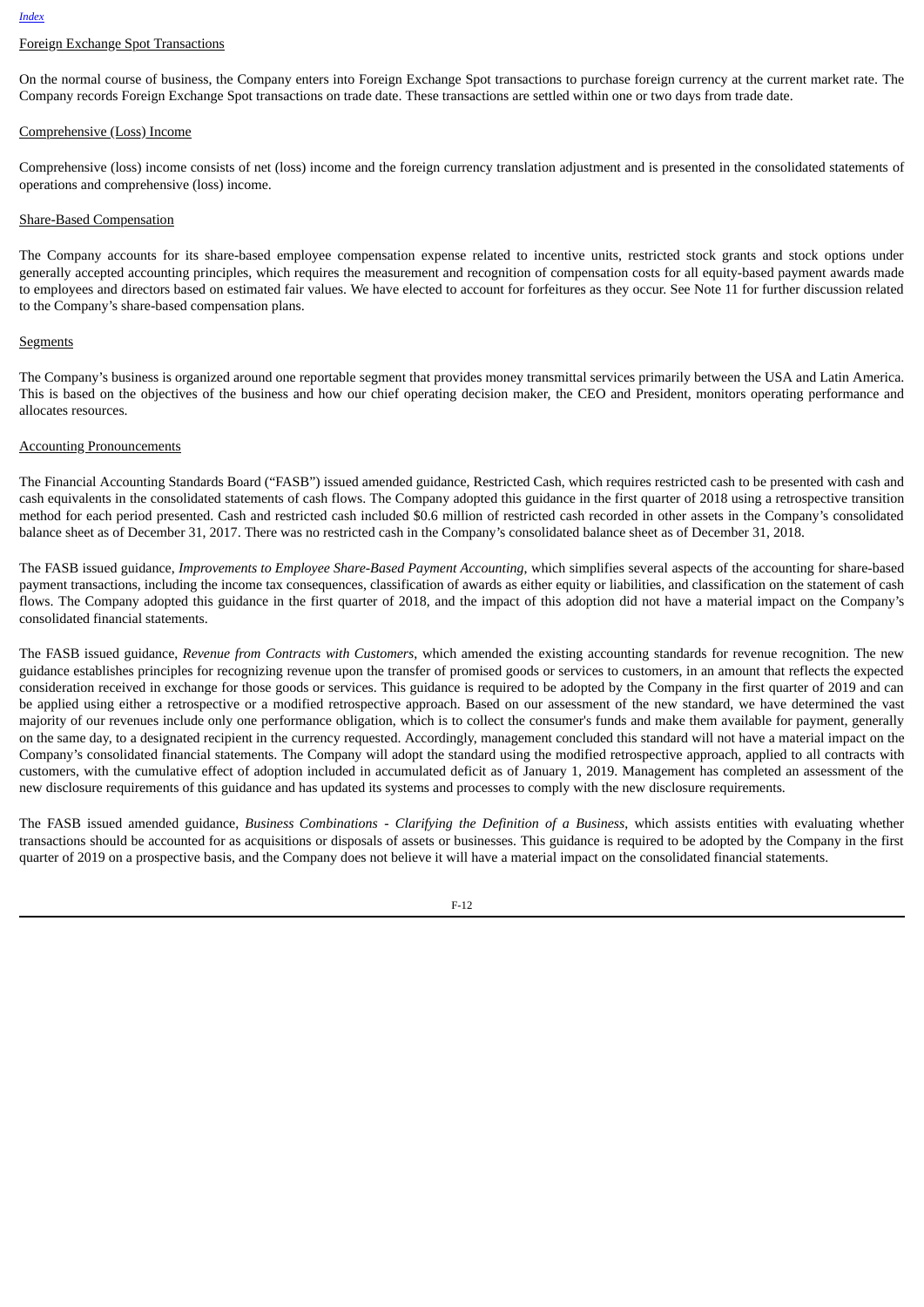Foreign Exchange Spot Transactions

On the normal course of business, the Company enters into Foreign Exchange Spot transactions to purchase foreign currency at the current market rate. The Company records Foreign Exchange Spot transactions on trade date. These transactions are settled within one or two days from trade date.

Comprehensive (Loss) Income

Comprehensive (loss) income consists of net (loss) income and the foreign currency translation adjustment and is presented in the consolidated statements of operations and comprehensive (loss) income.

Share-Based Compensation

The Company accounts for its share-based employee compensation expense related to incentive units, restricted stock grants and stock options under generally accepted accounting principles, which requires the measurement and recognition of compensation costs for all equity-based payment awards made to employees and directors based on estimated fair values. We have elected to account for forfeitures as they occur. See Note 11 for further discussion related to the Company's share-based compensation plans.

Segments

The Company's business is organized around one reportable segment that provides money transmittal services primarily between the USA and Latin America. This is based on the objectives of the business and how our chief operating decision maker, the CEO and President, monitors operating performance and allocates resources.

Accounting Pronouncements

The Financial Accounting Standards Board ("FASB") issued amended guidance, Restricted Cash, which requires restricted cash to be presented with cash and cash equivalents in the consolidated statements of cash flows. The Company adopted this guidance in the first quarter of 2018 using a retrospective transition method for each period presented. Cash and restricted cash included $0.6 million of restricted cash recorded in other assets in the Company's consolidated balance sheet as of December 31, 2017. There was no restricted cash in the Company's consolidated balance sheet as of December 31, 2018.

The FASB issued guidance, *Improvements to Employee Share-Based Payment Accounting*, which simplifies several aspects of the accounting for share-based payment transactions, including the income tax consequences, classification of awards as either equity or liabilities, and classification on the statement of cash flows. The Company adopted this guidance in the first quarter of 2018, and the impact of this adoption did not have a material impact on the Company's consolidated financial statements.

The FASB issued guidance, *Revenue from Contracts with Customers*, which amended the existing accounting standards for revenue recognition. The new guidance establishes principles for recognizing revenue upon the transfer of promised goods or services to customers, in an amount that reflects the expected consideration received in exchange for those goods or services. This guidance is required to be adopted by the Company in the first quarter of 2019 and can be applied using either a retrospective or a modified retrospective approach. Based on our assessment of the new standard, we have determined the vast majority of our revenues include only one performance obligation, which is to collect the consumer's funds and make them available for payment, generally on the same day, to a designated recipient in the currency requested. Accordingly, management concluded this standard will not have a material impact on the Company's consolidated financial statements. The Company will adopt the standard using the modified retrospective approach, applied to all contracts with customers, with the cumulative effect of adoption included in accumulated deficit as of January 1, 2019. Management has completed an assessment of the new disclosure requirements of this guidance and has updated its systems and processes to comply with the new disclosure requirements.

The FASB issued amended guidance, *Business Combinations - Clarifying the Definition of a Business*, which assists entities with evaluating whether transactions should be accounted for as acquisitions or disposals of assets or businesses. This guidance is required to be adopted by the Company in the first quarter of 2019 on a prospective basis, and the Company does not believe it will have a material impact on the consolidated financial statements.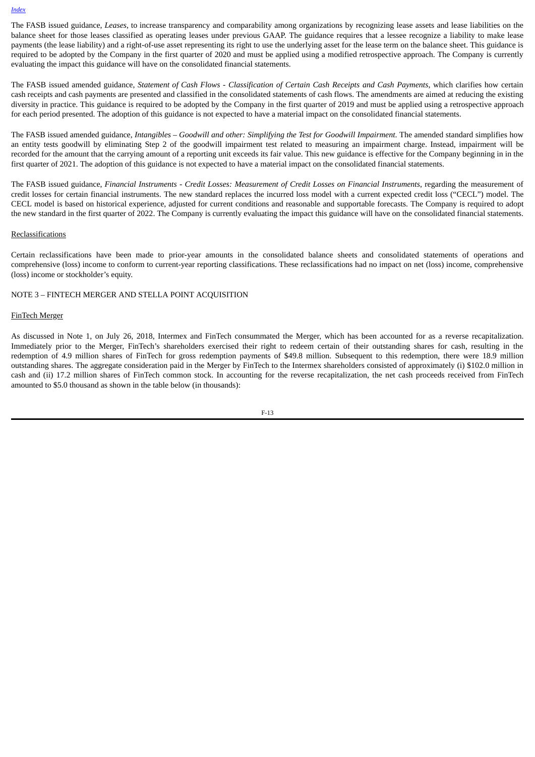The FASB issued guidance, *Leases*, to increase transparency and comparability among organizations by recognizing lease assets and lease liabilities on the balance sheet for those leases classified as operating leases under previous GAAP. The guidance requires that a lessee recognize a liability to make lease payments (the lease liability) and a right-of-use asset representing its right to use the underlying asset for the lease term on the balance sheet. This guidance is required to be adopted by the Company in the first quarter of 2020 and must be applied using a modified retrospective approach. The Company is currently evaluating the impact this guidance will have on the consolidated financial statements.

The FASB issued amended guidance, *Statement of Cash Flows - Classification of Certain Cash Receipts and Cash Payments*, which clarifies how certain cash receipts and cash payments are presented and classified in the consolidated statements of cash flows. The amendments are aimed at reducing the existing diversity in practice. This guidance is required to be adopted by the Company in the first quarter of 2019 and must be applied using a retrospective approach for each period presented. The adoption of this guidance is not expected to have a material impact on the consolidated financial statements.

The FASB issued amended guidance, *Intangibles – Goodwill and other: Simplifying the Test for Goodwill Impairment*. The amended standard simplifies how an entity tests goodwill by eliminating Step 2 of the goodwill impairment test related to measuring an impairment charge. Instead, impairment will be recorded for the amount that the carrying amount of a reporting unit exceeds its fair value. This new guidance is effective for the Company beginning in in the first quarter of 2021. The adoption of this guidance is not expected to have a material impact on the consolidated financial statements.

The FASB issued guidance, *Financial Instruments - Credit Losses: Measurement of Credit Losses on Financial Instruments*, regarding the measurement of credit losses for certain financial instruments. The new standard replaces the incurred loss model with a current expected credit loss ("CECL") model. The CECL model is based on historical experience, adjusted for current conditions and reasonable and supportable forecasts. The Company is required to adopt the new standard in the first quarter of 2022. The Company is currently evaluating the impact this guidance will have on the consolidated financial statements.

Reclassifications

Certain reclassifications have been made to prior-year amounts in the consolidated balance sheets and consolidated statements of operations and comprehensive (loss) income to conform to current-year reporting classifications. These reclassifications had no impact on net (loss) income, comprehensive (loss) income or stockholder's equity.

NOTE 3 – FINTECH MERGER AND STELLA POINT ACQUISITION

FinTech Merger

As discussed in Note 1, on July 26, 2018, Intermex and FinTech consummated the Merger, which has been accounted for as a reverse recapitalization. Immediately prior to the Merger, FinTech's shareholders exercised their right to redeem certain of their outstanding shares for cash, resulting in the redemption of 4.9 million shares of FinTech for gross redemption payments of $49.8 million. Subsequent to this redemption, there were 18.9 million outstanding shares. The aggregate consideration paid in the Merger by FinTech to the Intermex shareholders consisted of approximately (i) $102.0 million in cash and (ii) 17.2 million shares of FinTech common stock. In accounting for the reverse recapitalization, the net cash proceeds received from FinTech amounted to $5.0 thousand as shown in the table below (in thousands):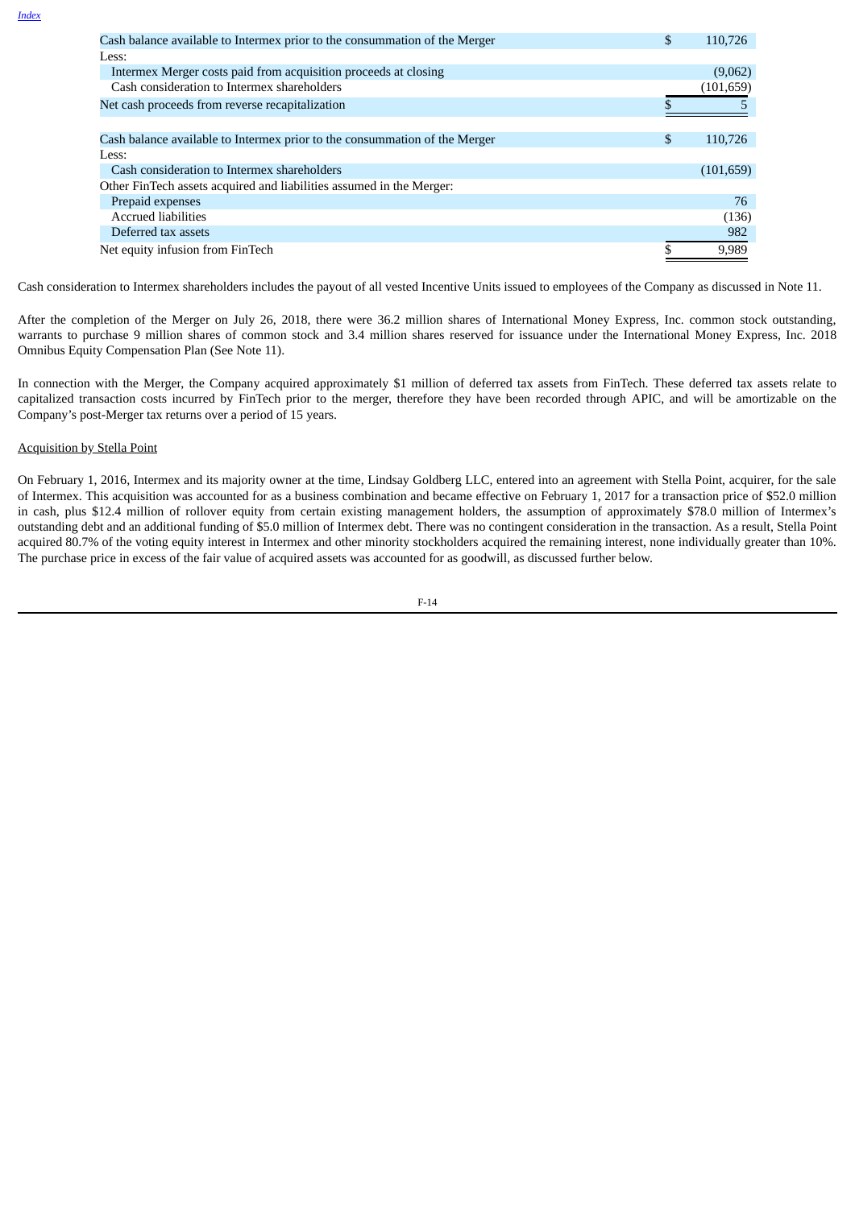| | | |
|---|---|---|
| Cash balance available to Intermex prior to the consummation of the Merger | $ | 110,726 |
| Less: | | |
| Intermex Merger costs paid from acquisition proceeds at closing | | (9,062) |
| Cash consideration to Intermex shareholders | | (101,659) |
| Net cash proceeds from reverse recapitalization | $ | 5 |

| | | |
|---|---|---|
| Cash balance available to Intermex prior to the consummation of the Merger | $ | 110,726 |
| Less: | | |
| Cash consideration to Intermex shareholders | | (101,659) |
| Other FinTech assets acquired and liabilities assumed in the Merger: | | |
| Prepaid expenses | | 76 |
| Accrued liabilities | | (136) |
| Deferred tax assets | | 982 |
| Net equity infusion from FinTech | $ | 9,989 |

Cash consideration to Intermex shareholders includes the payout of all vested Incentive Units issued to employees of the Company as discussed in Note 11.

After the completion of the Merger on July 26, 2018, there were 36.2 million shares of International Money Express, Inc. common stock outstanding, warrants to purchase 9 million shares of common stock and 3.4 million shares reserved for issuance under the International Money Express, Inc. 2018 Omnibus Equity Compensation Plan (See Note 11).

In connection with the Merger, the Company acquired approximately $1 million of deferred tax assets from FinTech. These deferred tax assets relate to capitalized transaction costs incurred by FinTech prior to the merger, therefore they have been recorded through APIC, and will be amortizable on the Company's post-Merger tax returns over a period of 15 years.

Acquisition by Stella Point

On February 1, 2016, Intermex and its majority owner at the time, Lindsay Goldberg LLC, entered into an agreement with Stella Point, acquirer, for the sale of Intermex. This acquisition was accounted for as a business combination and became effective on February 1, 2017 for a transaction price of $52.0 million in cash, plus $12.4 million of rollover equity from certain existing management holders, the assumption of approximately $78.0 million of Intermex's outstanding debt and an additional funding of $5.0 million of Intermex debt. There was no contingent consideration in the transaction. As a result, Stella Point acquired 80.7% of the voting equity interest in Intermex and other minority stockholders acquired the remaining interest, none individually greater than 10%. The purchase price in excess of the fair value of acquired assets was accounted for as goodwill, as discussed further below.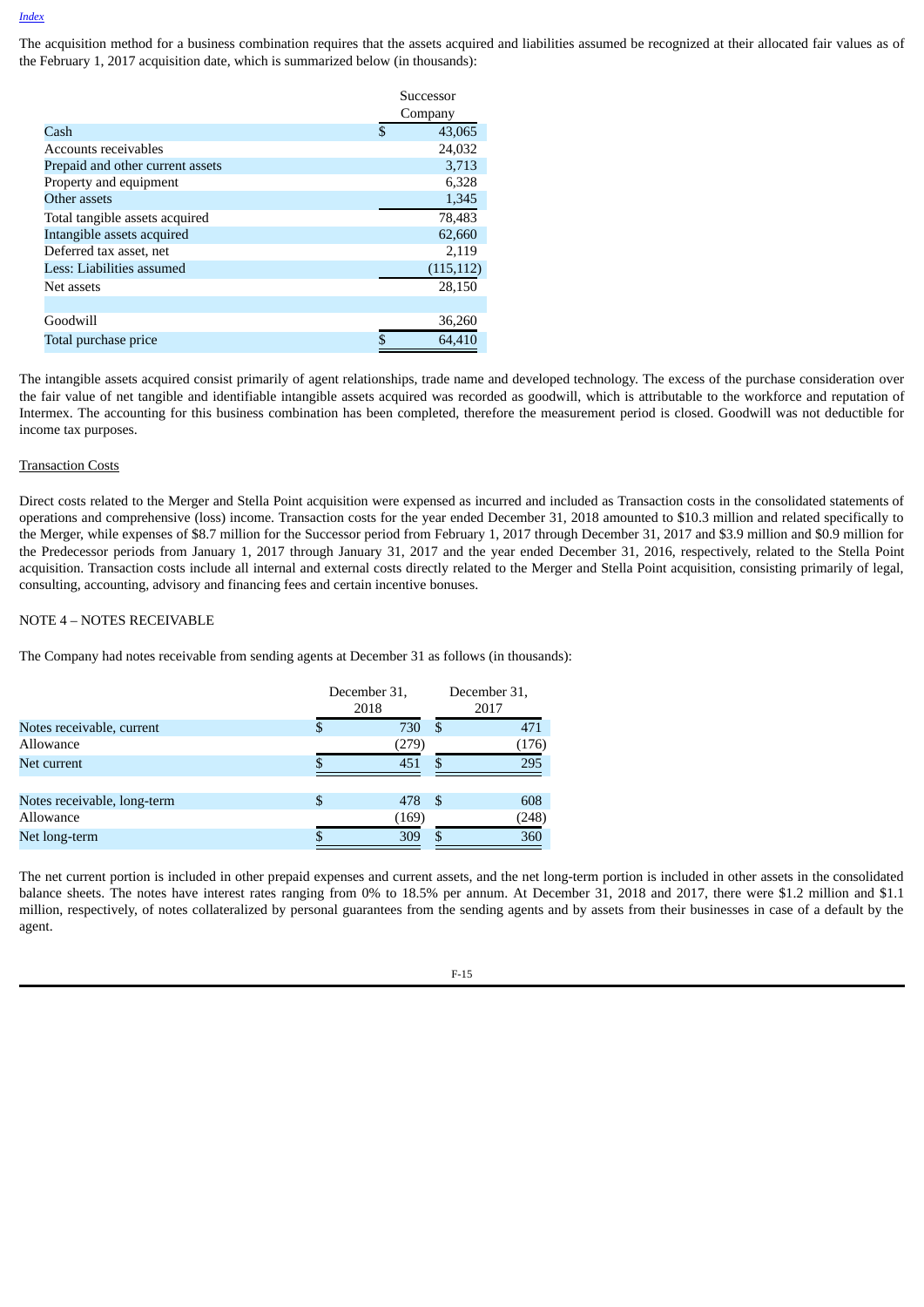The acquisition method for a business combination requires that the assets acquired and liabilities assumed be recognized at their allocated fair values as of the February 1, 2017 acquisition date, which is summarized below (in thousands):

| | Successor Company |
|---|---|
| Cash | $ 43,065 |
| Accounts receivables | 24,032 |
| Prepaid and other current assets | 3,713 |
| Property and equipment | 6,328 |
| Other assets | 1,345 |
| Total tangible assets acquired | 78,483 |
| Intangible assets acquired | 62,660 |
| Deferred tax asset, net | 2,119 |
| Less: Liabilities assumed | (115,112) |
| Net assets | 28,150 |
| | |
| Goodwill | 36,260 |
| Total purchase price | $ 64,410 |

The intangible assets acquired consist primarily of agent relationships, trade name and developed technology. The excess of the purchase consideration over the fair value of net tangible and identifiable intangible assets acquired was recorded as goodwill, which is attributable to the workforce and reputation of Intermex. The accounting for this business combination has been completed, therefore the measurement period is closed. Goodwill was not deductible for income tax purposes.

Transaction Costs

Direct costs related to the Merger and Stella Point acquisition were expensed as incurred and included as Transaction costs in the consolidated statements of operations and comprehensive (loss) income. Transaction costs for the year ended December 31, 2018 amounted to $10.3 million and related specifically to the Merger, while expenses of $8.7 million for the Successor period from February 1, 2017 through December 31, 2017 and $3.9 million and $0.9 million for the Predecessor periods from January 1, 2017 through January 31, 2017 and the year ended December 31, 2016, respectively, related to the Stella Point acquisition. Transaction costs include all internal and external costs directly related to the Merger and Stella Point acquisition, consisting primarily of legal, consulting, accounting, advisory and financing fees and certain incentive bonuses.

NOTE 4 – NOTES RECEIVABLE

The Company had notes receivable from sending agents at December 31 as follows (in thousands):

| | December 31, 2018 | December 31, 2017 |
|---|---|---|
| Notes receivable, current | $ 730 | $ 471 |
| Allowance | (279) | (176) |
| Net current | $ 451 | $ 295 |
| | | |
| Notes receivable, long-term | $ 478 | $ 608 |
| Allowance | (169) | (248) |
| Net long-term | $ 309 | $ 360 |

The net current portion is included in other prepaid expenses and current assets, and the net long-term portion is included in other assets in the consolidated balance sheets. The notes have interest rates ranging from 0% to 18.5% per annum. At December 31, 2018 and 2017, there were $1.2 million and $1.1 million, respectively, of notes collateralized by personal guarantees from the sending agents and by assets from their businesses in case of a default by the agent.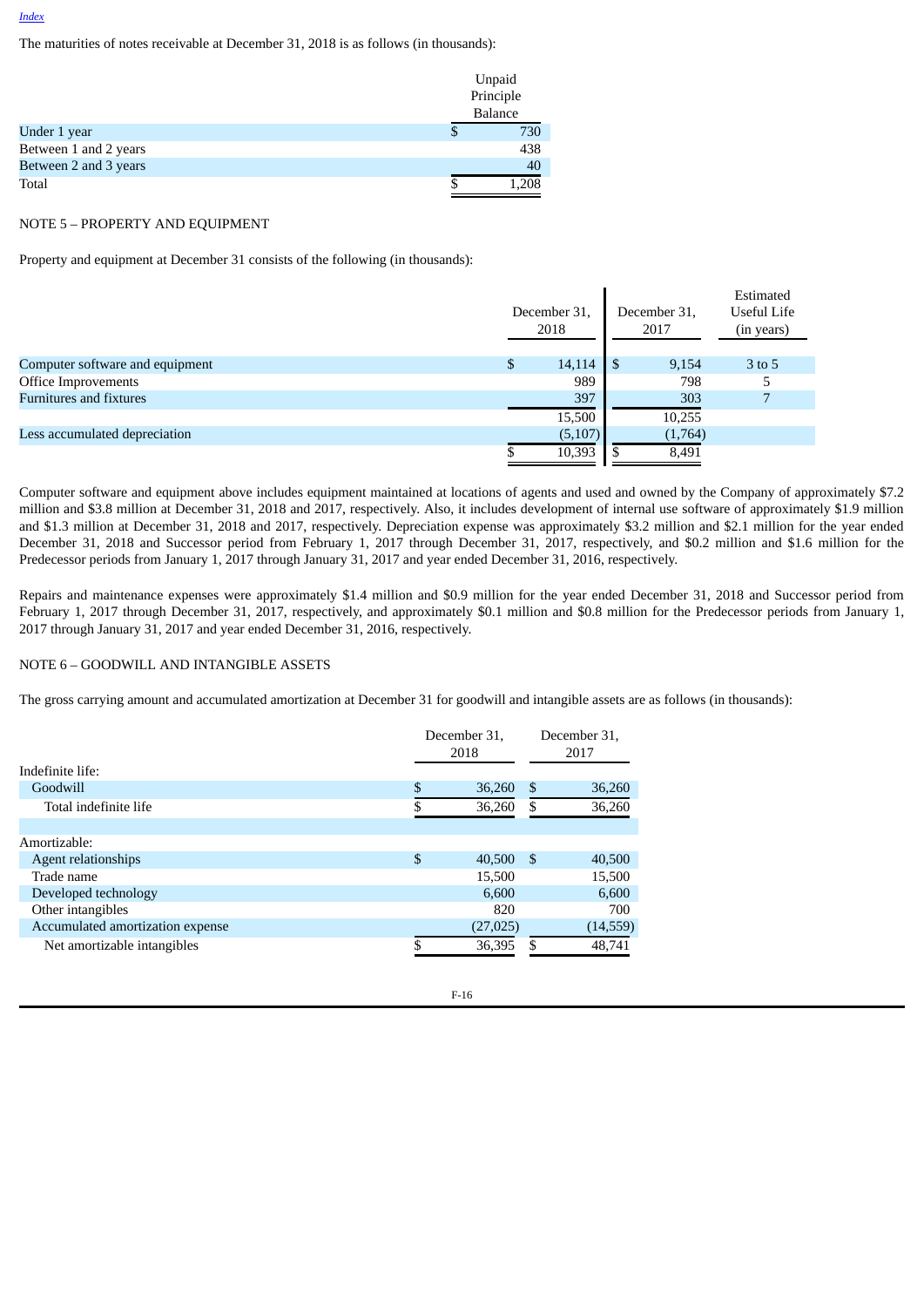[Index](#)

The maturities of notes receivable at December 31, 2018 is as follows (in thousands):

| | Unpaid Principle Balance |
|---|---|
| Under 1 year | $ 730 |
| Between 1 and 2 years | 438 |
| Between 2 and 3 years | 40 |
| Total | $ 1,208 |

NOTE 5 – PROPERTY AND EQUIPMENT

Property and equipment at December 31 consists of the following (in thousands):

| | December 31, 2018 | December 31, 2017 | Estimated Useful Life (in years) |
|---|---|---|---|
| Computer software and equipment | $ 14,114 | $ 9,154 | 3 to 5 |
| Office Improvements | 989 | 798 | 5 |
| Furnitures and fixtures | 397 | 303 | 7 |
| | 15,500 | 10,255 | |
| Less accumulated depreciation | (5,107) | (1,764) | |
| | $ 10,393 | $ 8,491 | |

Computer software and equipment above includes equipment maintained at locations of agents and used and owned by the Company of approximately $7.2 million and $3.8 million at December 31, 2018 and 2017, respectively. Also, it includes development of internal use software of approximately $1.9 million and $1.3 million at December 31, 2018 and 2017, respectively. Depreciation expense was approximately $3.2 million and $2.1 million for the year ended December 31, 2018 and Successor period from February 1, 2017 through December 31, 2017, respectively, and $0.2 million and $1.6 million for the Predecessor periods from January 1, 2017 through January 31, 2017 and year ended December 31, 2016, respectively.

Repairs and maintenance expenses were approximately $1.4 million and $0.9 million for the year ended December 31, 2018 and Successor period from February 1, 2017 through December 31, 2017, respectively, and approximately $0.1 million and $0.8 million for the Predecessor periods from January 1, 2017 through January 31, 2017 and year ended December 31, 2016, respectively.

NOTE 6 – GOODWILL AND INTANGIBLE ASSETS

The gross carrying amount and accumulated amortization at December 31 for goodwill and intangible assets are as follows (in thousands):

| | December 31, 2018 | December 31, 2017 |
|---|---|---|
| Indefinite life: | | |
| Goodwill | $ 36,260 | $ 36,260 |
| Total indefinite life | $ 36,260 | $ 36,260 |
| | | |
| Amortizable: | | |
| Agent relationships | $ 40,500 | $ 40,500 |
| Trade name | 15,500 | 15,500 |
| Developed technology | 6,600 | 6,600 |
| Other intangibles | 820 | 700 |
| Accumulated amortization expense | (27,025) | (14,559) |
| Net amortizable intangibles | $ 36,395 | $ 48,741 |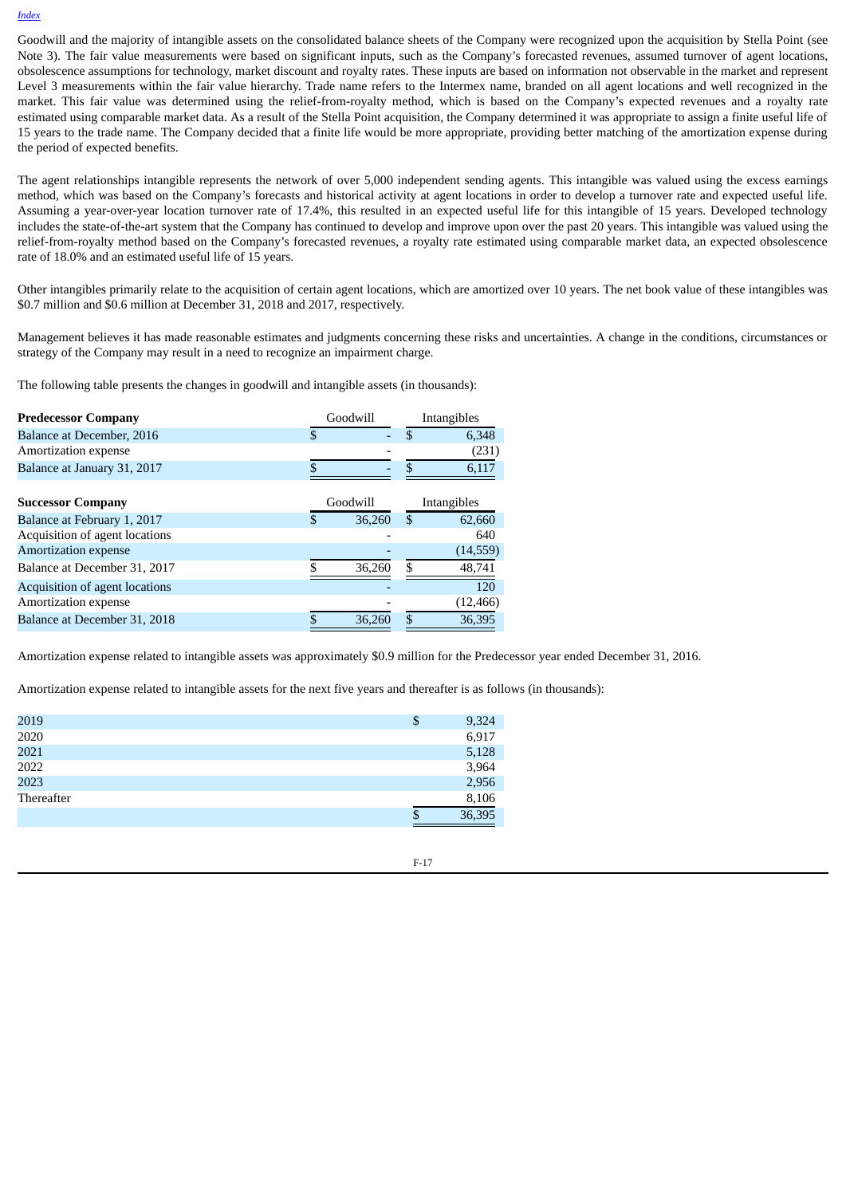Goodwill and the majority of intangible assets on the consolidated balance sheets of the Company were recognized upon the acquisition by Stella Point (see Note 3). The fair value measurements were based on significant inputs, such as the Company's forecasted revenues, assumed turnover of agent locations, obsolescence assumptions for technology, market discount and royalty rates. These inputs are based on information not observable in the market and represent Level 3 measurements within the fair value hierarchy. Trade name refers to the Intermex name, branded on all agent locations and well recognized in the market. This fair value was determined using the relief-from-royalty method, which is based on the Company's expected revenues and a royalty rate estimated using comparable market data. As a result of the Stella Point acquisition, the Company determined it was appropriate to assign a finite useful life of 15 years to the trade name. The Company decided that a finite life would be more appropriate, providing better matching of the amortization expense during the period of expected benefits.

The agent relationships intangible represents the network of over 5,000 independent sending agents. This intangible was valued using the excess earnings method, which was based on the Company's forecasts and historical activity at agent locations in order to develop a turnover rate and expected useful life. Assuming a year-over-year location turnover rate of 17.4%, this resulted in an expected useful life for this intangible of 15 years. Developed technology includes the state-of-the-art system that the Company has continued to develop and improve upon over the past 20 years. This intangible was valued using the relief-from-royalty method based on the Company's forecasted revenues, a royalty rate estimated using comparable market data, an expected obsolescence rate of 18.0% and an estimated useful life of 15 years.

Other intangibles primarily relate to the acquisition of certain agent locations, which are amortized over 10 years. The net book value of these intangibles was $0.7 million and $0.6 million at December 31, 2018 and 2017, respectively.

Management believes it has made reasonable estimates and judgments concerning these risks and uncertainties. A change in the conditions, circumstances or strategy of the Company may result in a need to recognize an impairment charge.

The following table presents the changes in goodwill and intangible assets (in thousands):

| **Predecessor Company** | Goodwill | Intangibles |
|---|---|---|
| Balance at December, 2016 | $ - | $ 6,348 |
| Amortization expense | - | (231) |
| Balance at January 31, 2017 | $ - | $ 6,117 |
| | | |
| **Successor Company** | Goodwill | Intangibles |
| Balance at February 1, 2017 | $ 36,260 | $ 62,660 |
| Acquisition of agent locations | - | 640 |
| Amortization expense | - | (14,559) |
| Balance at December 31, 2017 | $ 36,260 | $ 48,741 |
| Acquisition of agent locations | - | 120 |
| Amortization expense | - | (12,466) |
| Balance at December 31, 2018 | $ 36,260 | $ 36,395 |

Amortization expense related to intangible assets was approximately $0.9 million for the Predecessor year ended December 31, 2016.

Amortization expense related to intangible assets for the next five years and thereafter is as follows (in thousands):

| | |
|---|---|
| 2019 | $ 9,324 |
| 2020 | 6,917 |
| 2021 | 5,128 |
| 2022 | 3,964 |
| 2023 | 2,956 |
| Thereafter | 8,106 |
| | $ 36,395 |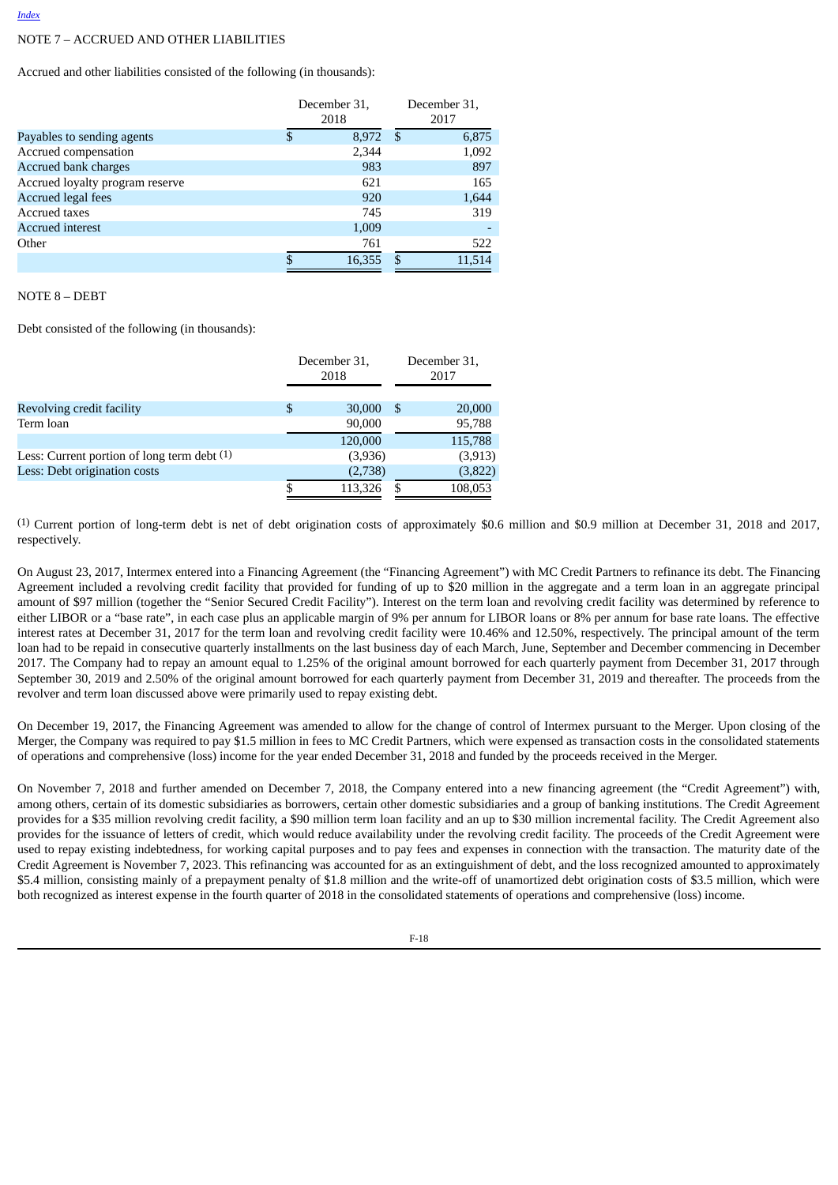NOTE 7 – ACCRUED AND OTHER LIABILITIES

Accrued and other liabilities consisted of the following (in thousands):

| | December 31, 2018 | December 31, 2017 |
|---|---|---|
| Payables to sending agents | $ 8,972 | $ 6,875 |
| Accrued compensation | 2,344 | 1,092 |
| Accrued bank charges | 983 | 897 |
| Accrued loyalty program reserve | 621 | 165 |
| Accrued legal fees | 920 | 1,644 |
| Accrued taxes | 745 | 319 |
| Accrued interest | 1,009 | - |
| Other | 761 | 522 |
| | $ 16,355 | $ 11,514 |

NOTE 8 – DEBT

Debt consisted of the following (in thousands):

| | December 31, 2018 | December 31, 2017 |
|---|---|---|
| Revolving credit facility | $ 30,000 | $ 20,000 |
| Term loan | 90,000 | 95,788 |
| | 120,000 | 115,788 |
| Less: Current portion of long term debt [1] | (3,936) | (3,913) |
| Less: Debt origination costs | (2,738) | (3,822) |
| | $ 113,326 | $ 108,053 |

[1] Current portion of long-term debt is net of debt origination costs of approximately $0.6 million and $0.9 million at December 31, 2018 and 2017, respectively.

On August 23, 2017, Intermex entered into a Financing Agreement (the "Financing Agreement") with MC Credit Partners to refinance its debt. The Financing Agreement included a revolving credit facility that provided for funding of up to $20 million in the aggregate and a term loan in an aggregate principal amount of $97 million (together the "Senior Secured Credit Facility"). Interest on the term loan and revolving credit facility was determined by reference to either LIBOR or a "base rate", in each case plus an applicable margin of 9% per annum for LIBOR loans or 8% per annum for base rate loans. The effective interest rates at December 31, 2017 for the term loan and revolving credit facility were 10.46% and 12.50%, respectively. The principal amount of the term loan had to be repaid in consecutive quarterly installments on the last business day of each March, June, September and December commencing in December 2017. The Company had to repay an amount equal to 1.25% of the original amount borrowed for each quarterly payment from December 31, 2017 through September 30, 2019 and 2.50% of the original amount borrowed for each quarterly payment from December 31, 2019 and thereafter. The proceeds from the revolver and term loan discussed above were primarily used to repay existing debt.

On December 19, 2017, the Financing Agreement was amended to allow for the change of control of Intermex pursuant to the Merger. Upon closing of the Merger, the Company was required to pay $1.5 million in fees to MC Credit Partners, which were expensed as transaction costs in the consolidated statements of operations and comprehensive (loss) income for the year ended December 31, 2018 and funded by the proceeds received in the Merger.

On November 7, 2018 and further amended on December 7, 2018, the Company entered into a new financing agreement (the "Credit Agreement") with, among others, certain of its domestic subsidiaries as borrowers, certain other domestic subsidiaries and a group of banking institutions. The Credit Agreement provides for a $35 million revolving credit facility, a $90 million term loan facility and an up to $30 million incremental facility. The Credit Agreement also provides for the issuance of letters of credit, which would reduce availability under the revolving credit facility. The proceeds of the Credit Agreement were used to repay existing indebtedness, for working capital purposes and to pay fees and expenses in connection with the transaction. The maturity date of the Credit Agreement is November 7, 2023. This refinancing was accounted for as an extinguishment of debt, and the loss recognized amounted to approximately $5.4 million, consisting mainly of a prepayment penalty of $1.8 million and the write-off of unamortized debt origination costs of $3.5 million, which were both recognized as interest expense in the fourth quarter of 2018 in the consolidated statements of operations and comprehensive (loss) income.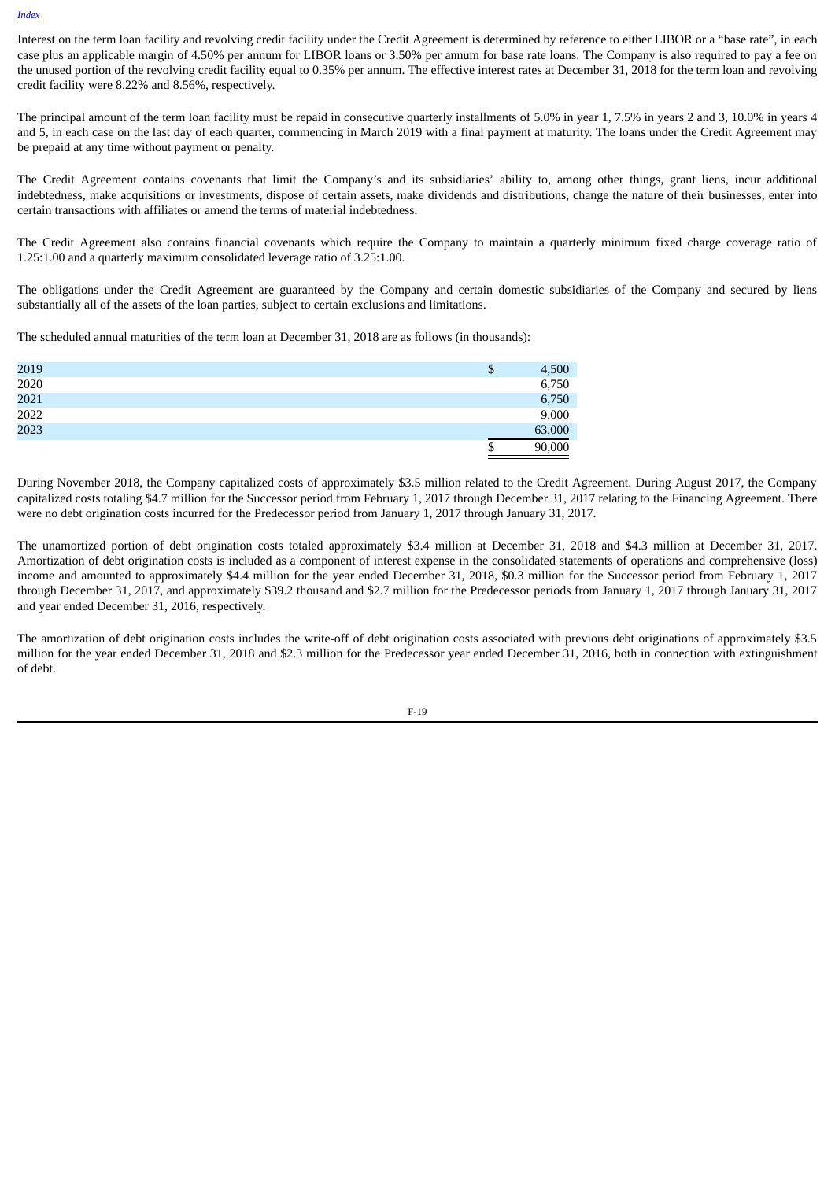Interest on the term loan facility and revolving credit facility under the Credit Agreement is determined by reference to either LIBOR or a "base rate", in each case plus an applicable margin of 4.50% per annum for LIBOR loans or 3.50% per annum for base rate loans. The Company is also required to pay a fee on the unused portion of the revolving credit facility equal to 0.35% per annum. The effective interest rates at December 31, 2018 for the term loan and revolving credit facility were 8.22% and 8.56%, respectively.

The principal amount of the term loan facility must be repaid in consecutive quarterly installments of 5.0% in year 1, 7.5% in years 2 and 3, 10.0% in years 4 and 5, in each case on the last day of each quarter, commencing in March 2019 with a final payment at maturity. The loans under the Credit Agreement may be prepaid at any time without payment or penalty.

The Credit Agreement contains covenants that limit the Company's and its subsidiaries' ability to, among other things, grant liens, incur additional indebtedness, make acquisitions or investments, dispose of certain assets, make dividends and distributions, change the nature of their businesses, enter into certain transactions with affiliates or amend the terms of material indebtedness.

The Credit Agreement also contains financial covenants which require the Company to maintain a quarterly minimum fixed charge coverage ratio of 1.25:1.00 and a quarterly maximum consolidated leverage ratio of 3.25:1.00.

The obligations under the Credit Agreement are guaranteed by the Company and certain domestic subsidiaries of the Company and secured by liens substantially all of the assets of the loan parties, subject to certain exclusions and limitations.

The scheduled annual maturities of the term loan at December 31, 2018 are as follows (in thousands):

| | |
|---|---|
| 2019 | $ 4,500 |
| 2020 | 6,750 |
| 2021 | 6,750 |
| 2022 | 9,000 |
| 2023 | 63,000 |
| | $ 90,000 |

During November 2018, the Company capitalized costs of approximately $3.5 million related to the Credit Agreement. During August 2017, the Company capitalized costs totaling $4.7 million for the Successor period from February 1, 2017 through December 31, 2017 relating to the Financing Agreement. There were no debt origination costs incurred for the Predecessor period from January 1, 2017 through January 31, 2017.

The unamortized portion of debt origination costs totaled approximately $3.4 million at December 31, 2018 and $4.3 million at December 31, 2017. Amortization of debt origination costs is included as a component of interest expense in the consolidated statements of operations and comprehensive (loss) income and amounted to approximately $4.4 million for the year ended December 31, 2018, $0.3 million for the Successor period from February 1, 2017 through December 31, 2017, and approximately $39.2 thousand and $2.7 million for the Predecessor periods from January 1, 2017 through January 31, 2017 and year ended December 31, 2016, respectively.

The amortization of debt origination costs includes the write-off of debt origination costs associated with previous debt originations of approximately $3.5 million for the year ended December 31, 2018 and $2.3 million for the Predecessor year ended December 31, 2016, both in connection with extinguishment of debt.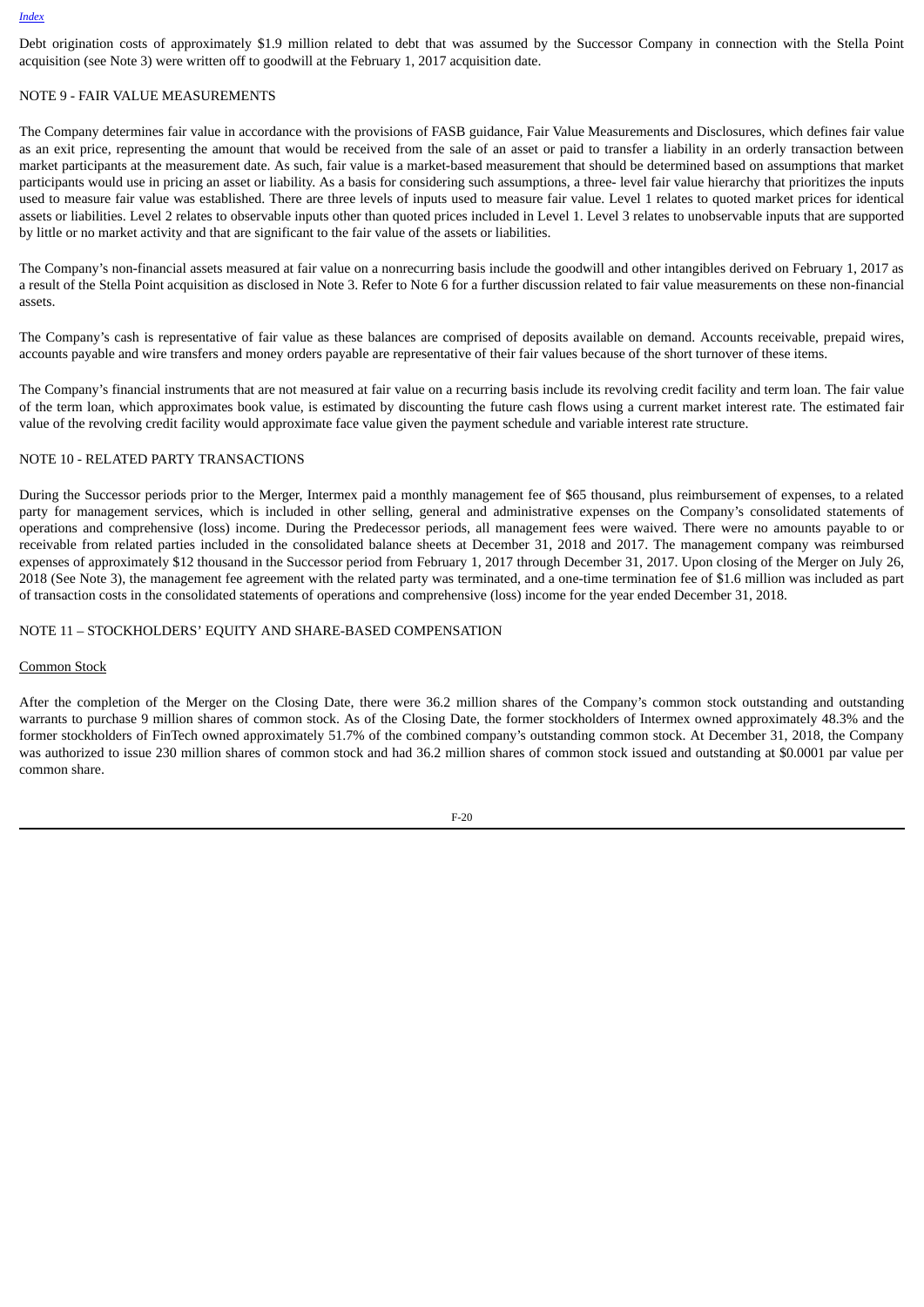Debt origination costs of approximately $1.9 million related to debt that was assumed by the Successor Company in connection with the Stella Point acquisition (see Note 3) were written off to goodwill at the February 1, 2017 acquisition date.

NOTE 9 - FAIR VALUE MEASUREMENTS

The Company determines fair value in accordance with the provisions of FASB guidance, Fair Value Measurements and Disclosures, which defines fair value as an exit price, representing the amount that would be received from the sale of an asset or paid to transfer a liability in an orderly transaction between market participants at the measurement date. As such, fair value is a market-based measurement that should be determined based on assumptions that market participants would use in pricing an asset or liability. As a basis for considering such assumptions, a three- level fair value hierarchy that prioritizes the inputs used to measure fair value was established. There are three levels of inputs used to measure fair value. Level 1 relates to quoted market prices for identical assets or liabilities. Level 2 relates to observable inputs other than quoted prices included in Level 1. Level 3 relates to unobservable inputs that are supported by little or no market activity and that are significant to the fair value of the assets or liabilities.

The Company's non-financial assets measured at fair value on a nonrecurring basis include the goodwill and other intangibles derived on February 1, 2017 as a result of the Stella Point acquisition as disclosed in Note 3. Refer to Note 6 for a further discussion related to fair value measurements on these non-financial assets.

The Company's cash is representative of fair value as these balances are comprised of deposits available on demand. Accounts receivable, prepaid wires, accounts payable and wire transfers and money orders payable are representative of their fair values because of the short turnover of these items.

The Company's financial instruments that are not measured at fair value on a recurring basis include its revolving credit facility and term loan. The fair value of the term loan, which approximates book value, is estimated by discounting the future cash flows using a current market interest rate. The estimated fair value of the revolving credit facility would approximate face value given the payment schedule and variable interest rate structure.

NOTE 10 - RELATED PARTY TRANSACTIONS

During the Successor periods prior to the Merger, Intermex paid a monthly management fee of $65 thousand, plus reimbursement of expenses, to a related party for management services, which is included in other selling, general and administrative expenses on the Company's consolidated statements of operations and comprehensive (loss) income. During the Predecessor periods, all management fees were waived. There were no amounts payable to or receivable from related parties included in the consolidated balance sheets at December 31, 2018 and 2017. The management company was reimbursed expenses of approximately $12 thousand in the Successor period from February 1, 2017 through December 31, 2017. Upon closing of the Merger on July 26, 2018 (See Note 3), the management fee agreement with the related party was terminated, and a one-time termination fee of $1.6 million was included as part of transaction costs in the consolidated statements of operations and comprehensive (loss) income for the year ended December 31, 2018.

NOTE 11 – STOCKHOLDERS' EQUITY AND SHARE-BASED COMPENSATION

Common Stock

After the completion of the Merger on the Closing Date, there were 36.2 million shares of the Company's common stock outstanding and outstanding warrants to purchase 9 million shares of common stock. As of the Closing Date, the former stockholders of Intermex owned approximately 48.3% and the former stockholders of FinTech owned approximately 51.7% of the combined company's outstanding common stock. At December 31, 2018, the Company was authorized to issue 230 million shares of common stock and had 36.2 million shares of common stock issued and outstanding at $0.0001 par value per common share.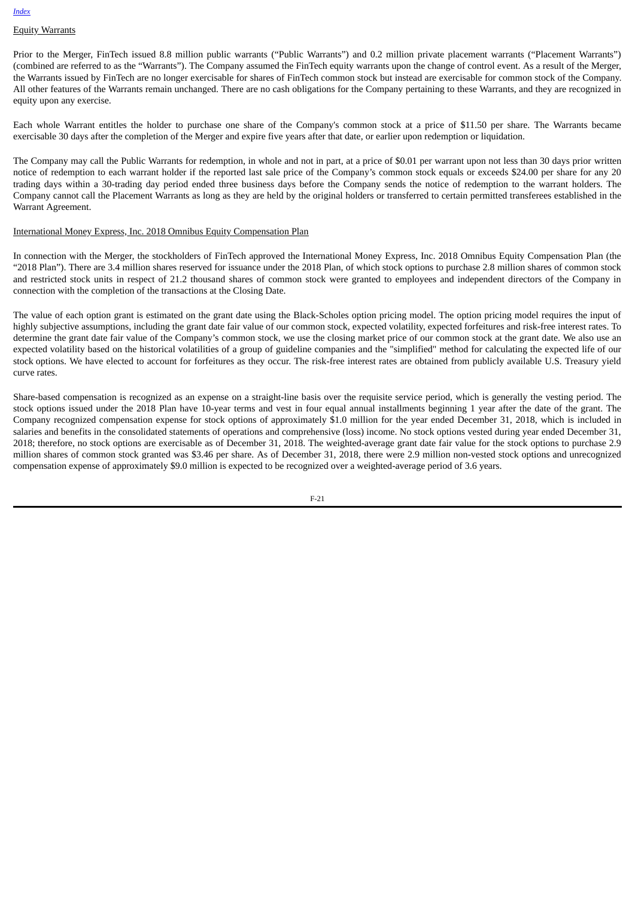Equity Warrants

Prior to the Merger, FinTech issued 8.8 million public warrants ("Public Warrants") and 0.2 million private placement warrants ("Placement Warrants") (combined are referred to as the "Warrants"). The Company assumed the FinTech equity warrants upon the change of control event. As a result of the Merger, the Warrants issued by FinTech are no longer exercisable for shares of FinTech common stock but instead are exercisable for common stock of the Company. All other features of the Warrants remain unchanged. There are no cash obligations for the Company pertaining to these Warrants, and they are recognized in equity upon any exercise.

Each whole Warrant entitles the holder to purchase one share of the Company's common stock at a price of $11.50 per share. The Warrants became exercisable 30 days after the completion of the Merger and expire five years after that date, or earlier upon redemption or liquidation.

The Company may call the Public Warrants for redemption, in whole and not in part, at a price of $0.01 per warrant upon not less than 30 days prior written notice of redemption to each warrant holder if the reported last sale price of the Company's common stock equals or exceeds $24.00 per share for any 20 trading days within a 30-trading day period ended three business days before the Company sends the notice of redemption to the warrant holders. The Company cannot call the Placement Warrants as long as they are held by the original holders or transferred to certain permitted transferees established in the Warrant Agreement.

International Money Express, Inc. 2018 Omnibus Equity Compensation Plan

In connection with the Merger, the stockholders of FinTech approved the International Money Express, Inc. 2018 Omnibus Equity Compensation Plan (the "2018 Plan"). There are 3.4 million shares reserved for issuance under the 2018 Plan, of which stock options to purchase 2.8 million shares of common stock and restricted stock units in respect of 21.2 thousand shares of common stock were granted to employees and independent directors of the Company in connection with the completion of the transactions at the Closing Date.

The value of each option grant is estimated on the grant date using the Black-Scholes option pricing model. The option pricing model requires the input of highly subjective assumptions, including the grant date fair value of our common stock, expected volatility, expected forfeitures and risk-free interest rates. To determine the grant date fair value of the Company's common stock, we use the closing market price of our common stock at the grant date. We also use an expected volatility based on the historical volatilities of a group of guideline companies and the "simplified" method for calculating the expected life of our stock options. We have elected to account for forfeitures as they occur. The risk-free interest rates are obtained from publicly available U.S. Treasury yield curve rates.

Share-based compensation is recognized as an expense on a straight-line basis over the requisite service period, which is generally the vesting period. The stock options issued under the 2018 Plan have 10-year terms and vest in four equal annual installments beginning 1 year after the date of the grant. The Company recognized compensation expense for stock options of approximately $1.0 million for the year ended December 31, 2018, which is included in salaries and benefits in the consolidated statements of operations and comprehensive (loss) income. No stock options vested during year ended December 31, 2018; therefore, no stock options are exercisable as of December 31, 2018. The weighted-average grant date fair value for the stock options to purchase 2.9 million shares of common stock granted was $3.46 per share. As of December 31, 2018, there were 2.9 million non-vested stock options and unrecognized compensation expense of approximately $9.0 million is expected to be recognized over a weighted-average period of 3.6 years.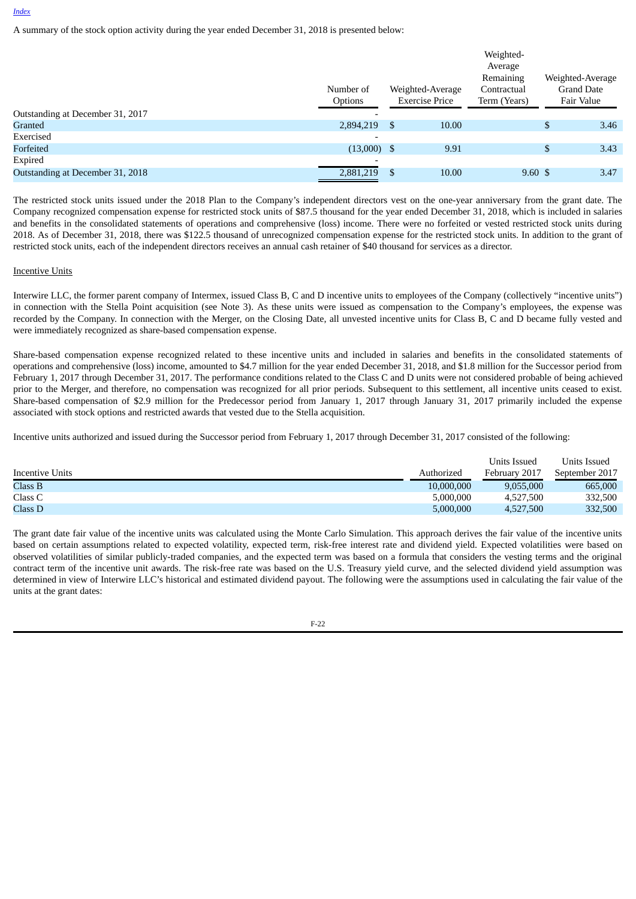A summary of the stock option activity during the year ended December 31, 2018 is presented below:

| | Number of Options | Weighted-Average Exercise Price | Weighted-Average Remaining Contractual Term (Years) | Weighted-Average Grand Date Fair Value |
|---|---|---|---|---|
| Outstanding at December 31, 2017 | - | | | |
| Granted | 2,894,219 | $ 10.00 | | $ 3.46 |
| Exercised | - | | | |
| Forfeited | (13,000) | $ 9.91 | | $ 3.43 |
| Expired | - | | | |
| Outstanding at December 31, 2018 | 2,881,219 | $ 10.00 | 9.60 | $ 3.47 |

The restricted stock units issued under the 2018 Plan to the Company's independent directors vest on the one-year anniversary from the grant date. The Company recognized compensation expense for restricted stock units of $87.5 thousand for the year ended December 31, 2018, which is included in salaries and benefits in the consolidated statements of operations and comprehensive (loss) income. There were no forfeited or vested restricted stock units during 2018. As of December 31, 2018, there was $122.5 thousand of unrecognized compensation expense for the restricted stock units. In addition to the grant of restricted stock units, each of the independent directors receives an annual cash retainer of $40 thousand for services as a director.

Incentive Units

Interwire LLC, the former parent company of Intermex, issued Class B, C and D incentive units to employees of the Company (collectively "incentive units") in connection with the Stella Point acquisition (see Note 3). As these units were issued as compensation to the Company's employees, the expense was recorded by the Company. In connection with the Merger, on the Closing Date, all unvested incentive units for Class B, C and D became fully vested and were immediately recognized as share-based compensation expense.

Share-based compensation expense recognized related to these incentive units and included in salaries and benefits in the consolidated statements of operations and comprehensive (loss) income, amounted to $4.7 million for the year ended December 31, 2018, and $1.8 million for the Successor period from February 1, 2017 through December 31, 2017. The performance conditions related to the Class C and D units were not considered probable of being achieved prior to the Merger, and therefore, no compensation was recognized for all prior periods. Subsequent to this settlement, all incentive units ceased to exist. Share-based compensation of $2.9 million for the Predecessor period from January 1, 2017 through January 31, 2017 primarily included the expense associated with stock options and restricted awards that vested due to the Stella acquisition.

Incentive units authorized and issued during the Successor period from February 1, 2017 through December 31, 2017 consisted of the following:

| Incentive Units | Authorized | Units Issued February 2017 | Units Issued September 2017 |
|---|---|---|---|
| Class B | 10,000,000 | 9,055,000 | 665,000 |
| Class C | 5,000,000 | 4,527,500 | 332,500 |
| Class D | 5,000,000 | 4,527,500 | 332,500 |

The grant date fair value of the incentive units was calculated using the Monte Carlo Simulation. This approach derives the fair value of the incentive units based on certain assumptions related to expected volatility, expected term, risk-free interest rate and dividend yield. Expected volatilities were based on observed volatilities of similar publicly-traded companies, and the expected term was based on a formula that considers the vesting terms and the original contract term of the incentive unit awards. The risk-free rate was based on the U.S. Treasury yield curve, and the selected dividend yield assumption was determined in view of Interwire LLC's historical and estimated dividend payout. The following were the assumptions used in calculating the fair value of the units at the grant dates: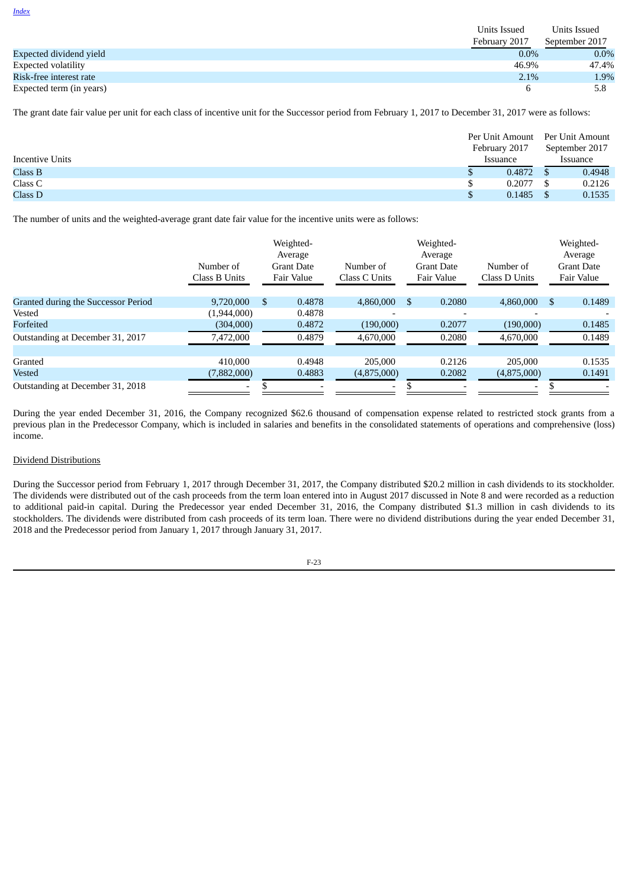[Index](#)

| | Units Issued February 2017 | Units Issued September 2017 |
|---|---|---|
| Expected dividend yield | 0.0% | 0.0% |
| Expected volatility | 46.9% | 47.4% |
| Risk-free interest rate | 2.1% | 1.9% |
| Expected term (in years) | 6 | 5.8 |

The grant date fair value per unit for each class of incentive unit for the Successor period from February 1, 2017 to December 31, 2017 were as follows:

| Incentive Units | Per Unit Amount February 2017 Issuance | Per Unit Amount September 2017 Issuance |
|---|---|---|
| Class B | $ 0.4872 | $ 0.4948 |
| Class C | $ 0.2077 | $ 0.2126 |
| Class D | $ 0.1485 | $ 0.1535 |

The number of units and the weighted-average grant date fair value for the incentive units were as follows:

| | Number of Class B Units | Weighted-Average Grant Date Fair Value | Number of Class C Units | Weighted-Average Grant Date Fair Value | Number of Class D Units | Weighted-Average Grant Date Fair Value |
|---|---|---|---|---|---|---|
| Granted during the Successor Period | 9,720,000 | $ 0.4878 | 4,860,000 | $ 0.2080 | 4,860,000 | $ 0.1489 |
| Vested | (1,944,000) | 0.4878 | - | - | - | - |
| Forfeited | (304,000) | 0.4872 | (190,000) | 0.2077 | (190,000) | 0.1485 |
| Outstanding at December 31, 2017 | 7,472,000 | 0.4879 | 4,670,000 | 0.2080 | 4,670,000 | 0.1489 |
| | | | | | | |
| Granted | 410,000 | 0.4948 | 205,000 | 0.2126 | 205,000 | 0.1535 |
| Vested | (7,882,000) | 0.4883 | (4,875,000) | 0.2082 | (4,875,000) | 0.1491 |
| Outstanding at December 31, 2018 | - | $ - | - | $ - | - | $ - |

During the year ended December 31, 2016, the Company recognized $62.6 thousand of compensation expense related to restricted stock grants from a previous plan in the Predecessor Company, which is included in salaries and benefits in the consolidated statements of operations and comprehensive (loss) income.

Dividend Distributions

During the Successor period from February 1, 2017 through December 31, 2017, the Company distributed $20.2 million in cash dividends to its stockholder. The dividends were distributed out of the cash proceeds from the term loan entered into in August 2017 discussed in Note 8 and were recorded as a reduction to additional paid-in capital. During the Predecessor year ended December 31, 2016, the Company distributed $1.3 million in cash dividends to its stockholders. The dividends were distributed from cash proceeds of its term loan. There were no dividend distributions during the year ended December 31, 2018 and the Predecessor period from January 1, 2017 through January 31, 2017.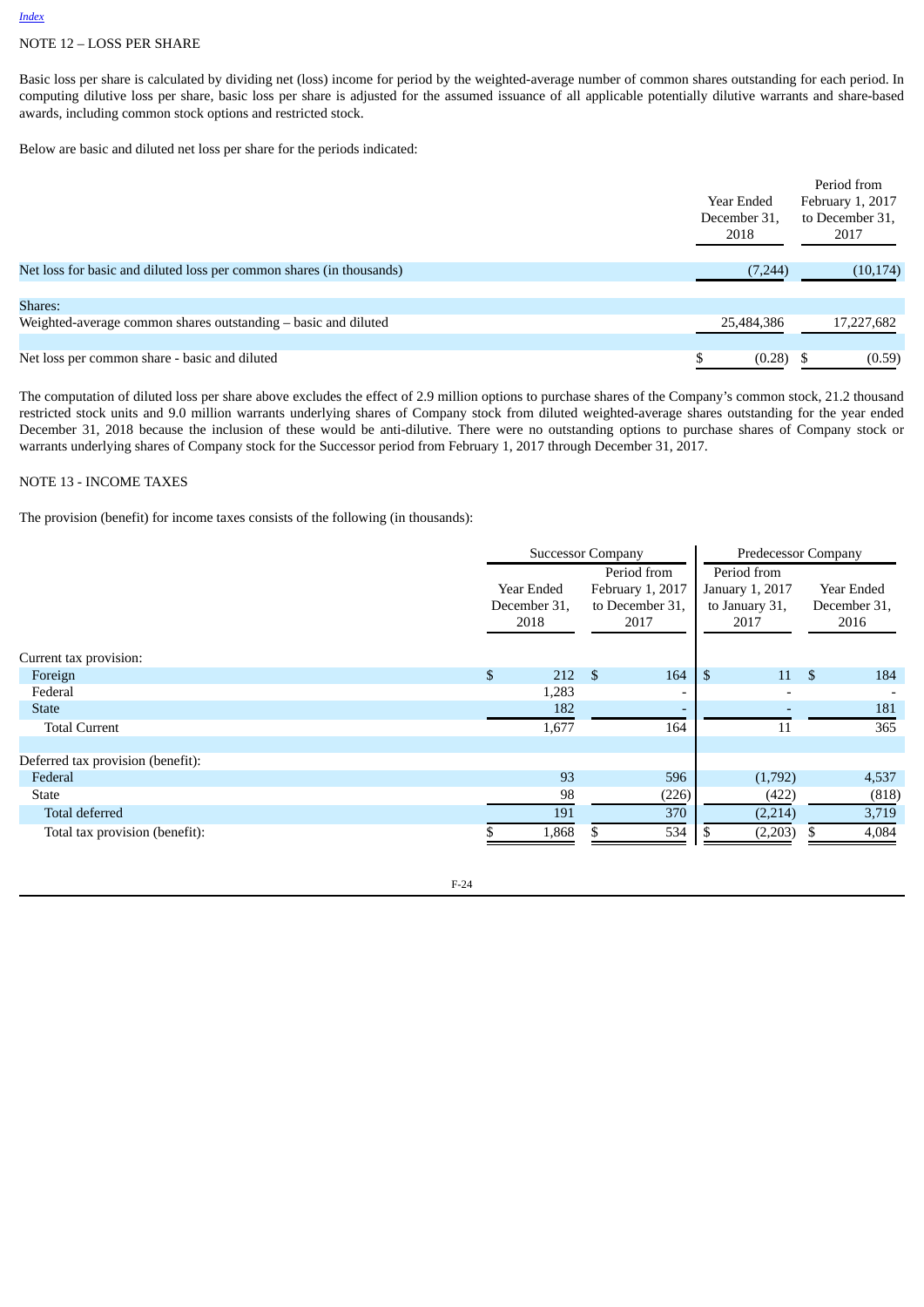*Index*

NOTE 12 – LOSS PER SHARE

Basic loss per share is calculated by dividing net (loss) income for period by the weighted-average number of common shares outstanding for each period. In computing dilutive loss per share, basic loss per share is adjusted for the assumed issuance of all applicable potentially dilutive warrants and share-based awards, including common stock options and restricted stock.

Below are basic and diluted net loss per share for the periods indicated:

| | Year Ended December 31, 2018 | Period from February 1, 2017 to December 31, 2017 |
|---|---|---|
| Net loss for basic and diluted loss per common shares (in thousands) | (7,244) | (10,174) |
| Shares: | | |
| Weighted-average common shares outstanding – basic and diluted | 25,484,386 | 17,227,682 |
| Net loss per common share - basic and diluted | $ (0.28) | $ (0.59) |

The computation of diluted loss per share above excludes the effect of 2.9 million options to purchase shares of the Company's common stock, 21.2 thousand restricted stock units and 9.0 million warrants underlying shares of Company stock from diluted weighted-average shares outstanding for the year ended December 31, 2018 because the inclusion of these would be anti-dilutive. There were no outstanding options to purchase shares of Company stock or warrants underlying shares of Company stock for the Successor period from February 1, 2017 through December 31, 2017.

NOTE 13 - INCOME TAXES

The provision (benefit) for income taxes consists of the following (in thousands):

| | Successor Company | | Predecessor Company | |
|---|---|---|---|---|
| | Year Ended December 31, 2018 | Period from February 1, 2017 to December 31, 2017 | Period from January 1, 2017 to January 31, 2017 | Year Ended December 31, 2016 |
| Current tax provision: | | | | |
| Foreign | $ 212 | $ 164 | $ 11 | $ 184 |
| Federal | 1,283 | - | - | - |
| State | 182 | - | - | 181 |
| Total Current | 1,677 | 164 | 11 | 365 |
| Deferred tax provision (benefit): | | | | |
| Federal | 93 | 596 | (1,792) | 4,537 |
| State | 98 | (226) | (422) | (818) |
| Total deferred | 191 | 370 | (2,214) | 3,719 |
| Total tax provision (benefit): | $ 1,868 | $ 534 | $ (2,203) | $ 4,084 |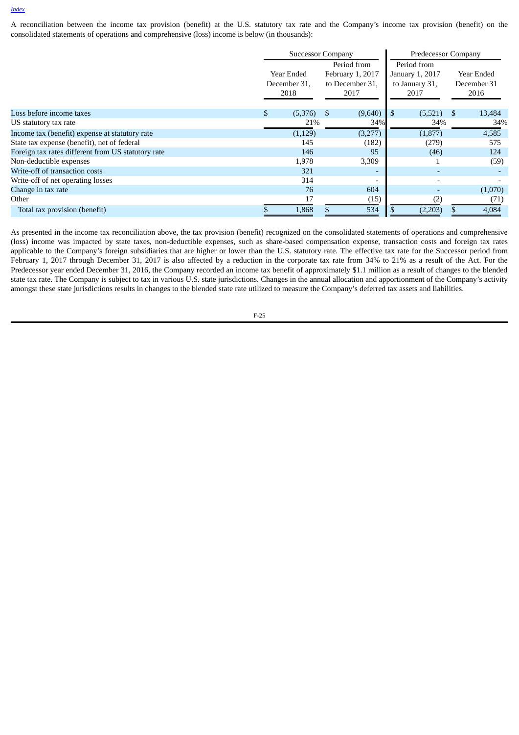[Index](#)

A reconciliation between the income tax provision (benefit) at the U.S. statutory tax rate and the Company's income tax provision (benefit) on the consolidated statements of operations and comprehensive (loss) income is below (in thousands):

| | Successor Company | | Predecessor Company | |
|---|---|---|---|---|
| | Year Ended December 31, 2018 | Period from February 1, 2017 to December 31, 2017 | Period from January 1, 2017 to January 31, 2017 | Year Ended December 31 2016 |
| Loss before income taxes | $ (5,376) | $ (9,640) | $ (5,521) | $ 13,484 |
| US statutory tax rate | 21% | 34% | 34% | 34% |
| Income tax (benefit) expense at statutory rate | (1,129) | (3,277) | (1,877) | 4,585 |
| State tax expense (benefit), net of federal | 145 | (182) | (279) | 575 |
| Foreign tax rates different from US statutory rate | 146 | 95 | (46) | 124 |
| Non-deductible expenses | 1,978 | 3,309 | 1 | (59) |
| Write-off of transaction costs | 321 | - | - | - |
| Write-off of net operating losses | 314 | - | - | - |
| Change in tax rate | 76 | 604 | - | (1,070) |
| Other | 17 | (15) | (2) | (71) |
| Total tax provision (benefit) | $ 1,868 | $ 534 | $ (2,203) | $ 4,084 |

As presented in the income tax reconciliation above, the tax provision (benefit) recognized on the consolidated statements of operations and comprehensive (loss) income was impacted by state taxes, non-deductible expenses, such as share-based compensation expense, transaction costs and foreign tax rates applicable to the Company's foreign subsidiaries that are higher or lower than the U.S. statutory rate. The effective tax rate for the Successor period from February 1, 2017 through December 31, 2017 is also affected by a reduction in the corporate tax rate from 34% to 21% as a result of the Act. For the Predecessor year ended December 31, 2016, the Company recorded an income tax benefit of approximately $1.1 million as a result of changes to the blended state tax rate. The Company is subject to tax in various U.S. state jurisdictions. Changes in the annual allocation and apportionment of the Company's activity amongst these state jurisdictions results in changes to the blended state rate utilized to measure the Company's deferred tax assets and liabilities.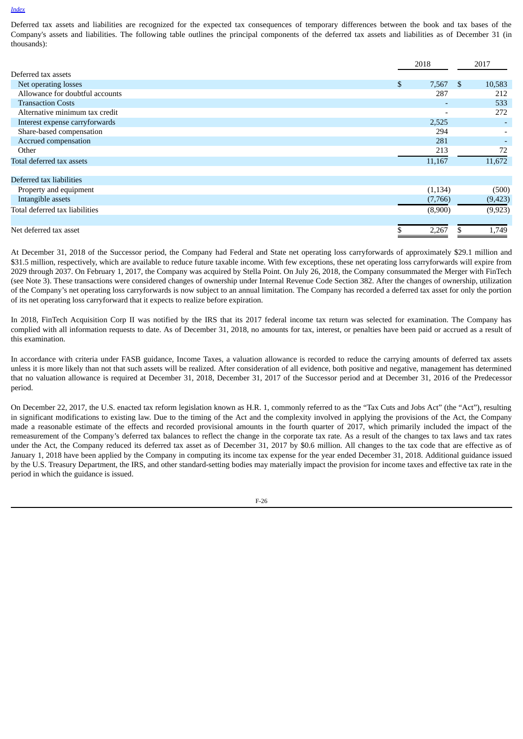Deferred tax assets and liabilities are recognized for the expected tax consequences of temporary differences between the book and tax bases of the Company's assets and liabilities. The following table outlines the principal components of the deferred tax assets and liabilities as of December 31 (in thousands):

| | 2018 | 2017 |
|---|---|---|
| Deferred tax assets | | |
| Net operating losses | $ 7,567 | $ 10,583 |
| Allowance for doubtful accounts | 287 | 212 |
| Transaction Costs | - | 533 |
| Alternative minimum tax credit | - | 272 |
| Interest expense carryforwards | 2,525 | - |
| Share-based compensation | 294 | - |
| Accrued compensation | 281 | - |
| Other | 213 | 72 |
| Total deferred tax assets | 11,167 | 11,672 |
| | | |
| Deferred tax liabilities | | |
| Property and equipment | (1,134) | (500) |
| Intangible assets | (7,766) | (9,423) |
| Total deferred tax liabilities | (8,900) | (9,923) |
| | | |
| Net deferred tax asset | $ 2,267 | $ 1,749 |

At December 31, 2018 of the Successor period, the Company had Federal and State net operating loss carryforwards of approximately $29.1 million and $31.5 million, respectively, which are available to reduce future taxable income. With few exceptions, these net operating loss carryforwards will expire from 2029 through 2037. On February 1, 2017, the Company was acquired by Stella Point. On July 26, 2018, the Company consummated the Merger with FinTech (see Note 3). These transactions were considered changes of ownership under Internal Revenue Code Section 382. After the changes of ownership, utilization of the Company's net operating loss carryforwards is now subject to an annual limitation. The Company has recorded a deferred tax asset for only the portion of its net operating loss carryforward that it expects to realize before expiration.

In 2018, FinTech Acquisition Corp II was notified by the IRS that its 2017 federal income tax return was selected for examination. The Company has complied with all information requests to date. As of December 31, 2018, no amounts for tax, interest, or penalties have been paid or accrued as a result of this examination.

In accordance with criteria under FASB guidance, Income Taxes, a valuation allowance is recorded to reduce the carrying amounts of deferred tax assets unless it is more likely than not that such assets will be realized. After consideration of all evidence, both positive and negative, management has determined that no valuation allowance is required at December 31, 2018, December 31, 2017 of the Successor period and at December 31, 2016 of the Predecessor period.

On December 22, 2017, the U.S. enacted tax reform legislation known as H.R. 1, commonly referred to as the "Tax Cuts and Jobs Act" (the "Act"), resulting in significant modifications to existing law. Due to the timing of the Act and the complexity involved in applying the provisions of the Act, the Company made a reasonable estimate of the effects and recorded provisional amounts in the fourth quarter of 2017, which primarily included the impact of the remeasurement of the Company's deferred tax balances to reflect the change in the corporate tax rate. As a result of the changes to tax laws and tax rates under the Act, the Company reduced its deferred tax asset as of December 31, 2017 by $0.6 million. All changes to the tax code that are effective as of January 1, 2018 have been applied by the Company in computing its income tax expense for the year ended December 31, 2018. Additional guidance issued by the U.S. Treasury Department, the IRS, and other standard-setting bodies may materially impact the provision for income taxes and effective tax rate in the period in which the guidance is issued.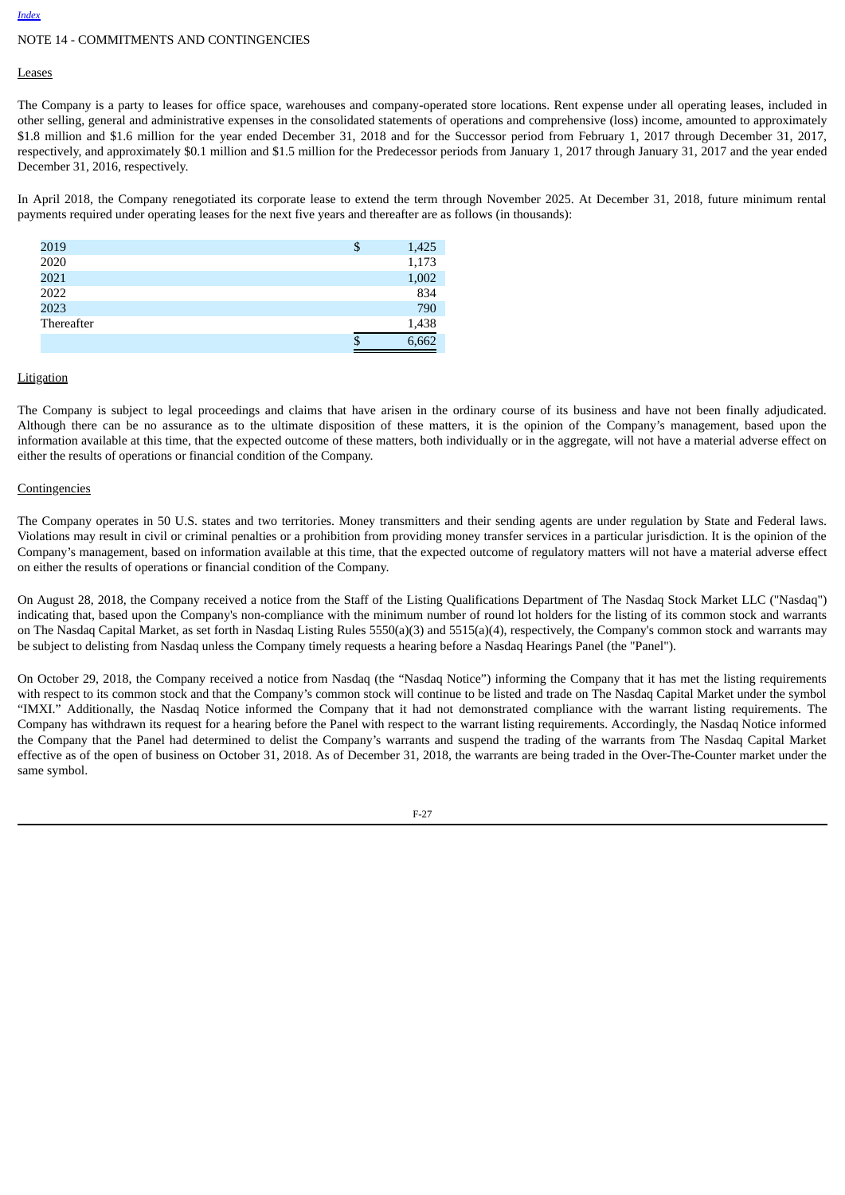NOTE 14 - COMMITMENTS AND CONTINGENCIES

Leases

The Company is a party to leases for office space, warehouses and company-operated store locations. Rent expense under all operating leases, included in other selling, general and administrative expenses in the consolidated statements of operations and comprehensive (loss) income, amounted to approximately $1.8 million and $1.6 million for the year ended December 31, 2018 and for the Successor period from February 1, 2017 through December 31, 2017, respectively, and approximately $0.1 million and $1.5 million for the Predecessor periods from January 1, 2017 through January 31, 2017 and the year ended December 31, 2016, respectively.

In April 2018, the Company renegotiated its corporate lease to extend the term through November 2025. At December 31, 2018, future minimum rental payments required under operating leases for the next five years and thereafter are as follows (in thousands):

| | |
|---|---|
| 2019 | $ 1,425 |
| 2020 | 1,173 |
| 2021 | 1,002 |
| 2022 | 834 |
| 2023 | 790 |
| Thereafter | 1,438 |
| | $ 6,662 |

Litigation

The Company is subject to legal proceedings and claims that have arisen in the ordinary course of its business and have not been finally adjudicated. Although there can be no assurance as to the ultimate disposition of these matters, it is the opinion of the Company's management, based upon the information available at this time, that the expected outcome of these matters, both individually or in the aggregate, will not have a material adverse effect on either the results of operations or financial condition of the Company.

Contingencies

The Company operates in 50 U.S. states and two territories. Money transmitters and their sending agents are under regulation by State and Federal laws. Violations may result in civil or criminal penalties or a prohibition from providing money transfer services in a particular jurisdiction. It is the opinion of the Company's management, based on information available at this time, that the expected outcome of regulatory matters will not have a material adverse effect on either the results of operations or financial condition of the Company.

On August 28, 2018, the Company received a notice from the Staff of the Listing Qualifications Department of The Nasdaq Stock Market LLC ("Nasdaq") indicating that, based upon the Company's non-compliance with the minimum number of round lot holders for the listing of its common stock and warrants on The Nasdaq Capital Market, as set forth in Nasdaq Listing Rules 5550(a)(3) and 5515(a)(4), respectively, the Company's common stock and warrants may be subject to delisting from Nasdaq unless the Company timely requests a hearing before a Nasdaq Hearings Panel (the "Panel").

On October 29, 2018, the Company received a notice from Nasdaq (the "Nasdaq Notice") informing the Company that it has met the listing requirements with respect to its common stock and that the Company's common stock will continue to be listed and trade on The Nasdaq Capital Market under the symbol "IMXI." Additionally, the Nasdaq Notice informed the Company that it had not demonstrated compliance with the warrant listing requirements. The Company has withdrawn its request for a hearing before the Panel with respect to the warrant listing requirements. Accordingly, the Nasdaq Notice informed the Company that the Panel had determined to delist the Company's warrants and suspend the trading of the warrants from The Nasdaq Capital Market effective as of the open of business on October 31, 2018. As of December 31, 2018, the warrants are being traded in the Over-The-Counter market under the same symbol.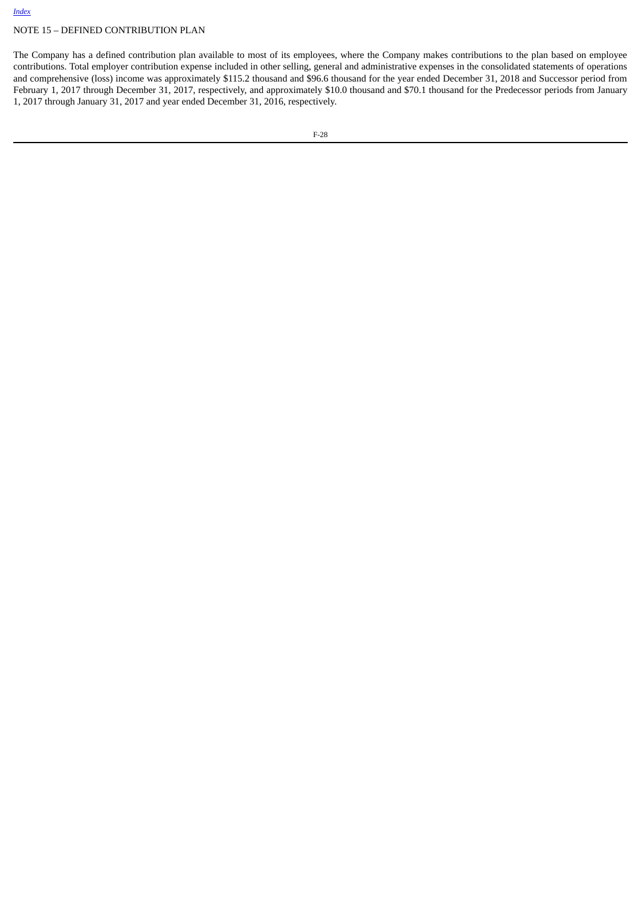NOTE 15 – DEFINED CONTRIBUTION PLAN

The Company has a defined contribution plan available to most of its employees, where the Company makes contributions to the plan based on employee contributions. Total employer contribution expense included in other selling, general and administrative expenses in the consolidated statements of operations and comprehensive (loss) income was approximately $115.2 thousand and $96.6 thousand for the year ended December 31, 2018 and Successor period from February 1, 2017 through December 31, 2017, respectively, and approximately $10.0 thousand and $70.1 thousand for the Predecessor periods from January 1, 2017 through January 31, 2017 and year ended December 31, 2016, respectively.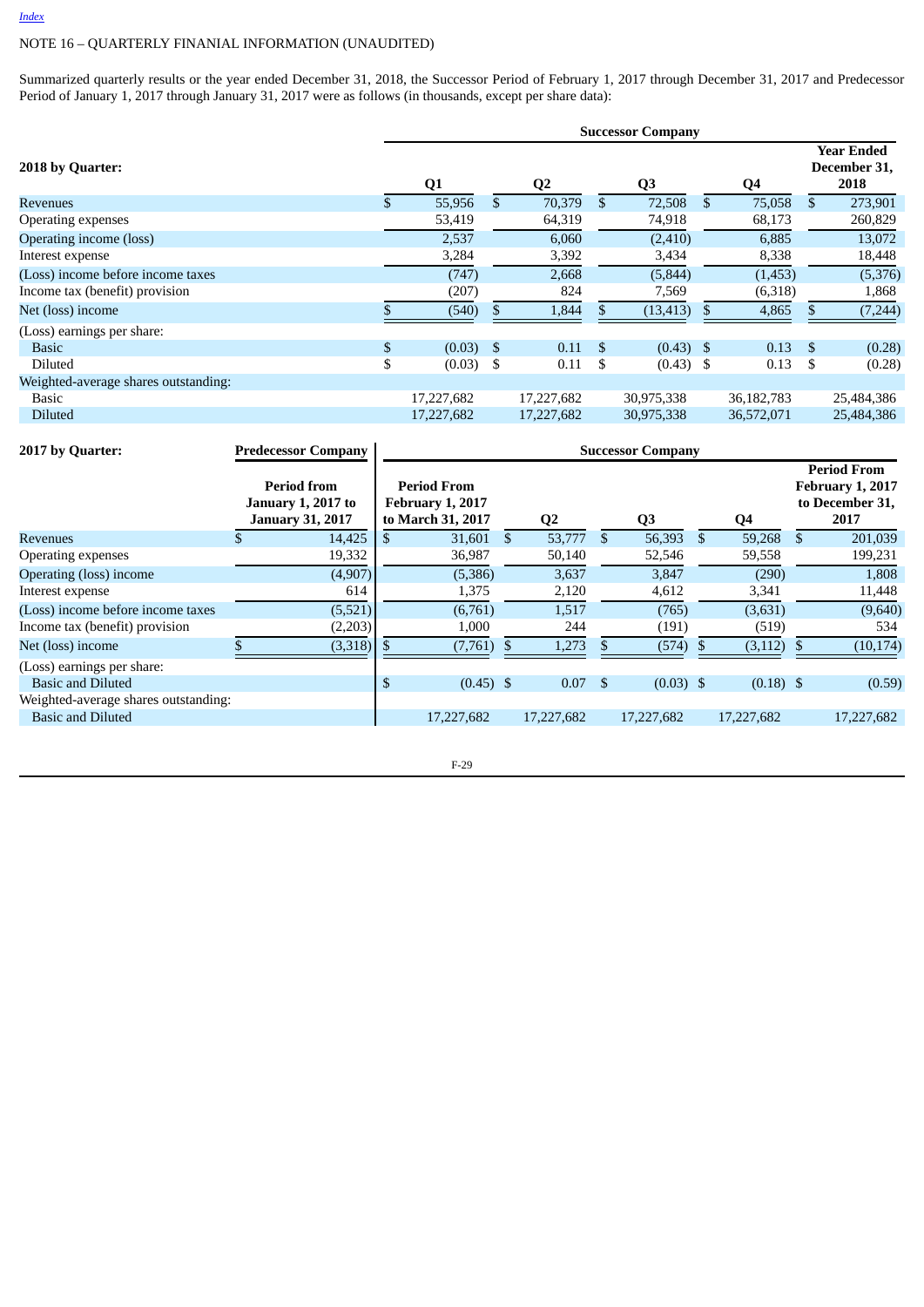NOTE 16 – QUARTERLY FINANIAL INFORMATION (UNAUDITED)

Summarized quarterly results or the year ended December 31, 2018, the Successor Period of February 1, 2017 through December 31, 2017 and Predecessor Period of January 1, 2017 through January 31, 2017 were as follows (in thousands, except per share data):

| 2018 by Quarter: | Successor Company | | | | |
|---|---|---|---|---|---|
| | Q1 | Q2 | Q3 | Q4 | Year Ended December 31, 2018 |
| Revenues | $ 55,956 | $ 70,379 | $ 72,508 | $ 75,058 | $ 273,901 |
| Operating expenses | 53,419 | 64,319 | 74,918 | 68,173 | 260,829 |
| Operating income (loss) | 2,537 | 6,060 | (2,410) | 6,885 | 13,072 |
| Interest expense | 3,284 | 3,392 | 3,434 | 8,338 | 18,448 |
| (Loss) income before income taxes | (747) | 2,668 | (5,844) | (1,453) | (5,376) |
| Income tax (benefit) provision | (207) | 824 | 7,569 | (6,318) | 1,868 |
| Net (loss) income | $ (540) | $ 1,844 | $ (13,413) | $ 4,865 | $ (7,244) |
| (Loss) earnings per share: | | | | | |
| Basic | $ (0.03) | $ 0.11 | $ (0.43) | $ 0.13 | $ (0.28) |
| Diluted | $ (0.03) | $ 0.11 | $ (0.43) | $ 0.13 | $ (0.28) |
| Weighted-average shares outstanding: | | | | | |
| Basic | 17,227,682 | 17,227,682 | 30,975,338 | 36,182,783 | 25,484,386 |
| Diluted | 17,227,682 | 17,227,682 | 30,975,338 | 36,572,071 | 25,484,386 |

| 2017 by Quarter: | Predecessor Company | Successor Company | | | | |
|---|---|---|---|---|---|---|
| | Period from January 1, 2017 to January 31, 2017 | Period From February 1, 2017 to March 31, 2017 | Q2 | Q3 | Q4 | Period From February 1, 2017 to December 31, 2017 |
| Revenues | $ 14,425 | $ 31,601 | $ 53,777 | $ 56,393 | $ 59,268 | $ 201,039 |
| Operating expenses | 19,332 | 36,987 | 50,140 | 52,546 | 59,558 | 199,231 |
| Operating (loss) income | (4,907) | (5,386) | 3,637 | 3,847 | (290) | 1,808 |
| Interest expense | 614 | 1,375 | 2,120 | 4,612 | 3,341 | 11,448 |
| (Loss) income before income taxes | (5,521) | (6,761) | 1,517 | (765) | (3,631) | (9,640) |
| Income tax (benefit) provision | (2,203) | 1,000 | 244 | (191) | (519) | 534 |
| Net (loss) income | $ (3,318) | $ (7,761) | $ 1,273 | $ (574) | $ (3,112) | $ (10,174) |
| (Loss) earnings per share: | | | | | | |
| Basic and Diluted | | $ (0.45) | $ 0.07 | $ (0.03) | $ (0.18) | $ (0.59) |
| Weighted-average shares outstanding: | | | | | | |
| Basic and Diluted | | 17,227,682 | 17,227,682 | 17,227,682 | 17,227,682 | 17,227,682 |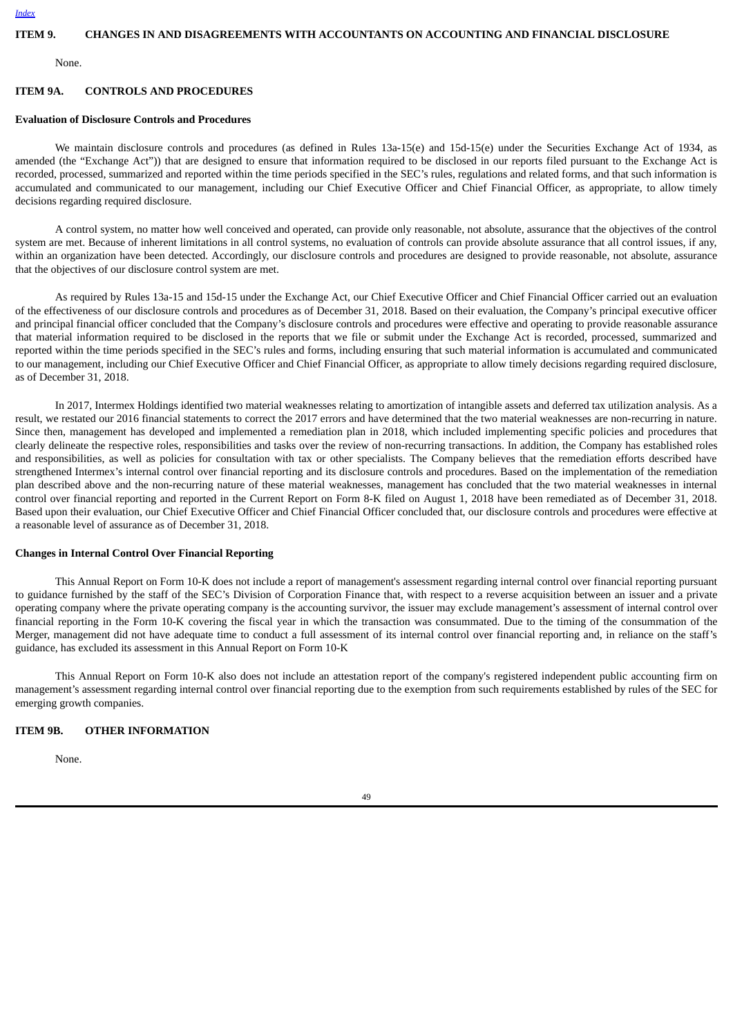## ITEM 9. CHANGES IN AND DISAGREEMENTS WITH ACCOUNTANTS ON ACCOUNTING AND FINANCIAL DISCLOSURE

None.

## ITEM 9A. CONTROLS AND PROCEDURES

**Evaluation of Disclosure Controls and Procedures**

We maintain disclosure controls and procedures (as defined in Rules 13a-15(e) and 15d-15(e) under the Securities Exchange Act of 1934, as amended (the "Exchange Act")) that are designed to ensure that information required to be disclosed in our reports filed pursuant to the Exchange Act is recorded, processed, summarized and reported within the time periods specified in the SEC's rules, regulations and related forms, and that such information is accumulated and communicated to our management, including our Chief Executive Officer and Chief Financial Officer, as appropriate, to allow timely decisions regarding required disclosure.

A control system, no matter how well conceived and operated, can provide only reasonable, not absolute, assurance that the objectives of the control system are met. Because of inherent limitations in all control systems, no evaluation of controls can provide absolute assurance that all control issues, if any, within an organization have been detected. Accordingly, our disclosure controls and procedures are designed to provide reasonable, not absolute, assurance that the objectives of our disclosure control system are met.

As required by Rules 13a-15 and 15d-15 under the Exchange Act, our Chief Executive Officer and Chief Financial Officer carried out an evaluation of the effectiveness of our disclosure controls and procedures as of December 31, 2018. Based on their evaluation, the Company's principal executive officer and principal financial officer concluded that the Company's disclosure controls and procedures were effective and operating to provide reasonable assurance that material information required to be disclosed in the reports that we file or submit under the Exchange Act is recorded, processed, summarized and reported within the time periods specified in the SEC's rules and forms, including ensuring that such material information is accumulated and communicated to our management, including our Chief Executive Officer and Chief Financial Officer, as appropriate to allow timely decisions regarding required disclosure, as of December 31, 2018.

In 2017, Intermex Holdings identified two material weaknesses relating to amortization of intangible assets and deferred tax utilization analysis. As a result, we restated our 2016 financial statements to correct the 2017 errors and have determined that the two material weaknesses are non-recurring in nature. Since then, management has developed and implemented a remediation plan in 2018, which included implementing specific policies and procedures that clearly delineate the respective roles, responsibilities and tasks over the review of non-recurring transactions. In addition, the Company has established roles and responsibilities, as well as policies for consultation with tax or other specialists. The Company believes that the remediation efforts described have strengthened Intermex's internal control over financial reporting and its disclosure controls and procedures. Based on the implementation of the remediation plan described above and the non-recurring nature of these material weaknesses, management has concluded that the two material weaknesses in internal control over financial reporting and reported in the Current Report on Form 8-K filed on August 1, 2018 have been remediated as of December 31, 2018. Based upon their evaluation, our Chief Executive Officer and Chief Financial Officer concluded that, our disclosure controls and procedures were effective at a reasonable level of assurance as of December 31, 2018.

**Changes in Internal Control Over Financial Reporting**

This Annual Report on Form 10-K does not include a report of management's assessment regarding internal control over financial reporting pursuant to guidance furnished by the staff of the SEC's Division of Corporation Finance that, with respect to a reverse acquisition between an issuer and a private operating company where the private operating company is the accounting survivor, the issuer may exclude management's assessment of internal control over financial reporting in the Form 10-K covering the fiscal year in which the transaction was consummated. Due to the timing of the consummation of the Merger, management did not have adequate time to conduct a full assessment of its internal control over financial reporting and, in reliance on the staff's guidance, has excluded its assessment in this Annual Report on Form 10-K

This Annual Report on Form 10-K also does not include an attestation report of the company's registered independent public accounting firm on management's assessment regarding internal control over financial reporting due to the exemption from such requirements established by rules of the SEC for emerging growth companies.

## ITEM 9B. OTHER INFORMATION

None.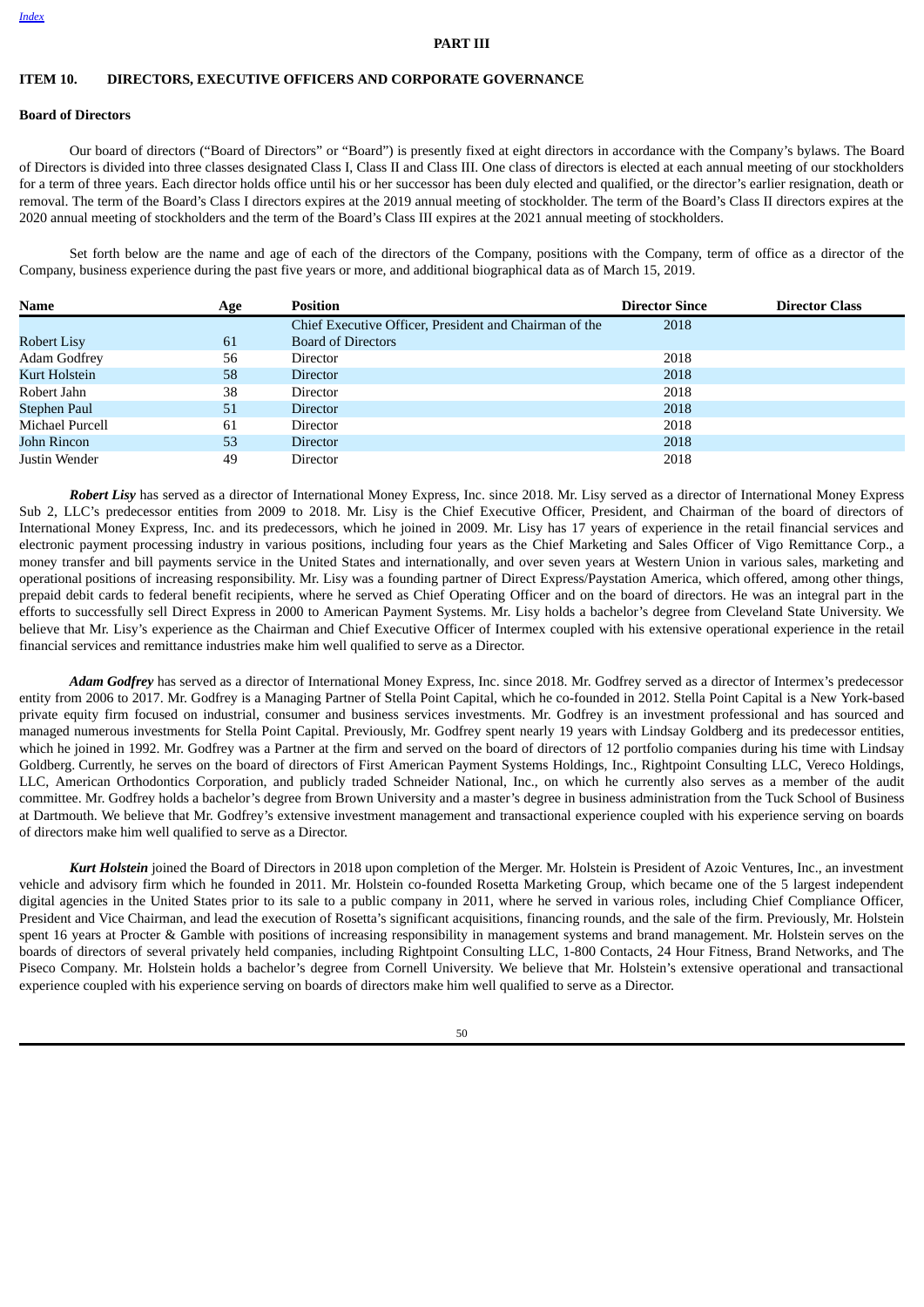## PART III

## ITEM 10. DIRECTORS, EXECUTIVE OFFICERS AND CORPORATE GOVERNANCE

### Board of Directors

Our board of directors ("Board of Directors" or "Board") is presently fixed at eight directors in accordance with the Company's bylaws. The Board of Directors is divided into three classes designated Class I, Class II and Class III. One class of directors is elected at each annual meeting of our stockholders for a term of three years. Each director holds office until his or her successor has been duly elected and qualified, or the director's earlier resignation, death or removal. The term of the Board's Class I directors expires at the 2019 annual meeting of stockholder. The term of the Board's Class II directors expires at the 2020 annual meeting of stockholders and the term of the Board's Class III expires at the 2021 annual meeting of stockholders.

Set forth below are the name and age of each of the directors of the Company, positions with the Company, term of office as a director of the Company, business experience during the past five years or more, and additional biographical data as of March 15, 2019.

| Name | Age | Position | Director Since | Director Class |
|---|---|---|---|---|
| Robert Lisy | 61 | Chief Executive Officer, President and Chairman of the Board of Directors | 2018 | |
| Adam Godfrey | 56 | Director | 2018 | |
| Kurt Holstein | 58 | Director | 2018 | |
| Robert Jahn | 38 | Director | 2018 | |
| Stephen Paul | 51 | Director | 2018 | |
| Michael Purcell | 61 | Director | 2018 | |
| John Rincon | 53 | Director | 2018 | |
| Justin Wender | 49 | Director | 2018 | |

***Robert Lisy*** has served as a director of International Money Express, Inc. since 2018. Mr. Lisy served as a director of International Money Express Sub 2, LLC's predecessor entities from 2009 to 2018. Mr. Lisy is the Chief Executive Officer, President, and Chairman of the board of directors of International Money Express, Inc. and its predecessors, which he joined in 2009. Mr. Lisy has 17 years of experience in the retail financial services and electronic payment processing industry in various positions, including four years as the Chief Marketing and Sales Officer of Vigo Remittance Corp., a money transfer and bill payments service in the United States and internationally, and over seven years at Western Union in various sales, marketing and operational positions of increasing responsibility. Mr. Lisy was a founding partner of Direct Express/Paystation America, which offered, among other things, prepaid debit cards to federal benefit recipients, where he served as Chief Operating Officer and on the board of directors. He was an integral part in the efforts to successfully sell Direct Express in 2000 to American Payment Systems. Mr. Lisy holds a bachelor's degree from Cleveland State University. We believe that Mr. Lisy's experience as the Chairman and Chief Executive Officer of Intermex coupled with his extensive operational experience in the retail financial services and remittance industries make him well qualified to serve as a Director.

***Adam Godfrey*** has served as a director of International Money Express, Inc. since 2018. Mr. Godfrey served as a director of Intermex's predecessor entity from 2006 to 2017. Mr. Godfrey is a Managing Partner of Stella Point Capital, which he co-founded in 2012. Stella Point Capital is a New York-based private equity firm focused on industrial, consumer and business services investments. Mr. Godfrey is an investment professional and has sourced and managed numerous investments for Stella Point Capital. Previously, Mr. Godfrey spent nearly 19 years with Lindsay Goldberg and its predecessor entities, which he joined in 1992. Mr. Godfrey was a Partner at the firm and served on the board of directors of 12 portfolio companies during his time with Lindsay Goldberg. Currently, he serves on the board of directors of First American Payment Systems Holdings, Inc., Rightpoint Consulting LLC, Vereco Holdings, LLC, American Orthodontics Corporation, and publicly traded Schneider National, Inc., on which he currently also serves as a member of the audit committee. Mr. Godfrey holds a bachelor's degree from Brown University and a master's degree in business administration from the Tuck School of Business at Dartmouth. We believe that Mr. Godfrey's extensive investment management and transactional experience coupled with his experience serving on boards of directors make him well qualified to serve as a Director.

***Kurt Holstein*** joined the Board of Directors in 2018 upon completion of the Merger. Mr. Holstein is President of Azoic Ventures, Inc., an investment vehicle and advisory firm which he founded in 2011. Mr. Holstein co-founded Rosetta Marketing Group, which became one of the 5 largest independent digital agencies in the United States prior to its sale to a public company in 2011, where he served in various roles, including Chief Compliance Officer, President and Vice Chairman, and lead the execution of Rosetta's significant acquisitions, financing rounds, and the sale of the firm. Previously, Mr. Holstein spent 16 years at Procter & Gamble with positions of increasing responsibility in management systems and brand management. Mr. Holstein serves on the boards of directors of several privately held companies, including Rightpoint Consulting LLC, 1-800 Contacts, 24 Hour Fitness, Brand Networks, and The Piseco Company. Mr. Holstein holds a bachelor's degree from Cornell University. We believe that Mr. Holstein's extensive operational and transactional experience coupled with his experience serving on boards of directors make him well qualified to serve as a Director.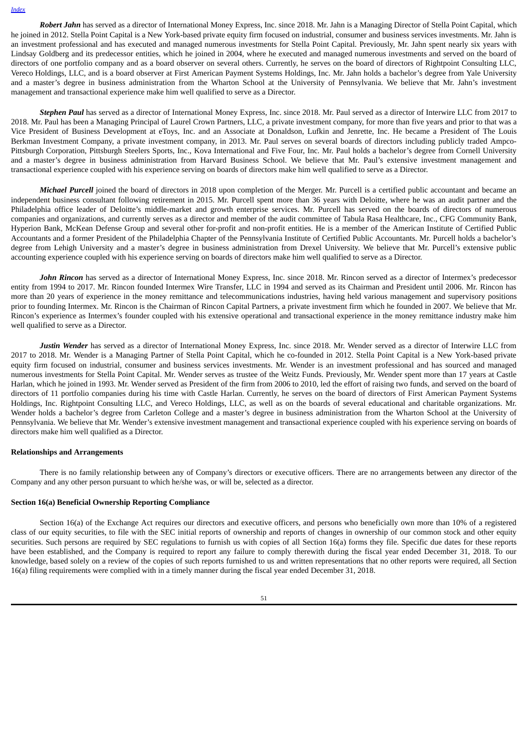***Robert Jahn*** has served as a director of International Money Express, Inc. since 2018. Mr. Jahn is a Managing Director of Stella Point Capital, which he joined in 2012. Stella Point Capital is a New York-based private equity firm focused on industrial, consumer and business services investments. Mr. Jahn is an investment professional and has executed and managed numerous investments for Stella Point Capital. Previously, Mr. Jahn spent nearly six years with Lindsay Goldberg and its predecessor entities, which he joined in 2004, where he executed and managed numerous investments and served on the board of directors of one portfolio company and as a board observer on several others. Currently, he serves on the board of directors of Rightpoint Consulting LLC, Vereco Holdings, LLC, and is a board observer at First American Payment Systems Holdings, Inc. Mr. Jahn holds a bachelor's degree from Yale University and a master's degree in business administration from the Wharton School at the University of Pennsylvania. We believe that Mr. Jahn's investment management and transactional experience make him well qualified to serve as a Director.

***Stephen Paul*** has served as a director of International Money Express, Inc. since 2018. Mr. Paul served as a director of Interwire LLC from 2017 to 2018. Mr. Paul has been a Managing Principal of Laurel Crown Partners, LLC, a private investment company, for more than five years and prior to that was a Vice President of Business Development at eToys, Inc. and an Associate at Donaldson, Lufkin and Jenrette, Inc. He became a President of The Louis Berkman Investment Company, a private investment company, in 2013. Mr. Paul serves on several boards of directors including publicly traded Ampco-Pittsburgh Corporation, Pittsburgh Steelers Sports, Inc., Kova International and Five Four, Inc. Mr. Paul holds a bachelor's degree from Cornell University and a master's degree in business administration from Harvard Business School. We believe that Mr. Paul's extensive investment management and transactional experience coupled with his experience serving on boards of directors make him well qualified to serve as a Director.

***Michael Purcell*** joined the board of directors in 2018 upon completion of the Merger. Mr. Purcell is a certified public accountant and became an independent business consultant following retirement in 2015. Mr. Purcell spent more than 36 years with Deloitte, where he was an audit partner and the Philadelphia office leader of Deloitte's middle-market and growth enterprise services. Mr. Purcell has served on the boards of directors of numerous companies and organizations, and currently serves as a director and member of the audit committee of Tabula Rasa Healthcare, Inc., CFG Community Bank, Hyperion Bank, McKean Defense Group and several other for-profit and non-profit entities. He is a member of the American Institute of Certified Public Accountants and a former President of the Philadelphia Chapter of the Pennsylvania Institute of Certified Public Accountants. Mr. Purcell holds a bachelor's degree from Lehigh University and a master's degree in business administration from Drexel University. We believe that Mr. Purcell's extensive public accounting experience coupled with his experience serving on boards of directors make him well qualified to serve as a Director.

***John Rincon*** has served as a director of International Money Express, Inc. since 2018. Mr. Rincon served as a director of Intermex's predecessor entity from 1994 to 2017. Mr. Rincon founded Intermex Wire Transfer, LLC in 1994 and served as its Chairman and President until 2006. Mr. Rincon has more than 20 years of experience in the money remittance and telecommunications industries, having held various management and supervisory positions prior to founding Intermex. Mr. Rincon is the Chairman of Rincon Capital Partners, a private investment firm which he founded in 2007. We believe that Mr. Rincon's experience as Intermex's founder coupled with his extensive operational and transactional experience in the money remittance industry make him well qualified to serve as a Director.

***Justin Wender*** has served as a director of International Money Express, Inc. since 2018. Mr. Wender served as a director of Interwire LLC from 2017 to 2018. Mr. Wender is a Managing Partner of Stella Point Capital, which he co-founded in 2012. Stella Point Capital is a New York-based private equity firm focused on industrial, consumer and business services investments. Mr. Wender is an investment professional and has sourced and managed numerous investments for Stella Point Capital. Mr. Wender serves as trustee of the Weitz Funds. Previously, Mr. Wender spent more than 17 years at Castle Harlan, which he joined in 1993. Mr. Wender served as President of the firm from 2006 to 2010, led the effort of raising two funds, and served on the board of directors of 11 portfolio companies during his time with Castle Harlan. Currently, he serves on the board of directors of First American Payment Systems Holdings, Inc. Rightpoint Consulting LLC, and Vereco Holdings, LLC, as well as on the boards of several educational and charitable organizations. Mr. Wender holds a bachelor's degree from Carleton College and a master's degree in business administration from the Wharton School at the University of Pennsylvania. We believe that Mr. Wender's extensive investment management and transactional experience coupled with his experience serving on boards of directors make him well qualified as a Director.

**Relationships and Arrangements**

There is no family relationship between any of Company's directors or executive officers. There are no arrangements between any director of the Company and any other person pursuant to which he/she was, or will be, selected as a director.

**Section 16(a) Beneficial Ownership Reporting Compliance**

Section 16(a) of the Exchange Act requires our directors and executive officers, and persons who beneficially own more than 10% of a registered class of our equity securities, to file with the SEC initial reports of ownership and reports of changes in ownership of our common stock and other equity securities. Such persons are required by SEC regulations to furnish us with copies of all Section 16(a) forms they file. Specific due dates for these reports have been established, and the Company is required to report any failure to comply therewith during the fiscal year ended December 31, 2018. To our knowledge, based solely on a review of the copies of such reports furnished to us and written representations that no other reports were required, all Section 16(a) filing requirements were complied with in a timely manner during the fiscal year ended December 31, 2018.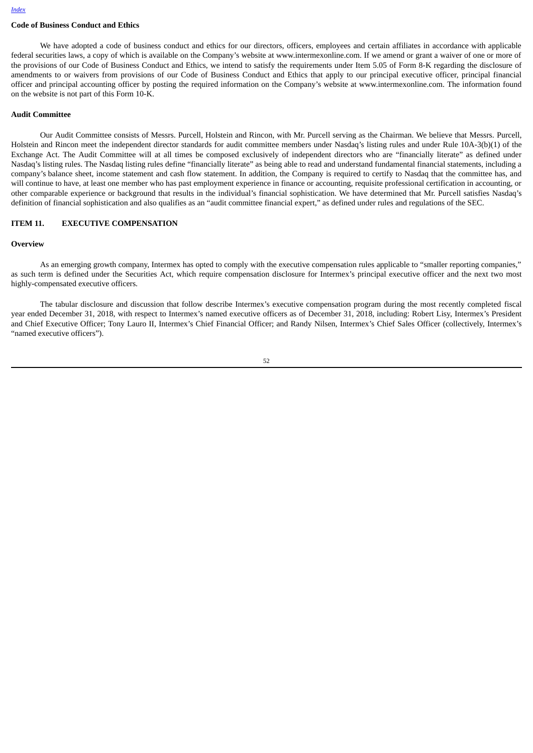**Code of Business Conduct and Ethics**

We have adopted a code of business conduct and ethics for our directors, officers, employees and certain affiliates in accordance with applicable federal securities laws, a copy of which is available on the Company's website at www.intermexonline.com. If we amend or grant a waiver of one or more of the provisions of our Code of Business Conduct and Ethics, we intend to satisfy the requirements under Item 5.05 of Form 8-K regarding the disclosure of amendments to or waivers from provisions of our Code of Business Conduct and Ethics that apply to our principal executive officer, principal financial officer and principal accounting officer by posting the required information on the Company's website at www.intermexonline.com. The information found on the website is not part of this Form 10-K.

**Audit Committee**

Our Audit Committee consists of Messrs. Purcell, Holstein and Rincon, with Mr. Purcell serving as the Chairman. We believe that Messrs. Purcell, Holstein and Rincon meet the independent director standards for audit committee members under Nasdaq's listing rules and under Rule 10A-3(b)(1) of the Exchange Act. The Audit Committee will at all times be composed exclusively of independent directors who are "financially literate" as defined under Nasdaq's listing rules. The Nasdaq listing rules define "financially literate" as being able to read and understand fundamental financial statements, including a company's balance sheet, income statement and cash flow statement. In addition, the Company is required to certify to Nasdaq that the committee has, and will continue to have, at least one member who has past employment experience in finance or accounting, requisite professional certification in accounting, or other comparable experience or background that results in the individual's financial sophistication. We have determined that Mr. Purcell satisfies Nasdaq's definition of financial sophistication and also qualifies as an "audit committee financial expert," as defined under rules and regulations of the SEC.

## ITEM 11. EXECUTIVE COMPENSATION

**Overview**

As an emerging growth company, Intermex has opted to comply with the executive compensation rules applicable to "smaller reporting companies," as such term is defined under the Securities Act, which require compensation disclosure for Intermex's principal executive officer and the next two most highly-compensated executive officers.

The tabular disclosure and discussion that follow describe Intermex's executive compensation program during the most recently completed fiscal year ended December 31, 2018, with respect to Intermex's named executive officers as of December 31, 2018, including: Robert Lisy, Intermex's President and Chief Executive Officer; Tony Lauro II, Intermex's Chief Financial Officer; and Randy Nilsen, Intermex's Chief Sales Officer (collectively, Intermex's "named executive officers").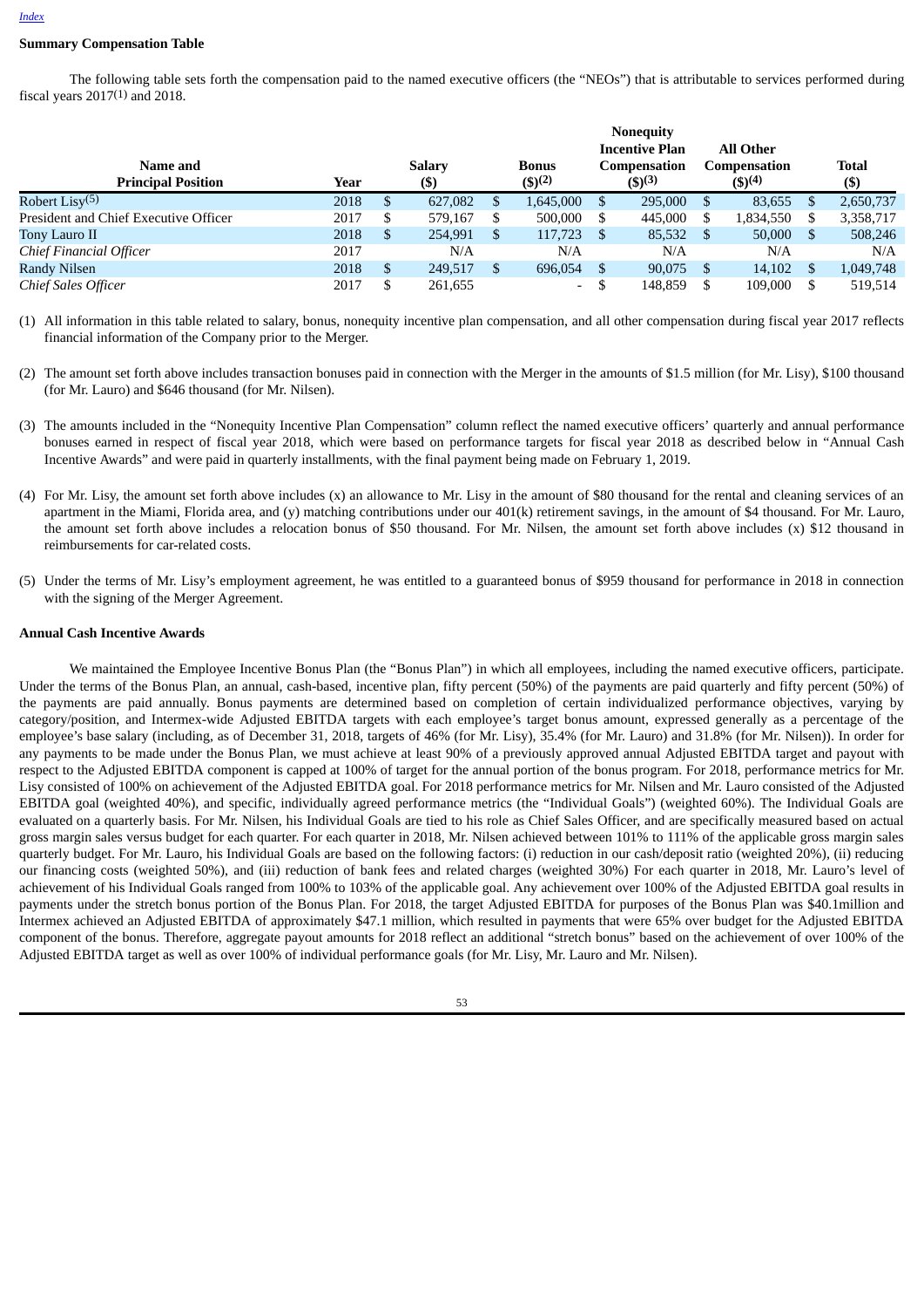[Index](#)

**Summary Compensation Table**

The following table sets forth the compensation paid to the named executive officers (the "NEOs") that is attributable to services performed during fiscal years 2017[(1)] and 2018.

| Name and Principal Position | Year | Salary ($) | Bonus ($)[(2)] | Nonequity Incentive Plan Compensation ($)[(3)] | All Other Compensation ($)[(4)] | Total ($) |
|---|---|---|---|---|---|---|
| Robert Lisy[(5)] | 2018 | $ 627,082 | $ 1,645,000 | $ 295,000 | $ 83,655 | $ 2,650,737 |
| President and Chief Executive Officer | 2017 | $ 579,167 | $ 500,000 | $ 445,000 | $ 1,834,550 | $ 3,358,717 |
| Tony Lauro II | 2018 | $ 254,991 | $ 117,723 | $ 85,532 | $ 50,000 | $ 508,246 |
| *Chief Financial Officer* | 2017 | N/A | N/A | N/A | N/A | N/A |
| Randy Nilsen | 2018 | $ 249,517 | $ 696,054 | $ 90,075 | $ 14,102 | $ 1,049,748 |
| *Chief Sales Officer* | 2017 | $ 261,655 | - | $ 148,859 | $ 109,000 | $ 519,514 |

(1) All information in this table related to salary, bonus, nonequity incentive plan compensation, and all other compensation during fiscal year 2017 reflects financial information of the Company prior to the Merger.

(2) The amount set forth above includes transaction bonuses paid in connection with the Merger in the amounts of $1.5 million (for Mr. Lisy), $100 thousand (for Mr. Lauro) and $646 thousand (for Mr. Nilsen).

(3) The amounts included in the "Nonequity Incentive Plan Compensation" column reflect the named executive officers' quarterly and annual performance bonuses earned in respect of fiscal year 2018, which were based on performance targets for fiscal year 2018 as described below in "Annual Cash Incentive Awards" and were paid in quarterly installments, with the final payment being made on February 1, 2019.

(4) For Mr. Lisy, the amount set forth above includes (x) an allowance to Mr. Lisy in the amount of $80 thousand for the rental and cleaning services of an apartment in the Miami, Florida area, and (y) matching contributions under our 401(k) retirement savings, in the amount of $4 thousand. For Mr. Lauro, the amount set forth above includes a relocation bonus of $50 thousand. For Mr. Nilsen, the amount set forth above includes (x) $12 thousand in reimbursements for car-related costs.

(5) Under the terms of Mr. Lisy's employment agreement, he was entitled to a guaranteed bonus of $959 thousand for performance in 2018 in connection with the signing of the Merger Agreement.

**Annual Cash Incentive Awards**

We maintained the Employee Incentive Bonus Plan (the "Bonus Plan") in which all employees, including the named executive officers, participate. Under the terms of the Bonus Plan, an annual, cash-based, incentive plan, fifty percent (50%) of the payments are paid quarterly and fifty percent (50%) of the payments are paid annually. Bonus payments are determined based on completion of certain individualized performance objectives, varying by category/position, and Intermex-wide Adjusted EBITDA targets with each employee's target bonus amount, expressed generally as a percentage of the employee's base salary (including, as of December 31, 2018, targets of 46% (for Mr. Lisy), 35.4% (for Mr. Lauro) and 31.8% (for Mr. Nilsen)). In order for any payments to be made under the Bonus Plan, we must achieve at least 90% of a previously approved annual Adjusted EBITDA target and payout with respect to the Adjusted EBITDA component is capped at 100% of target for the annual portion of the bonus program. For 2018, performance metrics for Mr. Lisy consisted of 100% on achievement of the Adjusted EBITDA goal. For 2018 performance metrics for Mr. Nilsen and Mr. Lauro consisted of the Adjusted EBITDA goal (weighted 40%), and specific, individually agreed performance metrics (the "Individual Goals") (weighted 60%). The Individual Goals are evaluated on a quarterly basis. For Mr. Nilsen, his Individual Goals are tied to his role as Chief Sales Officer, and are specifically measured based on actual gross margin sales versus budget for each quarter. For each quarter in 2018, Mr. Nilsen achieved between 101% to 111% of the applicable gross margin sales quarterly budget. For Mr. Lauro, his Individual Goals are based on the following factors: (i) reduction in our cash/deposit ratio (weighted 20%), (ii) reducing our financing costs (weighted 50%), and (iii) reduction of bank fees and related charges (weighted 30%) For each quarter in 2018, Mr. Lauro's level of achievement of his Individual Goals ranged from 100% to 103% of the applicable goal. Any achievement over 100% of the Adjusted EBITDA goal results in payments under the stretch bonus portion of the Bonus Plan. For 2018, the target Adjusted EBITDA for purposes of the Bonus Plan was $40.1million and Intermex achieved an Adjusted EBITDA of approximately $47.1 million, which resulted in payments that were 65% over budget for the Adjusted EBITDA component of the bonus. Therefore, aggregate payout amounts for 2018 reflect an additional "stretch bonus" based on the achievement of over 100% of the Adjusted EBITDA target as well as over 100% of individual performance goals (for Mr. Lisy, Mr. Lauro and Mr. Nilsen).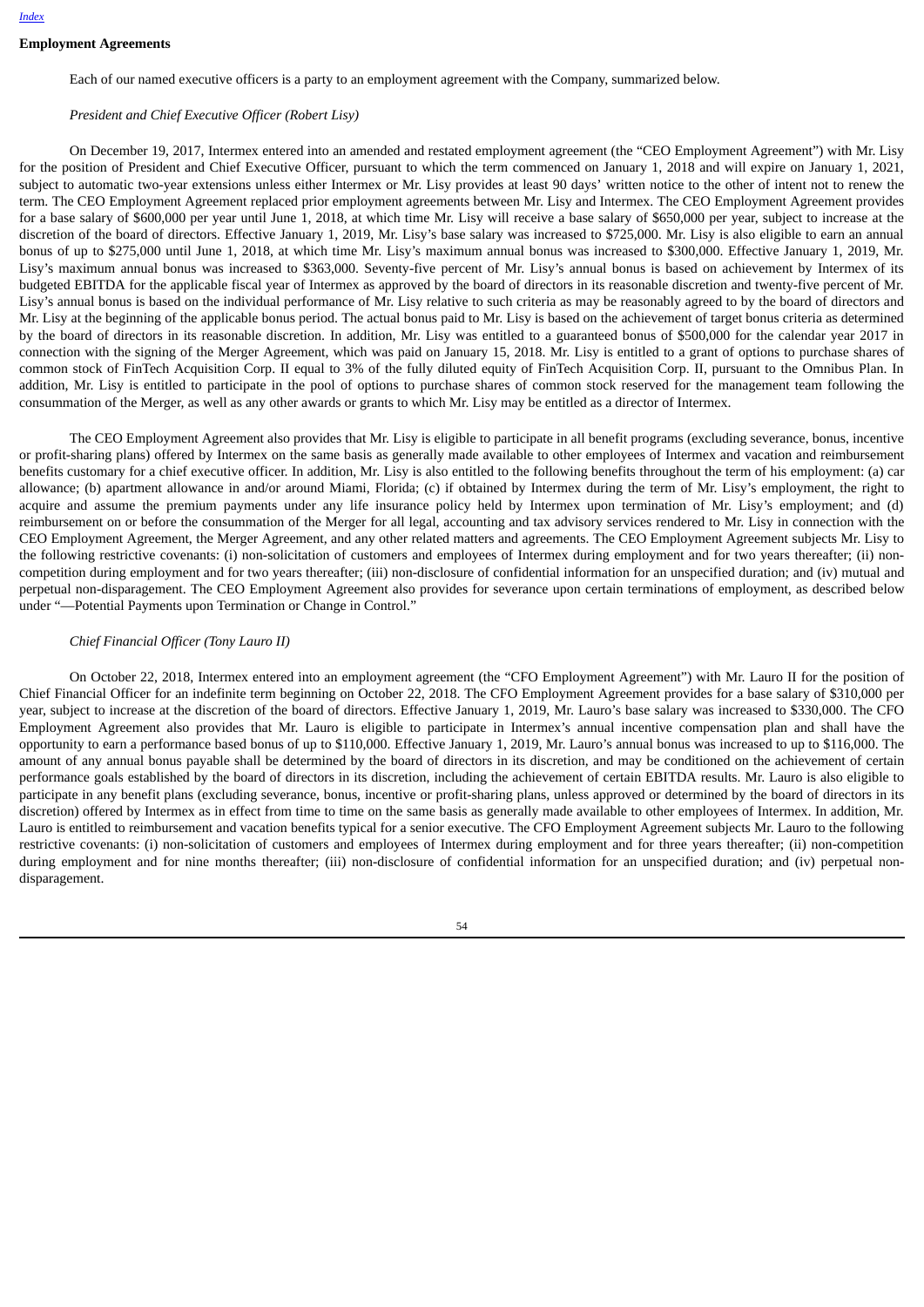## Employment Agreements

Each of our named executive officers is a party to an employment agreement with the Company, summarized below.

*President and Chief Executive Officer (Robert Lisy)*

On December 19, 2017, Intermex entered into an amended and restated employment agreement (the "CEO Employment Agreement") with Mr. Lisy for the position of President and Chief Executive Officer, pursuant to which the term commenced on January 1, 2018 and will expire on January 1, 2021, subject to automatic two-year extensions unless either Intermex or Mr. Lisy provides at least 90 days' written notice to the other of intent not to renew the term. The CEO Employment Agreement replaced prior employment agreements between Mr. Lisy and Intermex. The CEO Employment Agreement provides for a base salary of $600,000 per year until June 1, 2018, at which time Mr. Lisy will receive a base salary of $650,000 per year, subject to increase at the discretion of the board of directors. Effective January 1, 2019, Mr. Lisy's base salary was increased to $725,000. Mr. Lisy is also eligible to earn an annual bonus of up to $275,000 until June 1, 2018, at which time Mr. Lisy's maximum annual bonus was increased to $300,000. Effective January 1, 2019, Mr. Lisy's maximum annual bonus was increased to $363,000. Seventy-five percent of Mr. Lisy's annual bonus is based on achievement by Intermex of its budgeted EBITDA for the applicable fiscal year of Intermex as approved by the board of directors in its reasonable discretion and twenty-five percent of Mr. Lisy's annual bonus is based on the individual performance of Mr. Lisy relative to such criteria as may be reasonably agreed to by the board of directors and Mr. Lisy at the beginning of the applicable bonus period. The actual bonus paid to Mr. Lisy is based on the achievement of target bonus criteria as determined by the board of directors in its reasonable discretion. In addition, Mr. Lisy was entitled to a guaranteed bonus of $500,000 for the calendar year 2017 in connection with the signing of the Merger Agreement, which was paid on January 15, 2018. Mr. Lisy is entitled to a grant of options to purchase shares of common stock of FinTech Acquisition Corp. II equal to 3% of the fully diluted equity of FinTech Acquisition Corp. II, pursuant to the Omnibus Plan. In addition, Mr. Lisy is entitled to participate in the pool of options to purchase shares of common stock reserved for the management team following the consummation of the Merger, as well as any other awards or grants to which Mr. Lisy may be entitled as a director of Intermex.

The CEO Employment Agreement also provides that Mr. Lisy is eligible to participate in all benefit programs (excluding severance, bonus, incentive or profit-sharing plans) offered by Intermex on the same basis as generally made available to other employees of Intermex and vacation and reimbursement benefits customary for a chief executive officer. In addition, Mr. Lisy is also entitled to the following benefits throughout the term of his employment: (a) car allowance; (b) apartment allowance in and/or around Miami, Florida; (c) if obtained by Intermex during the term of Mr. Lisy's employment, the right to acquire and assume the premium payments under any life insurance policy held by Intermex upon termination of Mr. Lisy's employment; and (d) reimbursement on or before the consummation of the Merger for all legal, accounting and tax advisory services rendered to Mr. Lisy in connection with the CEO Employment Agreement, the Merger Agreement, and any other related matters and agreements. The CEO Employment Agreement subjects Mr. Lisy to the following restrictive covenants: (i) non-solicitation of customers and employees of Intermex during employment and for two years thereafter; (ii) non-competition during employment and for two years thereafter; (iii) non-disclosure of confidential information for an unspecified duration; and (iv) mutual and perpetual non-disparagement. The CEO Employment Agreement also provides for severance upon certain terminations of employment, as described below under "—Potential Payments upon Termination or Change in Control."

*Chief Financial Officer (Tony Lauro II)*

On October 22, 2018, Intermex entered into an employment agreement (the "CFO Employment Agreement") with Mr. Lauro II for the position of Chief Financial Officer for an indefinite term beginning on October 22, 2018. The CFO Employment Agreement provides for a base salary of $310,000 per year, subject to increase at the discretion of the board of directors. Effective January 1, 2019, Mr. Lauro's base salary was increased to $330,000. The CFO Employment Agreement also provides that Mr. Lauro is eligible to participate in Intermex's annual incentive compensation plan and shall have the opportunity to earn a performance based bonus of up to $110,000. Effective January 1, 2019, Mr. Lauro's annual bonus was increased to up to $116,000. The amount of any annual bonus payable shall be determined by the board of directors in its discretion, and may be conditioned on the achievement of certain performance goals established by the board of directors in its discretion, including the achievement of certain EBITDA results. Mr. Lauro is also eligible to participate in any benefit plans (excluding severance, bonus, incentive or profit-sharing plans, unless approved or determined by the board of directors in its discretion) offered by Intermex as in effect from time to time on the same basis as generally made available to other employees of Intermex. In addition, Mr. Lauro is entitled to reimbursement and vacation benefits typical for a senior executive. The CFO Employment Agreement subjects Mr. Lauro to the following restrictive covenants: (i) non-solicitation of customers and employees of Intermex during employment and for three years thereafter; (ii) non-competition during employment and for nine months thereafter; (iii) non-disclosure of confidential information for an unspecified duration; and (iv) perpetual non-disparagement.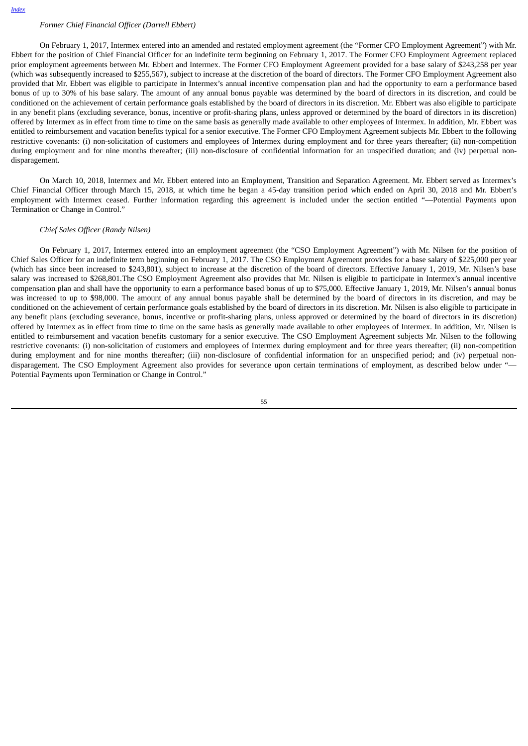*Former Chief Financial Officer (Darrell Ebbert)*

On February 1, 2017, Intermex entered into an amended and restated employment agreement (the "Former CFO Employment Agreement") with Mr. Ebbert for the position of Chief Financial Officer for an indefinite term beginning on February 1, 2017. The Former CFO Employment Agreement replaced prior employment agreements between Mr. Ebbert and Intermex. The Former CFO Employment Agreement provided for a base salary of $243,258 per year (which was subsequently increased to $255,567), subject to increase at the discretion of the board of directors. The Former CFO Employment Agreement also provided that Mr. Ebbert was eligible to participate in Intermex's annual incentive compensation plan and had the opportunity to earn a performance based bonus of up to 30% of his base salary. The amount of any annual bonus payable was determined by the board of directors in its discretion, and could be conditioned on the achievement of certain performance goals established by the board of directors in its discretion. Mr. Ebbert was also eligible to participate in any benefit plans (excluding severance, bonus, incentive or profit-sharing plans, unless approved or determined by the board of directors in its discretion) offered by Intermex as in effect from time to time on the same basis as generally made available to other employees of Intermex. In addition, Mr. Ebbert was entitled to reimbursement and vacation benefits typical for a senior executive. The Former CFO Employment Agreement subjects Mr. Ebbert to the following restrictive covenants: (i) non-solicitation of customers and employees of Intermex during employment and for three years thereafter; (ii) non-competition during employment and for nine months thereafter; (iii) non-disclosure of confidential information for an unspecified duration; and (iv) perpetual non-disparagement.

On March 10, 2018, Intermex and Mr. Ebbert entered into an Employment, Transition and Separation Agreement. Mr. Ebbert served as Intermex's Chief Financial Officer through March 15, 2018, at which time he began a 45-day transition period which ended on April 30, 2018 and Mr. Ebbert's employment with Intermex ceased. Further information regarding this agreement is included under the section entitled "—Potential Payments upon Termination or Change in Control."

*Chief Sales Officer (Randy Nilsen)*

On February 1, 2017, Intermex entered into an employment agreement (the "CSO Employment Agreement") with Mr. Nilsen for the position of Chief Sales Officer for an indefinite term beginning on February 1, 2017. The CSO Employment Agreement provides for a base salary of $225,000 per year (which has since been increased to $243,801), subject to increase at the discretion of the board of directors. Effective January 1, 2019, Mr. Nilsen's base salary was increased to $268,801.The CSO Employment Agreement also provides that Mr. Nilsen is eligible to participate in Intermex's annual incentive compensation plan and shall have the opportunity to earn a performance based bonus of up to $75,000. Effective January 1, 2019, Mr. Nilsen's annual bonus was increased to up to $98,000. The amount of any annual bonus payable shall be determined by the board of directors in its discretion, and may be conditioned on the achievement of certain performance goals established by the board of directors in its discretion. Mr. Nilsen is also eligible to participate in any benefit plans (excluding severance, bonus, incentive or profit-sharing plans, unless approved or determined by the board of directors in its discretion) offered by Intermex as in effect from time to time on the same basis as generally made available to other employees of Intermex. In addition, Mr. Nilsen is entitled to reimbursement and vacation benefits customary for a senior executive. The CSO Employment Agreement subjects Mr. Nilsen to the following restrictive covenants: (i) non-solicitation of customers and employees of Intermex during employment and for three years thereafter; (ii) non-competition during employment and for nine months thereafter; (iii) non-disclosure of confidential information for an unspecified period; and (iv) perpetual non-disparagement. The CSO Employment Agreement also provides for severance upon certain terminations of employment, as described below under "—Potential Payments upon Termination or Change in Control."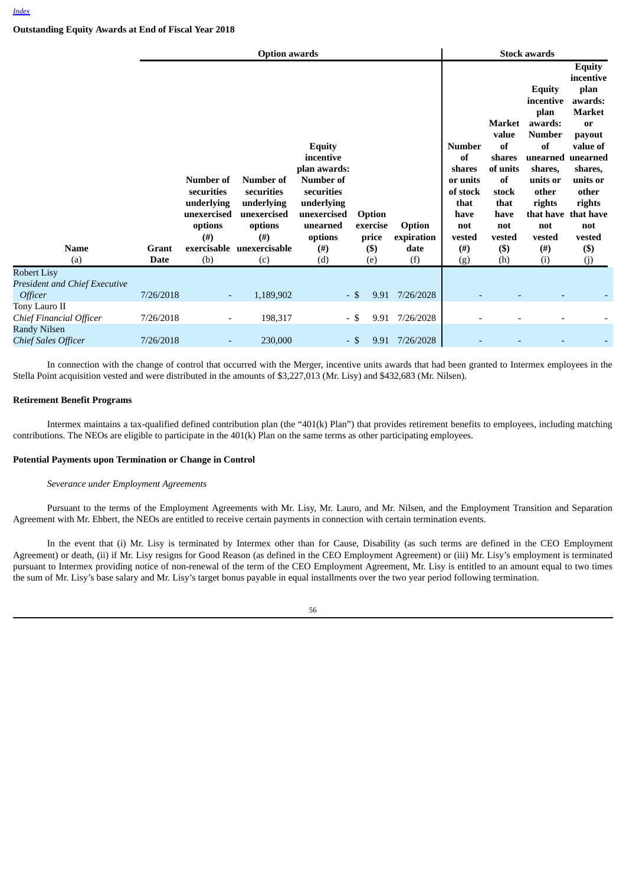[Index](#)

**Outstanding Equity Awards at End of Fiscal Year 2018**

| | | Option awards | | | | | Stock awards | | | |
|---|---|---|---|---|---|---|---|---|---|---|
| **Name** (a) | **Grant Date** | **Number of securities underlying unexercised options (#) exercisable** (b) | **Number of securities underlying unexercised options (#) unexercisable** (c) | **Equity incentive plan awards: Number of securities underlying unexercised unearned options (#)** (d) | **Option exercise price ($)** (e) | **Option expiration date** (f) | **Number of shares or units of stock that have not vested (#)** (g) | **Market value of shares of units of stock that have not vested ($)** (h) | **Equity incentive plan awards: Number of unearned shares, units or other rights that have not vested (#)** (i) | **Equity incentive plan awards: Market or payout value of unearned shares, units or other rights that have not vested ($)** (j) |
| Robert Lisy *President and Chief Executive Officer* | 7/26/2018 | - | 1,189,902 | - | $ 9.91 | 7/26/2028 | - | - | - | - |
| Tony Lauro II *Chief Financial Officer* | 7/26/2018 | - | 198,317 | - | $ 9.91 | 7/26/2028 | - | - | - | - |
| Randy Nilsen *Chief Sales Officer* | 7/26/2018 | - | 230,000 | - | $ 9.91 | 7/26/2028 | - | - | - | - |

In connection with the change of control that occurred with the Merger, incentive units awards that had been granted to Intermex employees in the Stella Point acquisition vested and were distributed in the amounts of $3,227,013 (Mr. Lisy) and $432,683 (Mr. Nilsen).

**Retirement Benefit Programs**

Intermex maintains a tax-qualified defined contribution plan (the "401(k) Plan") that provides retirement benefits to employees, including matching contributions. The NEOs are eligible to participate in the 401(k) Plan on the same terms as other participating employees.

**Potential Payments upon Termination or Change in Control**

*Severance under Employment Agreements*

Pursuant to the terms of the Employment Agreements with Mr. Lisy, Mr. Lauro, and Mr. Nilsen, and the Employment Transition and Separation Agreement with Mr. Ebbert, the NEOs are entitled to receive certain payments in connection with certain termination events.

In the event that (i) Mr. Lisy is terminated by Intermex other than for Cause, Disability (as such terms are defined in the CEO Employment Agreement) or death, (ii) if Mr. Lisy resigns for Good Reason (as defined in the CEO Employment Agreement) or (iii) Mr. Lisy's employment is terminated pursuant to Intermex providing notice of non-renewal of the term of the CEO Employment Agreement, Mr. Lisy is entitled to an amount equal to two times the sum of Mr. Lisy's base salary and Mr. Lisy's target bonus payable in equal installments over the two year period following termination.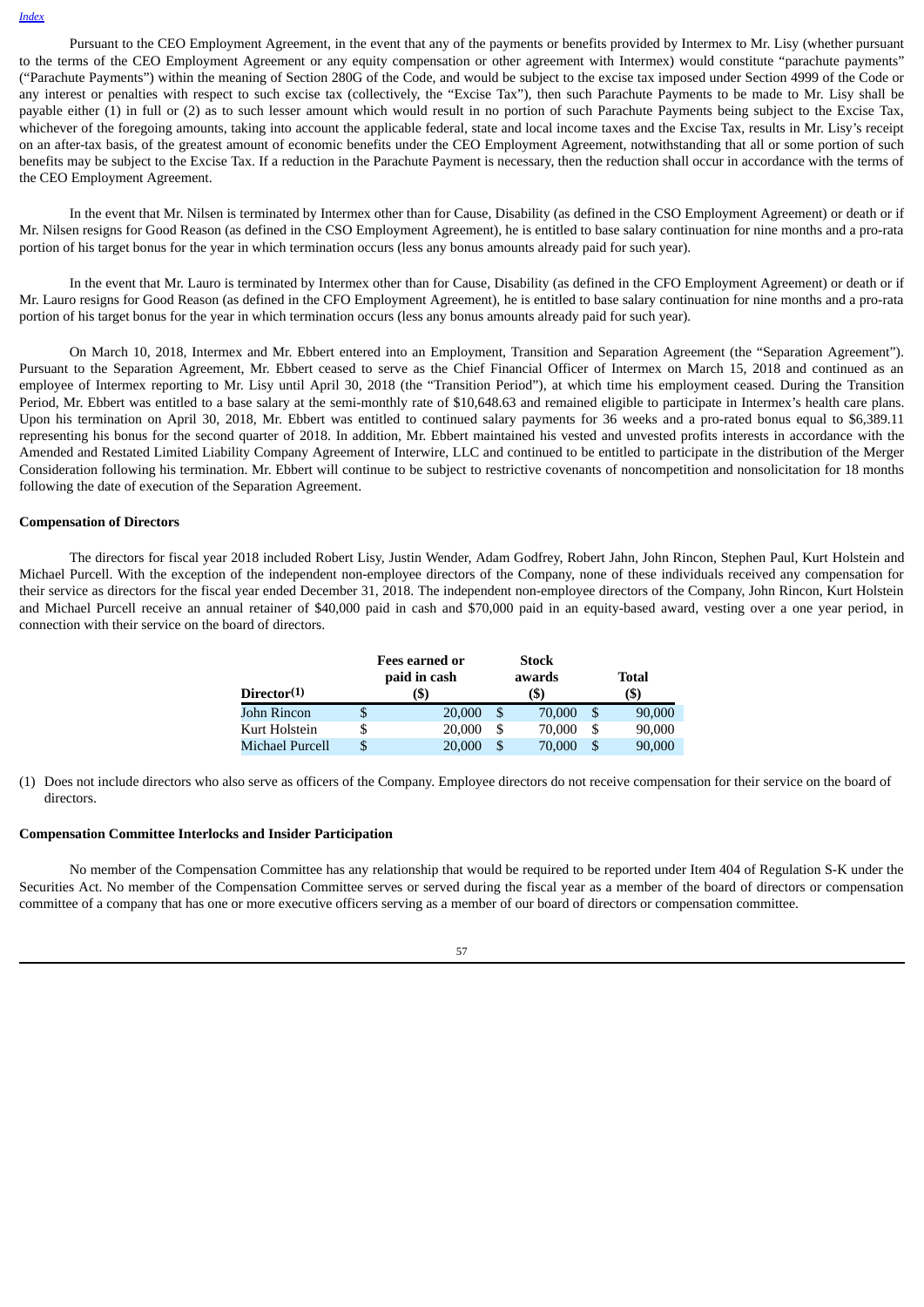Pursuant to the CEO Employment Agreement, in the event that any of the payments or benefits provided by Intermex to Mr. Lisy (whether pursuant to the terms of the CEO Employment Agreement or any equity compensation or other agreement with Intermex) would constitute "parachute payments" ("Parachute Payments") within the meaning of Section 280G of the Code, and would be subject to the excise tax imposed under Section 4999 of the Code or any interest or penalties with respect to such excise tax (collectively, the "Excise Tax"), then such Parachute Payments to be made to Mr. Lisy shall be payable either (1) in full or (2) as to such lesser amount which would result in no portion of such Parachute Payments being subject to the Excise Tax, whichever of the foregoing amounts, taking into account the applicable federal, state and local income taxes and the Excise Tax, results in Mr. Lisy's receipt on an after-tax basis, of the greatest amount of economic benefits under the CEO Employment Agreement, notwithstanding that all or some portion of such benefits may be subject to the Excise Tax. If a reduction in the Parachute Payment is necessary, then the reduction shall occur in accordance with the terms of the CEO Employment Agreement.

In the event that Mr. Nilsen is terminated by Intermex other than for Cause, Disability (as defined in the CSO Employment Agreement) or death or if Mr. Nilsen resigns for Good Reason (as defined in the CSO Employment Agreement), he is entitled to base salary continuation for nine months and a pro-rata portion of his target bonus for the year in which termination occurs (less any bonus amounts already paid for such year).

In the event that Mr. Lauro is terminated by Intermex other than for Cause, Disability (as defined in the CFO Employment Agreement) or death or if Mr. Lauro resigns for Good Reason (as defined in the CFO Employment Agreement), he is entitled to base salary continuation for nine months and a pro-rata portion of his target bonus for the year in which termination occurs (less any bonus amounts already paid for such year).

On March 10, 2018, Intermex and Mr. Ebbert entered into an Employment, Transition and Separation Agreement (the "Separation Agreement"). Pursuant to the Separation Agreement, Mr. Ebbert ceased to serve as the Chief Financial Officer of Intermex on March 15, 2018 and continued as an employee of Intermex reporting to Mr. Lisy until April 30, 2018 (the "Transition Period"), at which time his employment ceased. During the Transition Period, Mr. Ebbert was entitled to a base salary at the semi-monthly rate of $10,648.63 and remained eligible to participate in Intermex's health care plans. Upon his termination on April 30, 2018, Mr. Ebbert was entitled to continued salary payments for 36 weeks and a pro-rated bonus equal to $6,389.11 representing his bonus for the second quarter of 2018. In addition, Mr. Ebbert maintained his vested and unvested profits interests in accordance with the Amended and Restated Limited Liability Company Agreement of Interwire, LLC and continued to be entitled to participate in the distribution of the Merger Consideration following his termination. Mr. Ebbert will continue to be subject to restrictive covenants of noncompetition and nonsolicitation for 18 months following the date of execution of the Separation Agreement.

**Compensation of Directors**

The directors for fiscal year 2018 included Robert Lisy, Justin Wender, Adam Godfrey, Robert Jahn, John Rincon, Stephen Paul, Kurt Holstein and Michael Purcell. With the exception of the independent non-employee directors of the Company, none of these individuals received any compensation for their service as directors for the fiscal year ended December 31, 2018. The independent non-employee directors of the Company, John Rincon, Kurt Holstein and Michael Purcell receive an annual retainer of $40,000 paid in cash and $70,000 paid in an equity-based award, vesting over a one year period, in connection with their service on the board of directors.

| Director(1) | Fees earned or paid in cash ($) | Stock awards ($) | Total ($) |
|---|---|---|---|
| John Rincon | $ 20,000 | $ 70,000 | $ 90,000 |
| Kurt Holstein | $ 20,000 | $ 70,000 | $ 90,000 |
| Michael Purcell | $ 20,000 | $ 70,000 | $ 90,000 |

(1) Does not include directors who also serve as officers of the Company. Employee directors do not receive compensation for their service on the board of directors.

**Compensation Committee Interlocks and Insider Participation**

No member of the Compensation Committee has any relationship that would be required to be reported under Item 404 of Regulation S-K under the Securities Act. No member of the Compensation Committee serves or served during the fiscal year as a member of the board of directors or compensation committee of a company that has one or more executive officers serving as a member of our board of directors or compensation committee.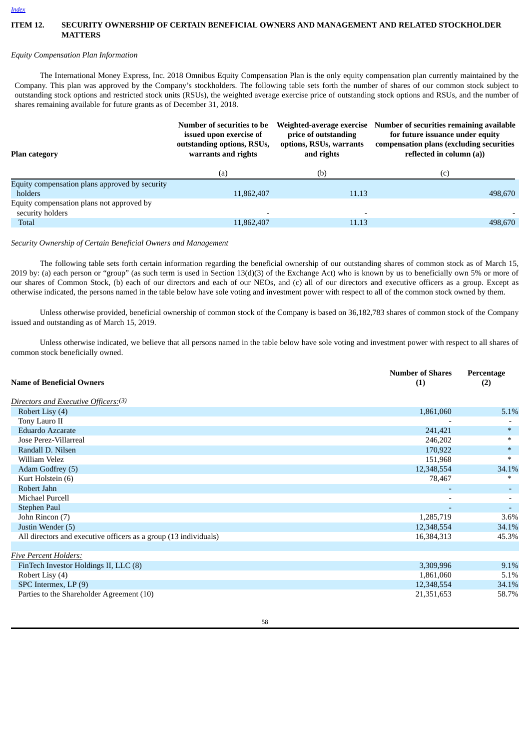## ITEM 12. SECURITY OWNERSHIP OF CERTAIN BENEFICIAL OWNERS AND MANAGEMENT AND RELATED STOCKHOLDER MATTERS

*Equity Compensation Plan Information*

The International Money Express, Inc. 2018 Omnibus Equity Compensation Plan is the only equity compensation plan currently maintained by the Company. This plan was approved by the Company's stockholders. The following table sets forth the number of shares of our common stock subject to outstanding stock options and restricted stock units (RSUs), the weighted average exercise price of outstanding stock options and RSUs, and the number of shares remaining available for future grants as of December 31, 2018.

| Plan category | Number of securities to be issued upon exercise of outstanding options, RSUs, warrants and rights | Weighted-average exercise price of outstanding options, RSUs, warrants and rights | Number of securities remaining available for future issuance under equity compensation plans (excluding securities reflected in column (a)) |
|---|---|---|---|
| | (a) | (b) | (c) |
| Equity compensation plans approved by security holders | 11,862,407 | 11.13 | 498,670 |
| Equity compensation plans not approved by security holders | - | - | - |
| Total | 11,862,407 | 11.13 | 498,670 |

*Security Ownership of Certain Beneficial Owners and Management*

The following table sets forth certain information regarding the beneficial ownership of our outstanding shares of common stock as of March 15, 2019 by: (a) each person or "group" (as such term is used in Section 13(d)(3) of the Exchange Act) who is known by us to beneficially own 5% or more of our shares of Common Stock, (b) each of our directors and each of our NEOs, and (c) all of our directors and executive officers as a group. Except as otherwise indicated, the persons named in the table below have sole voting and investment power with respect to all of the common stock owned by them.

Unless otherwise provided, beneficial ownership of common stock of the Company is based on 36,182,783 shares of common stock of the Company issued and outstanding as of March 15, 2019.

Unless otherwise indicated, we believe that all persons named in the table below have sole voting and investment power with respect to all shares of common stock beneficially owned.

| Name of Beneficial Owners | Number of Shares (1) | Percentage (2) |
|---|---|---|
| *Directors and Executive Officers:(3)* | | |
| Robert Lisy (4) | 1,861,060 | 5.1% |
| Tony Lauro II | - | - |
| Eduardo Azcarate | 241,421 | * |
| Jose Perez-Villarreal | 246,202 | * |
| Randall D. Nilsen | 170,922 | * |
| William Velez | 151,968 | * |
| Adam Godfrey (5) | 12,348,554 | 34.1% |
| Kurt Holstein (6) | 78,467 | * |
| Robert Jahn | - | - |
| Michael Purcell | - | - |
| Stephen Paul | - | - |
| John Rincon (7) | 1,285,719 | 3.6% |
| Justin Wender (5) | 12,348,554 | 34.1% |
| All directors and executive officers as a group (13 individuals) | 16,384,313 | 45.3% |
| | | |
| *Five Percent Holders:* | | |
| FinTech Investor Holdings II, LLC (8) | 3,309,996 | 9.1% |
| Robert Lisy (4) | 1,861,060 | 5.1% |
| SPC Intermex, LP (9) | 12,348,554 | 34.1% |
| Parties to the Shareholder Agreement (10) | 21,351,653 | 58.7% |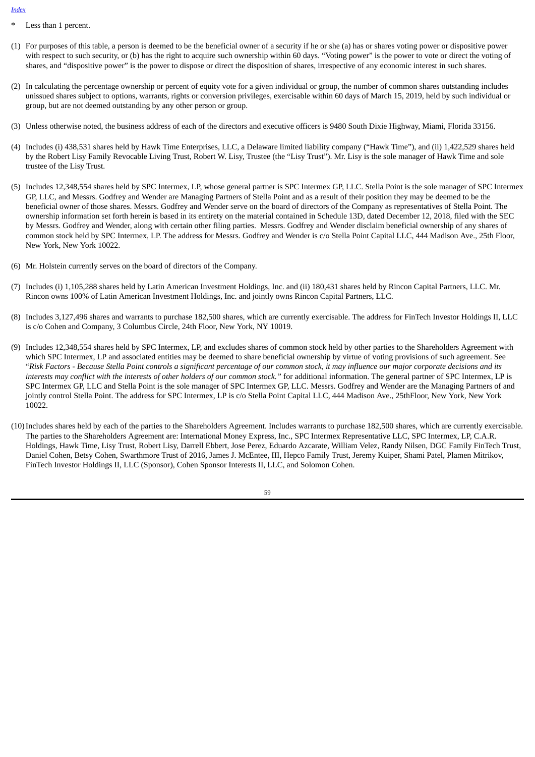\* Less than 1 percent.

(1) For purposes of this table, a person is deemed to be the beneficial owner of a security if he or she (a) has or shares voting power or dispositive power with respect to such security, or (b) has the right to acquire such ownership within 60 days. "Voting power" is the power to vote or direct the voting of shares, and "dispositive power" is the power to dispose or direct the disposition of shares, irrespective of any economic interest in such shares.

(2) In calculating the percentage ownership or percent of equity vote for a given individual or group, the number of common shares outstanding includes unissued shares subject to options, warrants, rights or conversion privileges, exercisable within 60 days of March 15, 2019, held by such individual or group, but are not deemed outstanding by any other person or group.

(3) Unless otherwise noted, the business address of each of the directors and executive officers is 9480 South Dixie Highway, Miami, Florida 33156.

(4) Includes (i) 438,531 shares held by Hawk Time Enterprises, LLC, a Delaware limited liability company ("Hawk Time"), and (ii) 1,422,529 shares held by the Robert Lisy Family Revocable Living Trust, Robert W. Lisy, Trustee (the "Lisy Trust"). Mr. Lisy is the sole manager of Hawk Time and sole trustee of the Lisy Trust.

(5) Includes 12,348,554 shares held by SPC Intermex, LP, whose general partner is SPC Intermex GP, LLC. Stella Point is the sole manager of SPC Intermex GP, LLC, and Messrs. Godfrey and Wender are Managing Partners of Stella Point and as a result of their position they may be deemed to be the beneficial owner of those shares. Messrs. Godfrey and Wender serve on the board of directors of the Company as representatives of Stella Point. The ownership information set forth herein is based in its entirety on the material contained in Schedule 13D, dated December 12, 2018, filed with the SEC by Messrs. Godfrey and Wender, along with certain other filing parties. Messrs. Godfrey and Wender disclaim beneficial ownership of any shares of common stock held by SPC Intermex, LP. The address for Messrs. Godfrey and Wender is c/o Stella Point Capital LLC, 444 Madison Ave., 25th Floor, New York, New York 10022.

(6) Mr. Holstein currently serves on the board of directors of the Company.

(7) Includes (i) 1,105,288 shares held by Latin American Investment Holdings, Inc. and (ii) 180,431 shares held by Rincon Capital Partners, LLC. Mr. Rincon owns 100% of Latin American Investment Holdings, Inc. and jointly owns Rincon Capital Partners, LLC.

(8) Includes 3,127,496 shares and warrants to purchase 182,500 shares, which are currently exercisable. The address for FinTech Investor Holdings II, LLC is c/o Cohen and Company, 3 Columbus Circle, 24th Floor, New York, NY 10019.

(9) Includes 12,348,554 shares held by SPC Intermex, LP, and excludes shares of common stock held by other parties to the Shareholders Agreement with which SPC Intermex, LP and associated entities may be deemed to share beneficial ownership by virtue of voting provisions of such agreement. See "*Risk Factors - Because Stella Point controls a significant percentage of our common stock, it may influence our major corporate decisions and its interests may conflict with the interests of other holders of our common stock.*" for additional information. The general partner of SPC Intermex, LP is SPC Intermex GP, LLC and Stella Point is the sole manager of SPC Intermex GP, LLC. Messrs. Godfrey and Wender are the Managing Partners of and jointly control Stella Point. The address for SPC Intermex, LP is c/o Stella Point Capital LLC, 444 Madison Ave., 25thFloor, New York, New York 10022.

(10) Includes shares held by each of the parties to the Shareholders Agreement. Includes warrants to purchase 182,500 shares, which are currently exercisable. The parties to the Shareholders Agreement are: International Money Express, Inc., SPC Intermex Representative LLC, SPC Intermex, LP, C.A.R. Holdings, Hawk Time, Lisy Trust, Robert Lisy, Darrell Ebbert, Jose Perez, Eduardo Azcarate, William Velez, Randy Nilsen, DGC Family FinTech Trust, Daniel Cohen, Betsy Cohen, Swarthmore Trust of 2016, James J. McEntee, III, Hepco Family Trust, Jeremy Kuiper, Shami Patel, Plamen Mitrikov, FinTech Investor Holdings II, LLC (Sponsor), Cohen Sponsor Interests II, LLC, and Solomon Cohen.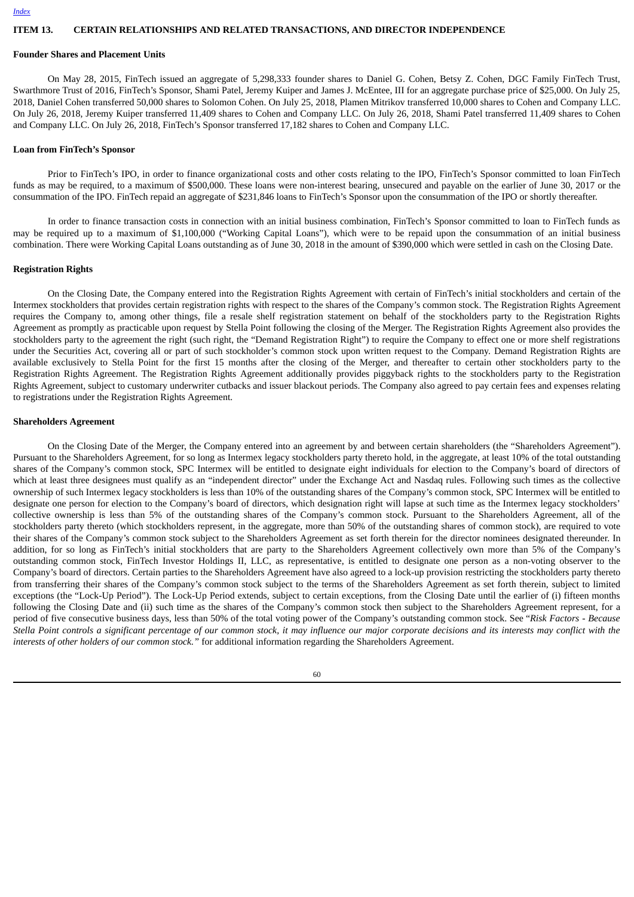## ITEM 13. CERTAIN RELATIONSHIPS AND RELATED TRANSACTIONS, AND DIRECTOR INDEPENDENCE

### Founder Shares and Placement Units

On May 28, 2015, FinTech issued an aggregate of 5,298,333 founder shares to Daniel G. Cohen, Betsy Z. Cohen, DGC Family FinTech Trust, Swarthmore Trust of 2016, FinTech's Sponsor, Shami Patel, Jeremy Kuiper and James J. McEntee, III for an aggregate purchase price of $25,000. On July 25, 2018, Daniel Cohen transferred 50,000 shares to Solomon Cohen. On July 25, 2018, Plamen Mitrikov transferred 10,000 shares to Cohen and Company LLC. On July 26, 2018, Jeremy Kuiper transferred 11,409 shares to Cohen and Company LLC. On July 26, 2018, Shami Patel transferred 11,409 shares to Cohen and Company LLC. On July 26, 2018, FinTech's Sponsor transferred 17,182 shares to Cohen and Company LLC.

### Loan from FinTech's Sponsor

Prior to FinTech's IPO, in order to finance organizational costs and other costs relating to the IPO, FinTech's Sponsor committed to loan FinTech funds as may be required, to a maximum of $500,000. These loans were non-interest bearing, unsecured and payable on the earlier of June 30, 2017 or the consummation of the IPO. FinTech repaid an aggregate of $231,846 loans to FinTech's Sponsor upon the consummation of the IPO or shortly thereafter.

In order to finance transaction costs in connection with an initial business combination, FinTech's Sponsor committed to loan to FinTech funds as may be required up to a maximum of $1,100,000 ("Working Capital Loans"), which were to be repaid upon the consummation of an initial business combination. There were Working Capital Loans outstanding as of June 30, 2018 in the amount of $390,000 which were settled in cash on the Closing Date.

### Registration Rights

On the Closing Date, the Company entered into the Registration Rights Agreement with certain of FinTech's initial stockholders and certain of the Intermex stockholders that provides certain registration rights with respect to the shares of the Company's common stock. The Registration Rights Agreement requires the Company to, among other things, file a resale shelf registration statement on behalf of the stockholders party to the Registration Rights Agreement as promptly as practicable upon request by Stella Point following the closing of the Merger. The Registration Rights Agreement also provides the stockholders party to the agreement the right (such right, the "Demand Registration Right") to require the Company to effect one or more shelf registrations under the Securities Act, covering all or part of such stockholder's common stock upon written request to the Company. Demand Registration Rights are available exclusively to Stella Point for the first 15 months after the closing of the Merger, and thereafter to certain other stockholders party to the Registration Rights Agreement. The Registration Rights Agreement additionally provides piggyback rights to the stockholders party to the Registration Rights Agreement, subject to customary underwriter cutbacks and issuer blackout periods. The Company also agreed to pay certain fees and expenses relating to registrations under the Registration Rights Agreement.

### Shareholders Agreement

On the Closing Date of the Merger, the Company entered into an agreement by and between certain shareholders (the "Shareholders Agreement"). Pursuant to the Shareholders Agreement, for so long as Intermex legacy stockholders party thereto hold, in the aggregate, at least 10% of the total outstanding shares of the Company's common stock, SPC Intermex will be entitled to designate eight individuals for election to the Company's board of directors of which at least three designees must qualify as an "independent director" under the Exchange Act and Nasdaq rules. Following such times as the collective ownership of such Intermex legacy stockholders is less than 10% of the outstanding shares of the Company's common stock, SPC Intermex will be entitled to designate one person for election to the Company's board of directors, which designation right will lapse at such time as the Intermex legacy stockholders' collective ownership is less than 5% of the outstanding shares of the Company's common stock. Pursuant to the Shareholders Agreement, all of the stockholders party thereto (which stockholders represent, in the aggregate, more than 50% of the outstanding shares of common stock), are required to vote their shares of the Company's common stock subject to the Shareholders Agreement as set forth therein for the director nominees designated thereunder. In addition, for so long as FinTech's initial stockholders that are party to the Shareholders Agreement collectively own more than 5% of the Company's outstanding common stock, FinTech Investor Holdings II, LLC, as representative, is entitled to designate one person as a non-voting observer to the Company's board of directors. Certain parties to the Shareholders Agreement have also agreed to a lock-up provision restricting the stockholders party thereto from transferring their shares of the Company's common stock subject to the terms of the Shareholders Agreement as set forth therein, subject to limited exceptions (the "Lock-Up Period"). The Lock-Up Period extends, subject to certain exceptions, from the Closing Date until the earlier of (i) fifteen months following the Closing Date and (ii) such time as the shares of the Company's common stock then subject to the Shareholders Agreement represent, for a period of five consecutive business days, less than 50% of the total voting power of the Company's outstanding common stock. See "*Risk Factors - Because Stella Point controls a significant percentage of our common stock, it may influence our major corporate decisions and its interests may conflict with the interests of other holders of our common stock.*" for additional information regarding the Shareholders Agreement.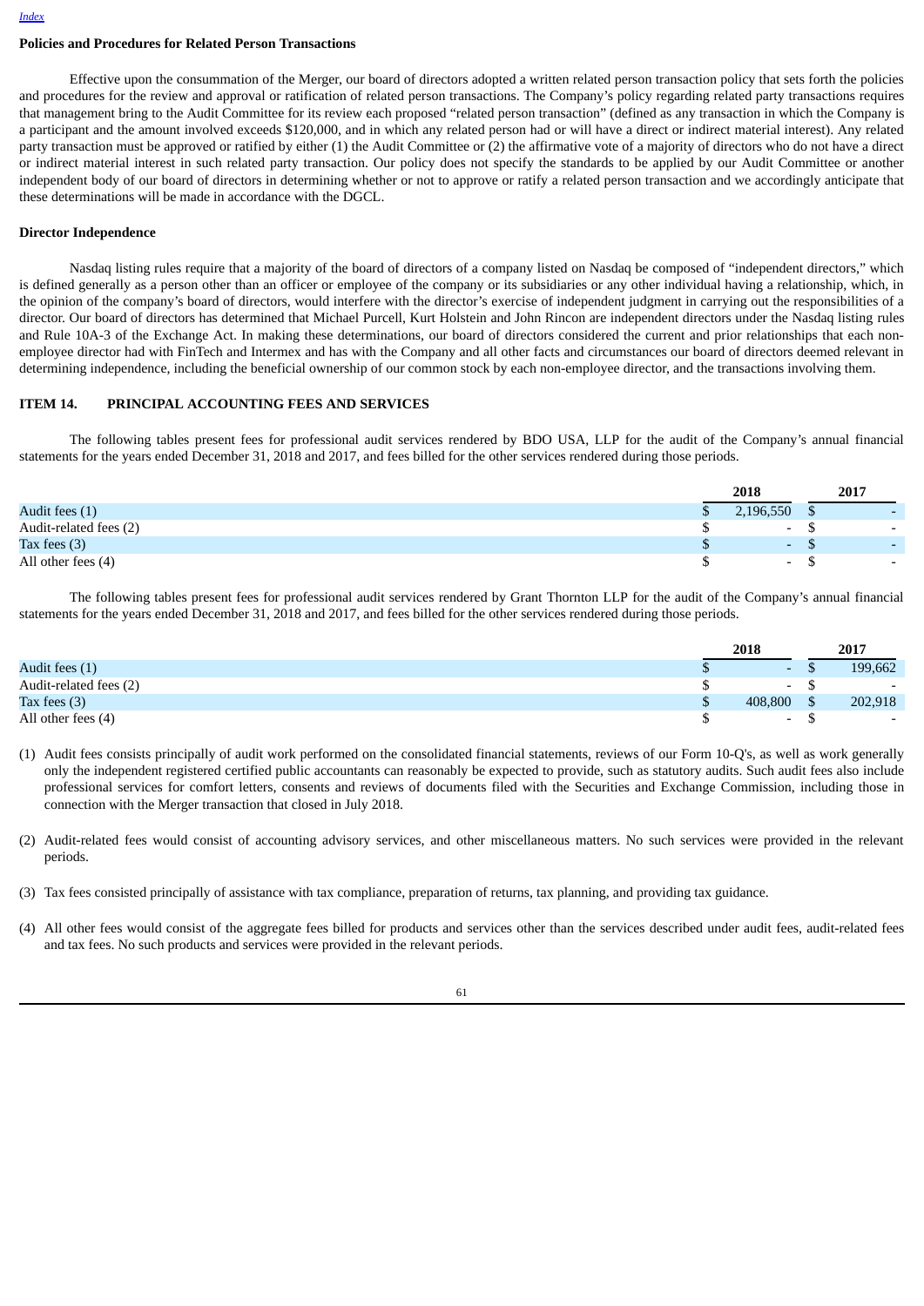[Index](#)

**Policies and Procedures for Related Person Transactions**

Effective upon the consummation of the Merger, our board of directors adopted a written related person transaction policy that sets forth the policies and procedures for the review and approval or ratification of related person transactions. The Company's policy regarding related party transactions requires that management bring to the Audit Committee for its review each proposed "related person transaction" (defined as any transaction in which the Company is a participant and the amount involved exceeds $120,000, and in which any related person had or will have a direct or indirect material interest). Any related party transaction must be approved or ratified by either (1) the Audit Committee or (2) the affirmative vote of a majority of directors who do not have a direct or indirect material interest in such related party transaction. Our policy does not specify the standards to be applied by our Audit Committee or another independent body of our board of directors in determining whether or not to approve or ratify a related person transaction and we accordingly anticipate that these determinations will be made in accordance with the DGCL.

**Director Independence**

Nasdaq listing rules require that a majority of the board of directors of a company listed on Nasdaq be composed of "independent directors," which is defined generally as a person other than an officer or employee of the company or its subsidiaries or any other individual having a relationship, which, in the opinion of the company's board of directors, would interfere with the director's exercise of independent judgment in carrying out the responsibilities of a director. Our board of directors has determined that Michael Purcell, Kurt Holstein and John Rincon are independent directors under the Nasdaq listing rules and Rule 10A-3 of the Exchange Act. In making these determinations, our board of directors considered the current and prior relationships that each non-employee director had with FinTech and Intermex and has with the Company and all other facts and circumstances our board of directors deemed relevant in determining independence, including the beneficial ownership of our common stock by each non-employee director, and the transactions involving them.

## ITEM 14. PRINCIPAL ACCOUNTING FEES AND SERVICES

The following tables present fees for professional audit services rendered by BDO USA, LLP for the audit of the Company's annual financial statements for the years ended December 31, 2018 and 2017, and fees billed for the other services rendered during those periods.

| | 2018 | 2017 |
|---|---|---|
| Audit fees (1) | $ 2,196,550 | $ - |
| Audit-related fees (2) | $ - | $ - |
| Tax fees (3) | $ - | $ - |
| All other fees (4) | $ - | $ - |

The following tables present fees for professional audit services rendered by Grant Thornton LLP for the audit of the Company's annual financial statements for the years ended December 31, 2018 and 2017, and fees billed for the other services rendered during those periods.

| | 2018 | 2017 |
|---|---|---|
| Audit fees (1) | $ - | $ 199,662 |
| Audit-related fees (2) | $ - | $ - |
| Tax fees (3) | $ 408,800 | $ 202,918 |
| All other fees (4) | $ - | $ - |

(1) Audit fees consists principally of audit work performed on the consolidated financial statements, reviews of our Form 10-Q's, as well as work generally only the independent registered certified public accountants can reasonably be expected to provide, such as statutory audits. Such audit fees also include professional services for comfort letters, consents and reviews of documents filed with the Securities and Exchange Commission, including those in connection with the Merger transaction that closed in July 2018.

(2) Audit-related fees would consist of accounting advisory services, and other miscellaneous matters. No such services were provided in the relevant periods.

(3) Tax fees consisted principally of assistance with tax compliance, preparation of returns, tax planning, and providing tax guidance.

(4) All other fees would consist of the aggregate fees billed for products and services other than the services described under audit fees, audit-related fees and tax fees. No such products and services were provided in the relevant periods.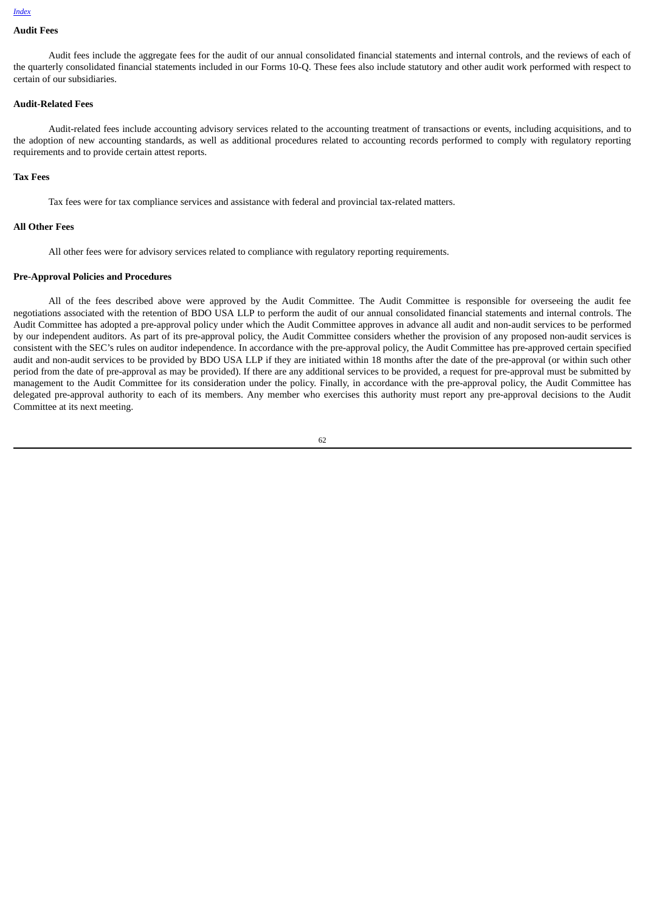**Audit Fees**

Audit fees include the aggregate fees for the audit of our annual consolidated financial statements and internal controls, and the reviews of each of the quarterly consolidated financial statements included in our Forms 10-Q. These fees also include statutory and other audit work performed with respect to certain of our subsidiaries.

**Audit-Related Fees**

Audit-related fees include accounting advisory services related to the accounting treatment of transactions or events, including acquisitions, and to the adoption of new accounting standards, as well as additional procedures related to accounting records performed to comply with regulatory reporting requirements and to provide certain attest reports.

**Tax Fees**

Tax fees were for tax compliance services and assistance with federal and provincial tax-related matters.

**All Other Fees**

All other fees were for advisory services related to compliance with regulatory reporting requirements.

**Pre-Approval Policies and Procedures**

All of the fees described above were approved by the Audit Committee. The Audit Committee is responsible for overseeing the audit fee negotiations associated with the retention of BDO USA LLP to perform the audit of our annual consolidated financial statements and internal controls. The Audit Committee has adopted a pre-approval policy under which the Audit Committee approves in advance all audit and non-audit services to be performed by our independent auditors. As part of its pre-approval policy, the Audit Committee considers whether the provision of any proposed non-audit services is consistent with the SEC's rules on auditor independence. In accordance with the pre-approval policy, the Audit Committee has pre-approved certain specified audit and non-audit services to be provided by BDO USA LLP if they are initiated within 18 months after the date of the pre-approval (or within such other period from the date of pre-approval as may be provided). If there are any additional services to be provided, a request for pre-approval must be submitted by management to the Audit Committee for its consideration under the policy. Finally, in accordance with the pre-approval policy, the Audit Committee has delegated pre-approval authority to each of its members. Any member who exercises this authority must report any pre-approval decisions to the Audit Committee at its next meeting.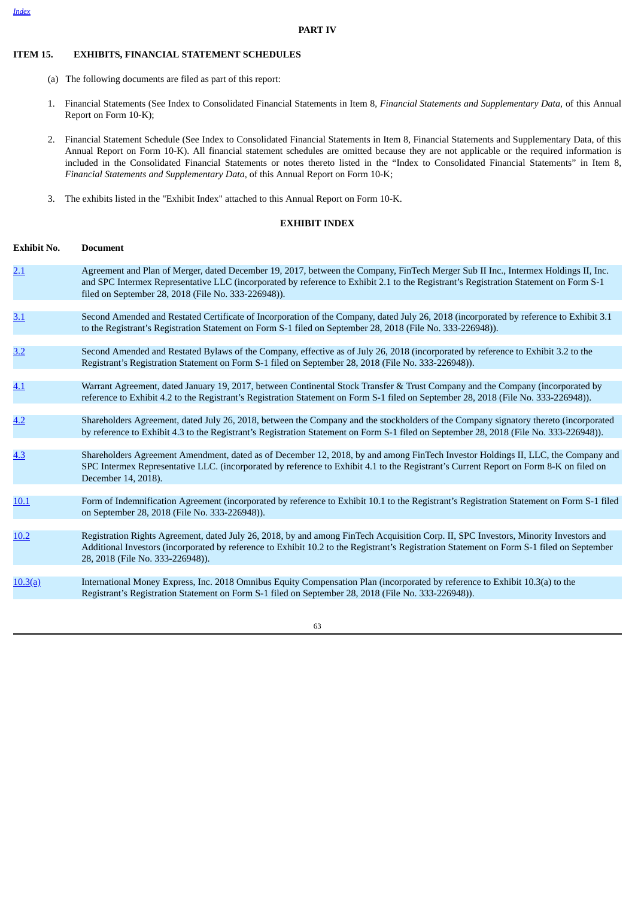## PART IV

## ITEM 15. EXHIBITS, FINANCIAL STATEMENT SCHEDULES

(a) The following documents are filed as part of this report:

1. Financial Statements (See Index to Consolidated Financial Statements in Item 8, *Financial Statements and Supplementary Data*, of this Annual Report on Form 10-K);

2. Financial Statement Schedule (See Index to Consolidated Financial Statements in Item 8, Financial Statements and Supplementary Data, of this Annual Report on Form 10-K). All financial statement schedules are omitted because they are not applicable or the required information is included in the Consolidated Financial Statements or notes thereto listed in the "Index to Consolidated Financial Statements" in Item 8, *Financial Statements and Supplementary Data*, of this Annual Report on Form 10-K;

3. The exhibits listed in the "Exhibit Index" attached to this Annual Report on Form 10-K.

### EXHIBIT INDEX

| Exhibit No. | Document |
|---|---|
| 2.1 | Agreement and Plan of Merger, dated December 19, 2017, between the Company, FinTech Merger Sub II Inc., Intermex Holdings II, Inc. and SPC Intermex Representative LLC (incorporated by reference to Exhibit 2.1 to the Registrant's Registration Statement on Form S-1 filed on September 28, 2018 (File No. 333-226948)). |
| 3.1 | Second Amended and Restated Certificate of Incorporation of the Company, dated July 26, 2018 (incorporated by reference to Exhibit 3.1 to the Registrant's Registration Statement on Form S-1 filed on September 28, 2018 (File No. 333-226948)). |
| 3.2 | Second Amended and Restated Bylaws of the Company, effective as of July 26, 2018 (incorporated by reference to Exhibit 3.2 to the Registrant's Registration Statement on Form S-1 filed on September 28, 2018 (File No. 333-226948)). |
| 4.1 | Warrant Agreement, dated January 19, 2017, between Continental Stock Transfer & Trust Company and the Company (incorporated by reference to Exhibit 4.2 to the Registrant's Registration Statement on Form S-1 filed on September 28, 2018 (File No. 333-226948)). |
| 4.2 | Shareholders Agreement, dated July 26, 2018, between the Company and the stockholders of the Company signatory thereto (incorporated by reference to Exhibit 4.3 to the Registrant's Registration Statement on Form S-1 filed on September 28, 2018 (File No. 333-226948)). |
| 4.3 | Shareholders Agreement Amendment, dated as of December 12, 2018, by and among FinTech Investor Holdings II, LLC, the Company and SPC Intermex Representative LLC. (incorporated by reference to Exhibit 4.1 to the Registrant's Current Report on Form 8-K on filed on December 14, 2018). |
| 10.1 | Form of Indemnification Agreement (incorporated by reference to Exhibit 10.1 to the Registrant's Registration Statement on Form S-1 filed on September 28, 2018 (File No. 333-226948)). |
| 10.2 | Registration Rights Agreement, dated July 26, 2018, by and among FinTech Acquisition Corp. II, SPC Investors, Minority Investors and Additional Investors (incorporated by reference to Exhibit 10.2 to the Registrant's Registration Statement on Form S-1 filed on September 28, 2018 (File No. 333-226948)). |
| 10.3(a) | International Money Express, Inc. 2018 Omnibus Equity Compensation Plan (incorporated by reference to Exhibit 10.3(a) to the Registrant's Registration Statement on Form S-1 filed on September 28, 2018 (File No. 333-226948)). |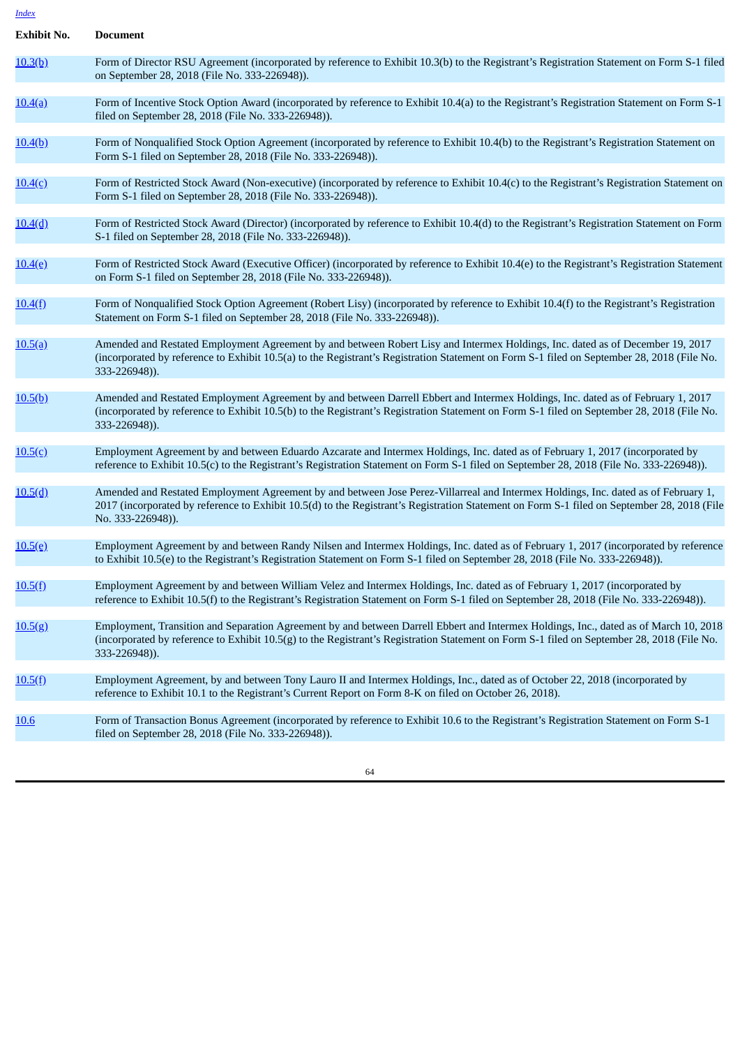[Index](#)

| Exhibit No. | Document |
| --- | --- |
| [10.3(b)](#) | Form of Director RSU Agreement (incorporated by reference to Exhibit 10.3(b) to the Registrant's Registration Statement on Form S-1 filed on September 28, 2018 (File No. 333-226948)). |
| [10.4(a)](#) | Form of Incentive Stock Option Award (incorporated by reference to Exhibit 10.4(a) to the Registrant's Registration Statement on Form S-1 filed on September 28, 2018 (File No. 333-226948)). |
| [10.4(b)](#) | Form of Nonqualified Stock Option Agreement (incorporated by reference to Exhibit 10.4(b) to the Registrant's Registration Statement on Form S-1 filed on September 28, 2018 (File No. 333-226948)). |
| [10.4(c)](#) | Form of Restricted Stock Award (Non-executive) (incorporated by reference to Exhibit 10.4(c) to the Registrant's Registration Statement on Form S-1 filed on September 28, 2018 (File No. 333-226948)). |
| [10.4(d)](#) | Form of Restricted Stock Award (Director) (incorporated by reference to Exhibit 10.4(d) to the Registrant's Registration Statement on Form S-1 filed on September 28, 2018 (File No. 333-226948)). |
| [10.4(e)](#) | Form of Restricted Stock Award (Executive Officer) (incorporated by reference to Exhibit 10.4(e) to the Registrant's Registration Statement on Form S-1 filed on September 28, 2018 (File No. 333-226948)). |
| [10.4(f)](#) | Form of Nonqualified Stock Option Agreement (Robert Lisy) (incorporated by reference to Exhibit 10.4(f) to the Registrant's Registration Statement on Form S-1 filed on September 28, 2018 (File No. 333-226948)). |
| [10.5(a)](#) | Amended and Restated Employment Agreement by and between Robert Lisy and Intermex Holdings, Inc. dated as of December 19, 2017 (incorporated by reference to Exhibit 10.5(a) to the Registrant's Registration Statement on Form S-1 filed on September 28, 2018 (File No. 333-226948)). |
| [10.5(b)](#) | Amended and Restated Employment Agreement by and between Darrell Ebbert and Intermex Holdings, Inc. dated as of February 1, 2017 (incorporated by reference to Exhibit 10.5(b) to the Registrant's Registration Statement on Form S-1 filed on September 28, 2018 (File No. 333-226948)). |
| [10.5(c)](#) | Employment Agreement by and between Eduardo Azcarate and Intermex Holdings, Inc. dated as of February 1, 2017 (incorporated by reference to Exhibit 10.5(c) to the Registrant's Registration Statement on Form S-1 filed on September 28, 2018 (File No. 333-226948)). |
| [10.5(d)](#) | Amended and Restated Employment Agreement by and between Jose Perez-Villarreal and Intermex Holdings, Inc. dated as of February 1, 2017 (incorporated by reference to Exhibit 10.5(d) to the Registrant's Registration Statement on Form S-1 filed on September 28, 2018 (File No. 333-226948)). |
| [10.5(e)](#) | Employment Agreement by and between Randy Nilsen and Intermex Holdings, Inc. dated as of February 1, 2017 (incorporated by reference to Exhibit 10.5(e) to the Registrant's Registration Statement on Form S-1 filed on September 28, 2018 (File No. 333-226948)). |
| [10.5(f)](#) | Employment Agreement by and between William Velez and Intermex Holdings, Inc. dated as of February 1, 2017 (incorporated by reference to Exhibit 10.5(f) to the Registrant's Registration Statement on Form S-1 filed on September 28, 2018 (File No. 333-226948)). |
| [10.5(g)](#) | Employment, Transition and Separation Agreement by and between Darrell Ebbert and Intermex Holdings, Inc., dated as of March 10, 2018 (incorporated by reference to Exhibit 10.5(g) to the Registrant's Registration Statement on Form S-1 filed on September 28, 2018 (File No. 333-226948)). |
| [10.5(f)](#) | Employment Agreement, by and between Tony Lauro II and Intermex Holdings, Inc., dated as of October 22, 2018 (incorporated by reference to Exhibit 10.1 to the Registrant's Current Report on Form 8-K on filed on October 26, 2018). |
| [10.6](#) | Form of Transaction Bonus Agreement (incorporated by reference to Exhibit 10.6 to the Registrant's Registration Statement on Form S-1 filed on September 28, 2018 (File No. 333-226948)). |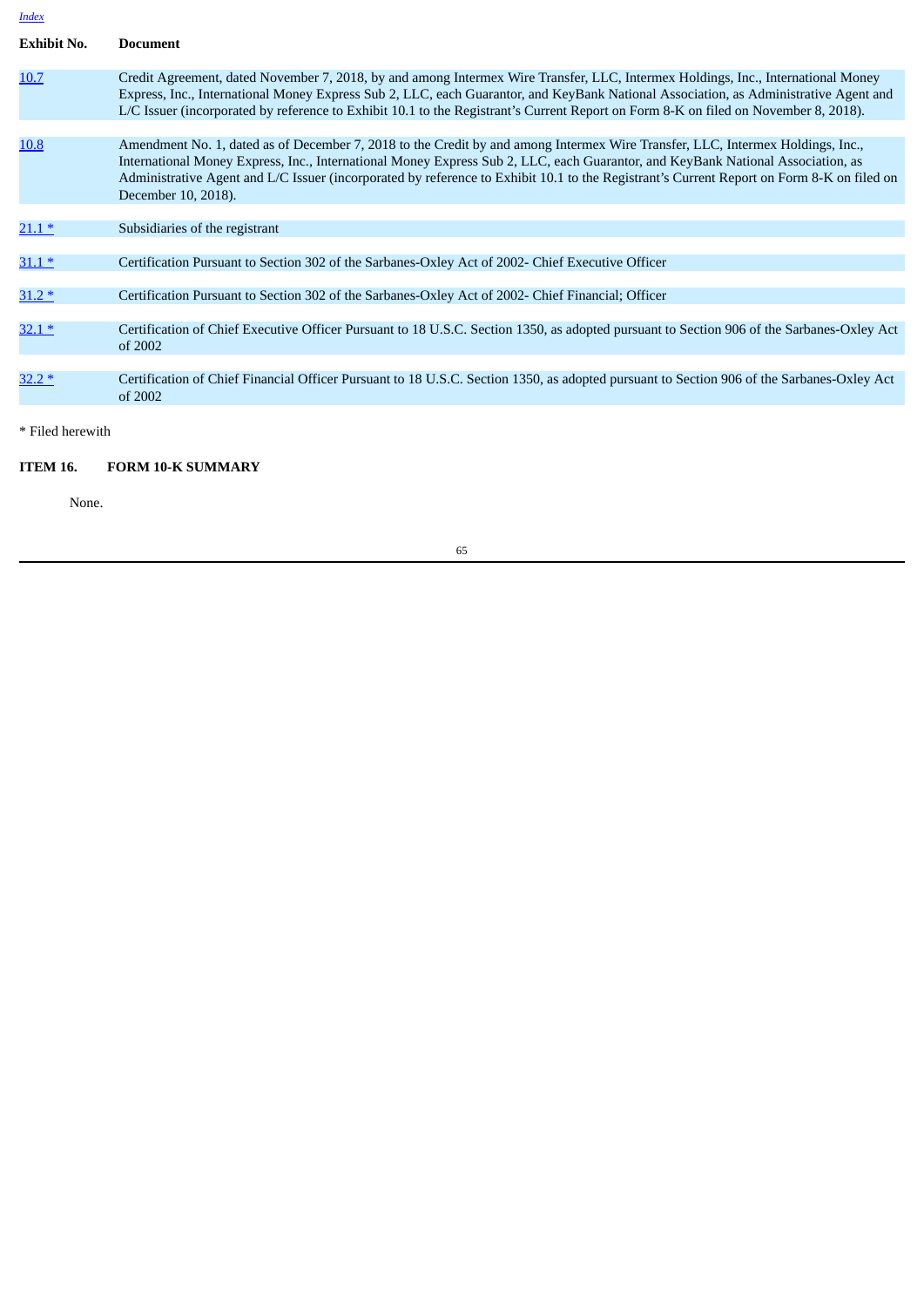| Exhibit No. | Document |
|---|---|
| 10.7 | Credit Agreement, dated November 7, 2018, by and among Intermex Wire Transfer, LLC, Intermex Holdings, Inc., International Money Express, Inc., International Money Express Sub 2, LLC, each Guarantor, and KeyBank National Association, as Administrative Agent and L/C Issuer (incorporated by reference to Exhibit 10.1 to the Registrant's Current Report on Form 8-K on filed on November 8, 2018). |
| 10.8 | Amendment No. 1, dated as of December 7, 2018 to the Credit by and among Intermex Wire Transfer, LLC, Intermex Holdings, Inc., International Money Express, Inc., International Money Express Sub 2, LLC, each Guarantor, and KeyBank National Association, as Administrative Agent and L/C Issuer (incorporated by reference to Exhibit 10.1 to the Registrant's Current Report on Form 8-K on filed on December 10, 2018). |
| 21.1 * | Subsidiaries of the registrant |
| 31.1 * | Certification Pursuant to Section 302 of the Sarbanes-Oxley Act of 2002- Chief Executive Officer |
| 31.2 * | Certification Pursuant to Section 302 of the Sarbanes-Oxley Act of 2002- Chief Financial; Officer |
| 32.1 * | Certification of Chief Executive Officer Pursuant to 18 U.S.C. Section 1350, as adopted pursuant to Section 906 of the Sarbanes-Oxley Act of 2002 |
| 32.2 * | Certification of Chief Financial Officer Pursuant to 18 U.S.C. Section 1350, as adopted pursuant to Section 906 of the Sarbanes-Oxley Act of 2002 |

* Filed herewith

**ITEM 16. FORM 10-K SUMMARY**

None.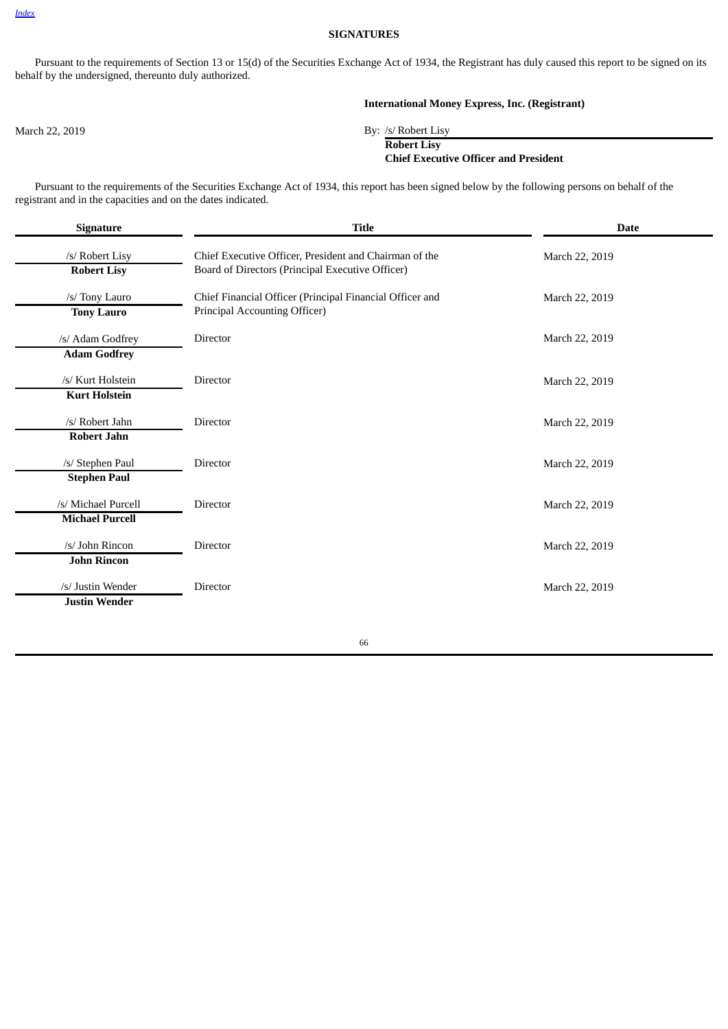## SIGNATURES

Pursuant to the requirements of Section 13 or 15(d) of the Securities Exchange Act of 1934, the Registrant has duly caused this report to be signed on its behalf by the undersigned, thereunto duly authorized.

**International Money Express, Inc. (Registrant)**

March 22, 2019

By: /s/ Robert Lisy
**Robert Lisy**
**Chief Executive Officer and President**

Pursuant to the requirements of the Securities Exchange Act of 1934, this report has been signed below by the following persons on behalf of the registrant and in the capacities and on the dates indicated.

| Signature | Title | Date |
|---|---|---|
| /s/ Robert Lisy<br>**Robert Lisy** | Chief Executive Officer, President and Chairman of the Board of Directors (Principal Executive Officer) | March 22, 2019 |
| /s/ Tony Lauro<br>**Tony Lauro** | Chief Financial Officer (Principal Financial Officer and Principal Accounting Officer) | March 22, 2019 |
| /s/ Adam Godfrey<br>**Adam Godfrey** | Director | March 22, 2019 |
| /s/ Kurt Holstein<br>**Kurt Holstein** | Director | March 22, 2019 |
| /s/ Robert Jahn<br>**Robert Jahn** | Director | March 22, 2019 |
| /s/ Stephen Paul<br>**Stephen Paul** | Director | March 22, 2019 |
| /s/ Michael Purcell<br>**Michael Purcell** | Director | March 22, 2019 |
| /s/ John Rincon<br>**John Rincon** | Director | March 22, 2019 |
| /s/ Justin Wender<br>**Justin Wender** | Director | March 22, 2019 |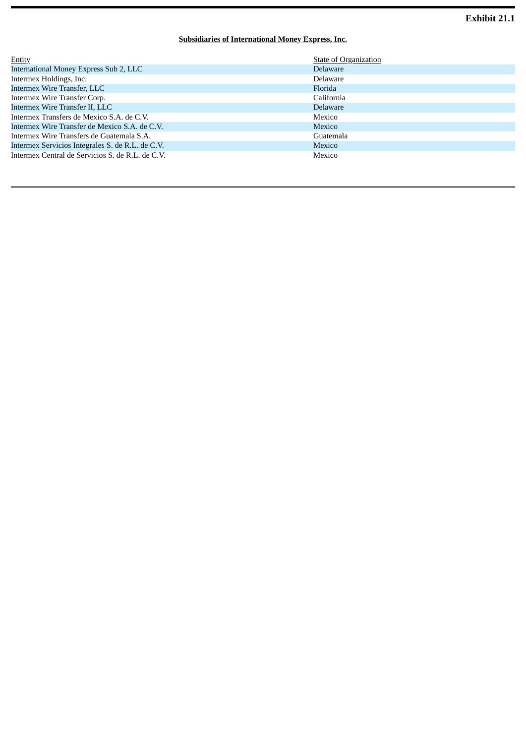**Exhibit 21.1**

**Subsidiaries of International Money Express, Inc.**

| Entity | State of Organization |
|---|---|
| International Money Express Sub 2, LLC | Delaware |
| Intermex Holdings, Inc. | Delaware |
| Intermex Wire Transfer, LLC | Florida |
| Intermex Wire Transfer Corp. | California |
| Intermex Wire Transfer II, LLC | Delaware |
| Intermex Transfers de Mexico S.A. de C.V. | Mexico |
| Intermex Wire Transfer de Mexico S.A. de C.V. | Mexico |
| Intermex Wire Transfers de Guatemala S.A. | Guatemala |
| Intermex Servicios Integrales S. de R.L. de C.V. | Mexico |
| Intermex Central de Servicios S. de R.L. de C.V. | Mexico |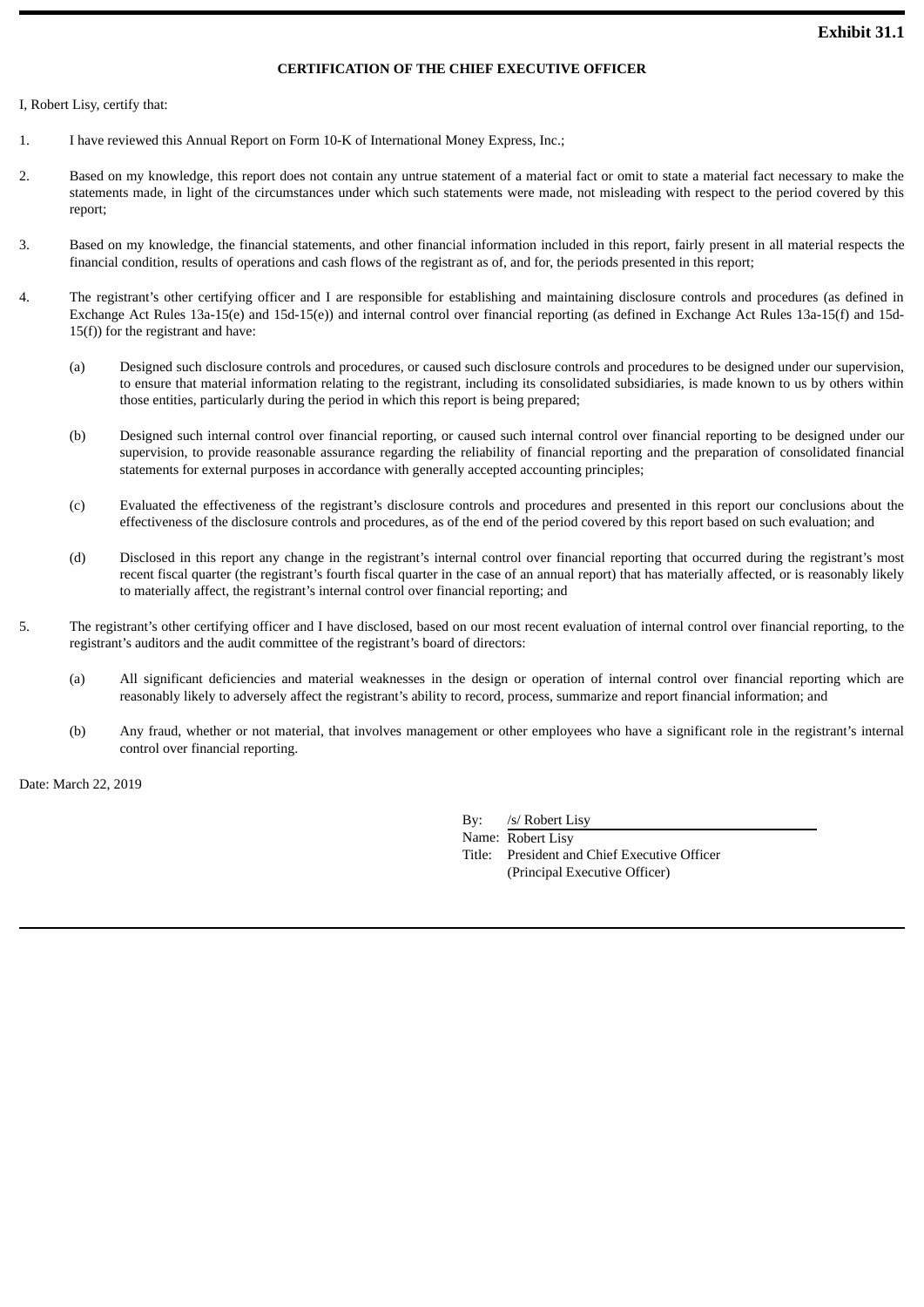**Exhibit 31.1**

**CERTIFICATION OF THE CHIEF EXECUTIVE OFFICER**

I, Robert Lisy, certify that:

1. I have reviewed this Annual Report on Form 10-K of International Money Express, Inc.;

2. Based on my knowledge, this report does not contain any untrue statement of a material fact or omit to state a material fact necessary to make the statements made, in light of the circumstances under which such statements were made, not misleading with respect to the period covered by this report;

3. Based on my knowledge, the financial statements, and other financial information included in this report, fairly present in all material respects the financial condition, results of operations and cash flows of the registrant as of, and for, the periods presented in this report;

4. The registrant's other certifying officer and I are responsible for establishing and maintaining disclosure controls and procedures (as defined in Exchange Act Rules 13a-15(e) and 15d-15(e)) and internal control over financial reporting (as defined in Exchange Act Rules 13a-15(f) and 15d-15(f)) for the registrant and have:

   (a) Designed such disclosure controls and procedures, or caused such disclosure controls and procedures to be designed under our supervision, to ensure that material information relating to the registrant, including its consolidated subsidiaries, is made known to us by others within those entities, particularly during the period in which this report is being prepared;

   (b) Designed such internal control over financial reporting, or caused such internal control over financial reporting to be designed under our supervision, to provide reasonable assurance regarding the reliability of financial reporting and the preparation of consolidated financial statements for external purposes in accordance with generally accepted accounting principles;

   (c) Evaluated the effectiveness of the registrant's disclosure controls and procedures and presented in this report our conclusions about the effectiveness of the disclosure controls and procedures, as of the end of the period covered by this report based on such evaluation; and

   (d) Disclosed in this report any change in the registrant's internal control over financial reporting that occurred during the registrant's most recent fiscal quarter (the registrant's fourth fiscal quarter in the case of an annual report) that has materially affected, or is reasonably likely to materially affect, the registrant's internal control over financial reporting; and

5. The registrant's other certifying officer and I have disclosed, based on our most recent evaluation of internal control over financial reporting, to the registrant's auditors and the audit committee of the registrant's board of directors:

   (a) All significant deficiencies and material weaknesses in the design or operation of internal control over financial reporting which are reasonably likely to adversely affect the registrant's ability to record, process, summarize and report financial information; and

   (b) Any fraud, whether or not material, that involves management or other employees who have a significant role in the registrant's internal control over financial reporting.

Date: March 22, 2019

By: /s/ Robert Lisy
Name: Robert Lisy
Title: President and Chief Executive Officer
(Principal Executive Officer)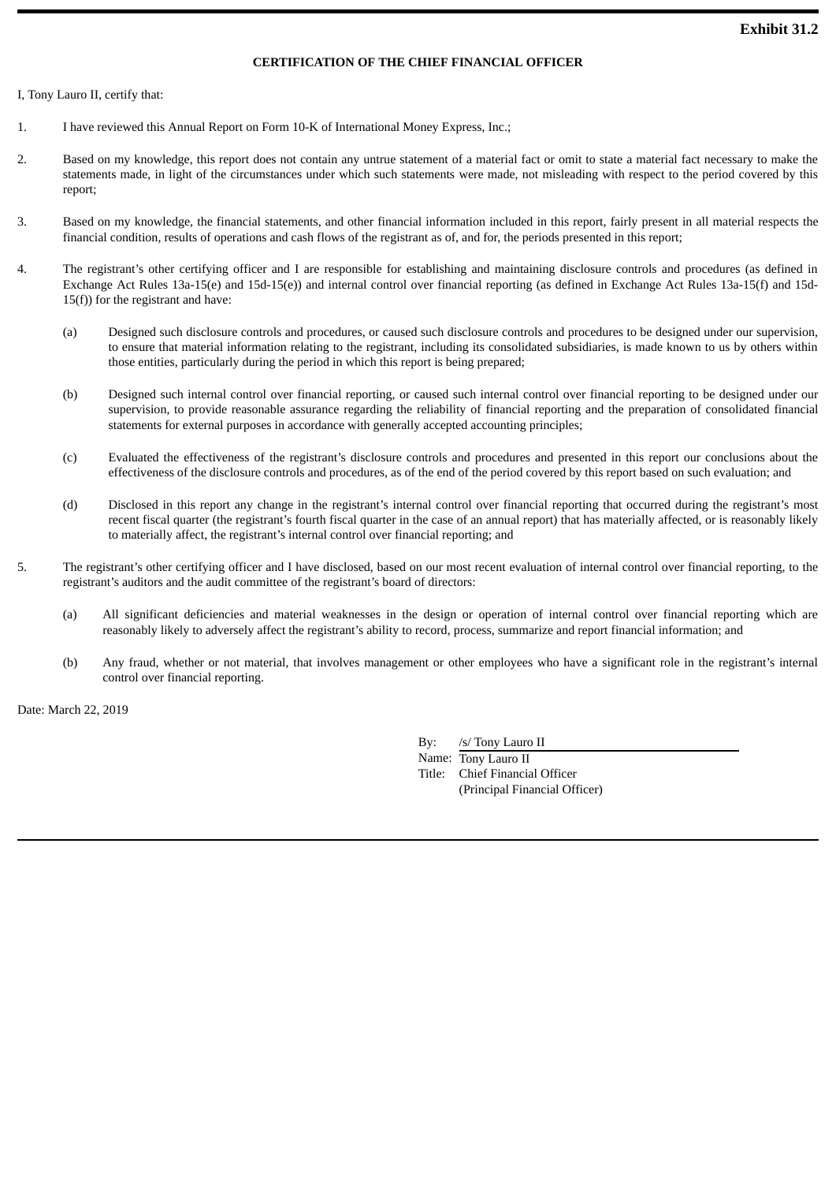**Exhibit 31.2**

**CERTIFICATION OF THE CHIEF FINANCIAL OFFICER**

I, Tony Lauro II, certify that:

1. I have reviewed this Annual Report on Form 10-K of International Money Express, Inc.;

2. Based on my knowledge, this report does not contain any untrue statement of a material fact or omit to state a material fact necessary to make the statements made, in light of the circumstances under which such statements were made, not misleading with respect to the period covered by this report;

3. Based on my knowledge, the financial statements, and other financial information included in this report, fairly present in all material respects the financial condition, results of operations and cash flows of the registrant as of, and for, the periods presented in this report;

4. The registrant's other certifying officer and I are responsible for establishing and maintaining disclosure controls and procedures (as defined in Exchange Act Rules 13a-15(e) and 15d-15(e)) and internal control over financial reporting (as defined in Exchange Act Rules 13a-15(f) and 15d-15(f)) for the registrant and have:

   (a) Designed such disclosure controls and procedures, or caused such disclosure controls and procedures to be designed under our supervision, to ensure that material information relating to the registrant, including its consolidated subsidiaries, is made known to us by others within those entities, particularly during the period in which this report is being prepared;

   (b) Designed such internal control over financial reporting, or caused such internal control over financial reporting to be designed under our supervision, to provide reasonable assurance regarding the reliability of financial reporting and the preparation of consolidated financial statements for external purposes in accordance with generally accepted accounting principles;

   (c) Evaluated the effectiveness of the registrant's disclosure controls and procedures and presented in this report our conclusions about the effectiveness of the disclosure controls and procedures, as of the end of the period covered by this report based on such evaluation; and

   (d) Disclosed in this report any change in the registrant's internal control over financial reporting that occurred during the registrant's most recent fiscal quarter (the registrant's fourth fiscal quarter in the case of an annual report) that has materially affected, or is reasonably likely to materially affect, the registrant's internal control over financial reporting; and

5. The registrant's other certifying officer and I have disclosed, based on our most recent evaluation of internal control over financial reporting, to the registrant's auditors and the audit committee of the registrant's board of directors:

   (a) All significant deficiencies and material weaknesses in the design or operation of internal control over financial reporting which are reasonably likely to adversely affect the registrant's ability to record, process, summarize and report financial information; and

   (b) Any fraud, whether or not material, that involves management or other employees who have a significant role in the registrant's internal control over financial reporting.

Date: March 22, 2019

By: /s/ Tony Lauro II
Name: Tony Lauro II
Title: Chief Financial Officer
(Principal Financial Officer)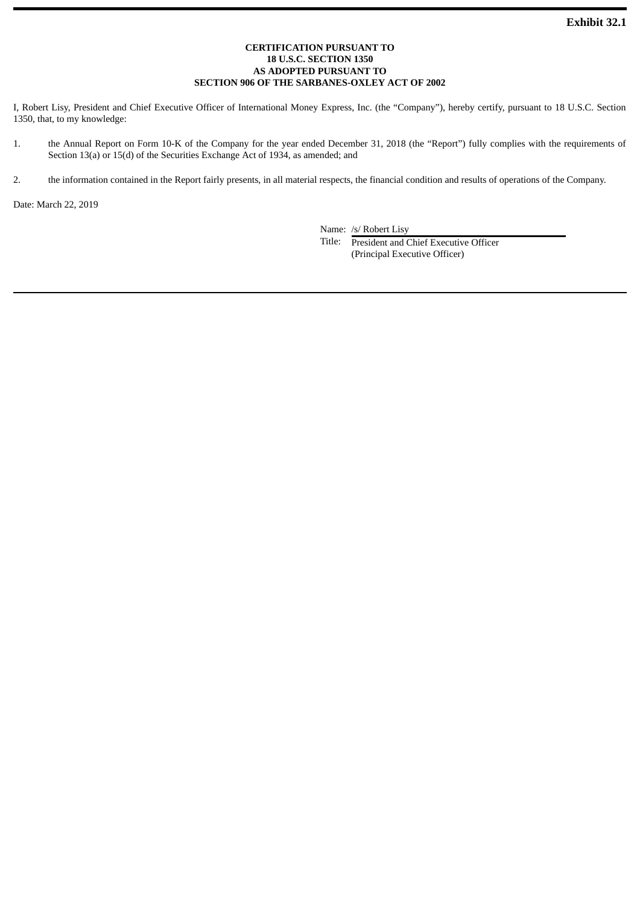**Exhibit 32.1**

**CERTIFICATION PURSUANT TO**
**18 U.S.C. SECTION 1350**
**AS ADOPTED PURSUANT TO**
**SECTION 906 OF THE SARBANES-OXLEY ACT OF 2002**

I, Robert Lisy, President and Chief Executive Officer of International Money Express, Inc. (the "Company"), hereby certify, pursuant to 18 U.S.C. Section 1350, that, to my knowledge:

1. the Annual Report on Form 10-K of the Company for the year ended December 31, 2018 (the "Report") fully complies with the requirements of Section 13(a) or 15(d) of the Securities Exchange Act of 1934, as amended; and

2. the information contained in the Report fairly presents, in all material respects, the financial condition and results of operations of the Company.

Date: March 22, 2019

Name: /s/ Robert Lisy
Title: President and Chief Executive Officer
(Principal Executive Officer)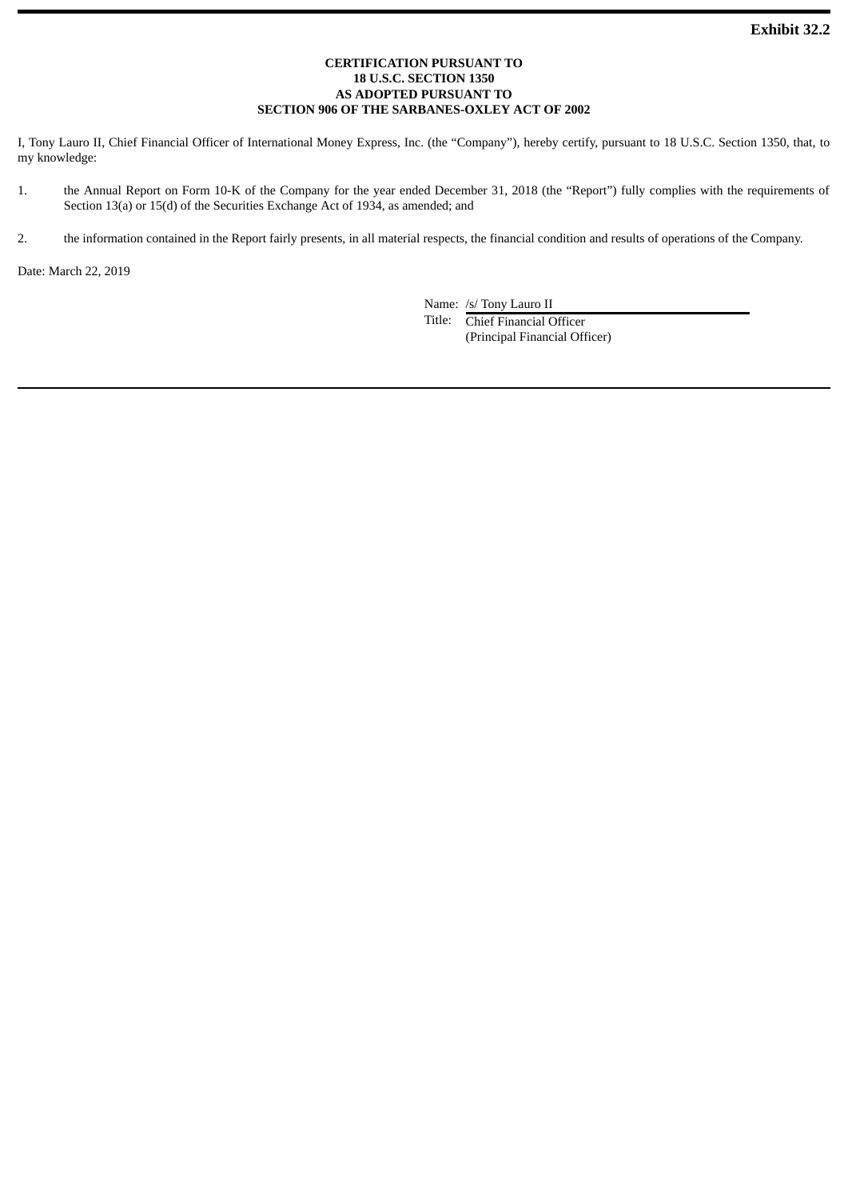**Exhibit 32.2**

**CERTIFICATION PURSUANT TO
18 U.S.C. SECTION 1350
AS ADOPTED PURSUANT TO
SECTION 906 OF THE SARBANES-OXLEY ACT OF 2002**

I, Tony Lauro II, Chief Financial Officer of International Money Express, Inc. (the "Company"), hereby certify, pursuant to 18 U.S.C. Section 1350, that, to my knowledge:

1. the Annual Report on Form 10-K of the Company for the year ended December 31, 2018 (the "Report") fully complies with the requirements of Section 13(a) or 15(d) of the Securities Exchange Act of 1934, as amended; and

2. the information contained in the Report fairly presents, in all material respects, the financial condition and results of operations of the Company.

Date: March 22, 2019

Name: /s/ Tony Lauro II
Title: Chief Financial Officer
(Principal Financial Officer)